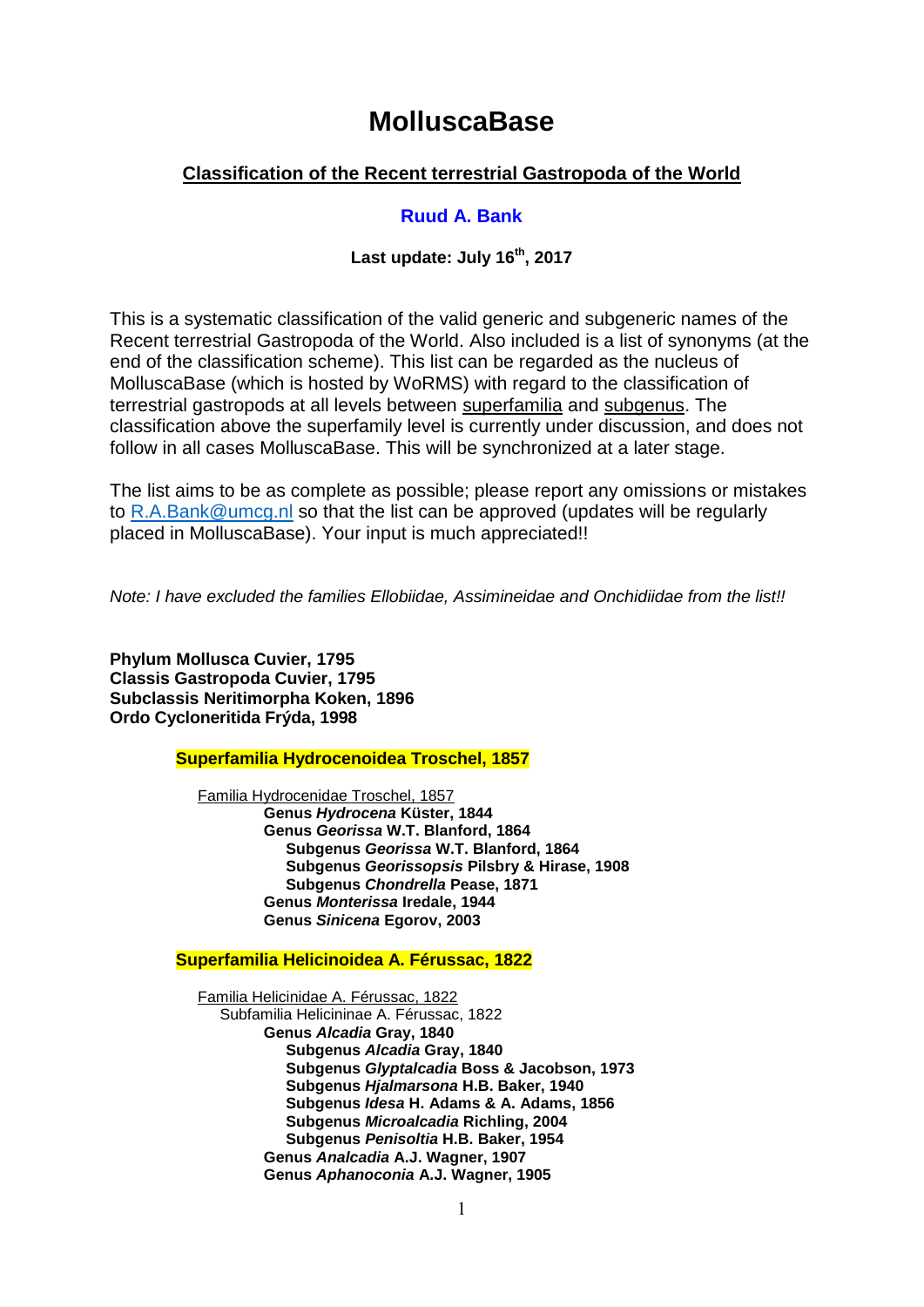# MolluscaBase

## Classification of the Recent terrestrial Gastropoda of the World

**Ruud A. Bank**

**Last update: July 16th, 2017**

This is a systematic classification of the valid generic and subgeneric names of the Recent terrestrial Gastropoda of the World. Also included is a list of synonyms (at the end of the classification scheme). This list can be regarded as the nucleus of MolluscaBase (which is hosted by WoRMS) with regard to the classification of terrestrial gastropods at all levels between superfamilia and subgenus. The classification above the superfamily level is currently under discussion, and does not follow in all cases MolluscaBase. This will be synchronized at a later stage.

The list aims to be as complete as possible; please report any omissions or mistakes to R.A.Bank@umcg.nl so that the list can be approved (updates will be regularly placed in MolluscaBase). Your input is much appreciated!!

*Note: I have excluded the families Ellobiidae, Assimineidae and Onchidiidae from the list!!*

**Phylum Mollusca Cuvier, 1795**
**Classis Gastropoda Cuvier, 1795**
**Subclassis Neritimorpha Koken, 1896**
**Ordo Cycloneritida Frýda, 1998**

**Superfamilia Hydrocenoidea Troschel, 1857**

Familia Hydrocenidae Troschel, 1857
- **Genus *Hydrocena* Küster, 1844**
- **Genus *Georissa* W.T. Blanford, 1864**
  - **Subgenus *Georissa* W.T. Blanford, 1864**
  - **Subgenus *Georissopsis* Pilsbry & Hirase, 1908**
  - **Subgenus *Chondrella* Pease, 1871**
- **Genus *Monterissa* Iredale, 1944**
- **Genus *Sinicena* Egorov, 2003**

**Superfamilia Helicinoidea A. Férussac, 1822**

Familia Helicinidae A. Férussac, 1822

Subfamilia Helicininae A. Férussac, 1822
- **Genus *Alcadia* Gray, 1840**
  - **Subgenus *Alcadia* Gray, 1840**
  - **Subgenus *Glyptalcadia* Boss & Jacobson, 1973**
  - **Subgenus *Hjalmarsona* H.B. Baker, 1940**
  - **Subgenus *Idesa* H. Adams & A. Adams, 1856**
  - **Subgenus *Microalcadia* Richling, 2004**
  - **Subgenus *Penisoltia* H.B. Baker, 1954**
- **Genus *Analcadia* A.J. Wagner, 1907**
- **Genus *Aphanoconia* A.J. Wagner, 1905**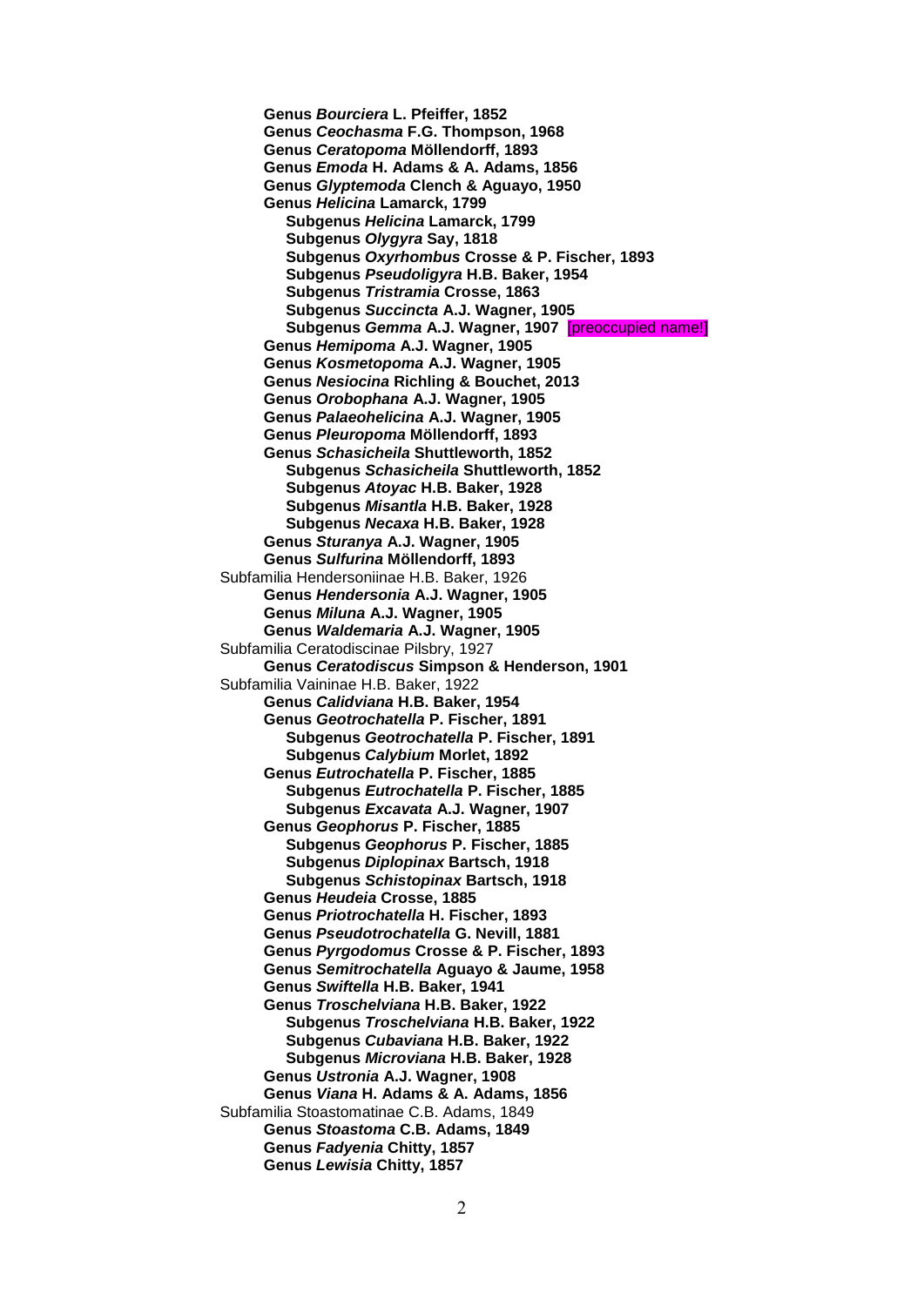**Genus *Bourciera* L. Pfeiffer, 1852**
**Genus *Ceochasma* F.G. Thompson, 1968**
**Genus *Ceratopoma* Möllendorff, 1893**
**Genus *Emoda* H. Adams & A. Adams, 1856**
**Genus *Glyptemoda* Clench & Aguayo, 1950**
**Genus *Helicina* Lamarck, 1799**
- **Subgenus *Helicina* Lamarck, 1799**
- **Subgenus *Olygyra* Say, 1818**
- **Subgenus *Oxyrhombus* Crosse & P. Fischer, 1893**
- **Subgenus *Pseudoligyra* H.B. Baker, 1954**
- **Subgenus *Tristramia* Crosse, 1863**
- **Subgenus *Succincta* A.J. Wagner, 1905**
- **Subgenus *Gemma* A.J. Wagner, 1907** [preoccupied name!]

**Genus *Hemipoma* A.J. Wagner, 1905**
**Genus *Kosmetopoma* A.J. Wagner, 1905**
**Genus *Nesiocina* Richling & Bouchet, 2013**
**Genus *Orobophana* A.J. Wagner, 1905**
**Genus *Palaeohelicina* A.J. Wagner, 1905**
**Genus *Pleuropoma* Möllendorff, 1893**
**Genus *Schasicheila* Shuttleworth, 1852**
- **Subgenus *Schasicheila* Shuttleworth, 1852**
- **Subgenus *Atoyac* H.B. Baker, 1928**
- **Subgenus *Misantla* H.B. Baker, 1928**
- **Subgenus *Necaxa* H.B. Baker, 1928**

**Genus *Sturanya* A.J. Wagner, 1905**
**Genus *Sulfurina* Möllendorff, 1893**

Subfamilia Hendersoniinae H.B. Baker, 1926

**Genus *Hendersonia* A.J. Wagner, 1905**
**Genus *Miluna* A.J. Wagner, 1905**
**Genus *Waldemaria* A.J. Wagner, 1905**

Subfamilia Ceratodiscinae Pilsbry, 1927

**Genus *Ceratodiscus* Simpson & Henderson, 1901**

Subfamilia Vaininae H.B. Baker, 1922

**Genus *Calidviana* H.B. Baker, 1954**
**Genus *Geotrochatella* P. Fischer, 1891**
- **Subgenus *Geotrochatella* P. Fischer, 1891**
- **Subgenus *Calybium* Morlet, 1892**

**Genus *Eutrochatella* P. Fischer, 1885**
- **Subgenus *Eutrochatella* P. Fischer, 1885**
- **Subgenus *Excavata* A.J. Wagner, 1907**

**Genus *Geophorus* P. Fischer, 1885**
- **Subgenus *Geophorus* P. Fischer, 1885**
- **Subgenus *Diplopinax* Bartsch, 1918**
- **Subgenus *Schistopinax* Bartsch, 1918**

**Genus *Heudeia* Crosse, 1885**
**Genus *Priotrochatella* H. Fischer, 1893**
**Genus *Pseudotrochatella* G. Nevill, 1881**
**Genus *Pyrgodomus* Crosse & P. Fischer, 1893**
**Genus *Semitrochatella* Aguayo & Jaume, 1958**
**Genus *Swiftella* H.B. Baker, 1941**
**Genus *Troschelviana* H.B. Baker, 1922**
- **Subgenus *Troschelviana* H.B. Baker, 1922**
- **Subgenus *Cubaviana* H.B. Baker, 1922**
- **Subgenus *Microviana* H.B. Baker, 1928**

**Genus *Ustronia* A.J. Wagner, 1908**
**Genus *Viana* H. Adams & A. Adams, 1856**

Subfamilia Stoastomatinae C.B. Adams, 1849

**Genus *Stoastoma* C.B. Adams, 1849**
**Genus *Fadyenia* Chitty, 1857**
**Genus *Lewisia* Chitty, 1857**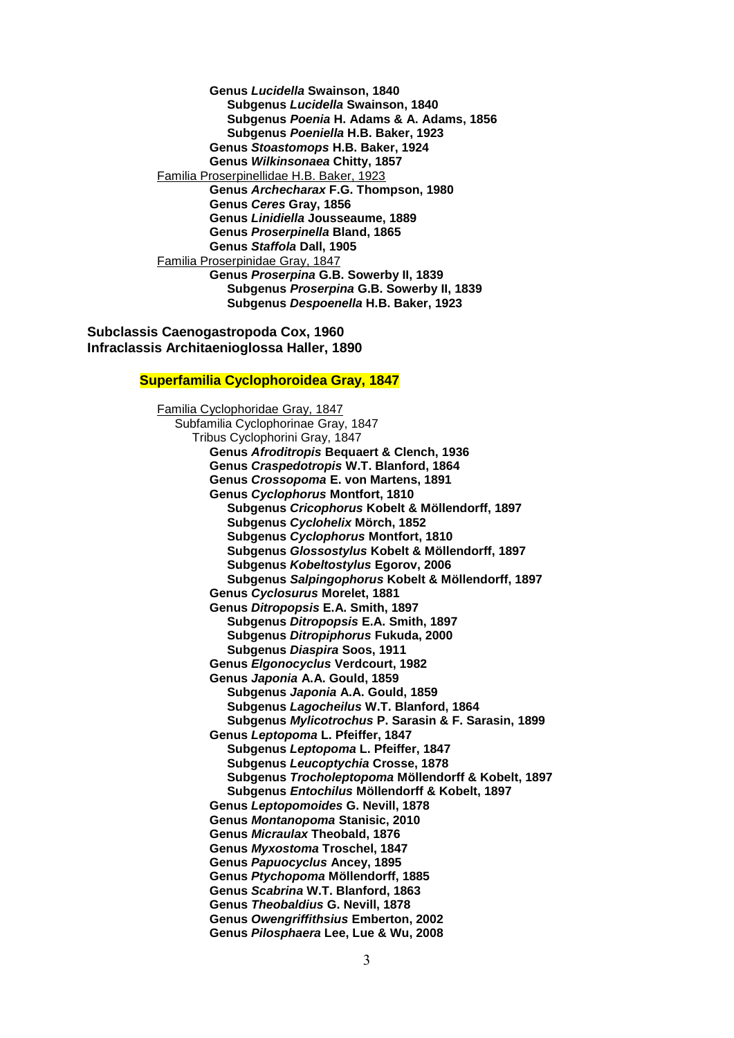**Genus *Lucidella* Swainson, 1840**
  **Subgenus *Lucidella* Swainson, 1840**
  **Subgenus *Poenia* H. Adams & A. Adams, 1856**
  **Subgenus *Poeniella* H.B. Baker, 1923**
**Genus *Stoastomops* H.B. Baker, 1924**
**Genus *Wilkinsonaea* Chitty, 1857**

Familia Proserpinellidae H.B. Baker, 1923
**Genus *Archecharax* F.G. Thompson, 1980**
**Genus *Ceres* Gray, 1856**
**Genus *Linidiella* Jousseaume, 1889**
**Genus *Proserpinella* Bland, 1865**
**Genus *Staffola* Dall, 1905**

Familia Proserpinidae Gray, 1847
**Genus *Proserpina* G.B. Sowerby II, 1839**
  **Subgenus *Proserpina* G.B. Sowerby II, 1839**
  **Subgenus *Despoenella* H.B. Baker, 1923**

**Subclassis Caenogastropoda Cox, 1960**
**Infraclassis Architaenioglossa Haller, 1890**

## Superfamilia Cyclophoroidea Gray, 1847

Familia Cyclophoridae Gray, 1847
 Subfamilia Cyclophorinae Gray, 1847
  Tribus Cyclophorini Gray, 1847
**Genus *Afroditropis* Bequaert & Clench, 1936**
**Genus *Craspedotropis* W.T. Blanford, 1864**
**Genus *Crossopoma* E. von Martens, 1891**
**Genus *Cyclophorus* Montfort, 1810**
  **Subgenus *Cricophorus* Kobelt & Möllendorff, 1897**
  **Subgenus *Cyclohelix* Mörch, 1852**
  **Subgenus *Cyclophorus* Montfort, 1810**
  **Subgenus *Glossostylus* Kobelt & Möllendorff, 1897**
  **Subgenus *Kobeltostylus* Egorov, 2006**
  **Subgenus *Salpingophorus* Kobelt & Möllendorff, 1897**
**Genus *Cyclosurus* Morelet, 1881**
**Genus *Ditropopsis* E.A. Smith, 1897**
  **Subgenus *Ditropopsis* E.A. Smith, 1897**
  **Subgenus *Ditropiphorus* Fukuda, 2000**
  **Subgenus *Diaspira* Soos, 1911**
**Genus *Elgonocyclus* Verdcourt, 1982**
**Genus *Japonia* A.A. Gould, 1859**
  **Subgenus *Japonia* A.A. Gould, 1859**
  **Subgenus *Lagocheilus* W.T. Blanford, 1864**
  **Subgenus *Mylicotrochus* P. Sarasin & F. Sarasin, 1899**
**Genus *Leptopoma* L. Pfeiffer, 1847**
  **Subgenus *Leptopoma* L. Pfeiffer, 1847**
  **Subgenus *Leucoptychia* Crosse, 1878**
  **Subgenus *Trocholeptopoma* Möllendorff & Kobelt, 1897**
  **Subgenus *Entochilus* Möllendorff & Kobelt, 1897**
**Genus *Leptopomoides* G. Nevill, 1878**
**Genus *Montanopoma* Stanisic, 2010**
**Genus *Micraulax* Theobald, 1876**
**Genus *Myxostoma* Troschel, 1847**
**Genus *Papuocyclus* Ancey, 1895**
**Genus *Ptychopoma* Möllendorff, 1885**
**Genus *Scabrina* W.T. Blanford, 1863**
**Genus *Theobaldius* G. Nevill, 1878**
**Genus *Owengriffithsius* Emberton, 2002**
**Genus *Pilosphaera* Lee, Lue & Wu, 2008**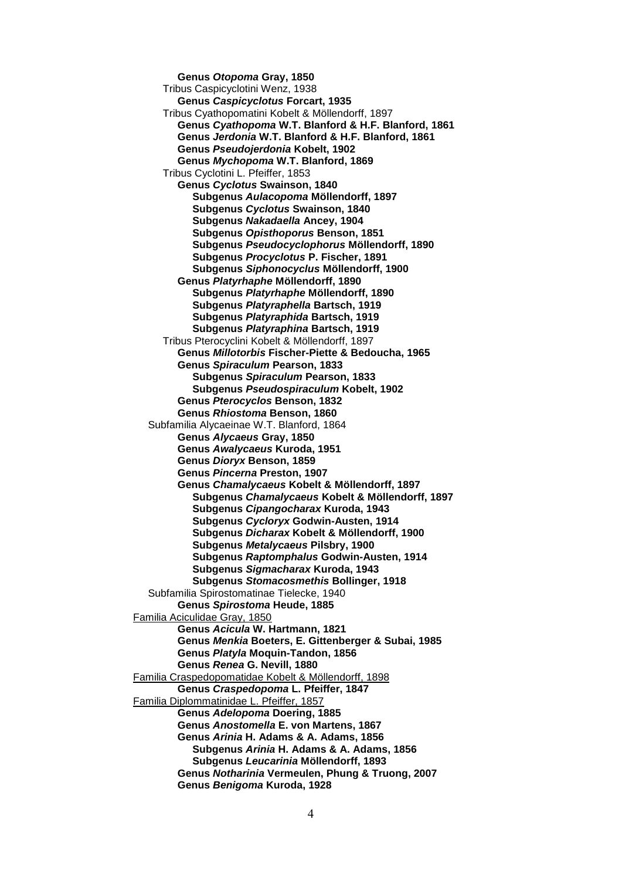**Genus *Otopoma* Gray, 1850**

Tribus Caspicyclotini Wenz, 1938

**Genus *Caspicyclotus* Forcart, 1935**

Tribus Cyathopomatini Kobelt & Möllendorff, 1897

**Genus *Cyathopoma* W.T. Blanford & H.F. Blanford, 1861**
**Genus *Jerdonia* W.T. Blanford & H.F. Blanford, 1861**
**Genus *Pseudojerdonia* Kobelt, 1902**
**Genus *Mychopoma* W.T. Blanford, 1869**

Tribus Cyclotini L. Pfeiffer, 1853

**Genus *Cyclotus* Swainson, 1840**
- **Subgenus *Aulacopoma* Möllendorff, 1897**
- **Subgenus *Cyclotus* Swainson, 1840**
- **Subgenus *Nakadaella* Ancey, 1904**
- **Subgenus *Opisthoporus* Benson, 1851**
- **Subgenus *Pseudocyclophorus* Möllendorff, 1890**
- **Subgenus *Procyclotus* P. Fischer, 1891**
- **Subgenus *Siphonocyclus* Möllendorff, 1900**

**Genus *Platyrhaphe* Möllendorff, 1890**
- **Subgenus *Platyrhaphe* Möllendorff, 1890**
- **Subgenus *Platyraphella* Bartsch, 1919**
- **Subgenus *Platyraphida* Bartsch, 1919**
- **Subgenus *Platyraphina* Bartsch, 1919**

Tribus Pterocyclini Kobelt & Möllendorff, 1897

**Genus *Millotorbis* Fischer-Piette & Bedoucha, 1965**
**Genus *Spiraculum* Pearson, 1833**
- **Subgenus *Spiraculum* Pearson, 1833**
- **Subgenus *Pseudospiraculum* Kobelt, 1902**

**Genus *Pterocyclos* Benson, 1832**
**Genus *Rhiostoma* Benson, 1860**

Subfamilia Alycaeinae W.T. Blanford, 1864

**Genus *Alycaeus* Gray, 1850**
**Genus *Awalycaeus* Kuroda, 1951**
**Genus *Dioryx* Benson, 1859**
**Genus *Pincerna* Preston, 1907**
**Genus *Chamalycaeus* Kobelt & Möllendorff, 1897**
- **Subgenus *Chamalycaeus* Kobelt & Möllendorff, 1897**
- **Subgenus *Cipangocharax* Kuroda, 1943**
- **Subgenus *Cycloryx* Godwin-Austen, 1914**
- **Subgenus *Dicharax* Kobelt & Möllendorff, 1900**
- **Subgenus *Metalycaeus* Pilsbry, 1900**
- **Subgenus *Raptomphalus* Godwin-Austen, 1914**
- **Subgenus *Sigmacharax* Kuroda, 1943**
- **Subgenus *Stomacosmethis* Bollinger, 1918**

Subfamilia Spirostomatinae Tielecke, 1940

**Genus *Spirostoma* Heude, 1885**

Familia Aciculidae Gray, 1850

**Genus *Acicula* W. Hartmann, 1821**
**Genus *Menkia* Boeters, E. Gittenberger & Subai, 1985**
**Genus *Platyla* Moquin-Tandon, 1856**
**Genus *Renea* G. Nevill, 1880**

Familia Craspedopomatidae Kobelt & Möllendorff, 1898

**Genus *Craspedopoma* L. Pfeiffer, 1847**

Familia Diplommatinidae L. Pfeiffer, 1857

**Genus *Adelopoma* Doering, 1885**
**Genus *Anostomella* E. von Martens, 1867**
**Genus *Arinia* H. Adams & A. Adams, 1856**
- **Subgenus *Arinia* H. Adams & A. Adams, 1856**
- **Subgenus *Leucarinia* Möllendorff, 1893**

**Genus *Notharinia* Vermeulen, Phung & Truong, 2007**
**Genus *Benigoma* Kuroda, 1928**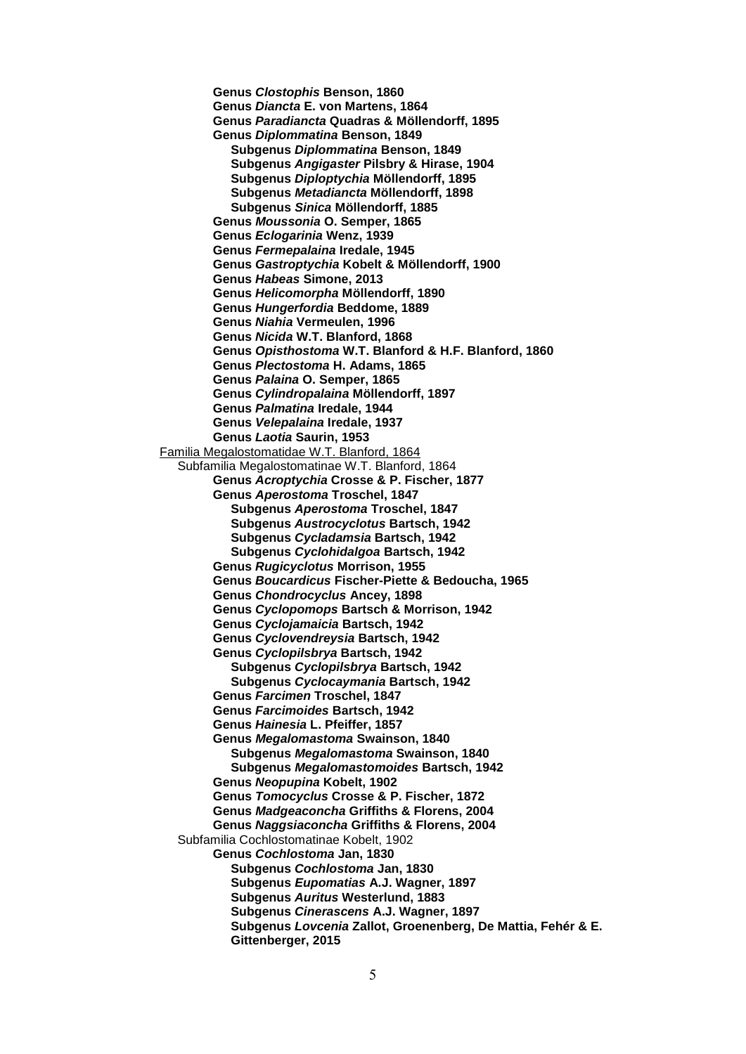**Genus *Clostophis* Benson, 1860**
**Genus *Diancta* E. von Martens, 1864**
**Genus *Paradiancta* Quadras & Möllendorff, 1895**
**Genus *Diplommatina* Benson, 1849**
  **Subgenus *Diplommatina* Benson, 1849**
  **Subgenus *Angigaster* Pilsbry & Hirase, 1904**
  **Subgenus *Diploptychia* Möllendorff, 1895**
  **Subgenus *Metadiancta* Möllendorff, 1898**
  **Subgenus *Sinica* Möllendorff, 1885**
**Genus *Moussonia* O. Semper, 1865**
**Genus *Eclogarinia* Wenz, 1939**
**Genus *Fermepalaina* Iredale, 1945**
**Genus *Gastroptychia* Kobelt & Möllendorff, 1900**
**Genus *Habeas* Simone, 2013**
**Genus *Helicomorpha* Möllendorff, 1890**
**Genus *Hungerfordia* Beddome, 1889**
**Genus *Niahia* Vermeulen, 1996**
**Genus *Nicida* W.T. Blanford, 1868**
**Genus *Opisthostoma* W.T. Blanford & H.F. Blanford, 1860**
**Genus *Plectostoma* H. Adams, 1865**
**Genus *Palaina* O. Semper, 1865**
**Genus *Cylindropalaina* Möllendorff, 1897**
**Genus *Palmatina* Iredale, 1944**
**Genus *Velepalaina* Iredale, 1937**
**Genus *Laotia* Saurin, 1953**

Familia Megalostomatidae W.T. Blanford, 1864

Subfamilia Megalostomatinae W.T. Blanford, 1864

**Genus *Acroptychia* Crosse & P. Fischer, 1877**
**Genus *Aperostoma* Troschel, 1847**
  **Subgenus *Aperostoma* Troschel, 1847**
  **Subgenus *Austrocyclotus* Bartsch, 1942**
  **Subgenus *Cycladamsia* Bartsch, 1942**
  **Subgenus *Cyclohidalgoa* Bartsch, 1942**
**Genus *Rugicyclotus* Morrison, 1955**
**Genus *Boucardicus* Fischer-Piette & Bedoucha, 1965**
**Genus *Chondrocyclus* Ancey, 1898**
**Genus *Cyclopomops* Bartsch & Morrison, 1942**
**Genus *Cyclojamaicia* Bartsch, 1942**
**Genus *Cyclovendreysia* Bartsch, 1942**
**Genus *Cyclopilsbrya* Bartsch, 1942**
  **Subgenus *Cyclopilsbrya* Bartsch, 1942**
  **Subgenus *Cyclocaymania* Bartsch, 1942**
**Genus *Farcimen* Troschel, 1847**
**Genus *Farcimoides* Bartsch, 1942**
**Genus *Hainesia* L. Pfeiffer, 1857**
**Genus *Megalomastoma* Swainson, 1840**
  **Subgenus *Megalomastoma* Swainson, 1840**
  **Subgenus *Megalomastomoides* Bartsch, 1942**
**Genus *Neopupina* Kobelt, 1902**
**Genus *Tomocyclus* Crosse & P. Fischer, 1872**
**Genus *Madgeaconcha* Griffiths & Florens, 2004**
**Genus *Naggsiaconcha* Griffiths & Florens, 2004**

Subfamilia Cochlostomatinae Kobelt, 1902

**Genus *Cochlostoma* Jan, 1830**
  **Subgenus *Cochlostoma* Jan, 1830**
  **Subgenus *Eupomatias* A.J. Wagner, 1897**
  **Subgenus *Auritus* Westerlund, 1883**
  **Subgenus *Cinerascens* A.J. Wagner, 1897**
  **Subgenus *Lovcenia* Zallot, Groenenberg, De Mattia, Fehér & E. Gittenberger, 2015**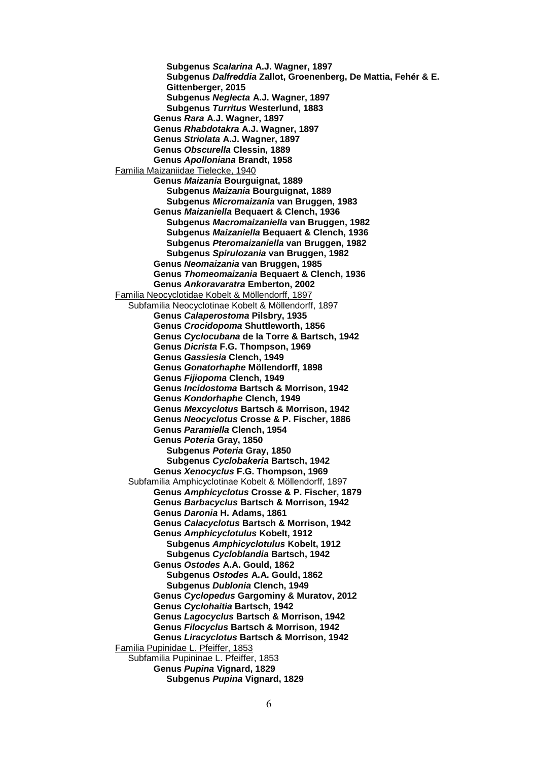**Subgenus *Scalarina* A.J. Wagner, 1897**
**Subgenus *Dalfreddia* Zallot, Groenenberg, De Mattia, Fehér & E. Gittenberger, 2015**
**Subgenus *Neglecta* A.J. Wagner, 1897**
**Subgenus *Turritus* Westerlund, 1883**
**Genus *Rara* A.J. Wagner, 1897**
**Genus *Rhabdotakra* A.J. Wagner, 1897**
**Genus *Striolata* A.J. Wagner, 1897**
**Genus *Obscurella* Clessin, 1889**
**Genus *Apolloniana* Brandt, 1958**

<u>Familia Maizaniidae Tielecke, 1940</u>

**Genus *Maizania* Bourguignat, 1889**
**Subgenus *Maizania* Bourguignat, 1889**
**Subgenus *Micromaizania* van Bruggen, 1983**
**Genus *Maizaniella* Bequaert & Clench, 1936**
**Subgenus *Macromaizaniella* van Bruggen, 1982**
**Subgenus *Maizaniella* Bequaert & Clench, 1936**
**Subgenus *Pteromaizaniella* van Bruggen, 1982**
**Subgenus *Spirulozania* van Bruggen, 1982**
**Genus *Neomaizania* van Bruggen, 1985**
**Genus *Thomeomaizania* Bequaert & Clench, 1936**
**Genus *Ankoravaratra* Emberton, 2002**

<u>Familia Neocyclotidae Kobelt & Möllendorff, 1897</u>

Subfamilia Neocyclotinae Kobelt & Möllendorff, 1897

**Genus *Calaperostoma* Pilsbry, 1935**
**Genus *Crocidopoma* Shuttleworth, 1856**
**Genus *Cyclocubana* de la Torre & Bartsch, 1942**
**Genus *Dicrista* F.G. Thompson, 1969**
**Genus *Gassiesia* Clench, 1949**
**Genus *Gonatorhaphe* Möllendorff, 1898**
**Genus *Fijiopoma* Clench, 1949**
**Genus *Incidostoma* Bartsch & Morrison, 1942**
**Genus *Kondorhaphe* Clench, 1949**
**Genus *Mexcyclotus* Bartsch & Morrison, 1942**
**Genus *Neocyclotus* Crosse & P. Fischer, 1886**
**Genus *Paramiella* Clench, 1954**
**Genus *Poteria* Gray, 1850**
**Subgenus *Poteria* Gray, 1850**
**Subgenus *Cyclobakeria* Bartsch, 1942**
**Genus *Xenocyclus* F.G. Thompson, 1969**

Subfamilia Amphicyclotinae Kobelt & Möllendorff, 1897

**Genus *Amphicyclotus* Crosse & P. Fischer, 1879**
**Genus *Barbacyclus* Bartsch & Morrison, 1942**
**Genus *Daronia* H. Adams, 1861**
**Genus *Calacyclotus* Bartsch & Morrison, 1942**
**Genus *Amphicyclotulus* Kobelt, 1912**
**Subgenus *Amphicyclotulus* Kobelt, 1912**
**Subgenus *Cycloblandia* Bartsch, 1942**
**Genus *Ostodes* A.A. Gould, 1862**
**Subgenus *Ostodes* A.A. Gould, 1862**
**Subgenus *Dublonia* Clench, 1949**
**Genus *Cyclopedus* Gargominy & Muratov, 2012**
**Genus *Cyclohaitia* Bartsch, 1942**
**Genus *Lagocyclus* Bartsch & Morrison, 1942**
**Genus *Filocyclus* Bartsch & Morrison, 1942**
**Genus *Liracyclotus* Bartsch & Morrison, 1942**

<u>Familia Pupinidae L. Pfeiffer, 1853</u>

Subfamilia Pupininae L. Pfeiffer, 1853

**Genus *Pupina* Vignard, 1829**
**Subgenus *Pupina* Vignard, 1829**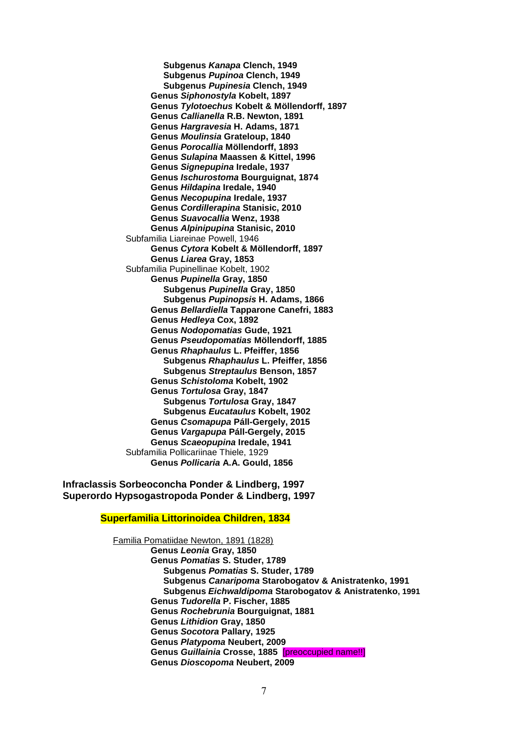**Subgenus *Kanapa* Clench, 1949**
**Subgenus *Pupinoa* Clench, 1949**
**Subgenus *Pupinesia* Clench, 1949**
**Genus *Siphonostyla* Kobelt, 1897**
**Genus *Tylotoechus* Kobelt & Möllendorff, 1897**
**Genus *Callianella* R.B. Newton, 1891**
**Genus *Hargravesia* H. Adams, 1871**
**Genus *Moulinsia* Grateloup, 1840**
**Genus *Porocallia* Möllendorff, 1893**
**Genus *Sulapina* Maassen & Kittel, 1996**
**Genus *Signepupina* Iredale, 1937**
**Genus *Ischurostoma* Bourguignat, 1874**
**Genus *Hildapina* Iredale, 1940**
**Genus *Necopupina* Iredale, 1937**
**Genus *Cordillerapina* Stanisic, 2010**
**Genus *Suavocallia* Wenz, 1938**
**Genus *Alpinipupina* Stanisic, 2010**

Subfamilia Liareinae Powell, 1946

**Genus *Cytora* Kobelt & Möllendorff, 1897**
**Genus *Liarea* Gray, 1853**

Subfamilia Pupinellinae Kobelt, 1902

**Genus *Pupinella* Gray, 1850**
**Subgenus *Pupinella* Gray, 1850**
**Subgenus *Pupinopsis* H. Adams, 1866**
**Genus *Bellardiella* Tapparone Canefri, 1883**
**Genus *Hedleya* Cox, 1892**
**Genus *Nodopomatias* Gude, 1921**
**Genus *Pseudopomatias* Möllendorff, 1885**
**Genus *Rhaphaulus* L. Pfeiffer, 1856**
**Subgenus *Rhaphaulus* L. Pfeiffer, 1856**
**Subgenus *Streptaulus* Benson, 1857**
**Genus *Schistoloma* Kobelt, 1902**
**Genus *Tortulosa* Gray, 1847**
**Subgenus *Tortulosa* Gray, 1847**
**Subgenus *Eucataulus* Kobelt, 1902**
**Genus *Csomapupa* Páll-Gergely, 2015**
**Genus *Vargapupa* Páll-Gergely, 2015**
**Genus *Scaeopupina* Iredale, 1941**

Subfamilia Pollicariinae Thiele, 1929

**Genus *Pollicaria* A.A. Gould, 1856**

**Infraclassis Sorbeoconcha Ponder & Lindberg, 1997**
**Superordo Hypsogastropoda Ponder & Lindberg, 1997**

## Superfamilia Littorinoidea Children, 1834

Familia Pomatiidae Newton, 1891 (1828)

**Genus *Leonia* Gray, 1850**
**Genus *Pomatias* S. Studer, 1789**
**Subgenus *Pomatias* S. Studer, 1789**
**Subgenus *Canaripoma* Starobogatov & Anistratenko, 1991**
**Subgenus *Eichwaldipoma* Starobogatov & Anistratenko, 1991**
**Genus *Tudorella* P. Fischer, 1885**
**Genus *Rochebrunia* Bourguignat, 1881**
**Genus *Lithidion* Gray, 1850**
**Genus *Socotora* Pallary, 1925**
**Genus *Platypoma* Neubert, 2009**
**Genus *Guillainia* Crosse, 1885** [preoccupied name!!]
**Genus *Dioscopoma* Neubert, 2009**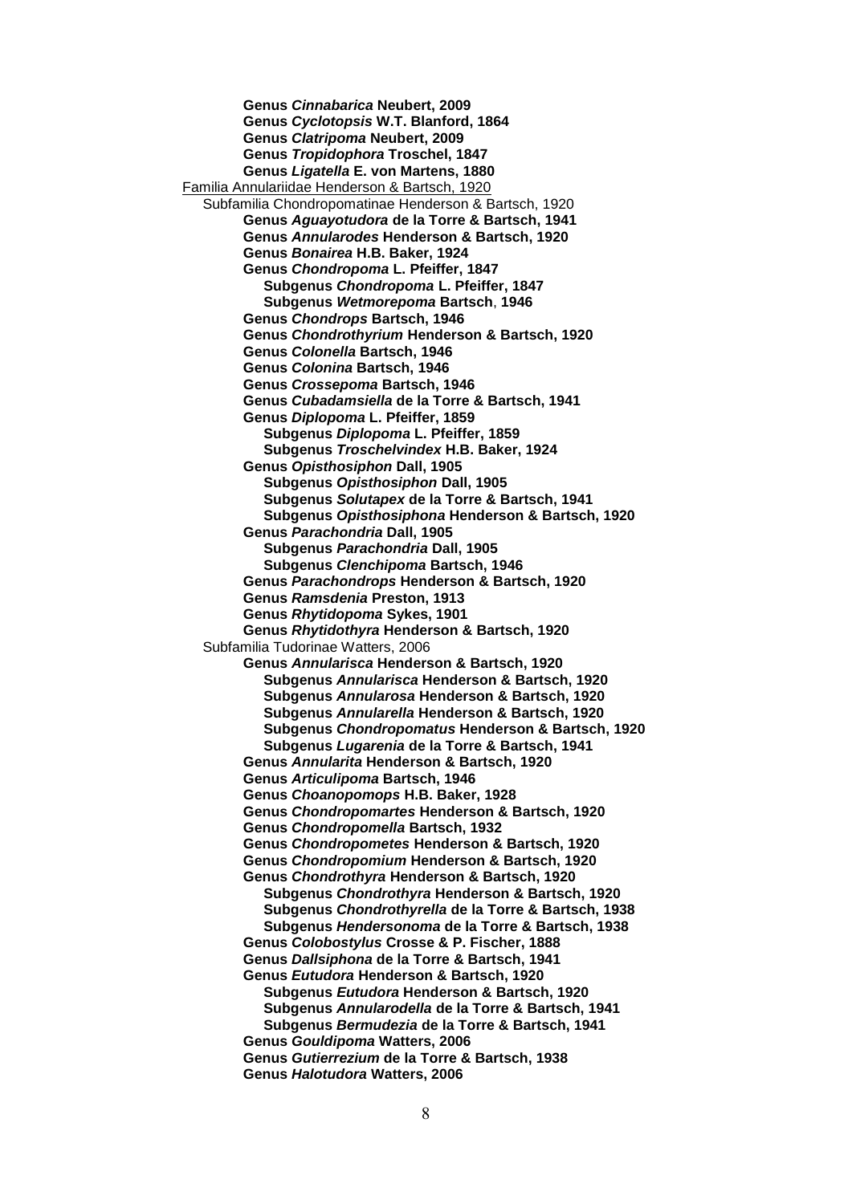**Genus *Cinnabarica* Neubert, 2009**
**Genus *Cyclotopsis* W.T. Blanford, 1864**
**Genus *Clatripoma* Neubert, 2009**
**Genus *Tropidophora* Troschel, 1847**
**Genus *Ligatella* E. von Martens, 1880**

Familia Annulariidae Henderson & Bartsch, 1920

Subfamilia Chondropomatinae Henderson & Bartsch, 1920

**Genus *Aguayotudora* de la Torre & Bartsch, 1941**
**Genus *Annularodes* Henderson & Bartsch, 1920**
**Genus *Bonairea* H.B. Baker, 1924**
**Genus *Chondropoma* L. Pfeiffer, 1847**
- **Subgenus *Chondropoma* L. Pfeiffer, 1847**
- **Subgenus *Wetmorepoma* Bartsch, 1946**

**Genus *Chondrops* Bartsch, 1946**
**Genus *Chondrothyrium* Henderson & Bartsch, 1920**
**Genus *Colonella* Bartsch, 1946**
**Genus *Colonina* Bartsch, 1946**
**Genus *Crossepoma* Bartsch, 1946**
**Genus *Cubadamsiella* de la Torre & Bartsch, 1941**
**Genus *Diplopoma* L. Pfeiffer, 1859**
- **Subgenus *Diplopoma* L. Pfeiffer, 1859**
- **Subgenus *Troschelvindex* H.B. Baker, 1924**

**Genus *Opisthosiphon* Dall, 1905**
- **Subgenus *Opisthosiphon* Dall, 1905**
- **Subgenus *Solutapex* de la Torre & Bartsch, 1941**
- **Subgenus *Opisthosiphona* Henderson & Bartsch, 1920**

**Genus *Parachondria* Dall, 1905**
- **Subgenus *Parachondria* Dall, 1905**
- **Subgenus *Clenchipoma* Bartsch, 1946**

**Genus *Parachondrops* Henderson & Bartsch, 1920**
**Genus *Ramsdenia* Preston, 1913**
**Genus *Rhytidopoma* Sykes, 1901**
**Genus *Rhytidothyra* Henderson & Bartsch, 1920**

Subfamilia Tudorinae Watters, 2006

**Genus *Annularisca* Henderson & Bartsch, 1920**
- **Subgenus *Annularisca* Henderson & Bartsch, 1920**
- **Subgenus *Annularosa* Henderson & Bartsch, 1920**
- **Subgenus *Annularella* Henderson & Bartsch, 1920**
- **Subgenus *Chondropomatus* Henderson & Bartsch, 1920**
- **Subgenus *Lugarenia* de la Torre & Bartsch, 1941**

**Genus *Annularita* Henderson & Bartsch, 1920**
**Genus *Articulipoma* Bartsch, 1946**
**Genus *Choanopomops* H.B. Baker, 1928**
**Genus *Chondropomartes* Henderson & Bartsch, 1920**
**Genus *Chondropomella* Bartsch, 1932**
**Genus *Chondropometes* Henderson & Bartsch, 1920**
**Genus *Chondropomium* Henderson & Bartsch, 1920**
**Genus *Chondrothyra* Henderson & Bartsch, 1920**
- **Subgenus *Chondrothyra* Henderson & Bartsch, 1920**
- **Subgenus *Chondrothyrella* de la Torre & Bartsch, 1938**
- **Subgenus *Hendersonoma* de la Torre & Bartsch, 1938**

**Genus *Colobostylus* Crosse & P. Fischer, 1888**
**Genus *Dallsiphona* de la Torre & Bartsch, 1941**
**Genus *Eutudora* Henderson & Bartsch, 1920**
- **Subgenus *Eutudora* Henderson & Bartsch, 1920**
- **Subgenus *Annularodella* de la Torre & Bartsch, 1941**
- **Subgenus *Bermudezia* de la Torre & Bartsch, 1941**

**Genus *Gouldipoma* Watters, 2006**
**Genus *Gutierrezium* de la Torre & Bartsch, 1938**
**Genus *Halotudora* Watters, 2006**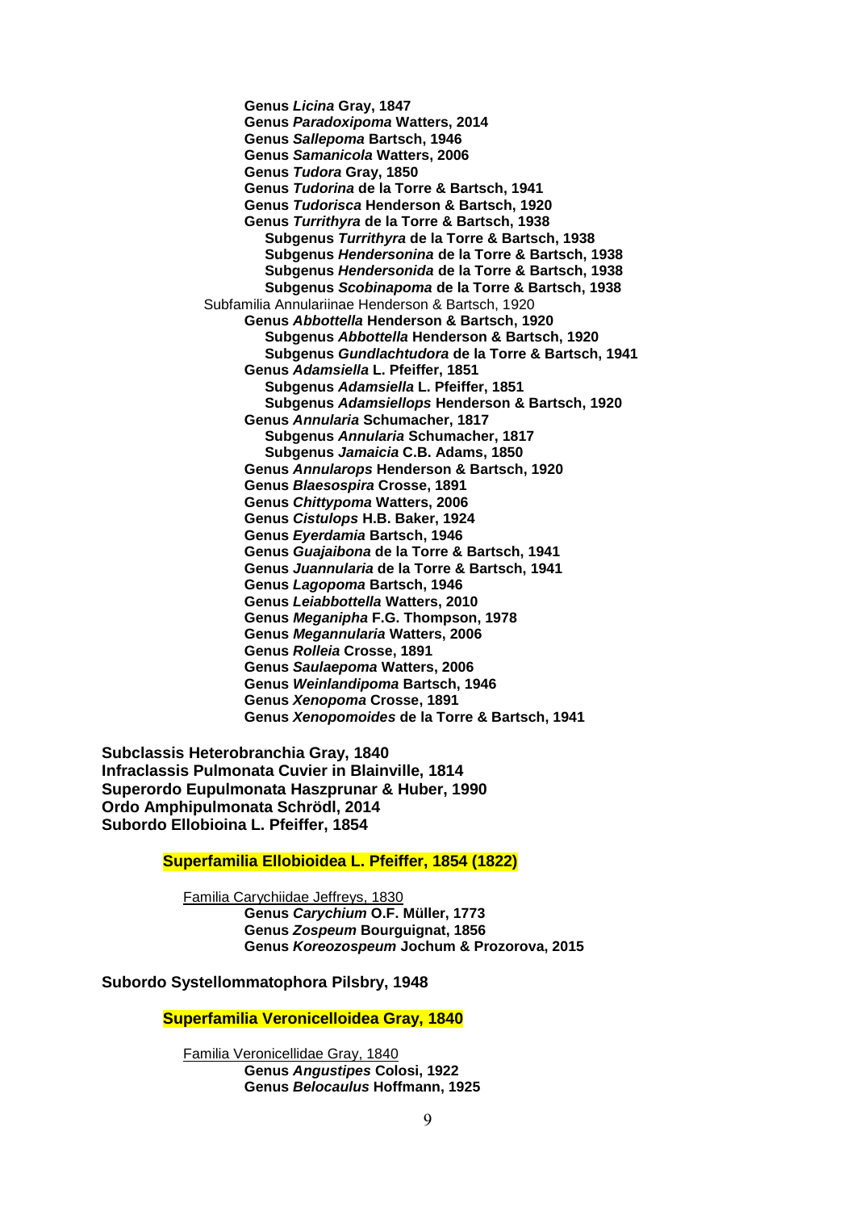**Genus *Licina* Gray, 1847**
**Genus *Paradoxipoma* Watters, 2014**
**Genus *Sallepoma* Bartsch, 1946**
**Genus *Samanicola* Watters, 2006**
**Genus *Tudora* Gray, 1850**
**Genus *Tudorina* de la Torre & Bartsch, 1941**
**Genus *Tudorisca* Henderson & Bartsch, 1920**
**Genus *Turrithyra* de la Torre & Bartsch, 1938**
- **Subgenus *Turrithyra* de la Torre & Bartsch, 1938**
- **Subgenus *Hendersonina* de la Torre & Bartsch, 1938**
- **Subgenus *Hendersonida* de la Torre & Bartsch, 1938**
- **Subgenus *Scobinapoma* de la Torre & Bartsch, 1938**

Subfamilia Annulariinae Henderson & Bartsch, 1920

**Genus *Abbottella* Henderson & Bartsch, 1920**
- **Subgenus *Abbottella* Henderson & Bartsch, 1920**
- **Subgenus *Gundlachtudora* de la Torre & Bartsch, 1941**

**Genus *Adamsiella* L. Pfeiffer, 1851**
- **Subgenus *Adamsiella* L. Pfeiffer, 1851**
- **Subgenus *Adamsiellops* Henderson & Bartsch, 1920**

**Genus *Annularia* Schumacher, 1817**
- **Subgenus *Annularia* Schumacher, 1817**
- **Subgenus *Jamaicia* C.B. Adams, 1850**

**Genus *Annularops* Henderson & Bartsch, 1920**
**Genus *Blaesospira* Crosse, 1891**
**Genus *Chittypoma* Watters, 2006**
**Genus *Cistulops* H.B. Baker, 1924**
**Genus *Eyerdamia* Bartsch, 1946**
**Genus *Guajaibona* de la Torre & Bartsch, 1941**
**Genus *Juannularia* de la Torre & Bartsch, 1941**
**Genus *Lagopoma* Bartsch, 1946**
**Genus *Leiabbottella* Watters, 2010**
**Genus *Meganipha* F.G. Thompson, 1978**
**Genus *Megannularia* Watters, 2006**
**Genus *Rolleia* Crosse, 1891**
**Genus *Saulaepoma* Watters, 2006**
**Genus *Weinlandipoma* Bartsch, 1946**
**Genus *Xenopoma* Crosse, 1891**
**Genus *Xenopomoides* de la Torre & Bartsch, 1941**

**Subclassis Heterobranchia Gray, 1840**
**Infraclassis Pulmonata Cuvier in Blainville, 1814**
**Superordo Eupulmonata Haszprunar & Huber, 1990**
**Ordo Amphipulmonata Schrödl, 2014**
**Subordo Ellobioina L. Pfeiffer, 1854**

## Superfamilia Ellobioidea L. Pfeiffer, 1854 (1822)

Familia Carychiidae Jeffreys, 1830

**Genus *Carychium* O.F. Müller, 1773**
**Genus *Zospeum* Bourguignat, 1856**
**Genus *Koreozospeum* Jochum & Prozorova, 2015**

**Subordo Systellommatophora Pilsbry, 1948**

## Superfamilia Veronicelloidea Gray, 1840

Familia Veronicellidae Gray, 1840

**Genus *Angustipes* Colosi, 1922**
**Genus *Belocaulus* Hoffmann, 1925**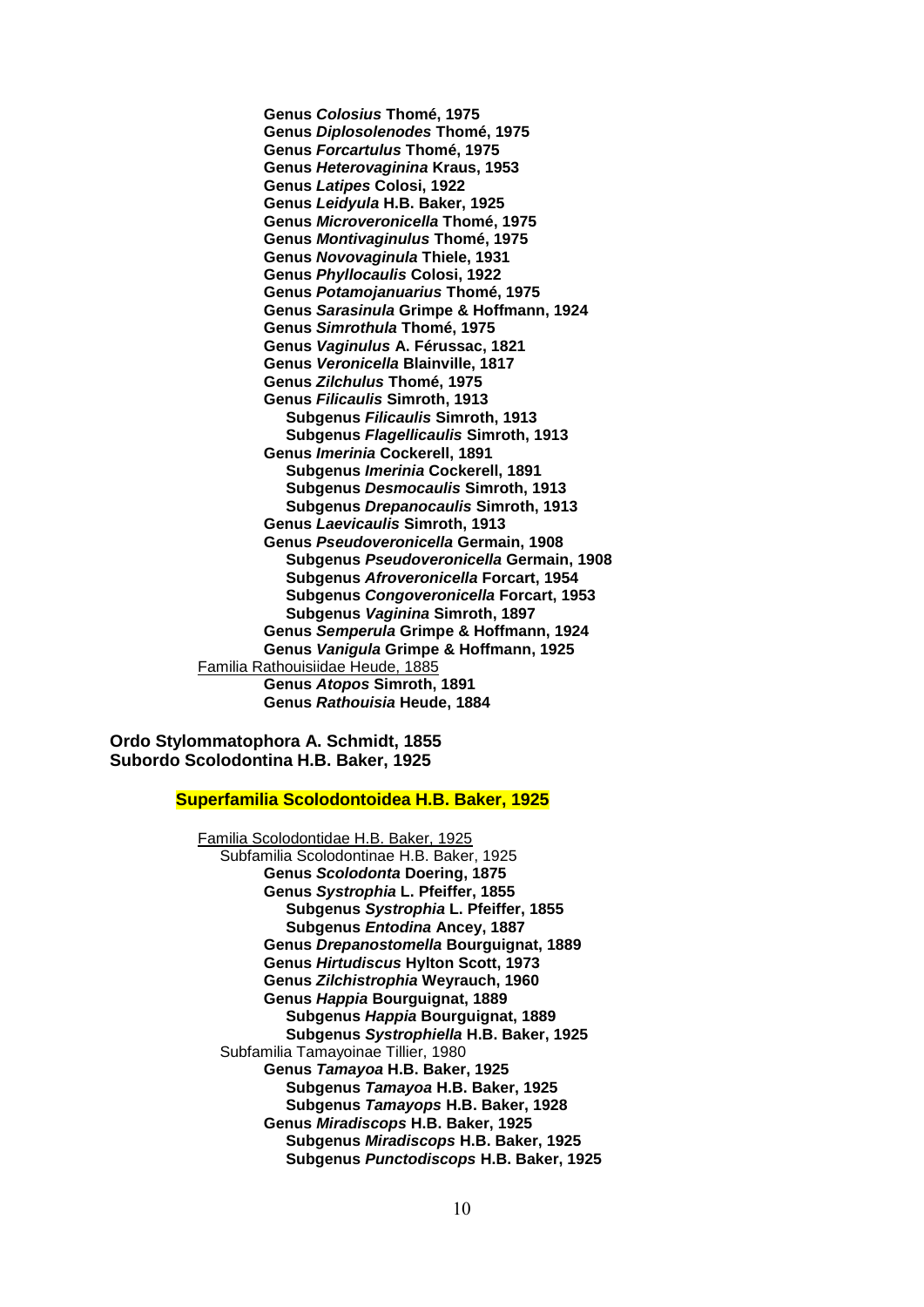**Genus *Colosius* Thomé, 1975**
**Genus *Diplosolenodes* Thomé, 1975**
**Genus *Forcartulus* Thomé, 1975**
**Genus *Heterovaginina* Kraus, 1953**
**Genus *Latipes* Colosi, 1922**
**Genus *Leidyula* H.B. Baker, 1925**
**Genus *Microveronicella* Thomé, 1975**
**Genus *Montivaginulus* Thomé, 1975**
**Genus *Novovaginula* Thiele, 1931**
**Genus *Phyllocaulis* Colosi, 1922**
**Genus *Potamojanuarius* Thomé, 1975**
**Genus *Sarasinula* Grimpe & Hoffmann, 1924**
**Genus *Simrothula* Thomé, 1975**
**Genus *Vaginulus* A. Férussac, 1821**
**Genus *Veronicella* Blainville, 1817**
**Genus *Zilchulus* Thomé, 1975**
**Genus *Filicaulis* Simroth, 1913**
- **Subgenus *Filicaulis* Simroth, 1913**
- **Subgenus *Flagellicaulis* Simroth, 1913**

**Genus *Imerinia* Cockerell, 1891**
- **Subgenus *Imerinia* Cockerell, 1891**
- **Subgenus *Desmocaulis* Simroth, 1913**
- **Subgenus *Drepanocaulis* Simroth, 1913**

**Genus *Laevicaulis* Simroth, 1913**
**Genus *Pseudoveronicella* Germain, 1908**
- **Subgenus *Pseudoveronicella* Germain, 1908**
- **Subgenus *Afroveronicella* Forcart, 1954**
- **Subgenus *Congoveronicella* Forcart, 1953**
- **Subgenus *Vaginina* Simroth, 1897**

**Genus *Semperula* Grimpe & Hoffmann, 1924**
**Genus *Vanigula* Grimpe & Hoffmann, 1925**

Familia Rathouisiidae Heude, 1885

**Genus *Atopos* Simroth, 1891**
**Genus *Rathouisia* Heude, 1884**

## Ordo Stylommatophora A. Schmidt, 1855
## Subordo Scolodontina H.B. Baker, 1925

### Superfamilia Scolodontoidea H.B. Baker, 1925

Familia Scolodontidae H.B. Baker, 1925

Subfamilia Scolodontinae H.B. Baker, 1925

**Genus *Scolodonta* Doering, 1875**
**Genus *Systrophia* L. Pfeiffer, 1855**
- **Subgenus *Systrophia* L. Pfeiffer, 1855**
- **Subgenus *Entodina* Ancey, 1887**

**Genus *Drepanostomella* Bourguignat, 1889**
**Genus *Hirtudiscus* Hylton Scott, 1973**
**Genus *Zilchistrophia* Weyrauch, 1960**
**Genus *Happia* Bourguignat, 1889**
- **Subgenus *Happia* Bourguignat, 1889**
- **Subgenus *Systrophiella* H.B. Baker, 1925**

Subfamilia Tamayoinae Tillier, 1980

**Genus *Tamayoa* H.B. Baker, 1925**
- **Subgenus *Tamayoa* H.B. Baker, 1925**
- **Subgenus *Tamayops* H.B. Baker, 1928**

**Genus *Miradiscops* H.B. Baker, 1925**
- **Subgenus *Miradiscops* H.B. Baker, 1925**
- **Subgenus *Punctodiscops* H.B. Baker, 1925**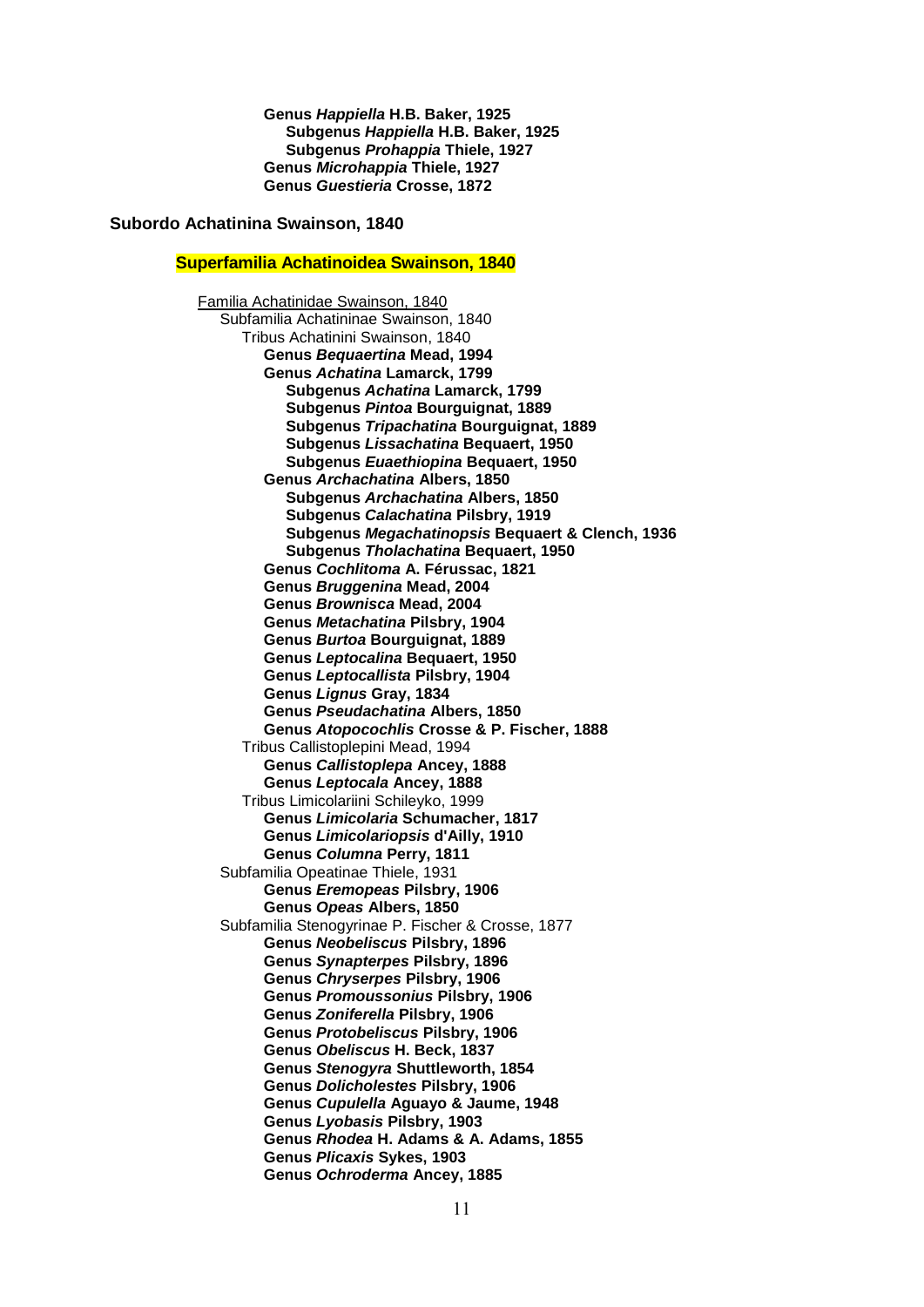**Genus *Happiella* H.B. Baker, 1925**
**Subgenus *Happiella* H.B. Baker, 1925**
**Subgenus *Prohappia* Thiele, 1927**
**Genus *Microhappia* Thiele, 1927**
**Genus *Guestieria* Crosse, 1872**

**Subordo Achatinina Swainson, 1840**

**Superfamilia Achatinoidea Swainson, 1840**

Familia Achatinidae Swainson, 1840
Subfamilia Achatininae Swainson, 1840
Tribus Achatinini Swainson, 1840
**Genus *Bequaertina* Mead, 1994**
**Genus *Achatina* Lamarck, 1799**
**Subgenus *Achatina* Lamarck, 1799**
**Subgenus *Pintoa* Bourguignat, 1889**
**Subgenus *Tripachatina* Bourguignat, 1889**
**Subgenus *Lissachatina* Bequaert, 1950**
**Subgenus *Euaethiopina* Bequaert, 1950**
**Genus *Archachatina* Albers, 1850**
**Subgenus *Archachatina* Albers, 1850**
**Subgenus *Calachatina* Pilsbry, 1919**
**Subgenus *Megachatinopsis* Bequaert & Clench, 1936**
**Subgenus *Tholachatina* Bequaert, 1950**
**Genus *Cochlitoma* A. Férussac, 1821**
**Genus *Bruggenina* Mead, 2004**
**Genus *Brownisca* Mead, 2004**
**Genus *Metachatina* Pilsbry, 1904**
**Genus *Burtoa* Bourguignat, 1889**
**Genus *Leptocalina* Bequaert, 1950**
**Genus *Leptocallista* Pilsbry, 1904**
**Genus *Lignus* Gray, 1834**
**Genus *Pseudachatina* Albers, 1850**
**Genus *Atopocochlis* Crosse & P. Fischer, 1888**
Tribus Callistoplepini Mead, 1994
**Genus *Callistoplepa* Ancey, 1888**
**Genus *Leptocala* Ancey, 1888**
Tribus Limicolariini Schileyko, 1999
**Genus *Limicolaria* Schumacher, 1817**
**Genus *Limicolariopsis* d'Ailly, 1910**
**Genus *Columna* Perry, 1811**
Subfamilia Opeatinae Thiele, 1931
**Genus *Eremopeas* Pilsbry, 1906**
**Genus *Opeas* Albers, 1850**
Subfamilia Stenogyrinae P. Fischer & Crosse, 1877
**Genus *Neobeliscus* Pilsbry, 1896**
**Genus *Synapterpes* Pilsbry, 1896**
**Genus *Chryserpes* Pilsbry, 1906**
**Genus *Promoussonius* Pilsbry, 1906**
**Genus *Zoniferella* Pilsbry, 1906**
**Genus *Protobeliscus* Pilsbry, 1906**
**Genus *Obeliscus* H. Beck, 1837**
**Genus *Stenogyra* Shuttleworth, 1854**
**Genus *Dolicholestes* Pilsbry, 1906**
**Genus *Cupulella* Aguayo & Jaume, 1948**
**Genus *Lyobasis* Pilsbry, 1903**
**Genus *Rhodea* H. Adams & A. Adams, 1855**
**Genus *Plicaxis* Sykes, 1903**
**Genus *Ochroderma* Ancey, 1885**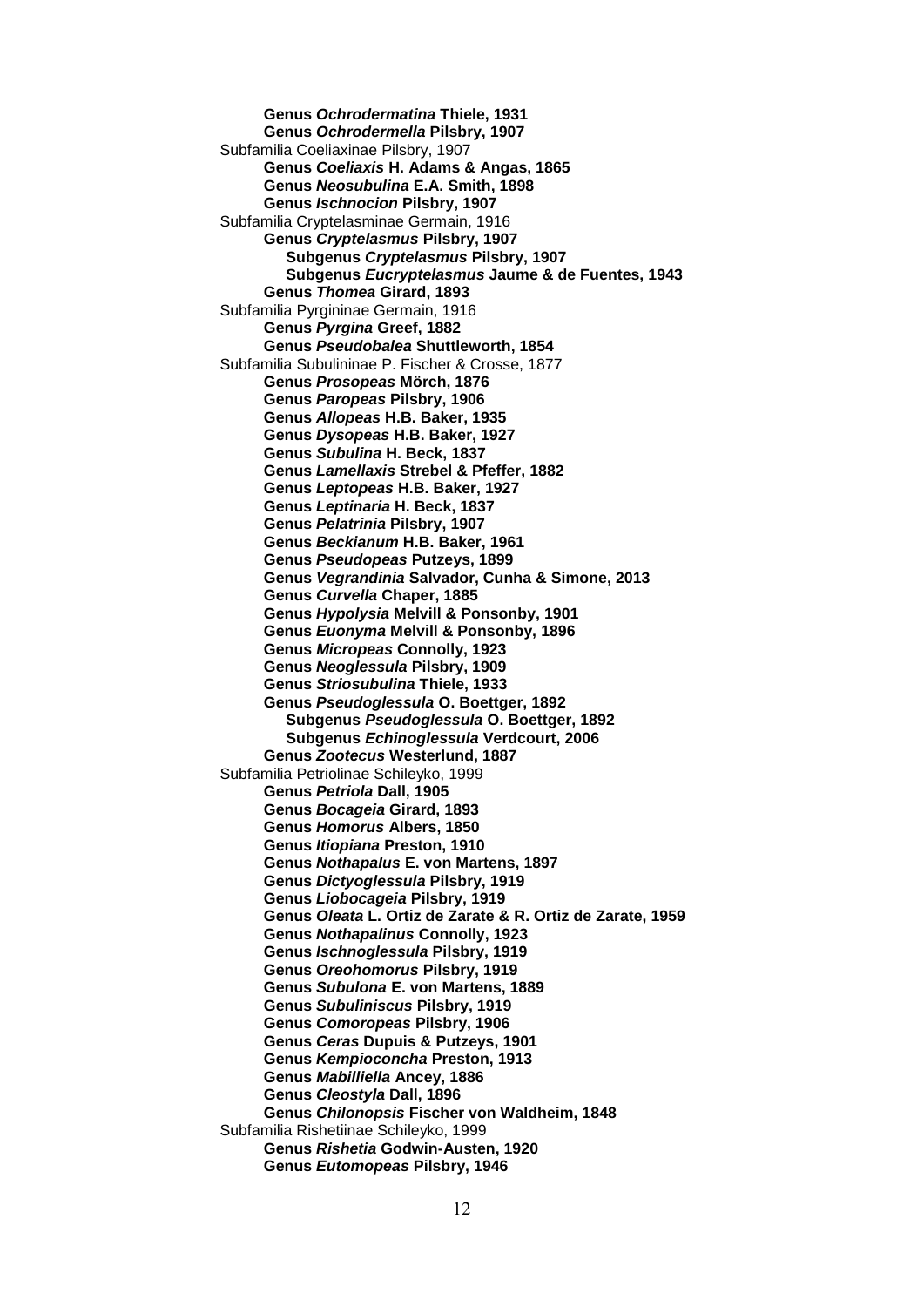**Genus *Ochrodermatina* Thiele, 1931**
**Genus *Ochrodermella* Pilsbry, 1907**

Subfamilia Coeliaxinae Pilsbry, 1907

- **Genus *Coeliaxis* H. Adams & Angas, 1865**
- **Genus *Neosubulina* E.A. Smith, 1898**
- **Genus *Ischnocion* Pilsbry, 1907**

Subfamilia Cryptelasminae Germain, 1916

- **Genus *Cryptelasmus* Pilsbry, 1907**
  - **Subgenus *Cryptelasmus* Pilsbry, 1907**
  - **Subgenus *Eucryptelasmus* Jaume & de Fuentes, 1943**
- **Genus *Thomea* Girard, 1893**

Subfamilia Pyrgininae Germain, 1916

- **Genus *Pyrgina* Greef, 1882**
- **Genus *Pseudobalea* Shuttleworth, 1854**

Subfamilia Subulininae P. Fischer & Crosse, 1877

- **Genus *Prosopeas* Mörch, 1876**
- **Genus *Paropeas* Pilsbry, 1906**
- **Genus *Allopeas* H.B. Baker, 1935**
- **Genus *Dysopeas* H.B. Baker, 1927**
- **Genus *Subulina* H. Beck, 1837**
- **Genus *Lamellaxis* Strebel & Pfeffer, 1882**
- **Genus *Leptopeas* H.B. Baker, 1927**
- **Genus *Leptinaria* H. Beck, 1837**
- **Genus *Pelatrinia* Pilsbry, 1907**
- **Genus *Beckianum* H.B. Baker, 1961**
- **Genus *Pseudopeas* Putzeys, 1899**
- **Genus *Vegrandinia* Salvador, Cunha & Simone, 2013**
- **Genus *Curvella* Chaper, 1885**
- **Genus *Hypolysia* Melvill & Ponsonby, 1901**
- **Genus *Euonyma* Melvill & Ponsonby, 1896**
- **Genus *Micropeas* Connolly, 1923**
- **Genus *Neoglessula* Pilsbry, 1909**
- **Genus *Striosubulina* Thiele, 1933**
- **Genus *Pseudoglessula* O. Boettger, 1892**
  - **Subgenus *Pseudoglessula* O. Boettger, 1892**
  - **Subgenus *Echinoglessula* Verdcourt, 2006**
- **Genus *Zootecus* Westerlund, 1887**

Subfamilia Petriolinae Schileyko, 1999

- **Genus *Petriola* Dall, 1905**
- **Genus *Bocageia* Girard, 1893**
- **Genus *Homorus* Albers, 1850**
- **Genus *Itiopiana* Preston, 1910**
- **Genus *Nothapalus* E. von Martens, 1897**
- **Genus *Dictyoglessula* Pilsbry, 1919**
- **Genus *Liobocageia* Pilsbry, 1919**
- **Genus *Oleata* L. Ortiz de Zarate & R. Ortiz de Zarate, 1959**
- **Genus *Nothapalinus* Connolly, 1923**
- **Genus *Ischnoglessula* Pilsbry, 1919**
- **Genus *Oreohomorus* Pilsbry, 1919**
- **Genus *Subulona* E. von Martens, 1889**
- **Genus *Subuliniscus* Pilsbry, 1919**
- **Genus *Comoropeas* Pilsbry, 1906**
- **Genus *Ceras* Dupuis & Putzeys, 1901**
- **Genus *Kempioconcha* Preston, 1913**
- **Genus *Mabilliella* Ancey, 1886**
- **Genus *Cleostyla* Dall, 1896**
- **Genus *Chilonopsis* Fischer von Waldheim, 1848**

Subfamilia Rishetiinae Schileyko, 1999

- **Genus *Rishetia* Godwin-Austen, 1920**
- **Genus *Eutomopeas* Pilsbry, 1946**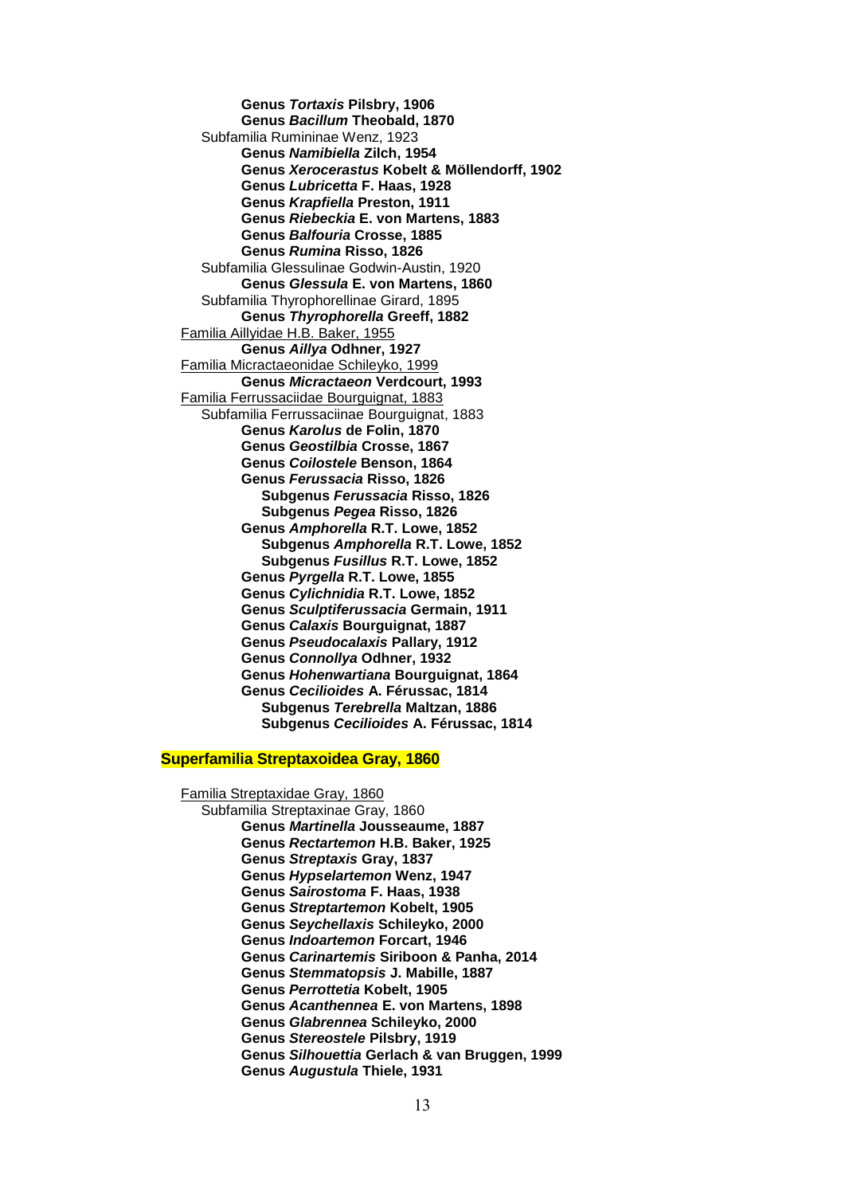**Genus *Tortaxis* Pilsbry, 1906**
**Genus *Bacillum* Theobald, 1870**

Subfamilia Ruminae Wenz, 1923

**Genus *Namibiella* Zilch, 1954**
**Genus *Xerocerastus* Kobelt & Möllendorff, 1902**
**Genus *Lubricetta* F. Haas, 1928**
**Genus *Krapfiella* Preston, 1911**
**Genus *Riebeckia* E. von Martens, 1883**
**Genus *Balfouria* Crosse, 1885**
**Genus *Rumina* Risso, 1826**

Subfamilia Glessulinae Godwin-Austin, 1920

**Genus *Glessula* E. von Martens, 1860**

Subfamilia Thyrophorellinae Girard, 1895

**Genus *Thyrophorella* Greeff, 1882**

Familia Aillyidae H.B. Baker, 1955

**Genus *Aillya* Odhner, 1927**

Familia Micractaeonidae Schileyko, 1999

**Genus *Micractaeon* Verdcourt, 1993**

Familia Ferrussaciidae Bourguignat, 1883

Subfamilia Ferrussaciinae Bourguignat, 1883

**Genus *Karolus* de Folin, 1870**
**Genus *Geostilbia* Crosse, 1867**
**Genus *Coilostele* Benson, 1864**
**Genus *Ferussacia* Risso, 1826**
- **Subgenus *Ferussacia* Risso, 1826**
- **Subgenus *Pegea* Risso, 1826**

**Genus *Amphorella* R.T. Lowe, 1852**
- **Subgenus *Amphorella* R.T. Lowe, 1852**
- **Subgenus *Fusillus* R.T. Lowe, 1852**

**Genus *Pyrgella* R.T. Lowe, 1855**
**Genus *Cylichnidia* R.T. Lowe, 1852**
**Genus *Sculptiferussacia* Germain, 1911**
**Genus *Calaxis* Bourguignat, 1887**
**Genus *Pseudocalaxis* Pallary, 1912**
**Genus *Connollya* Odhner, 1932**
**Genus *Hohenwartiana* Bourguignat, 1864**
**Genus *Cecilioides* A. Férussac, 1814**
- **Subgenus *Terebrella* Maltzan, 1886**
- **Subgenus *Cecilioides* A. Férussac, 1814**

## Superfamilia Streptaxoidea Gray, 1860

Familia Streptaxidae Gray, 1860

Subfamilia Streptaxinae Gray, 1860

**Genus *Martinella* Jousseaume, 1887**
**Genus *Rectartemon* H.B. Baker, 1925**
**Genus *Streptaxis* Gray, 1837**
**Genus *Hypselartemon* Wenz, 1947**
**Genus *Sairostoma* F. Haas, 1938**
**Genus *Streptartemon* Kobelt, 1905**
**Genus *Seychellaxis* Schileyko, 2000**
**Genus *Indoartemon* Forcart, 1946**
**Genus *Carinartemis* Siriboon & Panha, 2014**
**Genus *Stemmatopsis* J. Mabille, 1887**
**Genus *Perrottetia* Kobelt, 1905**
**Genus *Acanthennea* E. von Martens, 1898**
**Genus *Glabrennea* Schileyko, 2000**
**Genus *Stereostele* Pilsbry, 1919**
**Genus *Silhouettia* Gerlach & van Bruggen, 1999**
**Genus *Augustula* Thiele, 1931**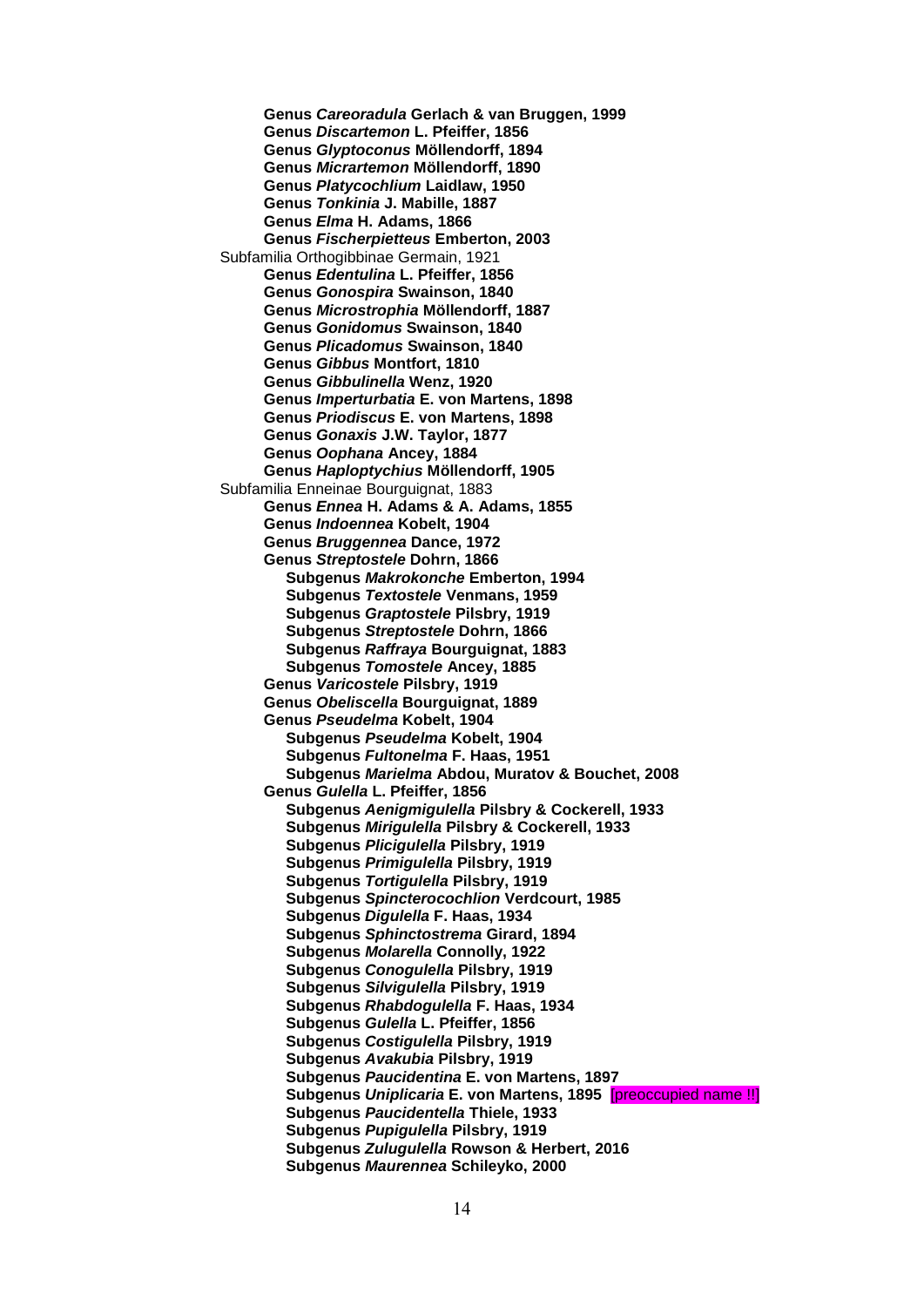**Genus *Careoradula* Gerlach & van Bruggen, 1999**
**Genus *Discartemon* L. Pfeiffer, 1856**
**Genus *Glyptoconus* Möllendorff, 1894**
**Genus *Micrartemon* Möllendorff, 1890**
**Genus *Platycochlium* Laidlaw, 1950**
**Genus *Tonkinia* J. Mabille, 1887**
**Genus *Elma* H. Adams, 1866**
**Genus *Fischerpietteus* Emberton, 2003**

Subfamilia Orthogibbinae Germain, 1921

**Genus *Edentulina* L. Pfeiffer, 1856**
**Genus *Gonospira* Swainson, 1840**
**Genus *Microstrophia* Möllendorff, 1887**
**Genus *Gonidomus* Swainson, 1840**
**Genus *Plicadomus* Swainson, 1840**
**Genus *Gibbus* Montfort, 1810**
**Genus *Gibbulinella* Wenz, 1920**
**Genus *Imperturbatia* E. von Martens, 1898**
**Genus *Priodiscus* E. von Martens, 1898**
**Genus *Gonaxis* J.W. Taylor, 1877**
**Genus *Oophana* Ancey, 1884**
**Genus *Haploptychius* Möllendorff, 1905**

Subfamilia Enneinae Bourguignat, 1883

**Genus *Ennea* H. Adams & A. Adams, 1855**
**Genus *Indoennea* Kobelt, 1904**
**Genus *Bruggennea* Dance, 1972**
**Genus *Streptostele* Dohrn, 1866**
- **Subgenus *Makrokonche* Emberton, 1994**
- **Subgenus *Textostele* Venmans, 1959**
- **Subgenus *Graptostele* Pilsbry, 1919**
- **Subgenus *Streptostele* Dohrn, 1866**
- **Subgenus *Raffraya* Bourguignat, 1883**
- **Subgenus *Tomostele* Ancey, 1885**

**Genus *Varicostele* Pilsbry, 1919**
**Genus *Obeliscella* Bourguignat, 1889**
**Genus *Pseudelma* Kobelt, 1904**
- **Subgenus *Pseudelma* Kobelt, 1904**
- **Subgenus *Fultonelma* F. Haas, 1951**
- **Subgenus *Marielma* Abdou, Muratov & Bouchet, 2008**

**Genus *Gulella* L. Pfeiffer, 1856**
- **Subgenus *Aenigmigulella* Pilsbry & Cockerell, 1933**
- **Subgenus *Mirigulella* Pilsbry & Cockerell, 1933**
- **Subgenus *Plicigulella* Pilsbry, 1919**
- **Subgenus *Primigulella* Pilsbry, 1919**
- **Subgenus *Tortigulella* Pilsbry, 1919**
- **Subgenus *Spincterocochlion* Verdcourt, 1985**
- **Subgenus *Digulella* F. Haas, 1934**
- **Subgenus *Sphinctostrema* Girard, 1894**
- **Subgenus *Molarella* Connolly, 1922**
- **Subgenus *Conogulella* Pilsbry, 1919**
- **Subgenus *Silvigulella* Pilsbry, 1919**
- **Subgenus *Rhabdogulella* F. Haas, 1934**
- **Subgenus *Gulella* L. Pfeiffer, 1856**
- **Subgenus *Costigulella* Pilsbry, 1919**
- **Subgenus *Avakubia* Pilsbry, 1919**
- **Subgenus *Paucidentina* E. von Martens, 1897**
- **Subgenus *Uniplicaria* E. von Martens, 1895** [preoccupied name !!]
- **Subgenus *Paucidentella* Thiele, 1933**
- **Subgenus *Pupigulella* Pilsbry, 1919**
- **Subgenus *Zulugulella* Rowson & Herbert, 2016**
- **Subgenus *Maurennea* Schileyko, 2000**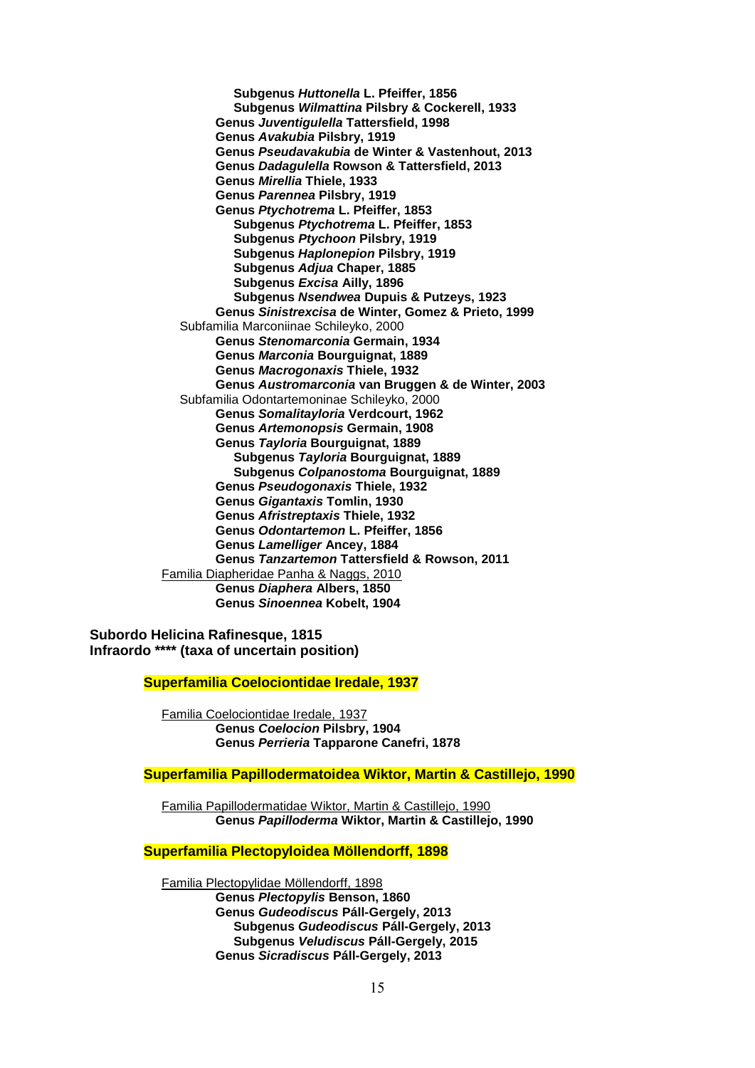**Subgenus *Huttonella* L. Pfeiffer, 1856**
**Subgenus *Wilmattina* Pilsbry & Cockerell, 1933**
**Genus *Juventigulella* Tattersfield, 1998**
**Genus *Avakubia* Pilsbry, 1919**
**Genus *Pseudavakubia* de Winter & Vastenhout, 2013**
**Genus *Dadagulella* Rowson & Tattersfield, 2013**
**Genus *Mirellia* Thiele, 1933**
**Genus *Parennea* Pilsbry, 1919**
**Genus *Ptychotrema* L. Pfeiffer, 1853**
**Subgenus *Ptychotrema* L. Pfeiffer, 1853**
**Subgenus *Ptychoon* Pilsbry, 1919**
**Subgenus *Haplonepion* Pilsbry, 1919**
**Subgenus *Adjua* Chaper, 1885**
**Subgenus *Excisa* Ailly, 1896**
**Subgenus *Nsendwea* Dupuis & Putzeys, 1923**
**Genus *Sinistrexcisa* de Winter, Gomez & Prieto, 1999**

Subfamilia Marconiinae Schileyko, 2000
**Genus *Stenomarconia* Germain, 1934**
**Genus *Marconia* Bourguignat, 1889**
**Genus *Macrogonaxis* Thiele, 1932**
**Genus *Austromarconia* van Bruggen & de Winter, 2003**

Subfamilia Odontartemoninae Schileyko, 2000
**Genus *Somalitayloria* Verdcourt, 1962**
**Genus *Artemonopsis* Germain, 1908**
**Genus *Tayloria* Bourguignat, 1889**
**Subgenus *Tayloria* Bourguignat, 1889**
**Subgenus *Colpanostoma* Bourguignat, 1889**
**Genus *Pseudogonaxis* Thiele, 1932**
**Genus *Gigantaxis* Tomlin, 1930**
**Genus *Afristreptaxis* Thiele, 1932**
**Genus *Odontartemon* L. Pfeiffer, 1856**
**Genus *Lamelliger* Ancey, 1884**
**Genus *Tanzartemon* Tattersfield & Rowson, 2011**

Familia Diapheridae Panha & Naggs, 2010
**Genus *Diaphera* Albers, 1850**
**Genus *Sinoennea* Kobelt, 1904**

**Subordo Helicina Rafinesque, 1815**
**Infraordo **** (taxa of uncertain position)**

## Superfamilia Coelociontidae Iredale, 1937

Familia Coelociontidae Iredale, 1937
**Genus *Coelocion* Pilsbry, 1904**
**Genus *Perrieria* Tapparone Canefri, 1878**

## Superfamilia Papillodermatoidea Wiktor, Martin & Castillejo, 1990

Familia Papillodermatidae Wiktor, Martin & Castillejo, 1990
**Genus *Papilloderma* Wiktor, Martin & Castillejo, 1990**

## Superfamilia Plectopyloidea Möllendorff, 1898

Familia Plectopylidae Möllendorff, 1898
**Genus *Plectopylis* Benson, 1860**
**Genus *Gudeodiscus* Páll-Gergely, 2013**
**Subgenus *Gudeodiscus* Páll-Gergely, 2013**
**Subgenus *Veludiscus* Páll-Gergely, 2015**
**Genus *Sicradiscus* Páll-Gergely, 2013**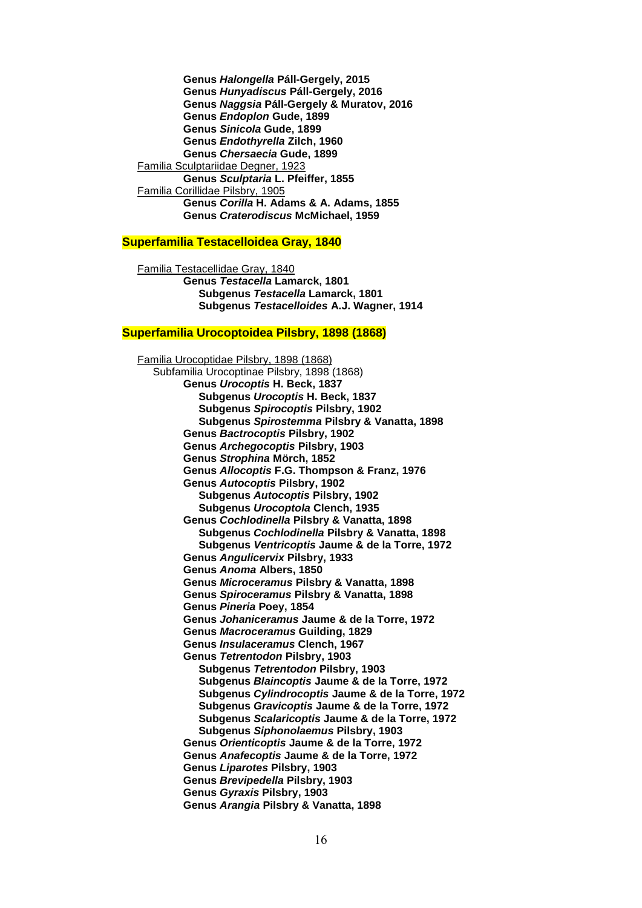**Genus *Halongella* Páll-Gergely, 2015**
**Genus *Hunyadiscus* Páll-Gergely, 2016**
**Genus *Naggsia* Páll-Gergely & Muratov, 2016**
**Genus *Endoplon* Gude, 1899**
**Genus *Sinicola* Gude, 1899**
**Genus *Endothyrella* Zilch, 1960**
**Genus *Chersaecia* Gude, 1899**

Familia Sculptariidae Degner, 1923

**Genus *Sculptaria* L. Pfeiffer, 1855**

Familia Corillidae Pilsbry, 1905

**Genus *Corilla* H. Adams & A. Adams, 1855**
**Genus *Craterodiscus* McMichael, 1959**

## Superfamilia Testacelloidea Gray, 1840

Familia Testacellidae Gray, 1840

**Genus *Testacella* Lamarck, 1801**
**Subgenus *Testacella* Lamarck, 1801**
**Subgenus *Testacelloides* A.J. Wagner, 1914**

## Superfamilia Urocoptoidea Pilsbry, 1898 (1868)

Familia Urocoptidae Pilsbry, 1898 (1868)

Subfamilia Urocoptinae Pilsbry, 1898 (1868)

**Genus *Urocoptis* H. Beck, 1837**
**Subgenus *Urocoptis* H. Beck, 1837**
**Subgenus *Spirocoptis* Pilsbry, 1902**
**Subgenus *Spirostemma* Pilsbry & Vanatta, 1898**
**Genus *Bactrocoptis* Pilsbry, 1902**
**Genus *Archegocoptis* Pilsbry, 1903**
**Genus *Strophina* Mörch, 1852**
**Genus *Allocoptis* F.G. Thompson & Franz, 1976**
**Genus *Autocoptis* Pilsbry, 1902**
**Subgenus *Autocoptis* Pilsbry, 1902**
**Subgenus *Urocoptola* Clench, 1935**
**Genus *Cochlodinella* Pilsbry & Vanatta, 1898**
**Subgenus *Cochlodinella* Pilsbry & Vanatta, 1898**
**Subgenus *Ventricoptis* Jaume & de la Torre, 1972**
**Genus *Angulicervix* Pilsbry, 1933**
**Genus *Anoma* Albers, 1850**
**Genus *Microceramus* Pilsbry & Vanatta, 1898**
**Genus *Spiroceramus* Pilsbry & Vanatta, 1898**
**Genus *Pineria* Poey, 1854**
**Genus *Johaniceramus* Jaume & de la Torre, 1972**
**Genus *Macroceramus* Guilding, 1829**
**Genus *Insulaceramus* Clench, 1967**
**Genus *Tetrentodon* Pilsbry, 1903**
**Subgenus *Tetrentodon* Pilsbry, 1903**
**Subgenus *Blaincoptis* Jaume & de la Torre, 1972**
**Subgenus *Cylindrocoptis* Jaume & de la Torre, 1972**
**Subgenus *Gravicoptis* Jaume & de la Torre, 1972**
**Subgenus *Scalaricoptis* Jaume & de la Torre, 1972**
**Subgenus *Siphonolaemus* Pilsbry, 1903**
**Genus *Orienticoptis* Jaume & de la Torre, 1972**
**Genus *Anafecoptis* Jaume & de la Torre, 1972**
**Genus *Liparotes* Pilsbry, 1903**
**Genus *Brevipedella* Pilsbry, 1903**
**Genus *Gyraxis* Pilsbry, 1903**
**Genus *Arangia* Pilsbry & Vanatta, 1898**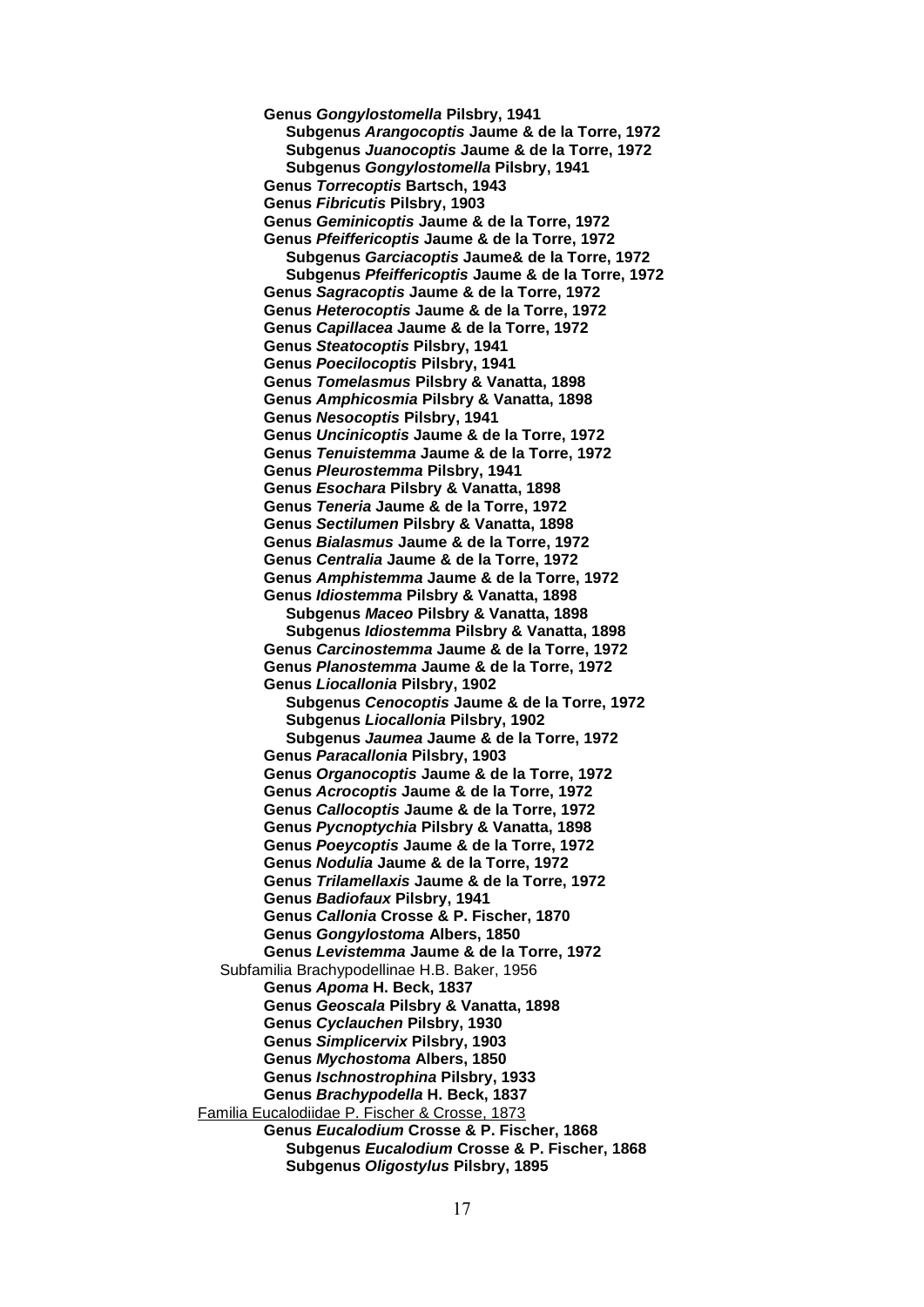**Genus *Gongylostomella* Pilsbry, 1941**
&nbsp;&nbsp;&nbsp;&nbsp;**Subgenus *Arangocoptis* Jaume & de la Torre, 1972**
&nbsp;&nbsp;&nbsp;&nbsp;**Subgenus *Juanocoptis* Jaume & de la Torre, 1972**
&nbsp;&nbsp;&nbsp;&nbsp;**Subgenus *Gongylostomella* Pilsbry, 1941**
**Genus *Torrecoptis* Bartsch, 1943**
**Genus *Fibricutis* Pilsbry, 1903**
**Genus *Geminicoptis* Jaume & de la Torre, 1972**
**Genus *Pfeiffericoptis* Jaume & de la Torre, 1972**
&nbsp;&nbsp;&nbsp;&nbsp;**Subgenus *Garciacoptis* Jaume& de la Torre, 1972**
&nbsp;&nbsp;&nbsp;&nbsp;**Subgenus *Pfeiffericoptis* Jaume & de la Torre, 1972**
**Genus *Sagracoptis* Jaume & de la Torre, 1972**
**Genus *Heterocoptis* Jaume & de la Torre, 1972**
**Genus *Capillacea* Jaume & de la Torre, 1972**
**Genus *Steatocoptis* Pilsbry, 1941**
**Genus *Poecilocoptis* Pilsbry, 1941**
**Genus *Tomelasmus* Pilsbry & Vanatta, 1898**
**Genus *Amphicosmia* Pilsbry & Vanatta, 1898**
**Genus *Nesocoptis* Pilsbry, 1941**
**Genus *Uncinicoptis* Jaume & de la Torre, 1972**
**Genus *Tenuistemma* Jaume & de la Torre, 1972**
**Genus *Pleurostemma* Pilsbry, 1941**
**Genus *Esochara* Pilsbry & Vanatta, 1898**
**Genus *Teneria* Jaume & de la Torre, 1972**
**Genus *Sectilumen* Pilsbry & Vanatta, 1898**
**Genus *Bialasmus* Jaume & de la Torre, 1972**
**Genus *Centralia* Jaume & de la Torre, 1972**
**Genus *Amphistemma* Jaume & de la Torre, 1972**
**Genus *Idiostemma* Pilsbry & Vanatta, 1898**
&nbsp;&nbsp;&nbsp;&nbsp;**Subgenus *Maceo* Pilsbry & Vanatta, 1898**
&nbsp;&nbsp;&nbsp;&nbsp;**Subgenus *Idiostemma* Pilsbry & Vanatta, 1898**
**Genus *Carcinostemma* Jaume & de la Torre, 1972**
**Genus *Planostemma* Jaume & de la Torre, 1972**
**Genus *Liocallonia* Pilsbry, 1902**
&nbsp;&nbsp;&nbsp;&nbsp;**Subgenus *Cenocoptis* Jaume & de la Torre, 1972**
&nbsp;&nbsp;&nbsp;&nbsp;**Subgenus *Liocallonia* Pilsbry, 1902**
&nbsp;&nbsp;&nbsp;&nbsp;**Subgenus *Jaumea* Jaume & de la Torre, 1972**
**Genus *Paracallonia* Pilsbry, 1903**
**Genus *Organocoptis* Jaume & de la Torre, 1972**
**Genus *Acrocoptis* Jaume & de la Torre, 1972**
**Genus *Callocoptis* Jaume & de la Torre, 1972**
**Genus *Pycnoptychia* Pilsbry & Vanatta, 1898**
**Genus *Poeycoptis* Jaume & de la Torre, 1972**
**Genus *Nodulia* Jaume & de la Torre, 1972**
**Genus *Trilamellaxis* Jaume & de la Torre, 1972**
**Genus *Badiofaux* Pilsbry, 1941**
**Genus *Callonia* Crosse & P. Fischer, 1870**
**Genus *Gongylostoma* Albers, 1850**
**Genus *Levistemma* Jaume & de la Torre, 1972**

Subfamilia Brachypodellinae H.B. Baker, 1956

**Genus *Apoma* H. Beck, 1837**
**Genus *Geoscala* Pilsbry & Vanatta, 1898**
**Genus *Cyclauchen* Pilsbry, 1930**
**Genus *Simplicervix* Pilsbry, 1903**
**Genus *Mychostoma* Albers, 1850**
**Genus *Ischnostrophina* Pilsbry, 1933**
**Genus *Brachypodella* H. Beck, 1837**

<u>Familia Eucalodiidae P. Fischer & Crosse, 1873</u>

**Genus *Eucalodium* Crosse & P. Fischer, 1868**
&nbsp;&nbsp;&nbsp;&nbsp;**Subgenus *Eucalodium* Crosse & P. Fischer, 1868**
&nbsp;&nbsp;&nbsp;&nbsp;**Subgenus *Oligostylus* Pilsbry, 1895**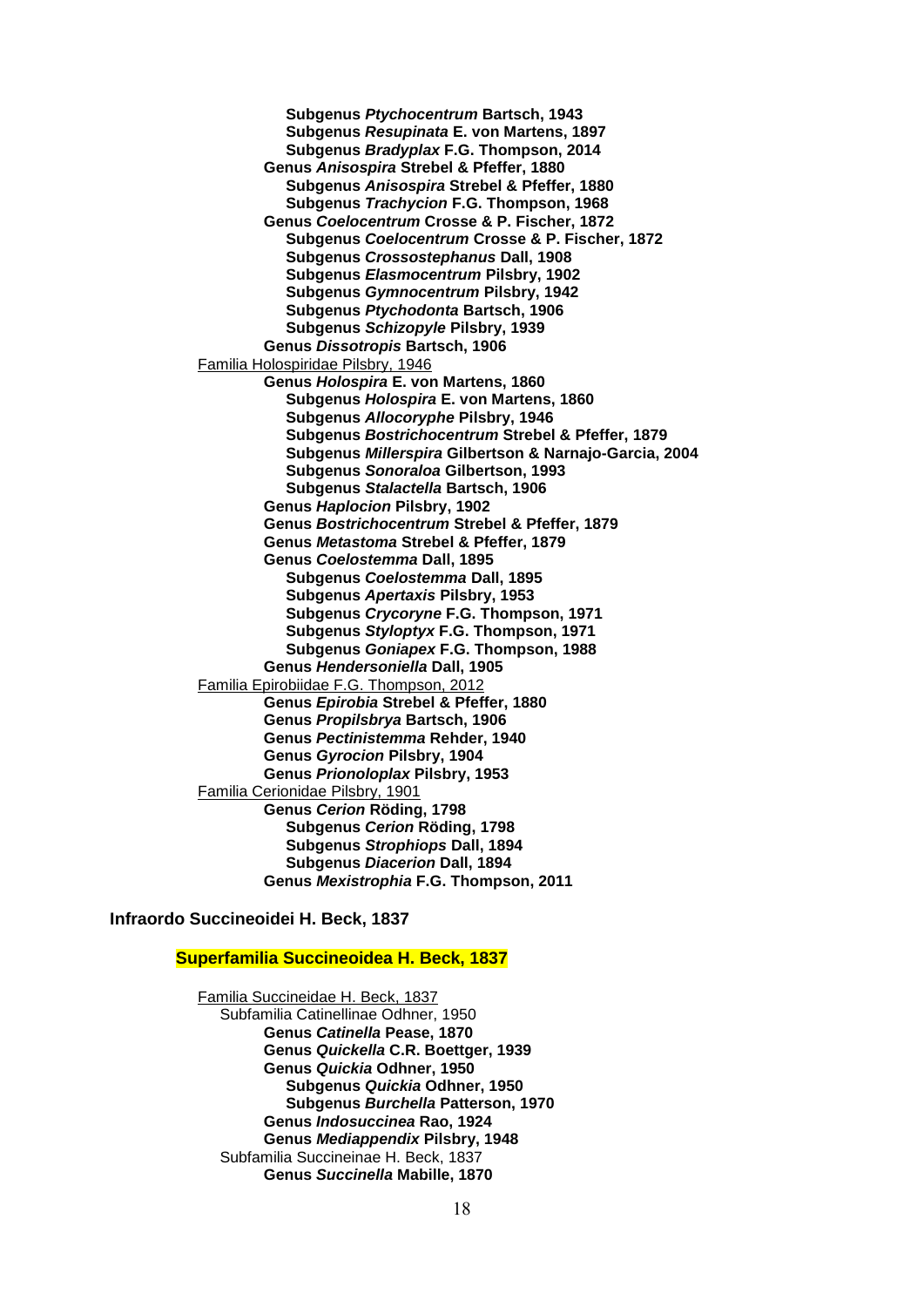**Subgenus *Ptychocentrum* Bartsch, 1943**
**Subgenus *Resupinata* E. von Martens, 1897**
**Subgenus *Bradyplax* F.G. Thompson, 2014**
**Genus *Anisospira* Strebel & Pfeffer, 1880**
**Subgenus *Anisospira* Strebel & Pfeffer, 1880**
**Subgenus *Trachycion* F.G. Thompson, 1968**
**Genus *Coelocentrum* Crosse & P. Fischer, 1872**
**Subgenus *Coelocentrum* Crosse & P. Fischer, 1872**
**Subgenus *Crossostephanus* Dall, 1908**
**Subgenus *Elasmocentrum* Pilsbry, 1902**
**Subgenus *Gymnocentrum* Pilsbry, 1942**
**Subgenus *Ptychodonta* Bartsch, 1906**
**Subgenus *Schizopyle* Pilsbry, 1939**
**Genus *Dissotropis* Bartsch, 1906**

Familia Holospiridae Pilsbry, 1946

**Genus *Holospira* E. von Martens, 1860**
**Subgenus *Holospira* E. von Martens, 1860**
**Subgenus *Allocoryphe* Pilsbry, 1946**
**Subgenus *Bostrichocentrum* Strebel & Pfeffer, 1879**
**Subgenus *Millerspira* Gilbertson & Narnajo-Garcia, 2004**
**Subgenus *Sonoraloa* Gilbertson, 1993**
**Subgenus *Stalactella* Bartsch, 1906**
**Genus *Haplocion* Pilsbry, 1902**
**Genus *Bostrichocentrum* Strebel & Pfeffer, 1879**
**Genus *Metastoma* Strebel & Pfeffer, 1879**
**Genus *Coelostemma* Dall, 1895**
**Subgenus *Coelostemma* Dall, 1895**
**Subgenus *Apertaxis* Pilsbry, 1953**
**Subgenus *Crycoryne* F.G. Thompson, 1971**
**Subgenus *Styloptyx* F.G. Thompson, 1971**
**Subgenus *Goniapex* F.G. Thompson, 1988**
**Genus *Hendersoniella* Dall, 1905**

Familia Epirobiidae F.G. Thompson, 2012

**Genus *Epirobia* Strebel & Pfeffer, 1880**
**Genus *Propilsbrya* Bartsch, 1906**
**Genus *Pectinistemma* Rehder, 1940**
**Genus *Gyrocion* Pilsbry, 1904**
**Genus *Prionoloplax* Pilsbry, 1953**

Familia Cerionidae Pilsbry, 1901

**Genus *Cerion* Röding, 1798**
**Subgenus *Cerion* Röding, 1798**
**Subgenus *Strophiops* Dall, 1894**
**Subgenus *Diacerion* Dall, 1894**
**Genus *Mexistrophia* F.G. Thompson, 2011**

**Infraordo Succineoidei H. Beck, 1837**

**Superfamilia Succineoidea H. Beck, 1837**

Familia Succineidae H. Beck, 1837

Subfamilia Catinellinae Odhner, 1950

**Genus *Catinella* Pease, 1870**
**Genus *Quickella* C.R. Boettger, 1939**
**Genus *Quickia* Odhner, 1950**
**Subgenus *Quickia* Odhner, 1950**
**Subgenus *Burchella* Patterson, 1970**
**Genus *Indosuccinea* Rao, 1924**
**Genus *Mediappendix* Pilsbry, 1948**

Subfamilia Succineinae H. Beck, 1837

**Genus *Succinella* Mabille, 1870**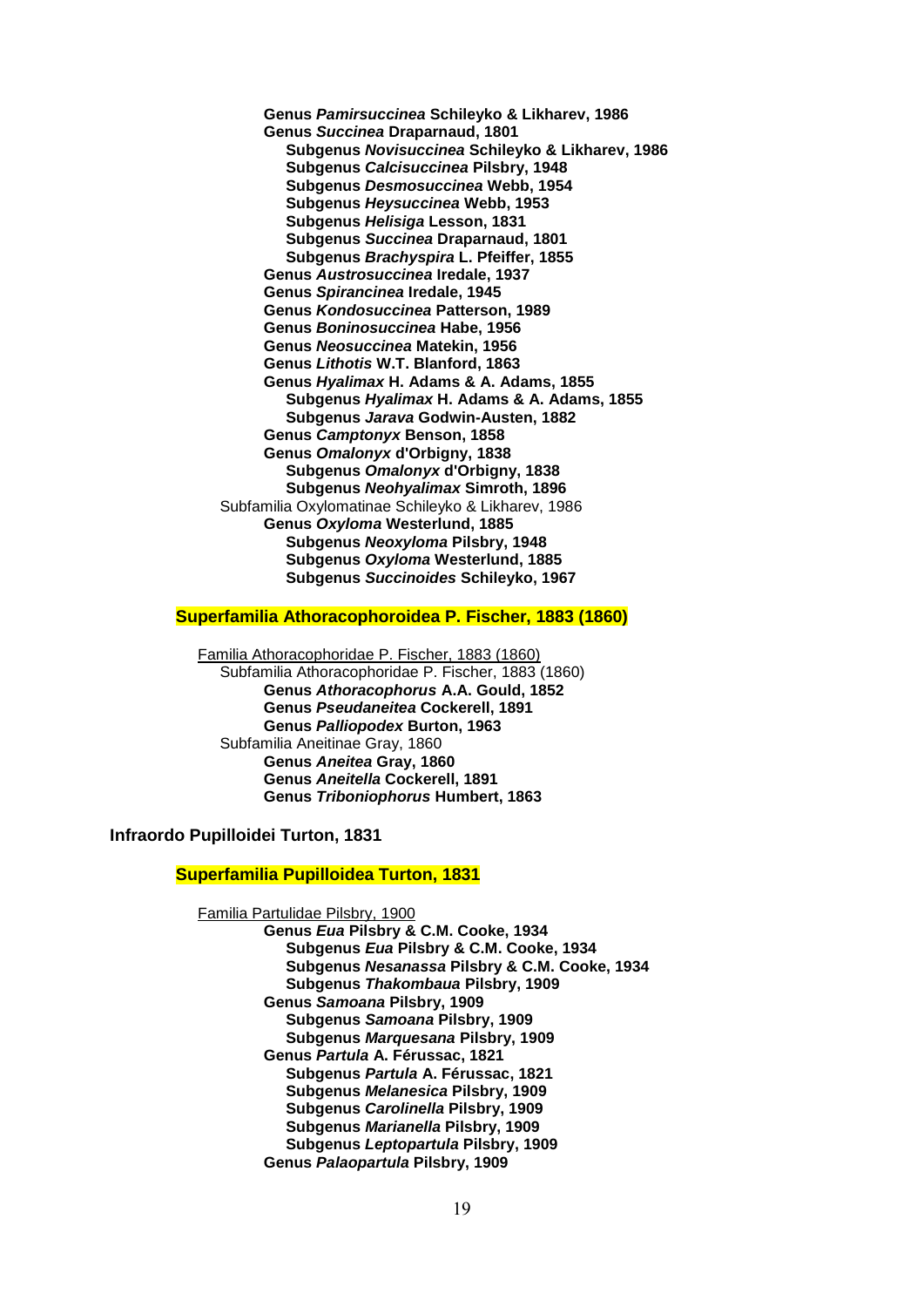**Genus *Pamirsuccinea* Schileyko & Likharev, 1986**
**Genus *Succinea* Draparnaud, 1801**
  **Subgenus *Novisuccinea* Schileyko & Likharev, 1986**
  **Subgenus *Calcisuccinea* Pilsbry, 1948**
  **Subgenus *Desmosuccinea* Webb, 1954**
  **Subgenus *Heysuccinea* Webb, 1953**
  **Subgenus *Helisiga* Lesson, 1831**
  **Subgenus *Succinea* Draparnaud, 1801**
  **Subgenus *Brachyspira* L. Pfeiffer, 1855**
**Genus *Austrosuccinea* Iredale, 1937**
**Genus *Spirancinea* Iredale, 1945**
**Genus *Kondosuccinea* Patterson, 1989**
**Genus *Boninosuccinea* Habe, 1956**
**Genus *Neosuccinea* Matekin, 1956**
**Genus *Lithotis* W.T. Blanford, 1863**
**Genus *Hyalimax* H. Adams & A. Adams, 1855**
  **Subgenus *Hyalimax* H. Adams & A. Adams, 1855**
  **Subgenus *Jarava* Godwin-Austen, 1882**
**Genus *Camptonyx* Benson, 1858**
**Genus *Omalonyx* d'Orbigny, 1838**
  **Subgenus *Omalonyx* d'Orbigny, 1838**
  **Subgenus *Neohyalimax* Simroth, 1896**

Subfamilia Oxylomatinae Schileyko & Likharev, 1986
**Genus *Oxyloma* Westerlund, 1885**
  **Subgenus *Neoxyloma* Pilsbry, 1948**
  **Subgenus *Oxyloma* Westerlund, 1885**
  **Subgenus *Succinoides* Schileyko, 1967**

### Superfamilia Athoracophoroidea P. Fischer, 1883 (1860)

Familia Athoracophoridae P. Fischer, 1883 (1860)

Subfamilia Athoracophoridae P. Fischer, 1883 (1860)
**Genus *Athoracophorus* A.A. Gould, 1852**
**Genus *Pseudaneitea* Cockerell, 1891**
**Genus *Palliopodex* Burton, 1963**

Subfamilia Aneitinae Gray, 1860
**Genus *Aneitea* Gray, 1860**
**Genus *Aneitella* Cockerell, 1891**
**Genus *Triboniophorus* Humbert, 1863**

## Infraordo Pupilloidei Turton, 1831

### Superfamilia Pupilloidea Turton, 1831

Familia Partulidae Pilsbry, 1900
**Genus *Eua* Pilsbry & C.M. Cooke, 1934**
  **Subgenus *Eua* Pilsbry & C.M. Cooke, 1934**
  **Subgenus *Nesanassa* Pilsbry & C.M. Cooke, 1934**
  **Subgenus *Thakombaua* Pilsbry, 1909**
**Genus *Samoana* Pilsbry, 1909**
  **Subgenus *Samoana* Pilsbry, 1909**
  **Subgenus *Marquesana* Pilsbry, 1909**
**Genus *Partula* A. Férussac, 1821**
  **Subgenus *Partula* A. Férussac, 1821**
  **Subgenus *Melanesica* Pilsbry, 1909**
  **Subgenus *Carolinella* Pilsbry, 1909**
  **Subgenus *Marianella* Pilsbry, 1909**
  **Subgenus *Leptopartula* Pilsbry, 1909**
**Genus *Palaopartula* Pilsbry, 1909**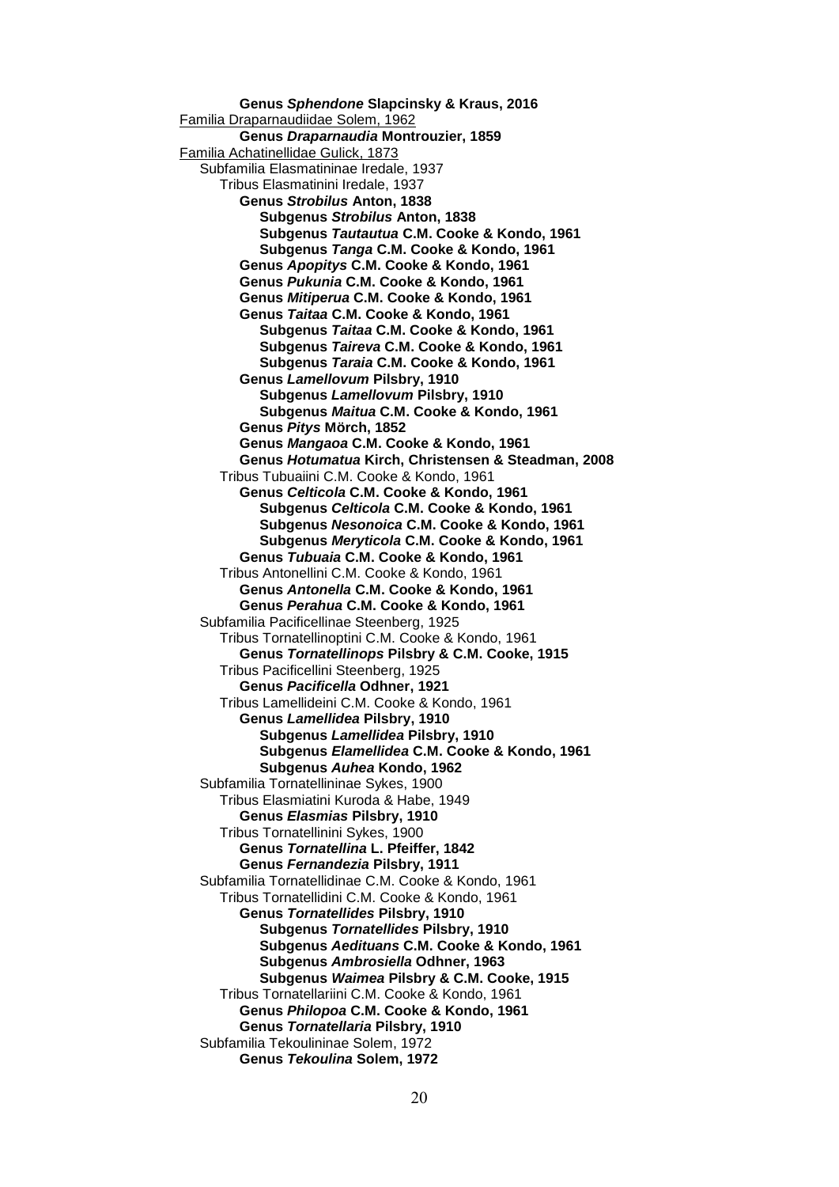**Genus *Sphendone* Slapcinsky & Kraus, 2016**

Familia Draparnaudiidae Solem, 1962

**Genus *Draparnaudia* Montrouzier, 1859**

Familia Achatinellidae Gulick, 1873

Subfamilia Elasmatininae Iredale, 1937

Tribus Elasmatinini Iredale, 1937

**Genus *Strobilus* Anton, 1838**

**Subgenus *Strobilus* Anton, 1838**

**Subgenus *Tautautua* C.M. Cooke & Kondo, 1961**

**Subgenus *Tanga* C.M. Cooke & Kondo, 1961**

**Genus *Apopitys* C.M. Cooke & Kondo, 1961**

**Genus *Pukunia* C.M. Cooke & Kondo, 1961**

**Genus *Mitiperua* C.M. Cooke & Kondo, 1961**

**Genus *Taitaa* C.M. Cooke & Kondo, 1961**

**Subgenus *Taitaa* C.M. Cooke & Kondo, 1961**

**Subgenus *Taireva* C.M. Cooke & Kondo, 1961**

**Subgenus *Taraia* C.M. Cooke & Kondo, 1961**

**Genus *Lamellovum* Pilsbry, 1910**

**Subgenus *Lamellovum* Pilsbry, 1910**

**Subgenus *Maitua* C.M. Cooke & Kondo, 1961**

**Genus *Pitys* Mörch, 1852**

**Genus *Mangaoa* C.M. Cooke & Kondo, 1961**

**Genus *Hotumatua* Kirch, Christensen & Steadman, 2008**

Tribus Tubuaiini C.M. Cooke & Kondo, 1961

**Genus *Celticola* C.M. Cooke & Kondo, 1961**

**Subgenus *Celticola* C.M. Cooke & Kondo, 1961**

**Subgenus *Nesonoica* C.M. Cooke & Kondo, 1961**

**Subgenus *Meryticola* C.M. Cooke & Kondo, 1961**

**Genus *Tubuaia* C.M. Cooke & Kondo, 1961**

Tribus Antonellini C.M. Cooke & Kondo, 1961

**Genus *Antonella* C.M. Cooke & Kondo, 1961**

**Genus *Perahua* C.M. Cooke & Kondo, 1961**

Subfamilia Pacificellinae Steenberg, 1925

Tribus Tornatellinoptini C.M. Cooke & Kondo, 1961

**Genus *Tornatellinops* Pilsbry & C.M. Cooke, 1915**

Tribus Pacificellini Steenberg, 1925

**Genus *Pacificella* Odhner, 1921**

Tribus Lamellideini C.M. Cooke & Kondo, 1961

**Genus *Lamellidea* Pilsbry, 1910**

**Subgenus *Lamellidea* Pilsbry, 1910**

**Subgenus *Elamellidea* C.M. Cooke & Kondo, 1961**

**Subgenus *Auhea* Kondo, 1962**

Subfamilia Tornatellininae Sykes, 1900

Tribus Elasmiatini Kuroda & Habe, 1949

**Genus *Elasmias* Pilsbry, 1910**

Tribus Tornatellinini Sykes, 1900

**Genus *Tornatellina* L. Pfeiffer, 1842**

**Genus *Fernandezia* Pilsbry, 1911**

Subfamilia Tornatellidinae C.M. Cooke & Kondo, 1961

Tribus Tornatellidini C.M. Cooke & Kondo, 1961

**Genus *Tornatellides* Pilsbry, 1910**

**Subgenus *Tornatellides* Pilsbry, 1910**

**Subgenus *Aedituans* C.M. Cooke & Kondo, 1961**

**Subgenus *Ambrosiella* Odhner, 1963**

**Subgenus *Waimea* Pilsbry & C.M. Cooke, 1915**

Tribus Tornatellariini C.M. Cooke & Kondo, 1961

**Genus *Philopoa* C.M. Cooke & Kondo, 1961**

**Genus *Tornatellaria* Pilsbry, 1910**

Subfamilia Tekoulininae Solem, 1972

**Genus *Tekoulina* Solem, 1972**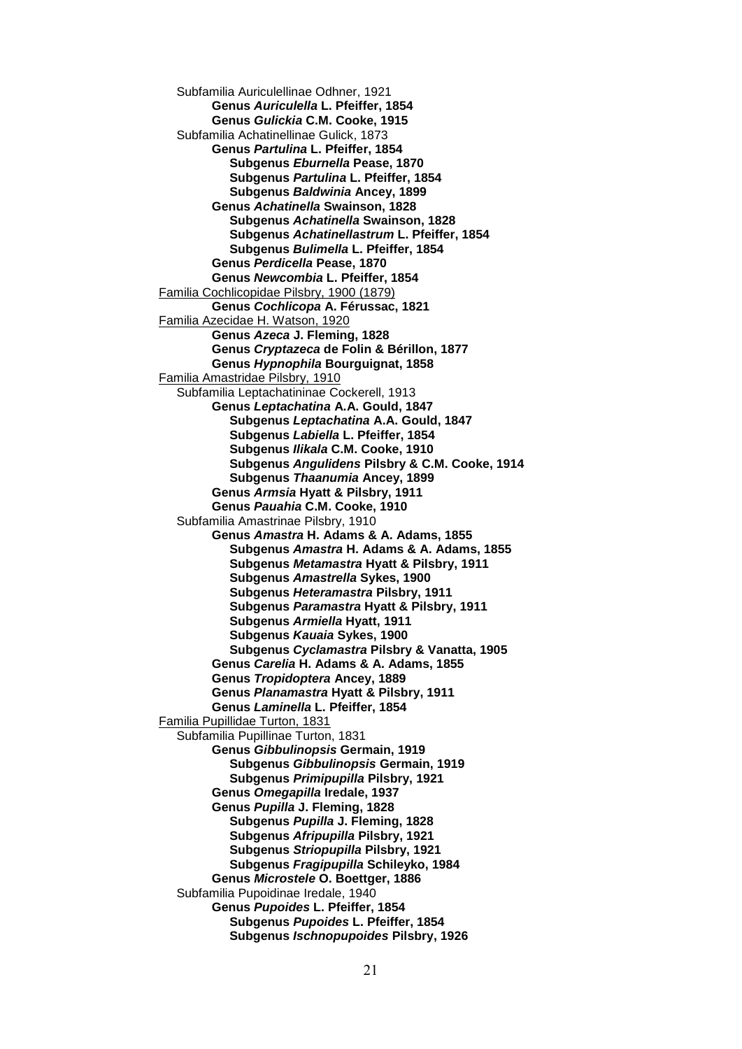Subfamilia Auriculellinae Odhner, 1921

**Genus *Auriculella* L. Pfeiffer, 1854**

**Genus *Gulickia* C.M. Cooke, 1915**

Subfamilia Achatinellinae Gulick, 1873

**Genus *Partulina* L. Pfeiffer, 1854**

**Subgenus *Eburnella* Pease, 1870**

**Subgenus *Partulina* L. Pfeiffer, 1854**

**Subgenus *Baldwinia* Ancey, 1899**

**Genus *Achatinella* Swainson, 1828**

**Subgenus *Achatinella* Swainson, 1828**

**Subgenus *Achatinellastrum* L. Pfeiffer, 1854**

**Subgenus *Bulimella* L. Pfeiffer, 1854**

**Genus *Perdicella* Pease, 1870**

**Genus *Newcombia* L. Pfeiffer, 1854**

<u>Familia Cochlicopidae Pilsbry, 1900 (1879)</u>

**Genus *Cochlicopa* A. Férussac, 1821**

<u>Familia Azecidae H. Watson, 1920</u>

**Genus *Azeca* J. Fleming, 1828**

**Genus *Cryptazeca* de Folin & Bérillon, 1877**

**Genus *Hypnophila* Bourguignat, 1858**

<u>Familia Amastridae Pilsbry, 1910</u>

Subfamilia Leptachatininae Cockerell, 1913

**Genus *Leptachatina* A.A. Gould, 1847**

**Subgenus *Leptachatina* A.A. Gould, 1847**

**Subgenus *Labiella* L. Pfeiffer, 1854**

**Subgenus *Ilikala* C.M. Cooke, 1910**

**Subgenus *Angulidens* Pilsbry & C.M. Cooke, 1914**

**Subgenus *Thaanumia* Ancey, 1899**

**Genus *Armsia* Hyatt & Pilsbry, 1911**

**Genus *Pauahia* C.M. Cooke, 1910**

Subfamilia Amastrinae Pilsbry, 1910

**Genus *Amastra* H. Adams & A. Adams, 1855**

**Subgenus *Amastra* H. Adams & A. Adams, 1855**

**Subgenus *Metamastra* Hyatt & Pilsbry, 1911**

**Subgenus *Amastrella* Sykes, 1900**

**Subgenus *Heteramastra* Pilsbry, 1911**

**Subgenus *Paramastra* Hyatt & Pilsbry, 1911**

**Subgenus *Armiella* Hyatt, 1911**

**Subgenus *Kauaia* Sykes, 1900**

**Subgenus *Cyclamastra* Pilsbry & Vanatta, 1905**

**Genus *Carelia* H. Adams & A. Adams, 1855**

**Genus *Tropidoptera* Ancey, 1889**

**Genus *Planamastra* Hyatt & Pilsbry, 1911**

**Genus *Laminella* L. Pfeiffer, 1854**

<u>Familia Pupillidae Turton, 1831</u>

Subfamilia Pupillinae Turton, 1831

**Genus *Gibbulinopsis* Germain, 1919**

**Subgenus *Gibbulinopsis* Germain, 1919**

**Subgenus *Primipupilla* Pilsbry, 1921**

**Genus *Omegapilla* Iredale, 1937**

**Genus *Pupilla* J. Fleming, 1828**

**Subgenus *Pupilla* J. Fleming, 1828**

**Subgenus *Afripupilla* Pilsbry, 1921**

**Subgenus *Striopupilla* Pilsbry, 1921**

**Subgenus *Fragipupilla* Schileyko, 1984**

**Genus *Microstele* O. Boettger, 1886**

Subfamilia Pupoidinae Iredale, 1940

**Genus *Pupoides* L. Pfeiffer, 1854**

**Subgenus *Pupoides* L. Pfeiffer, 1854**

**Subgenus *Ischnopupoides* Pilsbry, 1926**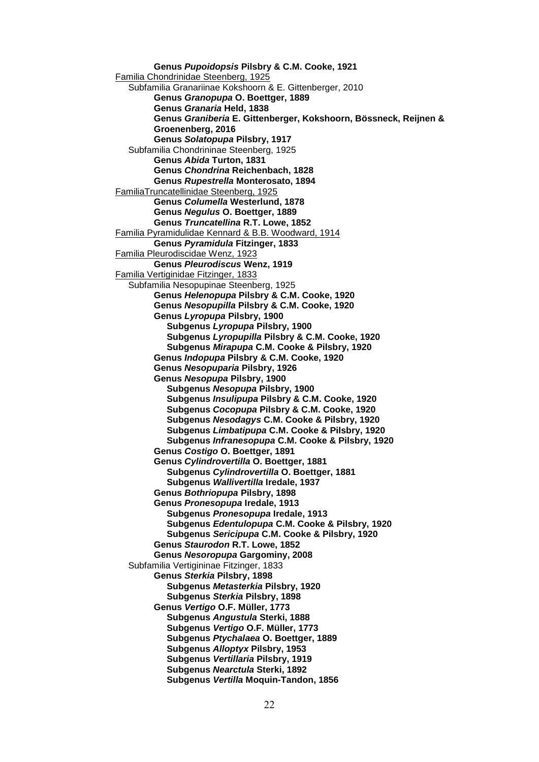**Genus *Pupoidopsis* Pilsbry & C.M. Cooke, 1921**

Familia Chondrinidae Steenberg, 1925

Subfamilia Granariinae Kokshoorn & E. Gittenberger, 2010

**Genus *Granopupa* O. Boettger, 1889**

**Genus *Granaria* Held, 1838**

**Genus *Graniberia* E. Gittenberger, Kokshoorn, Bössneck, Reijnen & Groenenberg, 2016**

**Genus *Solatopupa* Pilsbry, 1917**

Subfamilia Chondrininae Steenberg, 1925

**Genus *Abida* Turton, 1831**

**Genus *Chondrina* Reichenbach, 1828**

**Genus *Rupestrella* Monterosato, 1894**

FamiliaTruncatellinidae Steenberg, 1925

**Genus *Columella* Westerlund, 1878**

**Genus *Negulus* O. Boettger, 1889**

**Genus *Truncatellina* R.T. Lowe, 1852**

Familia Pyramidulidae Kennard & B.B. Woodward, 1914

**Genus *Pyramidula* Fitzinger, 1833**

Familia Pleurodiscidae Wenz, 1923

**Genus *Pleurodiscus* Wenz, 1919**

Familia Vertiginidae Fitzinger, 1833

Subfamilia Nesopupinae Steenberg, 1925

**Genus *Helenopupa* Pilsbry & C.M. Cooke, 1920**

**Genus *Nesopupilla* Pilsbry & C.M. Cooke, 1920**

**Genus *Lyropupa* Pilsbry, 1900**

**Subgenus *Lyropupa* Pilsbry, 1900**

**Subgenus *Lyropupilla* Pilsbry & C.M. Cooke, 1920**

**Subgenus *Mirapupa* C.M. Cooke & Pilsbry, 1920**

**Genus *Indopupa* Pilsbry & C.M. Cooke, 1920**

**Genus *Nesopuparia* Pilsbry, 1926**

**Genus *Nesopupa* Pilsbry, 1900**

**Subgenus *Nesopupa* Pilsbry, 1900**

**Subgenus *Insulipupa* Pilsbry & C.M. Cooke, 1920**

**Subgenus *Cocopupa* Pilsbry & C.M. Cooke, 1920**

**Subgenus *Nesodagys* C.M. Cooke & Pilsbry, 1920**

**Subgenus *Limbatipupa* C.M. Cooke & Pilsbry, 1920**

**Subgenus *Infranesopupa* C.M. Cooke & Pilsbry, 1920**

**Genus *Costigo* O. Boettger, 1891**

**Genus *Cylindrovertilla* O. Boettger, 1881**

**Subgenus *Cylindrovertilla* O. Boettger, 1881**

**Subgenus *Wallivertilla* Iredale, 1937**

**Genus *Bothriopupa* Pilsbry, 1898**

**Genus *Pronesopupa* Iredale, 1913**

**Subgenus *Pronesopupa* Iredale, 1913**

**Subgenus *Edentulopupa* C.M. Cooke & Pilsbry, 1920**

**Subgenus *Sericipupa* C.M. Cooke & Pilsbry, 1920**

**Genus *Staurodon* R.T. Lowe, 1852**

**Genus *Nesoropupa* Gargominy, 2008**

Subfamilia Vertigininae Fitzinger, 1833

**Genus *Sterkia* Pilsbry, 1898**

**Subgenus *Metasterkia* Pilsbry, 1920**

**Subgenus *Sterkia* Pilsbry, 1898**

**Genus *Vertigo* O.F. Müller, 1773**

**Subgenus *Angustula* Sterki, 1888**

**Subgenus *Vertigo* O.F. Müller, 1773**

**Subgenus *Ptychalaea* O. Boettger, 1889**

**Subgenus *Alloptyx* Pilsbry, 1953**

**Subgenus *Vertillaria* Pilsbry, 1919**

**Subgenus *Nearctula* Sterki, 1892**

**Subgenus *Vertilla* Moquin-Tandon, 1856**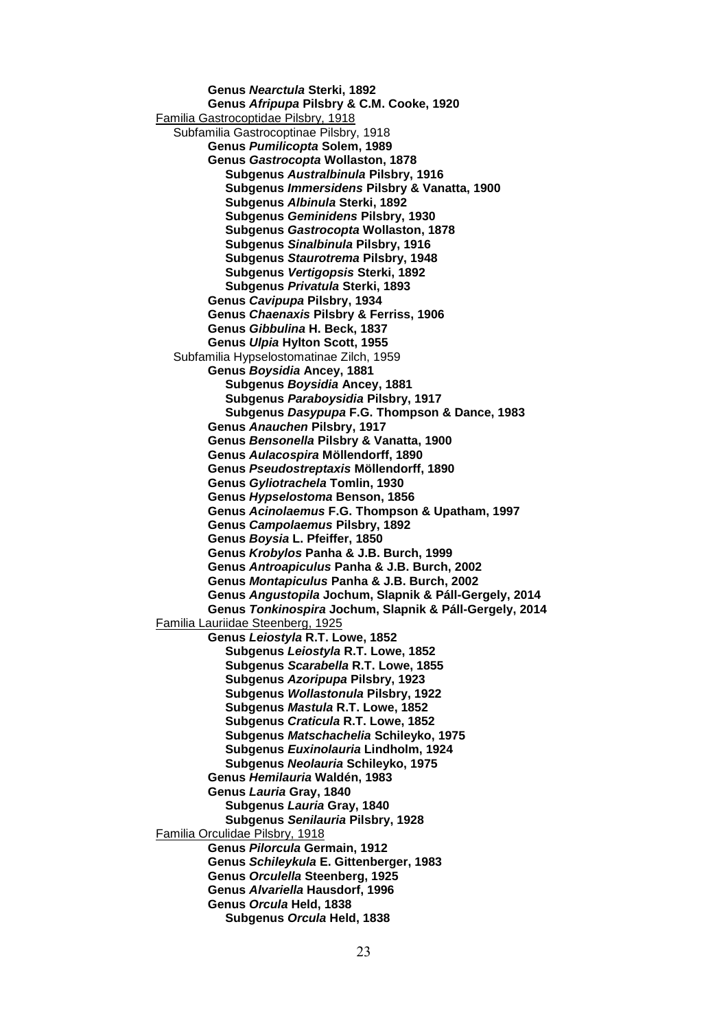**Genus *Nearctula* Sterki, 1892**
**Genus *Afripupa* Pilsbry & C.M. Cooke, 1920**

Familia Gastrocoptidae Pilsbry, 1918

Subfamilia Gastrocoptinae Pilsbry, 1918

- **Genus *Pumilicopta* Solem, 1989**
- **Genus *Gastrocopta* Wollaston, 1878**
  - **Subgenus *Australbinula* Pilsbry, 1916**
  - **Subgenus *Immersidens* Pilsbry & Vanatta, 1900**
  - **Subgenus *Albinula* Sterki, 1892**
  - **Subgenus *Geminidens* Pilsbry, 1930**
  - **Subgenus *Gastrocopta* Wollaston, 1878**
  - **Subgenus *Sinalbinula* Pilsbry, 1916**
  - **Subgenus *Staurotrema* Pilsbry, 1948**
  - **Subgenus *Vertigopsis* Sterki, 1892**
  - **Subgenus *Privatula* Sterki, 1893**
- **Genus *Cavipupa* Pilsbry, 1934**
- **Genus *Chaenaxis* Pilsbry & Ferriss, 1906**
- **Genus *Gibbulina* H. Beck, 1837**
- **Genus *Ulpia* Hylton Scott, 1955**

Subfamilia Hypselostomatinae Zilch, 1959

- **Genus *Boysidia* Ancey, 1881**
  - **Subgenus *Boysidia* Ancey, 1881**
  - **Subgenus *Paraboysidia* Pilsbry, 1917**
  - **Subgenus *Dasypupa* F.G. Thompson & Dance, 1983**
- **Genus *Anauchen* Pilsbry, 1917**
- **Genus *Bensonella* Pilsbry & Vanatta, 1900**
- **Genus *Aulacospira* Möllendorff, 1890**
- **Genus *Pseudostreptaxis* Möllendorff, 1890**
- **Genus *Gyliotrachela* Tomlin, 1930**
- **Genus *Hypselostoma* Benson, 1856**
- **Genus *Acinolaemus* F.G. Thompson & Upatham, 1997**
- **Genus *Campolaemus* Pilsbry, 1892**
- **Genus *Boysia* L. Pfeiffer, 1850**
- **Genus *Krobylos* Panha & J.B. Burch, 1999**
- **Genus *Antroapiculus* Panha & J.B. Burch, 2002**
- **Genus *Montapiculus* Panha & J.B. Burch, 2002**
- **Genus *Angustopila* Jochum, Slapnik & Páll-Gergely, 2014**
- **Genus *Tonkinospira* Jochum, Slapnik & Páll-Gergely, 2014**

Familia Lauriidae Steenberg, 1925

- **Genus *Leiostyla* R.T. Lowe, 1852**
  - **Subgenus *Leiostyla* R.T. Lowe, 1852**
  - **Subgenus *Scarabella* R.T. Lowe, 1855**
  - **Subgenus *Azoripupa* Pilsbry, 1923**
  - **Subgenus *Wollastonula* Pilsbry, 1922**
  - **Subgenus *Mastula* R.T. Lowe, 1852**
  - **Subgenus *Craticula* R.T. Lowe, 1852**
  - **Subgenus *Matschachelia* Schileyko, 1975**
  - **Subgenus *Euxinolauria* Lindholm, 1924**
  - **Subgenus *Neolauria* Schileyko, 1975**
- **Genus *Hemilauria* Waldén, 1983**
- **Genus *Lauria* Gray, 1840**
  - **Subgenus *Lauria* Gray, 1840**
  - **Subgenus *Senilauria* Pilsbry, 1928**

Familia Orculidae Pilsbry, 1918

- **Genus *Pilorcula* Germain, 1912**
- **Genus *Schileykula* E. Gittenberger, 1983**
- **Genus *Orculella* Steenberg, 1925**
- **Genus *Alvariella* Hausdorf, 1996**
- **Genus *Orcula* Held, 1838**
  - **Subgenus *Orcula* Held, 1838**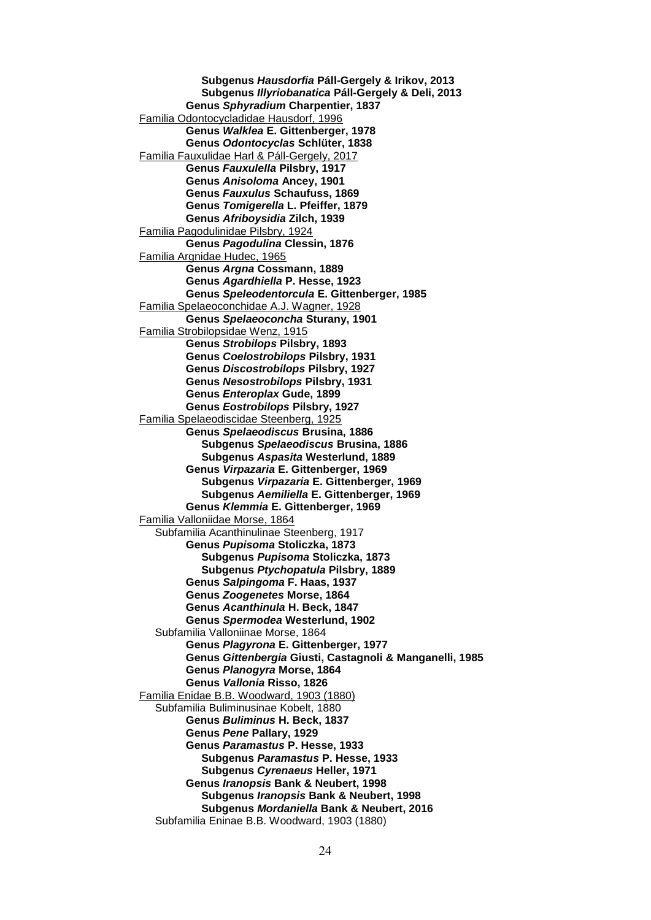**Subgenus *Hausdorfia* Páll-Gergely & Irikov, 2013**
**Subgenus *Illyriobanatica* Páll-Gergely & Deli, 2013**
**Genus *Sphyradium* Charpentier, 1837**

Familia Odontocycladidae Hausdorf, 1996

**Genus *Walklea* E. Gittenberger, 1978**
**Genus *Odontocyclas* Schlüter, 1838**

Familia Fauxulidae Harl & Páll-Gergely, 2017

**Genus *Fauxulella* Pilsbry, 1917**
**Genus *Anisoloma* Ancey, 1901**
**Genus *Fauxulus* Schaufuss, 1869**
**Genus *Tomigerella* L. Pfeiffer, 1879**
**Genus *Afriboysidia* Zilch, 1939**

Familia Pagodulinidae Pilsbry, 1924

**Genus *Pagodulina* Clessin, 1876**

Familia Argnidae Hudec, 1965

**Genus *Argna* Cossmann, 1889**
**Genus *Agardhiella* P. Hesse, 1923**
**Genus *Speleodentorcula* E. Gittenberger, 1985**

Familia Spelaeoconchidae A.J. Wagner, 1928

**Genus *Spelaeoconcha* Sturany, 1901**

Familia Strobilopsidae Wenz, 1915

**Genus *Strobilops* Pilsbry, 1893**
**Genus *Coelostrobilops* Pilsbry, 1931**
**Genus *Discostrobilops* Pilsbry, 1927**
**Genus *Nesostrobilops* Pilsbry, 1931**
**Genus *Enteroplax* Gude, 1899**
**Genus *Eostrobilops* Pilsbry, 1927**

Familia Spelaeodiscidae Steenberg, 1925

**Genus *Spelaeodiscus* Brusina, 1886**
**Subgenus *Spelaeodiscus* Brusina, 1886**
**Subgenus *Aspasita* Westerlund, 1889**
**Genus *Virpazaria* E. Gittenberger, 1969**
**Subgenus *Virpazaria* E. Gittenberger, 1969**
**Subgenus *Aemiliella* E. Gittenberger, 1969**
**Genus *Klemmia* E. Gittenberger, 1969**

Familia Valloniidae Morse, 1864

Subfamilia Acanthinulinae Steenberg, 1917

**Genus *Pupisoma* Stoliczka, 1873**
**Subgenus *Pupisoma* Stoliczka, 1873**
**Subgenus *Ptychopatula* Pilsbry, 1889**
**Genus *Salpingoma* F. Haas, 1937**
**Genus *Zoogenetes* Morse, 1864**
**Genus *Acanthinula* H. Beck, 1847**
**Genus *Spermodea* Westerlund, 1902**

Subfamilia Valloniinae Morse, 1864

**Genus *Plagyrona* E. Gittenberger, 1977**
**Genus *Gittenbergia* Giusti, Castagnoli & Manganelli, 1985**
**Genus *Planogyra* Morse, 1864**
**Genus *Vallonia* Risso, 1826**

Familia Enidae B.B. Woodward, 1903 (1880)

Subfamilia Buliminusinae Kobelt, 1880

**Genus *Buliminus* H. Beck, 1837**
**Genus *Pene* Pallary, 1929**
**Genus *Paramastus* P. Hesse, 1933**
**Subgenus *Paramastus* P. Hesse, 1933**
**Subgenus *Cyrenaeus* Heller, 1971**
**Genus *Iranopsis* Bank & Neubert, 1998**
**Subgenus *Iranopsis* Bank & Neubert, 1998**
**Subgenus *Mordaniella* Bank & Neubert, 2016**

Subfamilia Eninae B.B. Woodward, 1903 (1880)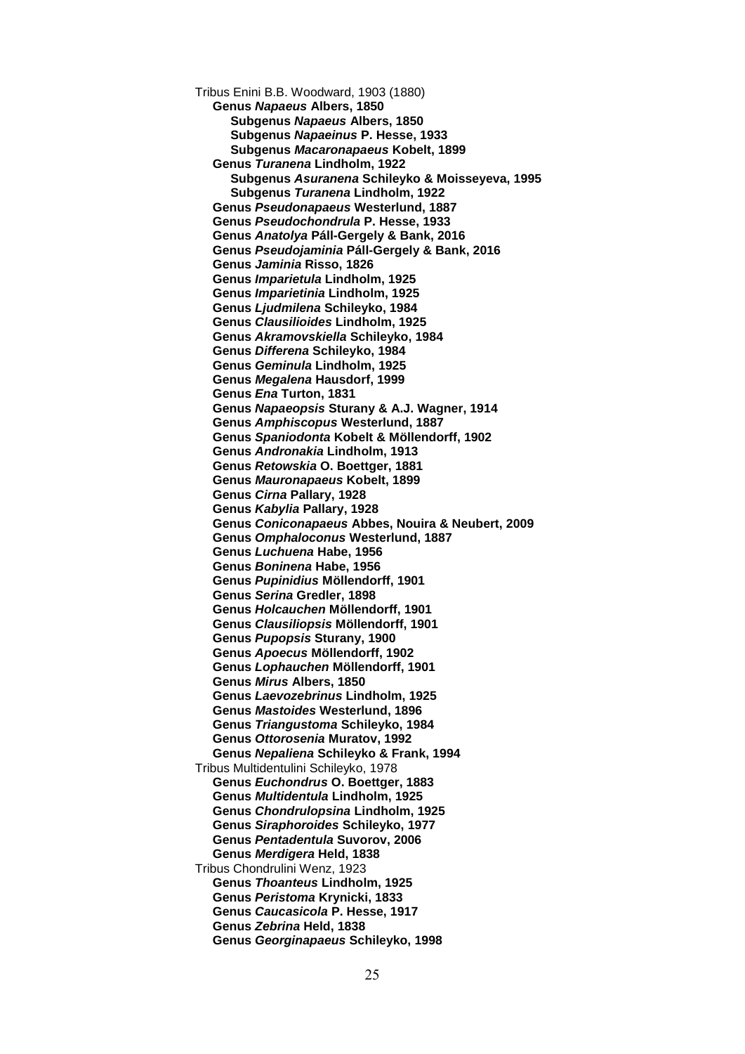Tribus Enini B.B. Woodward, 1903 (1880)

- **Genus *Napaeus* Albers, 1850**
  - **Subgenus *Napaeus* Albers, 1850**
  - **Subgenus *Napaeinus* P. Hesse, 1933**
  - **Subgenus *Macaronapaeus* Kobelt, 1899**
- **Genus *Turanena* Lindholm, 1922**
  - **Subgenus *Asuranena* Schileyko & Moisseyeva, 1995**
  - **Subgenus *Turanena* Lindholm, 1922**
- **Genus *Pseudonapaeus* Westerlund, 1887**
- **Genus *Pseudochondrula* P. Hesse, 1933**
- **Genus *Anatolya* Páll-Gergely & Bank, 2016**
- **Genus *Pseudojaminia* Páll-Gergely & Bank, 2016**
- **Genus *Jaminia* Risso, 1826**
- **Genus *Imparietula* Lindholm, 1925**
- **Genus *Imparietinia* Lindholm, 1925**
- **Genus *Ljudmilena* Schileyko, 1984**
- **Genus *Clausilioides* Lindholm, 1925**
- **Genus *Akramovskiella* Schileyko, 1984**
- **Genus *Differena* Schileyko, 1984**
- **Genus *Geminula* Lindholm, 1925**
- **Genus *Megalena* Hausdorf, 1999**
- **Genus *Ena* Turton, 1831**
- **Genus *Napaeopsis* Sturany & A.J. Wagner, 1914**
- **Genus *Amphiscopus* Westerlund, 1887**
- **Genus *Spaniodonta* Kobelt & Möllendorff, 1902**
- **Genus *Andronakia* Lindholm, 1913**
- **Genus *Retowskia* O. Boettger, 1881**
- **Genus *Mauronapaeus* Kobelt, 1899**
- **Genus *Cirna* Pallary, 1928**
- **Genus *Kabylia* Pallary, 1928**
- **Genus *Coniconapaeus* Abbes, Nouira & Neubert, 2009**
- **Genus *Omphaloconus* Westerlund, 1887**
- **Genus *Luchuena* Habe, 1956**
- **Genus *Boninena* Habe, 1956**
- **Genus *Pupinidius* Möllendorff, 1901**
- **Genus *Serina* Gredler, 1898**
- **Genus *Holcauchen* Möllendorff, 1901**
- **Genus *Clausiliopsis* Möllendorff, 1901**
- **Genus *Pupopsis* Sturany, 1900**
- **Genus *Apoecus* Möllendorff, 1902**
- **Genus *Lophauchen* Möllendorff, 1901**
- **Genus *Mirus* Albers, 1850**
- **Genus *Laevozebrinus* Lindholm, 1925**
- **Genus *Mastoides* Westerlund, 1896**
- **Genus *Triangustoma* Schileyko, 1984**
- **Genus *Ottorosenia* Muratov, 1992**
- **Genus *Nepaliena* Schileyko & Frank, 1994**

Tribus Multidentulini Schileyko, 1978

- **Genus *Euchondrus* O. Boettger, 1883**
- **Genus *Multidentula* Lindholm, 1925**
- **Genus *Chondrulopsina* Lindholm, 1925**
- **Genus *Siraphoroides* Schileyko, 1977**
- **Genus *Pentadentula* Suvorov, 2006**
- **Genus *Merdigera* Held, 1838**

Tribus Chondrulini Wenz, 1923

- **Genus *Thoanteus* Lindholm, 1925**
- **Genus *Peristoma* Krynicki, 1833**
- **Genus *Caucasicola* P. Hesse, 1917**
- **Genus *Zebrina* Held, 1838**
- **Genus *Georginapaeus* Schileyko, 1998**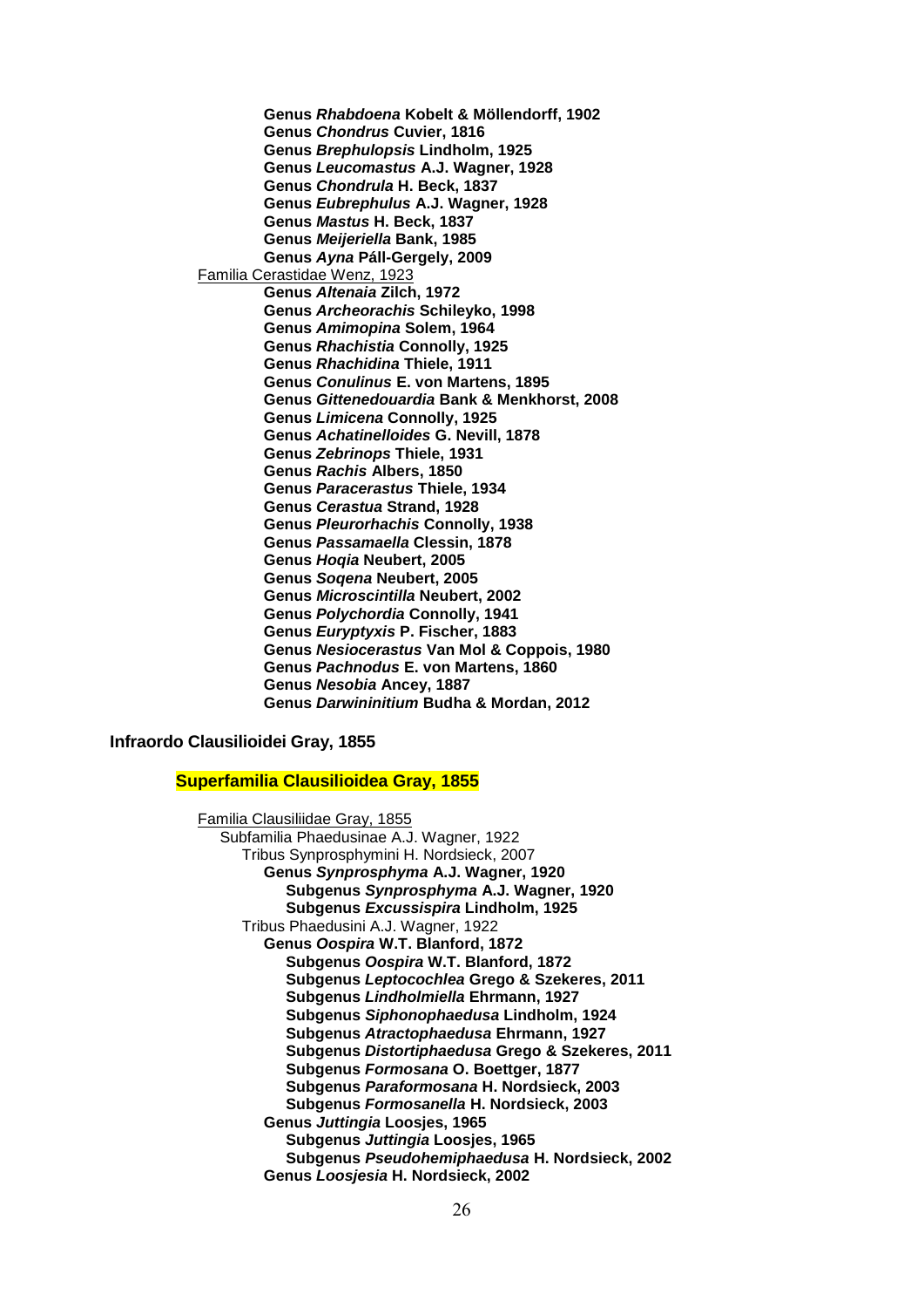**Genus *Rhabdoena* Kobelt & Möllendorff, 1902**
**Genus *Chondrus* Cuvier, 1816**
**Genus *Brephulopsis* Lindholm, 1925**
**Genus *Leucomastus* A.J. Wagner, 1928**
**Genus *Chondrula* H. Beck, 1837**
**Genus *Eubrephulus* A.J. Wagner, 1928**
**Genus *Mastus* H. Beck, 1837**
**Genus *Meijeriella* Bank, 1985**
**Genus *Ayna* Páll-Gergely, 2009**

Familia Cerastidae Wenz, 1923

**Genus *Altenaia* Zilch, 1972**
**Genus *Archeorachis* Schileyko, 1998**
**Genus *Amimopina* Solem, 1964**
**Genus *Rhachistia* Connolly, 1925**
**Genus *Rhachidina* Thiele, 1911**
**Genus *Conulinus* E. von Martens, 1895**
**Genus *Gittenedouardia* Bank & Menkhorst, 2008**
**Genus *Limicena* Connolly, 1925**
**Genus *Achatinelloides* G. Nevill, 1878**
**Genus *Zebrinops* Thiele, 1931**
**Genus *Rachis* Albers, 1850**
**Genus *Paracerastus* Thiele, 1934**
**Genus *Cerastua* Strand, 1928**
**Genus *Pleurorhachis* Connolly, 1938**
**Genus *Passamaella* Clessin, 1878**
**Genus *Hoqia* Neubert, 2005**
**Genus *Soqena* Neubert, 2005**
**Genus *Microscintilla* Neubert, 2002**
**Genus *Polychordia* Connolly, 1941**
**Genus *Euryptyxis* P. Fischer, 1883**
**Genus *Nesiocerastus* Van Mol & Coppois, 1980**
**Genus *Pachnodus* E. von Martens, 1860**
**Genus *Nesobia* Ancey, 1887**
**Genus *Darwininitium* Budha & Mordan, 2012**

**Infraordo Clausilioidei Gray, 1855**

**Superfamilia Clausilioidea Gray, 1855**

Familia Clausiliidae Gray, 1855

Subfamilia Phaedusinae A.J. Wagner, 1922

Tribus Synprosphymini H. Nordsieck, 2007

**Genus *Synprosphyma* A.J. Wagner, 1920**
**Subgenus *Synprosphyma* A.J. Wagner, 1920**
**Subgenus *Excussispira* Lindholm, 1925**

Tribus Phaedusini A.J. Wagner, 1922

**Genus *Oospira* W.T. Blanford, 1872**
**Subgenus *Oospira* W.T. Blanford, 1872**
**Subgenus *Leptocochlea* Grego & Szekeres, 2011**
**Subgenus *Lindholmiella* Ehrmann, 1927**
**Subgenus *Siphonophaedusa* Lindholm, 1924**
**Subgenus *Atractophaedusa* Ehrmann, 1927**
**Subgenus *Distortiphaedusa* Grego & Szekeres, 2011**
**Subgenus *Formosana* O. Boettger, 1877**
**Subgenus *Paraformosana* H. Nordsieck, 2003**
**Subgenus *Formosanella* H. Nordsieck, 2003**
**Genus *Juttingia* Loosjes, 1965**
**Subgenus *Juttingia* Loosjes, 1965**
**Subgenus *Pseudohemiphaedusa* H. Nordsieck, 2002**
**Genus *Loosjesia* H. Nordsieck, 2002**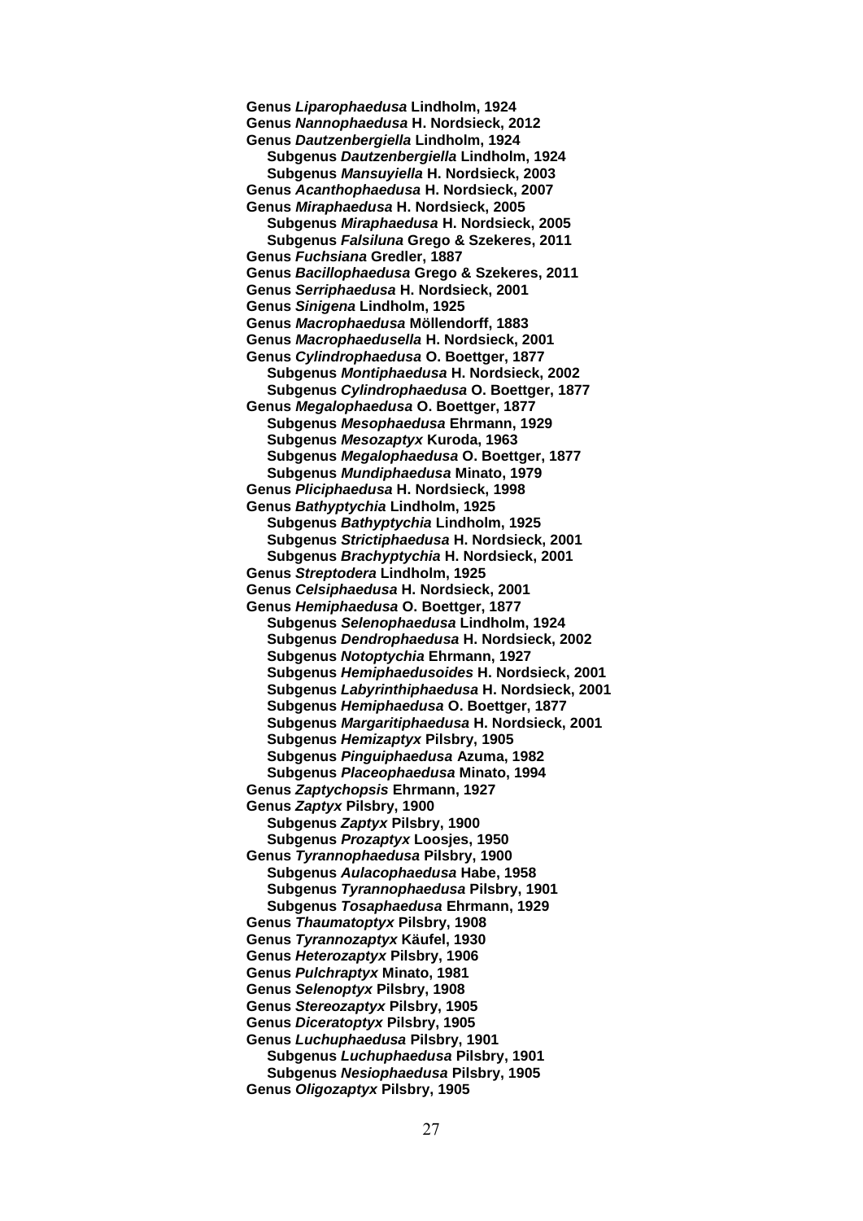**Genus *Liparophaedusa* Lindholm, 1924**
**Genus *Nannophaedusa* H. Nordsieck, 2012**
**Genus *Dautzenbergiella* Lindholm, 1924**
- **Subgenus *Dautzenbergiella* Lindholm, 1924**
- **Subgenus *Mansuyiella* H. Nordsieck, 2003**

**Genus *Acanthophaedusa* H. Nordsieck, 2007**
**Genus *Miraphaedusa* H. Nordsieck, 2005**
- **Subgenus *Miraphaedusa* H. Nordsieck, 2005**
- **Subgenus *Falsiluna* Grego & Szekeres, 2011**

**Genus *Fuchsiana* Gredler, 1887**
**Genus *Bacillophaedusa* Grego & Szekeres, 2011**
**Genus *Serriphaedusa* H. Nordsieck, 2001**
**Genus *Sinigena* Lindholm, 1925**
**Genus *Macrophaedusa* Möllendorff, 1883**
**Genus *Macrophaedusella* H. Nordsieck, 2001**
**Genus *Cylindrophaedusa* O. Boettger, 1877**
- **Subgenus *Montiphaedusa* H. Nordsieck, 2002**
- **Subgenus *Cylindrophaedusa* O. Boettger, 1877**

**Genus *Megalophaedusa* O. Boettger, 1877**
- **Subgenus *Mesophaedusa* Ehrmann, 1929**
- **Subgenus *Mesozaptyx* Kuroda, 1963**
- **Subgenus *Megalophaedusa* O. Boettger, 1877**
- **Subgenus *Mundiphaedusa* Minato, 1979**

**Genus *Pliciphaedusa* H. Nordsieck, 1998**
**Genus *Bathyptychia* Lindholm, 1925**
- **Subgenus *Bathyptychia* Lindholm, 1925**
- **Subgenus *Strictiphaedusa* H. Nordsieck, 2001**
- **Subgenus *Brachyptychia* H. Nordsieck, 2001**

**Genus *Streptodera* Lindholm, 1925**
**Genus *Celsiphaedusa* H. Nordsieck, 2001**
**Genus *Hemiphaedusa* O. Boettger, 1877**
- **Subgenus *Selenophaedusa* Lindholm, 1924**
- **Subgenus *Dendrophaedusa* H. Nordsieck, 2002**
- **Subgenus *Notoptychia* Ehrmann, 1927**
- **Subgenus *Hemiphaedusoides* H. Nordsieck, 2001**
- **Subgenus *Labyrinthiphaedusa* H. Nordsieck, 2001**
- **Subgenus *Hemiphaedusa* O. Boettger, 1877**
- **Subgenus *Margaritiphaedusa* H. Nordsieck, 2001**
- **Subgenus *Hemizaptyx* Pilsbry, 1905**
- **Subgenus *Pinguiphaedusa* Azuma, 1982**
- **Subgenus *Placeophaedusa* Minato, 1994**

**Genus *Zaptychopsis* Ehrmann, 1927**
**Genus *Zaptyx* Pilsbry, 1900**
- **Subgenus *Zaptyx* Pilsbry, 1900**
- **Subgenus *Prozaptyx* Loosjes, 1950**

**Genus *Tyrannophaedusa* Pilsbry, 1900**
- **Subgenus *Aulacophaedusa* Habe, 1958**
- **Subgenus *Tyrannophaedusa* Pilsbry, 1901**
- **Subgenus *Tosaphaedusa* Ehrmann, 1929**

**Genus *Thaumatoptyx* Pilsbry, 1908**
**Genus *Tyrannozaptyx* Käufel, 1930**
**Genus *Heterozaptyx* Pilsbry, 1906**
**Genus *Pulchraptyx* Minato, 1981**
**Genus *Selenoptyx* Pilsbry, 1908**
**Genus *Stereozaptyx* Pilsbry, 1905**
**Genus *Diceratoptyx* Pilsbry, 1905**
**Genus *Luchuphaedusa* Pilsbry, 1901**
- **Subgenus *Luchuphaedusa* Pilsbry, 1901**
- **Subgenus *Nesiophaedusa* Pilsbry, 1905**

**Genus *Oligozaptyx* Pilsbry, 1905**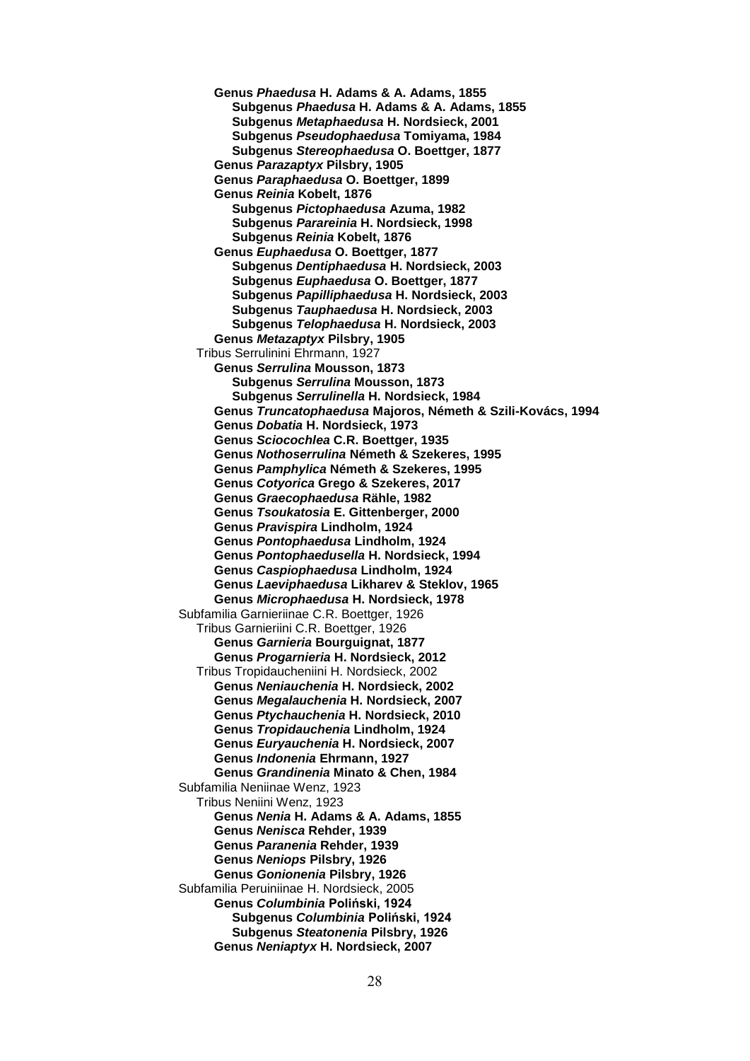**Genus *Phaedusa* H. Adams & A. Adams, 1855**
- **Subgenus *Phaedusa* H. Adams & A. Adams, 1855**
- **Subgenus *Metaphaedusa* H. Nordsieck, 2001**
- **Subgenus *Pseudophaedusa* Tomiyama, 1984**
- **Subgenus *Stereophaedusa* O. Boettger, 1877**

**Genus *Parazaptyx* Pilsbry, 1905**

**Genus *Paraphaedusa* O. Boettger, 1899**

**Genus *Reinia* Kobelt, 1876**
- **Subgenus *Pictophaedusa* Azuma, 1982**
- **Subgenus *Parareinia* H. Nordsieck, 1998**
- **Subgenus *Reinia* Kobelt, 1876**

**Genus *Euphaedusa* O. Boettger, 1877**
- **Subgenus *Dentiphaedusa* H. Nordsieck, 2003**
- **Subgenus *Euphaedusa* O. Boettger, 1877**
- **Subgenus *Papilliphaedusa* H. Nordsieck, 2003**
- **Subgenus *Tauphaedusa* H. Nordsieck, 2003**
- **Subgenus *Telophaedusa* H. Nordsieck, 2003**

**Genus *Metazaptyx* Pilsbry, 1905**

Tribus Serrulinini Ehrmann, 1927

**Genus *Serrulina* Mousson, 1873**
- **Subgenus *Serrulina* Mousson, 1873**
- **Subgenus *Serrulinella* H. Nordsieck, 1984**

**Genus *Truncatophaedusa* Majoros, Németh & Szili-Kovács, 1994**

**Genus *Dobatia* H. Nordsieck, 1973**

**Genus *Sciocochlea* C.R. Boettger, 1935**

**Genus *Nothoserrulina* Németh & Szekeres, 1995**

**Genus *Pamphylica* Németh & Szekeres, 1995**

**Genus *Cotyorica* Grego & Szekeres, 2017**

**Genus *Graecophaedusa* Rähle, 1982**

**Genus *Tsoukatosia* E. Gittenberger, 2000**

**Genus *Pravispira* Lindholm, 1924**

**Genus *Pontophaedusa* Lindholm, 1924**

**Genus *Pontophaedusella* H. Nordsieck, 1994**

**Genus *Caspiophaedusa* Lindholm, 1924**

**Genus *Laeviphaedusa* Likharev & Steklov, 1965**

**Genus *Microphaedusa* H. Nordsieck, 1978**

Subfamilia Garnieriinae C.R. Boettger, 1926

Tribus Garnieriini C.R. Boettger, 1926

**Genus *Garnieria* Bourguignat, 1877**

**Genus *Progarnieria* H. Nordsieck, 2012**

Tribus Tropidaucheniini H. Nordsieck, 2002

**Genus *Neniauchenia* H. Nordsieck, 2002**

**Genus *Megalauchenia* H. Nordsieck, 2007**

**Genus *Ptychauchenia* H. Nordsieck, 2010**

**Genus *Tropidauchenia* Lindholm, 1924**

**Genus *Euryauchenia* H. Nordsieck, 2007**

**Genus *Indonenia* Ehrmann, 1927**

**Genus *Grandinenia* Minato & Chen, 1984**

Subfamilia Neniinae Wenz, 1923

Tribus Neniini Wenz, 1923

**Genus *Nenia* H. Adams & A. Adams, 1855**

**Genus *Nenisca* Rehder, 1939**

**Genus *Paranenia* Rehder, 1939**

**Genus *Neniops* Pilsbry, 1926**

**Genus *Gonionenia* Pilsbry, 1926**

Subfamilia Peruiniinae H. Nordsieck, 2005

**Genus *Columbinia* Poliński, 1924**
- **Subgenus *Columbinia* Poliński, 1924**
- **Subgenus *Steatonenia* Pilsbry, 1926**

**Genus *Neniaptyx* H. Nordsieck, 2007**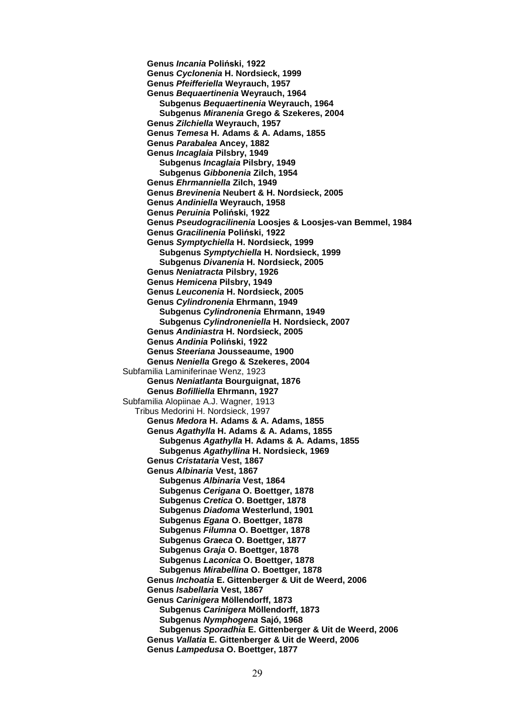**Genus *Incania* Poliński, 1922**
**Genus *Cyclonenia* H. Nordsieck, 1999**
**Genus *Pfeifferiella* Weyrauch, 1957**
**Genus *Bequaertinenia* Weyrauch, 1964**
  **Subgenus *Bequaertinenia* Weyrauch, 1964**
  **Subgenus *Miranenia* Grego & Szekeres, 2004**
**Genus *Zilchiella* Weyrauch, 1957**
**Genus *Temesa* H. Adams & A. Adams, 1855**
**Genus *Parabalea* Ancey, 1882**
**Genus *Incaglaia* Pilsbry, 1949**
  **Subgenus *Incaglaia* Pilsbry, 1949**
  **Subgenus *Gibbonenia* Zilch, 1954**
**Genus *Ehrmanniella* Zilch, 1949**
**Genus *Brevinenia* Neubert & H. Nordsieck, 2005**
**Genus *Andiniella* Weyrauch, 1958**
**Genus *Peruinia* Poliński, 1922**
**Genus *Pseudogracilinenia* Loosjes & Loosjes-van Bemmel, 1984**
**Genus *Gracilinenia* Poliński, 1922**
**Genus *Symptychiella* H. Nordsieck, 1999**
  **Subgenus *Symptychiella* H. Nordsieck, 1999**
  **Subgenus *Divanenia* H. Nordsieck, 2005**
**Genus *Neniatracta* Pilsbry, 1926**
**Genus *Hemicena* Pilsbry, 1949**
**Genus *Leuconenia* H. Nordsieck, 2005**
**Genus *Cylindronenia* Ehrmann, 1949**
  **Subgenus *Cylindronenia* Ehrmann, 1949**
  **Subgenus *Cylindroneniella* H. Nordsieck, 2007**
**Genus *Andiniastra* H. Nordsieck, 2005**
**Genus *Andinia* Poliński, 1922**
**Genus *Steeriana* Jousseaume, 1900**
**Genus *Neniella* Grego & Szekeres, 2004**

Subfamilia Laminiferinae Wenz, 1923
**Genus *Neniatlanta* Bourguignat, 1876**
**Genus *Bofilliella* Ehrmann, 1927**

Subfamilia Alopiinae A.J. Wagner, 1913
Tribus Medorini H. Nordsieck, 1997
**Genus *Medora* H. Adams & A. Adams, 1855**
**Genus *Agathylla* H. Adams & A. Adams, 1855**
  **Subgenus *Agathylla* H. Adams & A. Adams, 1855**
  **Subgenus *Agathyllina* H. Nordsieck, 1969**
**Genus *Cristataria* Vest, 1867**
**Genus *Albinaria* Vest, 1867**
  **Subgenus *Albinaria* Vest, 1864**
  **Subgenus *Cerigana* O. Boettger, 1878**
  **Subgenus *Cretica* O. Boettger, 1878**
  **Subgenus *Diadoma* Westerlund, 1901**
  **Subgenus *Egana* O. Boettger, 1878**
  **Subgenus *Filumna* O. Boettger, 1878**
  **Subgenus *Graeca* O. Boettger, 1877**
  **Subgenus *Graja* O. Boettger, 1878**
  **Subgenus *Laconica* O. Boettger, 1878**
  **Subgenus *Mirabellina* O. Boettger, 1878**
**Genus *Inchoatia* E. Gittenberger & Uit de Weerd, 2006**
**Genus *Isabellaria* Vest, 1867**
**Genus *Carinigera* Möllendorff, 1873**
  **Subgenus *Carinigera* Möllendorff, 1873**
  **Subgenus *Nymphogena* Sajó, 1968**
  **Subgenus *Sporadhia* E. Gittenberger & Uit de Weerd, 2006**
**Genus *Vallatia* E. Gittenberger & Uit de Weerd, 2006**
**Genus *Lampedusa* O. Boettger, 1877**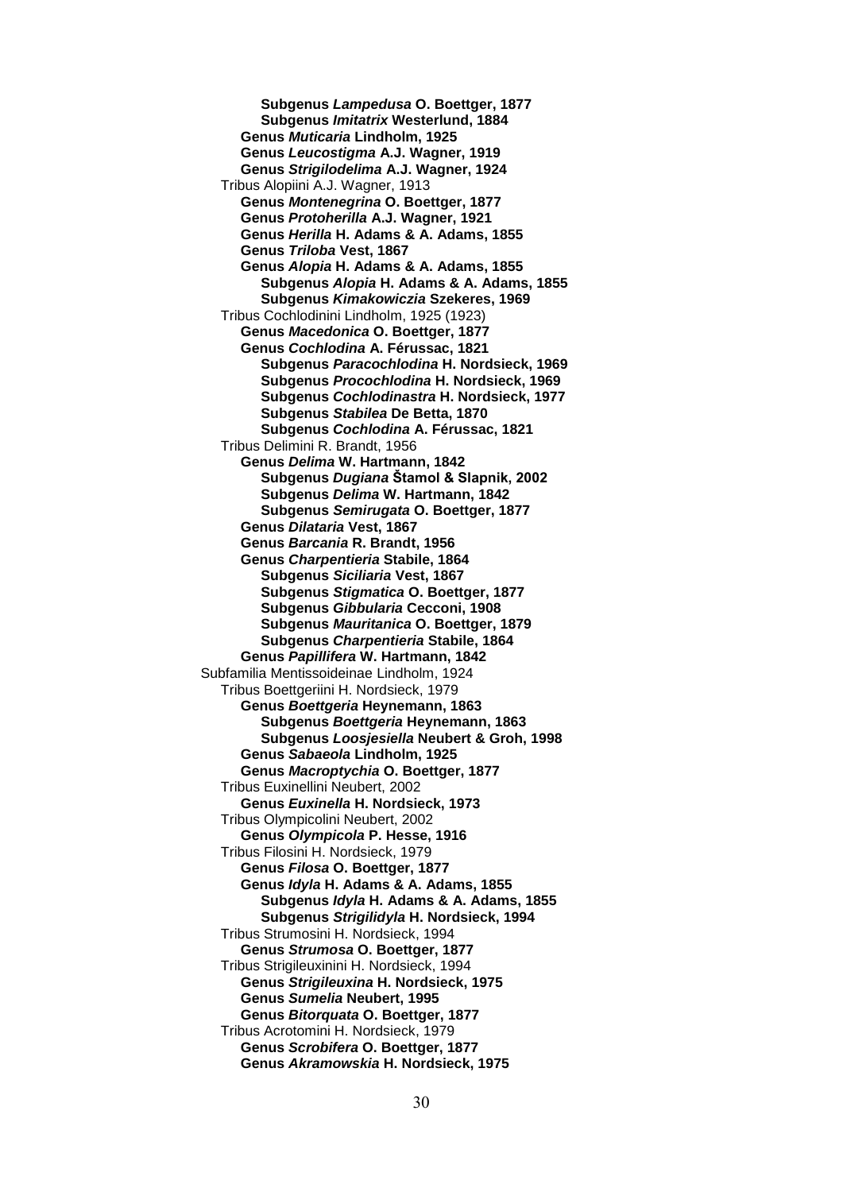**Subgenus *Lampedusa* O. Boettger, 1877**
**Subgenus *Imitatrix* Westerlund, 1884**
**Genus *Muticaria* Lindholm, 1925**
**Genus *Leucostigma* A.J. Wagner, 1919**
**Genus *Strigilodelima* A.J. Wagner, 1924**
Tribus Alopiini A.J. Wagner, 1913
**Genus *Montenegrina* O. Boettger, 1877**
**Genus *Protoherilla* A.J. Wagner, 1921**
**Genus *Herilla* H. Adams & A. Adams, 1855**
**Genus *Triloba* Vest, 1867**
**Genus *Alopia* H. Adams & A. Adams, 1855**
**Subgenus *Alopia* H. Adams & A. Adams, 1855**
**Subgenus *Kimakowiczia* Szekeres, 1969**
Tribus Cochlodinini Lindholm, 1925 (1923)
**Genus *Macedonica* O. Boettger, 1877**
**Genus *Cochlodina* A. Férussac, 1821**
**Subgenus *Paracochlodina* H. Nordsieck, 1969**
**Subgenus *Procochlodina* H. Nordsieck, 1969**
**Subgenus *Cochlodinastra* H. Nordsieck, 1977**
**Subgenus *Stabilea* De Betta, 1870**
**Subgenus *Cochlodina* A. Férussac, 1821**
Tribus Delimini R. Brandt, 1956
**Genus *Delima* W. Hartmann, 1842**
**Subgenus *Dugiana* Štamol & Slapnik, 2002**
**Subgenus *Delima* W. Hartmann, 1842**
**Subgenus *Semirugata* O. Boettger, 1877**
**Genus *Dilataria* Vest, 1867**
**Genus *Barcania* R. Brandt, 1956**
**Genus *Charpentieria* Stabile, 1864**
**Subgenus *Siciliaria* Vest, 1867**
**Subgenus *Stigmatica* O. Boettger, 1877**
**Subgenus *Gibbularia* Cecconi, 1908**
**Subgenus *Mauritanica* O. Boettger, 1879**
**Subgenus *Charpentieria* Stabile, 1864**
**Genus *Papillifera* W. Hartmann, 1842**
Subfamilia Mentissoideinae Lindholm, 1924
Tribus Boettgeriini H. Nordsieck, 1979
**Genus *Boettgeria* Heynemann, 1863**
**Subgenus *Boettgeria* Heynemann, 1863**
**Subgenus *Loosjesiella* Neubert & Groh, 1998**
**Genus *Sabaeola* Lindholm, 1925**
**Genus *Macroptychia* O. Boettger, 1877**
Tribus Euxinellini Neubert, 2002
**Genus *Euxinella* H. Nordsieck, 1973**
Tribus Olympicolini Neubert, 2002
**Genus *Olympicola* P. Hesse, 1916**
Tribus Filosini H. Nordsieck, 1979
**Genus *Filosa* O. Boettger, 1877**
**Genus *Idyla* H. Adams & A. Adams, 1855**
**Subgenus *Idyla* H. Adams & A. Adams, 1855**
**Subgenus *Strigilidyla* H. Nordsieck, 1994**
Tribus Strumosini H. Nordsieck, 1994
**Genus *Strumosa* O. Boettger, 1877**
Tribus Strigileuxinini H. Nordsieck, 1994
**Genus *Strigileuxina* H. Nordsieck, 1975**
**Genus *Sumelia* Neubert, 1995**
**Genus *Bitorquata* O. Boettger, 1877**
Tribus Acrotomini H. Nordsieck, 1979
**Genus *Scrobifera* O. Boettger, 1877**
**Genus *Akramowskia* H. Nordsieck, 1975**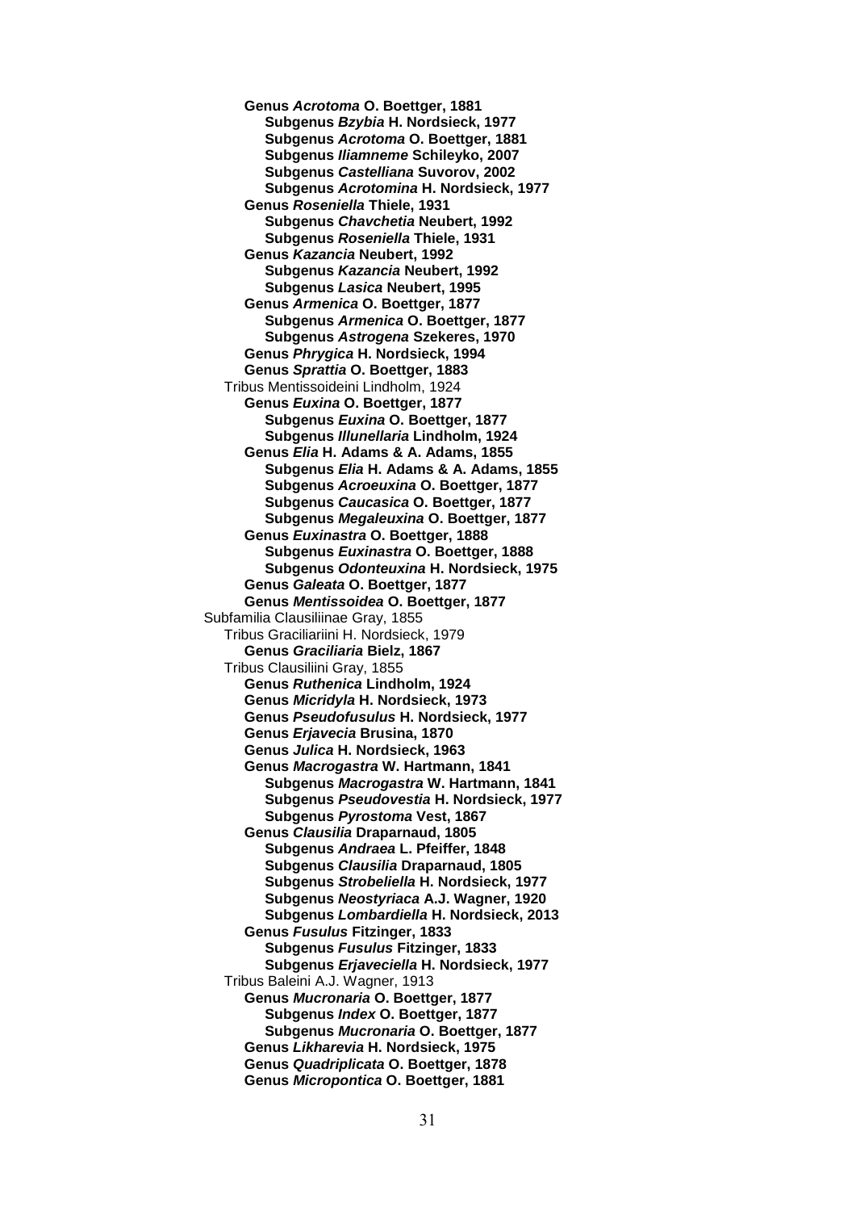**Genus *Acrotoma* O. Boettger, 1881**
- **Subgenus *Bzybia* H. Nordsieck, 1977**
- **Subgenus *Acrotoma* O. Boettger, 1881**
- **Subgenus *Iliamneme* Schileyko, 2007**
- **Subgenus *Castelliana* Suvorov, 2002**
- **Subgenus *Acrotomina* H. Nordsieck, 1977**

**Genus *Roseniella* Thiele, 1931**
- **Subgenus *Chavchetia* Neubert, 1992**
- **Subgenus *Roseniella* Thiele, 1931**

**Genus *Kazancia* Neubert, 1992**
- **Subgenus *Kazancia* Neubert, 1992**
- **Subgenus *Lasica* Neubert, 1995**

**Genus *Armenica* O. Boettger, 1877**
- **Subgenus *Armenica* O. Boettger, 1877**
- **Subgenus *Astrogena* Szekeres, 1970**

**Genus *Phrygica* H. Nordsieck, 1994**

**Genus *Sprattia* O. Boettger, 1883**

Tribus Mentissoideini Lindholm, 1924

**Genus *Euxina* O. Boettger, 1877**
- **Subgenus *Euxina* O. Boettger, 1877**
- **Subgenus *Illunellaria* Lindholm, 1924**

**Genus *Elia* H. Adams & A. Adams, 1855**
- **Subgenus *Elia* H. Adams & A. Adams, 1855**
- **Subgenus *Acroeuxina* O. Boettger, 1877**
- **Subgenus *Caucasica* O. Boettger, 1877**
- **Subgenus *Megaleuxina* O. Boettger, 1877**

**Genus *Euxinastra* O. Boettger, 1888**
- **Subgenus *Euxinastra* O. Boettger, 1888**
- **Subgenus *Odonteuxina* H. Nordsieck, 1975**

**Genus *Galeata* O. Boettger, 1877**

**Genus *Mentissoidea* O. Boettger, 1877**

Subfamilia Clausiliinae Gray, 1855

Tribus Graciliariini H. Nordsieck, 1979

**Genus *Graciliaria* Bielz, 1867**

Tribus Clausiliini Gray, 1855

**Genus *Ruthenica* Lindholm, 1924**

**Genus *Micridyla* H. Nordsieck, 1973**

**Genus *Pseudofusulus* H. Nordsieck, 1977**

**Genus *Erjavecia* Brusina, 1870**

**Genus *Julica* H. Nordsieck, 1963**

**Genus *Macrogastra* W. Hartmann, 1841**
- **Subgenus *Macrogastra* W. Hartmann, 1841**
- **Subgenus *Pseudovestia* H. Nordsieck, 1977**
- **Subgenus *Pyrostoma* Vest, 1867**

**Genus *Clausilia* Draparnaud, 1805**
- **Subgenus *Andraea* L. Pfeiffer, 1848**
- **Subgenus *Clausilia* Draparnaud, 1805**
- **Subgenus *Strobeliella* H. Nordsieck, 1977**
- **Subgenus *Neostyriaca* A.J. Wagner, 1920**
- **Subgenus *Lombardiella* H. Nordsieck, 2013**

**Genus *Fusulus* Fitzinger, 1833**
- **Subgenus *Fusulus* Fitzinger, 1833**
- **Subgenus *Erjaveciella* H. Nordsieck, 1977**

Tribus Baleini A.J. Wagner, 1913

**Genus *Mucronaria* O. Boettger, 1877**
- **Subgenus *Index* O. Boettger, 1877**
- **Subgenus *Mucronaria* O. Boettger, 1877**

**Genus *Likharevia* H. Nordsieck, 1975**

**Genus *Quadriplicata* O. Boettger, 1878**

**Genus *Micropontica* O. Boettger, 1881**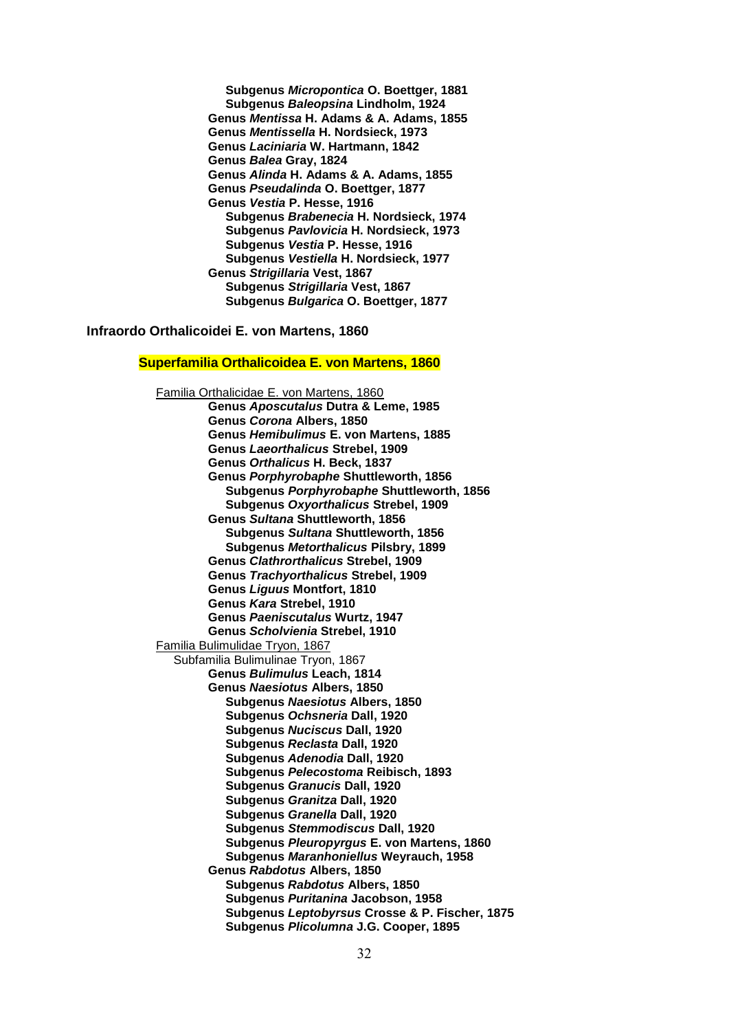**Subgenus *Micropontica* O. Boettger, 1881**
**Subgenus *Baleopsina* Lindholm, 1924**
**Genus *Mentissa* H. Adams & A. Adams, 1855**
**Genus *Mentissella* H. Nordsieck, 1973**
**Genus *Laciniaria* W. Hartmann, 1842**
**Genus *Balea* Gray, 1824**
**Genus *Alinda* H. Adams & A. Adams, 1855**
**Genus *Pseudalinda* O. Boettger, 1877**
**Genus *Vestia* P. Hesse, 1916**
**Subgenus *Brabenecia* H. Nordsieck, 1974**
**Subgenus *Pavlovicia* H. Nordsieck, 1973**
**Subgenus *Vestia* P. Hesse, 1916**
**Subgenus *Vestiella* H. Nordsieck, 1977**
**Genus *Strigillaria* Vest, 1867**
**Subgenus *Strigillaria* Vest, 1867**
**Subgenus *Bulgarica* O. Boettger, 1877**

**Infraordo Orthalicoidei E. von Martens, 1860**

**Superfamilia Orthalicoidea E. von Martens, 1860**

Familia Orthalicidae E. von Martens, 1860
**Genus *Aposcutalus* Dutra & Leme, 1985**
**Genus *Corona* Albers, 1850**
**Genus *Hemibulimus* E. von Martens, 1885**
**Genus *Laeorthalicus* Strebel, 1909**
**Genus *Orthalicus* H. Beck, 1837**
**Genus *Porphyrobaphe* Shuttleworth, 1856**
**Subgenus *Porphyrobaphe* Shuttleworth, 1856**
**Subgenus *Oxyorthalicus* Strebel, 1909**
**Genus *Sultana* Shuttleworth, 1856**
**Subgenus *Sultana* Shuttleworth, 1856**
**Subgenus *Metorthalicus* Pilsbry, 1899**
**Genus *Clathrorthalicus* Strebel, 1909**
**Genus *Trachyorthalicus* Strebel, 1909**
**Genus *Liguus* Montfort, 1810**
**Genus *Kara* Strebel, 1910**
**Genus *Paeniscutalus* Wurtz, 1947**
**Genus *Scholvienia* Strebel, 1910**
Familia Bulimulidae Tryon, 1867
Subfamilia Bulimulinae Tryon, 1867
**Genus *Bulimulus* Leach, 1814**
**Genus *Naesiotus* Albers, 1850**
**Subgenus *Naesiotus* Albers, 1850**
**Subgenus *Ochsneria* Dall, 1920**
**Subgenus *Nuciscus* Dall, 1920**
**Subgenus *Reclasta* Dall, 1920**
**Subgenus *Adenodia* Dall, 1920**
**Subgenus *Pelecostoma* Reibisch, 1893**
**Subgenus *Granucis* Dall, 1920**
**Subgenus *Granitza* Dall, 1920**
**Subgenus *Granella* Dall, 1920**
**Subgenus *Stemmodiscus* Dall, 1920**
**Subgenus *Pleuropyrgus* E. von Martens, 1860**
**Subgenus *Maranhoniellus* Weyrauch, 1958**
**Genus *Rabdotus* Albers, 1850**
**Subgenus *Rabdotus* Albers, 1850**
**Subgenus *Puritanina* Jacobson, 1958**
**Subgenus *Leptobyrsus* Crosse & P. Fischer, 1875**
**Subgenus *Plicolumna* J.G. Cooper, 1895**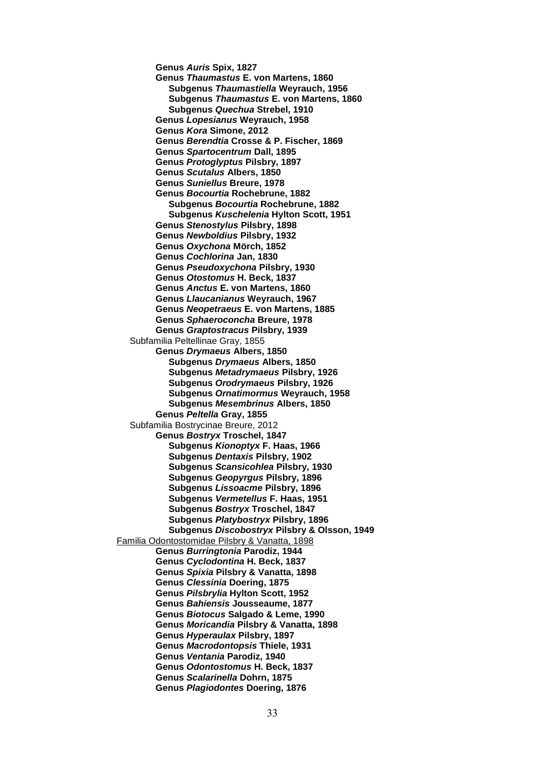**Genus *Auris* Spix, 1827**
**Genus *Thaumastus* E. von Martens, 1860**
  **Subgenus *Thaumastiella* Weyrauch, 1956**
  **Subgenus *Thaumastus* E. von Martens, 1860**
  **Subgenus *Quechua* Strebel, 1910**
**Genus *Lopesianus* Weyrauch, 1958**
**Genus *Kora* Simone, 2012**
**Genus *Berendtia* Crosse & P. Fischer, 1869**
**Genus *Spartocentrum* Dall, 1895**
**Genus *Protoglyptus* Pilsbry, 1897**
**Genus *Scutalus* Albers, 1850**
**Genus *Suniellus* Breure, 1978**
**Genus *Bocourtia* Rochebrune, 1882**
  **Subgenus *Bocourtia* Rochebrune, 1882**
  **Subgenus *Kuschelenia* Hylton Scott, 1951**
**Genus *Stenostylus* Pilsbry, 1898**
**Genus *Newboldius* Pilsbry, 1932**
**Genus *Oxychona* Mörch, 1852**
**Genus *Cochlorina* Jan, 1830**
**Genus *Pseudoxychona* Pilsbry, 1930**
**Genus *Otostomus* H. Beck, 1837**
**Genus *Anctus* E. von Martens, 1860**
**Genus *Llaucanianus* Weyrauch, 1967**
**Genus *Neopetraeus* E. von Martens, 1885**
**Genus *Sphaeroconcha* Breure, 1978**
**Genus *Graptostracus* Pilsbry, 1939**

Subfamilia Peltellinae Gray, 1855

**Genus *Drymaeus* Albers, 1850**
  **Subgenus *Drymaeus* Albers, 1850**
  **Subgenus *Metadrymaeus* Pilsbry, 1926**
  **Subgenus *Orodrymaeus* Pilsbry, 1926**
  **Subgenus *Ornatimormus* Weyrauch, 1958**
  **Subgenus *Mesembrinus* Albers, 1850**
**Genus *Peltella* Gray, 1855**

Subfamilia Bostrycinae Breure, 2012

**Genus *Bostryx* Troschel, 1847**
  **Subgenus *Kionoptyx* F. Haas, 1966**
  **Subgenus *Dentaxis* Pilsbry, 1902**
  **Subgenus *Scansicohlea* Pilsbry, 1930**
  **Subgenus *Geopyrgus* Pilsbry, 1896**
  **Subgenus *Lissoacme* Pilsbry, 1896**
  **Subgenus *Vermetellus* F. Haas, 1951**
  **Subgenus *Bostryx* Troschel, 1847**
  **Subgenus *Platybostryx* Pilsbry, 1896**
  **Subgenus *Discobostryx* Pilsbry & Olsson, 1949**

Familia Odontostomidae Pilsbry & Vanatta, 1898

**Genus *Burringtonia* Parodiz, 1944**
**Genus *Cyclodontina* H. Beck, 1837**
**Genus *Spixia* Pilsbry & Vanatta, 1898**
**Genus *Clessinia* Doering, 1875**
**Genus *Pilsbrylia* Hylton Scott, 1952**
**Genus *Bahiensis* Jousseaume, 1877**
**Genus *Biotocus* Salgado & Leme, 1990**
**Genus *Moricandia* Pilsbry & Vanatta, 1898**
**Genus *Hyperaulax* Pilsbry, 1897**
**Genus *Macrodontopsis* Thiele, 1931**
**Genus *Ventania* Parodiz, 1940**
**Genus *Odontostomus* H. Beck, 1837**
**Genus *Scalarinella* Dohrn, 1875**
**Genus *Plagiodontes* Doering, 1876**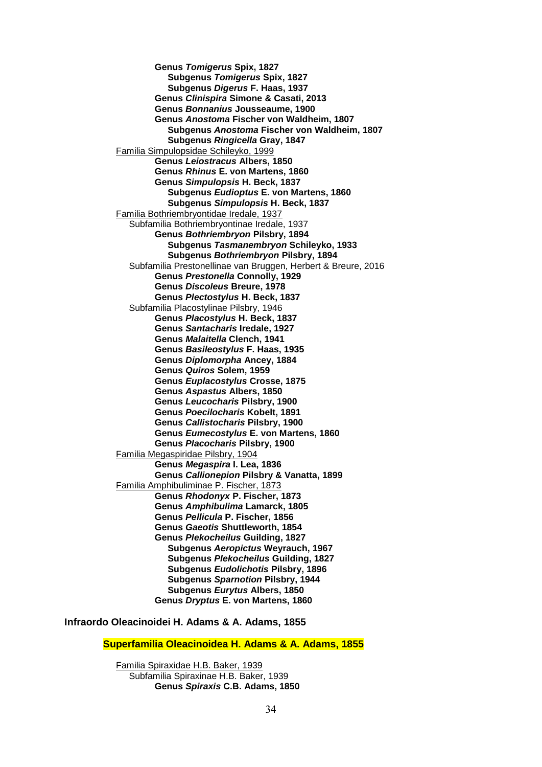**Genus *Tomigerus* Spix, 1827**
**Subgenus *Tomigerus* Spix, 1827**
**Subgenus *Digerus* F. Haas, 1937**
**Genus *Clinispira* Simone & Casati, 2013**
**Genus *Bonnanius* Jousseaume, 1900**
**Genus *Anostoma* Fischer von Waldheim, 1807**
**Subgenus *Anostoma* Fischer von Waldheim, 1807**
**Subgenus *Ringicella* Gray, 1847**

Familia Simpulopsidae Schileyko, 1999
**Genus *Leiostracus* Albers, 1850**
**Genus *Rhinus* E. von Martens, 1860**
**Genus *Simpulopsis* H. Beck, 1837**
**Subgenus *Eudioptus* E. von Martens, 1860**
**Subgenus *Simpulopsis* H. Beck, 1837**

Familia Bothriembryontidae Iredale, 1937
Subfamilia Bothriembryontinae Iredale, 1937
**Genus *Bothriembryon* Pilsbry, 1894**
**Subgenus *Tasmanembryon* Schileyko, 1933**
**Subgenus *Bothriembryon* Pilsbry, 1894**
Subfamilia Prestonellinae van Bruggen, Herbert & Breure, 2016
**Genus *Prestonella* Connolly, 1929**
**Genus *Discoleus* Breure, 1978**
**Genus *Plectostylus* H. Beck, 1837**
Subfamilia Placostylinae Pilsbry, 1946
**Genus *Placostylus* H. Beck, 1837**
**Genus *Santacharis* Iredale, 1927**
**Genus *Malaitella* Clench, 1941**
**Genus *Basileostylus* F. Haas, 1935**
**Genus *Diplomorpha* Ancey, 1884**
**Genus *Quiros* Solem, 1959**
**Genus *Euplacostylus* Crosse, 1875**
**Genus *Aspastus* Albers, 1850**
**Genus *Leucocharis* Pilsbry, 1900**
**Genus *Poecilocharis* Kobelt, 1891**
**Genus *Callistocharis* Pilsbry, 1900**
**Genus *Eumecostylus* E. von Martens, 1860**
**Genus *Placocharis* Pilsbry, 1900**

Familia Megaspiridae Pilsbry, 1904
**Genus *Megaspira* I. Lea, 1836**
**Genus *Callionepion* Pilsbry & Vanatta, 1899**

Familia Amphibuliminae P. Fischer, 1873
**Genus *Rhodonyx* P. Fischer, 1873**
**Genus *Amphibulima* Lamarck, 1805**
**Genus *Pellicula* P. Fischer, 1856**
**Genus *Gaeotis* Shuttleworth, 1854**
**Genus *Plekocheilus* Guilding, 1827**
**Subgenus *Aeropictus* Weyrauch, 1967**
**Subgenus *Plekocheilus* Guilding, 1827**
**Subgenus *Eudolichotis* Pilsbry, 1896**
**Subgenus *Sparnotion* Pilsbry, 1944**
**Subgenus *Eurytus* Albers, 1850**
**Genus *Dryptus* E. von Martens, 1860**

**Infraordo Oleacinoidei H. Adams & A. Adams, 1855**

**Superfamilia Oleacinoidea H. Adams & A. Adams, 1855**

Familia Spiraxidae H.B. Baker, 1939
Subfamilia Spiraxinae H.B. Baker, 1939
**Genus *Spiraxis* C.B. Adams, 1850**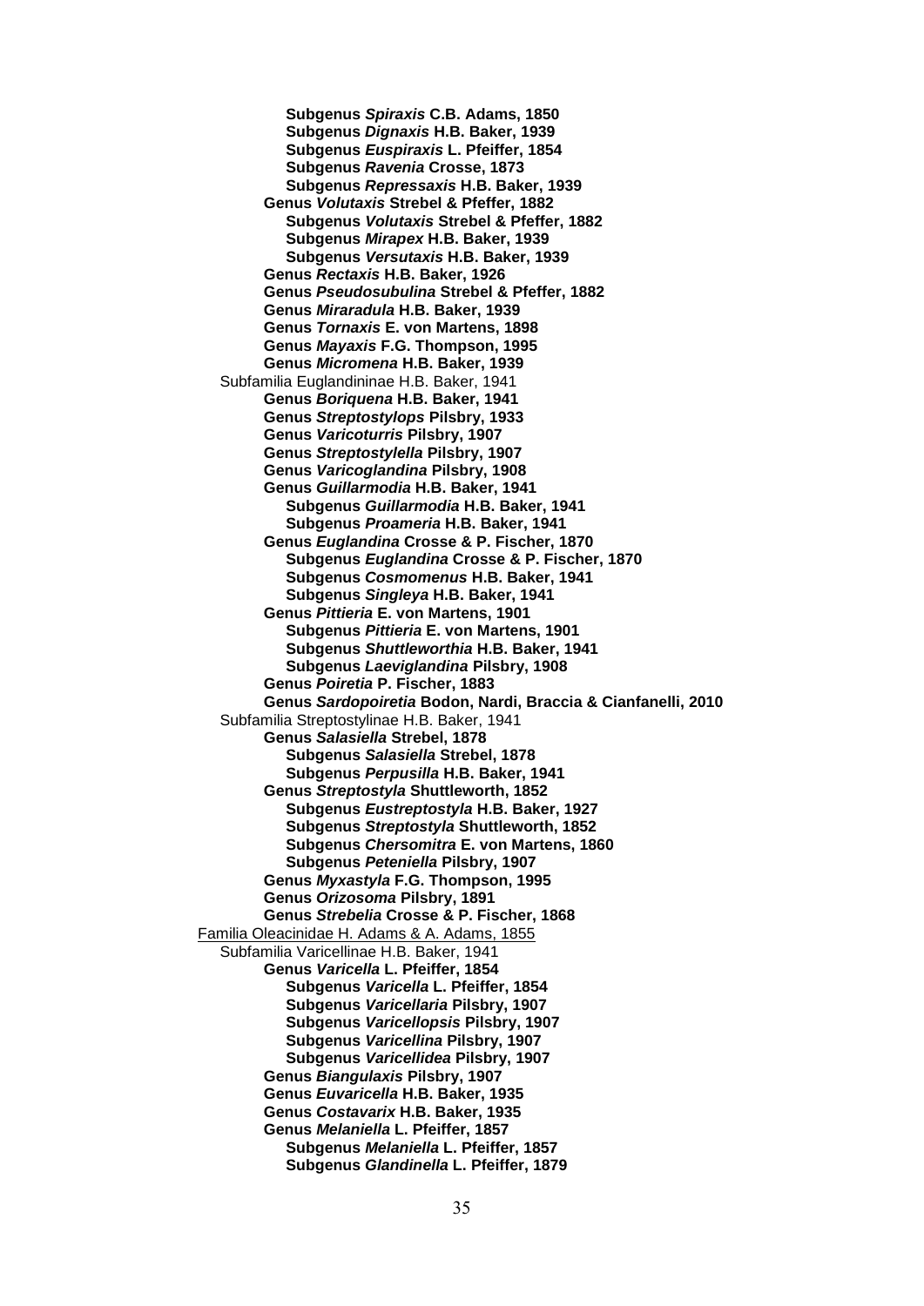**Subgenus *Spiraxis* C.B. Adams, 1850**
**Subgenus *Dignaxis* H.B. Baker, 1939**
**Subgenus *Euspiraxis* L. Pfeiffer, 1854**
**Subgenus *Ravenia* Crosse, 1873**
**Subgenus *Repressaxis* H.B. Baker, 1939**
**Genus *Volutaxis* Strebel & Pfeffer, 1882**
**Subgenus *Volutaxis* Strebel & Pfeffer, 1882**
**Subgenus *Mirapex* H.B. Baker, 1939**
**Subgenus *Versutaxis* H.B. Baker, 1939**
**Genus *Rectaxis* H.B. Baker, 1926**
**Genus *Pseudosubulina* Strebel & Pfeffer, 1882**
**Genus *Miraradula* H.B. Baker, 1939**
**Genus *Tornaxis* E. von Martens, 1898**
**Genus *Mayaxis* F.G. Thompson, 1995**
**Genus *Micromena* H.B. Baker, 1939**
Subfamilia Euglandininae H.B. Baker, 1941
**Genus *Boriquena* H.B. Baker, 1941**
**Genus *Streptostylops* Pilsbry, 1933**
**Genus *Varicoturris* Pilsbry, 1907**
**Genus *Streptostylella* Pilsbry, 1907**
**Genus *Varicoglandina* Pilsbry, 1908**
**Genus *Guillarmodia* H.B. Baker, 1941**
**Subgenus *Guillarmodia* H.B. Baker, 1941**
**Subgenus *Proameria* H.B. Baker, 1941**
**Genus *Euglandina* Crosse & P. Fischer, 1870**
**Subgenus *Euglandina* Crosse & P. Fischer, 1870**
**Subgenus *Cosmomenus* H.B. Baker, 1941**
**Subgenus *Singleya* H.B. Baker, 1941**
**Genus *Pittieria* E. von Martens, 1901**
**Subgenus *Pittieria* E. von Martens, 1901**
**Subgenus *Shuttleworthia* H.B. Baker, 1941**
**Subgenus *Laeviglandina* Pilsbry, 1908**
**Genus *Poiretia* P. Fischer, 1883**
**Genus *Sardopoiretia* Bodon, Nardi, Braccia & Cianfanelli, 2010**
Subfamilia Streptostylinae H.B. Baker, 1941
**Genus *Salasiella* Strebel, 1878**
**Subgenus *Salasiella* Strebel, 1878**
**Subgenus *Perpusilla* H.B. Baker, 1941**
**Genus *Streptostyla* Shuttleworth, 1852**
**Subgenus *Eustreptostyla* H.B. Baker, 1927**
**Subgenus *Streptostyla* Shuttleworth, 1852**
**Subgenus *Chersomitra* E. von Martens, 1860**
**Subgenus *Peteniella* Pilsbry, 1907**
**Genus *Myxastyla* F.G. Thompson, 1995**
**Genus *Orizosoma* Pilsbry, 1891**
**Genus *Strebelia* Crosse & P. Fischer, 1868**
<u>Familia Oleacinidae H. Adams & A. Adams, 1855</u>
Subfamilia Varicellinae H.B. Baker, 1941
**Genus *Varicella* L. Pfeiffer, 1854**
**Subgenus *Varicella* L. Pfeiffer, 1854**
**Subgenus *Varicellaria* Pilsbry, 1907**
**Subgenus *Varicellopsis* Pilsbry, 1907**
**Subgenus *Varicellina* Pilsbry, 1907**
**Subgenus *Varicellidea* Pilsbry, 1907**
**Genus *Biangulaxis* Pilsbry, 1907**
**Genus *Euvaricella* H.B. Baker, 1935**
**Genus *Costavarix* H.B. Baker, 1935**
**Genus *Melaniella* L. Pfeiffer, 1857**
**Subgenus *Melaniella* L. Pfeiffer, 1857**
**Subgenus *Glandinella* L. Pfeiffer, 1879**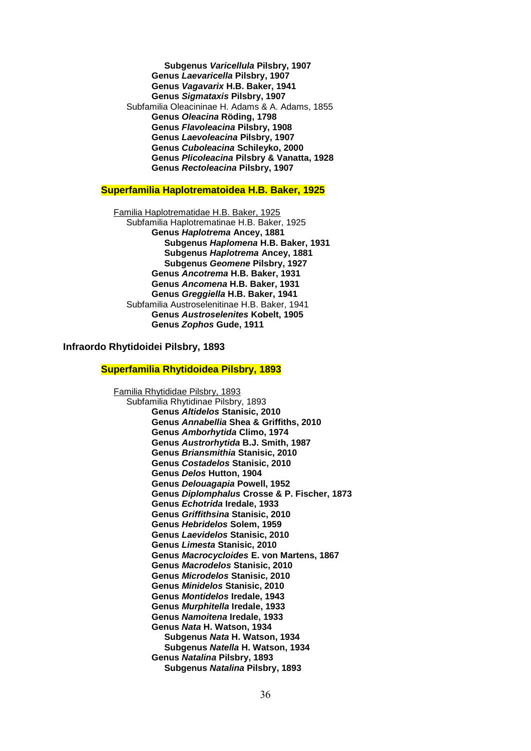**Subgenus *Varicellula* Pilsbry, 1907**
**Genus *Laevaricella* Pilsbry, 1907**
**Genus *Vagavarix* H.B. Baker, 1941**
**Genus *Sigmataxis* Pilsbry, 1907**
Subfamilia Oleacininae H. Adams & A. Adams, 1855
**Genus *Oleacina* Röding, 1798**
**Genus *Flavoleacina* Pilsbry, 1908**
**Genus *Laevoleacina* Pilsbry, 1907**
**Genus *Cuboleacina* Schileyko, 2000**
**Genus *Plicoleacina* Pilsbry & Vanatta, 1928**
**Genus *Rectoleacina* Pilsbry, 1907**

**Superfamilia Haplotrematoidea H.B. Baker, 1925**

Familia Haplotrematidae H.B. Baker, 1925
Subfamilia Haplotrematinae H.B. Baker, 1925
**Genus *Haplotrema* Ancey, 1881**
**Subgenus *Haplomena* H.B. Baker, 1931**
**Subgenus *Haplotrema* Ancey, 1881**
**Subgenus *Geomene* Pilsbry, 1927**
**Genus *Ancotrema* H.B. Baker, 1931**
**Genus *Ancomena* H.B. Baker, 1931**
**Genus *Greggiella* H.B. Baker, 1941**
Subfamilia Austroselenitinae H.B. Baker, 1941
**Genus *Austroselenites* Kobelt, 1905**
**Genus *Zophos* Gude, 1911**

**Infraordo Rhytidoidei Pilsbry, 1893**

**Superfamilia Rhytidoidea Pilsbry, 1893**

Familia Rhytididae Pilsbry, 1893
Subfamilia Rhytidinae Pilsbry, 1893
**Genus *Altidelos* Stanisic, 2010**
**Genus *Annabellia* Shea & Griffiths, 2010**
**Genus *Amborhytida* Climo, 1974**
**Genus *Austrorhytida* B.J. Smith, 1987**
**Genus *Briansmithia* Stanisic, 2010**
**Genus *Costadelos* Stanisic, 2010**
**Genus *Delos* Hutton, 1904**
**Genus *Delouagapia* Powell, 1952**
**Genus *Diplomphalus* Crosse & P. Fischer, 1873**
**Genus *Echotrida* Iredale, 1933**
**Genus *Griffithsina* Stanisic, 2010**
**Genus *Hebridelos* Solem, 1959**
**Genus *Laevidelos* Stanisic, 2010**
**Genus *Limesta* Stanisic, 2010**
**Genus *Macrocycloides* E. von Martens, 1867**
**Genus *Macrodelos* Stanisic, 2010**
**Genus *Microdelos* Stanisic, 2010**
**Genus *Minidelos* Stanisic, 2010**
**Genus *Montidelos* Iredale, 1943**
**Genus *Murphitella* Iredale, 1933**
**Genus *Namoitena* Iredale, 1933**
**Genus *Nata* H. Watson, 1934**
**Subgenus *Nata* H. Watson, 1934**
**Subgenus *Natella* H. Watson, 1934**
**Genus *Natalina* Pilsbry, 1893**
**Subgenus *Natalina* Pilsbry, 1893**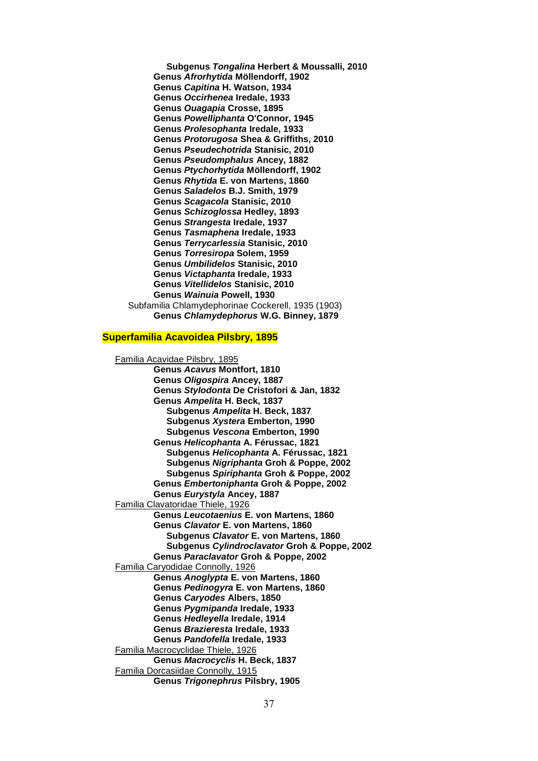**Subgenus *Tongalina* Herbert & Moussalli, 2010**
**Genus *Afrorhytida* Möllendorff, 1902**
**Genus *Capitina* H. Watson, 1934**
**Genus *Occirhenea* Iredale, 1933**
**Genus *Ouagapia* Crosse, 1895**
**Genus *Powelliphanta* O'Connor, 1945**
**Genus *Prolesophanta* Iredale, 1933**
**Genus *Protorugosa* Shea & Griffiths, 2010**
**Genus *Pseudechotrida* Stanisic, 2010**
**Genus *Pseudomphalus* Ancey, 1882**
**Genus *Ptychorhytida* Möllendorff, 1902**
**Genus *Rhytida* E. von Martens, 1860**
**Genus *Saladelos* B.J. Smith, 1979**
**Genus *Scagacola* Stanisic, 2010**
**Genus *Schizoglossa* Hedley, 1893**
**Genus *Strangesta* Iredale, 1937**
**Genus *Tasmaphena* Iredale, 1933**
**Genus *Terrycarlessia* Stanisic, 2010**
**Genus *Torresiropa* Solem, 1959**
**Genus *Umbilidelos* Stanisic, 2010**
**Genus *Victaphanta* Iredale, 1933**
**Genus *Vitellidelos* Stanisic, 2010**
**Genus *Wainuia* Powell, 1930**

Subfamilia Chlamydephorinae Cockerell, 1935 (1903)

**Genus *Chlamydephorus* W.G. Binney, 1879**

## Superfamilia Acavoidea Pilsbry, 1895

Familia Acavidae Pilsbry, 1895

**Genus *Acavus* Montfort, 1810**
**Genus *Oligospira* Ancey, 1887**
**Genus *Stylodonta* De Cristofori & Jan, 1832**
**Genus *Ampelita* H. Beck, 1837**
**Subgenus *Ampelita* H. Beck, 1837**
**Subgenus *Xystera* Emberton, 1990**
**Subgenus *Vescona* Emberton, 1990**
**Genus *Helicophanta* A. Férussac, 1821**
**Subgenus *Helicophanta* A. Férussac, 1821**
**Subgenus *Nigriphanta* Groh & Poppe, 2002**
**Subgenus *Spiriphanta* Groh & Poppe, 2002**
**Genus *Embertoniphanta* Groh & Poppe, 2002**
**Genus *Eurystyla* Ancey, 1887**

Familia Clavatoridae Thiele, 1926

**Genus *Leucotaenius* E. von Martens, 1860**
**Genus *Clavator* E. von Martens, 1860**
**Subgenus *Clavator* E. von Martens, 1860**
**Subgenus *Cylindroclavator* Groh & Poppe, 2002**
**Genus *Paraclavator* Groh & Poppe, 2002**

Familia Caryodidae Connolly, 1926

**Genus *Anoglypta* E. von Martens, 1860**
**Genus *Pedinogyra* E. von Martens, 1860**
**Genus *Caryodes* Albers, 1850**
**Genus *Pygmipanda* Iredale, 1933**
**Genus *Hedleyella* Iredale, 1914**
**Genus *Brazieresta* Iredale, 1933**
**Genus *Pandofella* Iredale, 1933**

Familia Macrocyclidae Thiele, 1926

**Genus *Macrocyclis* H. Beck, 1837**

Familia Dorcasiidae Connolly, 1915

**Genus *Trigonephrus* Pilsbry, 1905**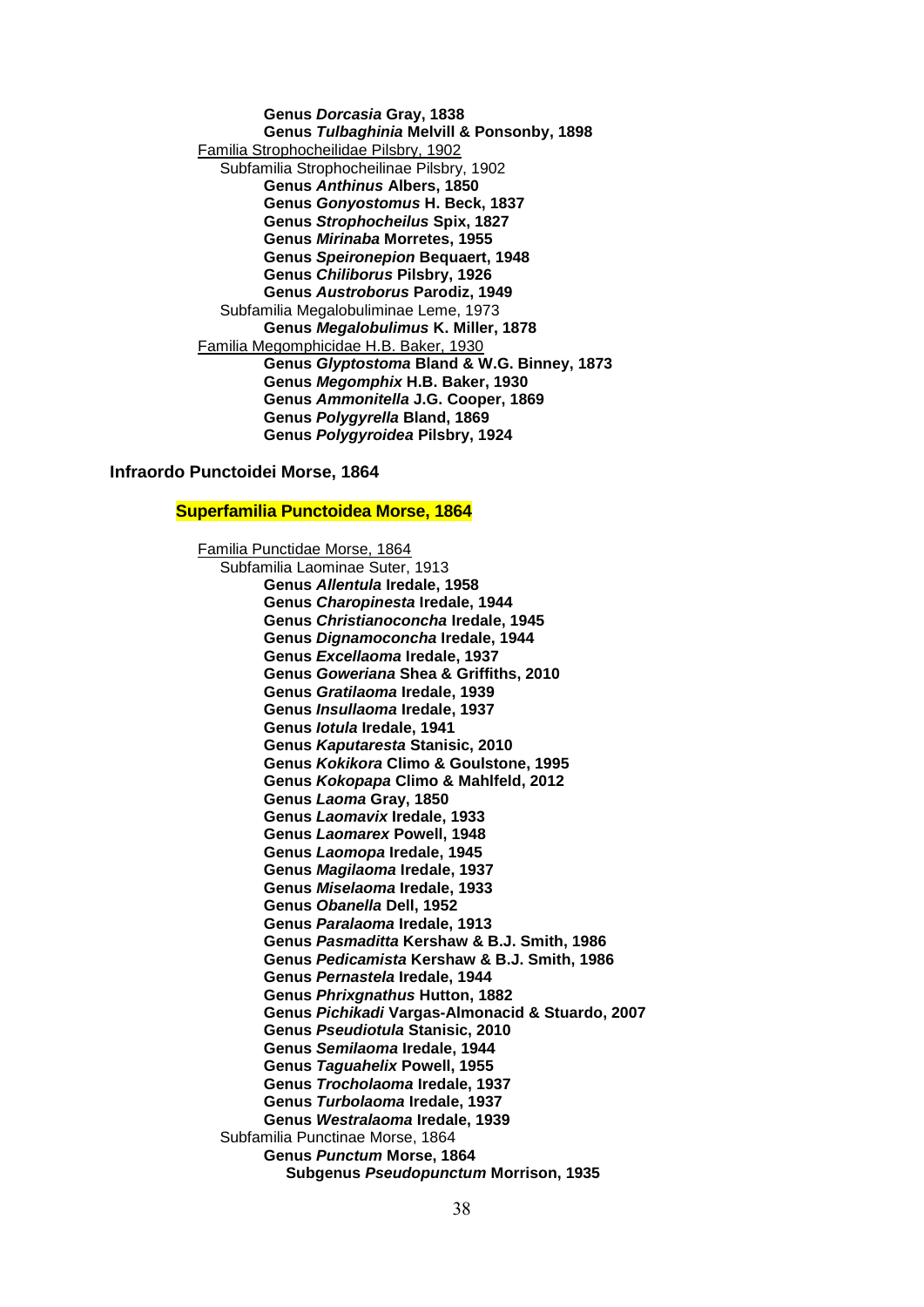**Genus *Dorcasia* Gray, 1838**
**Genus *Tulbaghinia* Melvill & Ponsonby, 1898**

<u>Familia Strophocheilidae Pilsbry, 1902</u>

Subfamilia Strophocheilinae Pilsbry, 1902

**Genus *Anthinus* Albers, 1850**
**Genus *Gonyostomus* H. Beck, 1837**
**Genus *Strophocheilus* Spix, 1827**
**Genus *Mirinaba* Morretes, 1955**
**Genus *Speironepion* Bequaert, 1948**
**Genus *Chiliborus* Pilsbry, 1926**
**Genus *Austroborus* Parodiz, 1949**

Subfamilia Megalobuliminae Leme, 1973

**Genus *Megalobulimus* K. Miller, 1878**

<u>Familia Megomphicidae H.B. Baker, 1930</u>

**Genus *Glyptostoma* Bland & W.G. Binney, 1873**
**Genus *Megomphix* H.B. Baker, 1930**
**Genus *Ammonitella* J.G. Cooper, 1869**
**Genus *Polygyrella* Bland, 1869**
**Genus *Polygyroidea* Pilsbry, 1924**

## Infraordo Punctoidei Morse, 1864

### Superfamilia Punctoidea Morse, 1864

<u>Familia Punctidae Morse, 1864</u>

Subfamilia Laominae Suter, 1913

**Genus *Allentula* Iredale, 1958**
**Genus *Charopinesta* Iredale, 1944**
**Genus *Christianoconcha* Iredale, 1945**
**Genus *Dignamoconcha* Iredale, 1944**
**Genus *Excellaoma* Iredale, 1937**
**Genus *Goweriana* Shea & Griffiths, 2010**
**Genus *Gratilaoma* Iredale, 1939**
**Genus *Insullaoma* Iredale, 1937**
**Genus *Iotula* Iredale, 1941**
**Genus *Kaputaresta* Stanisic, 2010**
**Genus *Kokikora* Climo & Goulstone, 1995**
**Genus *Kokopapa* Climo & Mahlfeld, 2012**
**Genus *Laoma* Gray, 1850**
**Genus *Laomavix* Iredale, 1933**
**Genus *Laomarex* Powell, 1948**
**Genus *Laomopa* Iredale, 1945**
**Genus *Magilaoma* Iredale, 1937**
**Genus *Miselaoma* Iredale, 1933**
**Genus *Obanella* Dell, 1952**
**Genus *Paralaoma* Iredale, 1913**
**Genus *Pasmaditta* Kershaw & B.J. Smith, 1986**
**Genus *Pedicamista* Kershaw & B.J. Smith, 1986**
**Genus *Pernastela* Iredale, 1944**
**Genus *Phrixgnathus* Hutton, 1882**
**Genus *Pichikadi* Vargas-Almonacid & Stuardo, 2007**
**Genus *Pseudiotula* Stanisic, 2010**
**Genus *Semilaoma* Iredale, 1944**
**Genus *Taguahelix* Powell, 1955**
**Genus *Trocholaoma* Iredale, 1937**
**Genus *Turbolaoma* Iredale, 1937**
**Genus *Westralaoma* Iredale, 1939**

Subfamilia Punctinae Morse, 1864

**Genus *Punctum* Morse, 1864**

**Subgenus *Pseudopunctum* Morrison, 1935**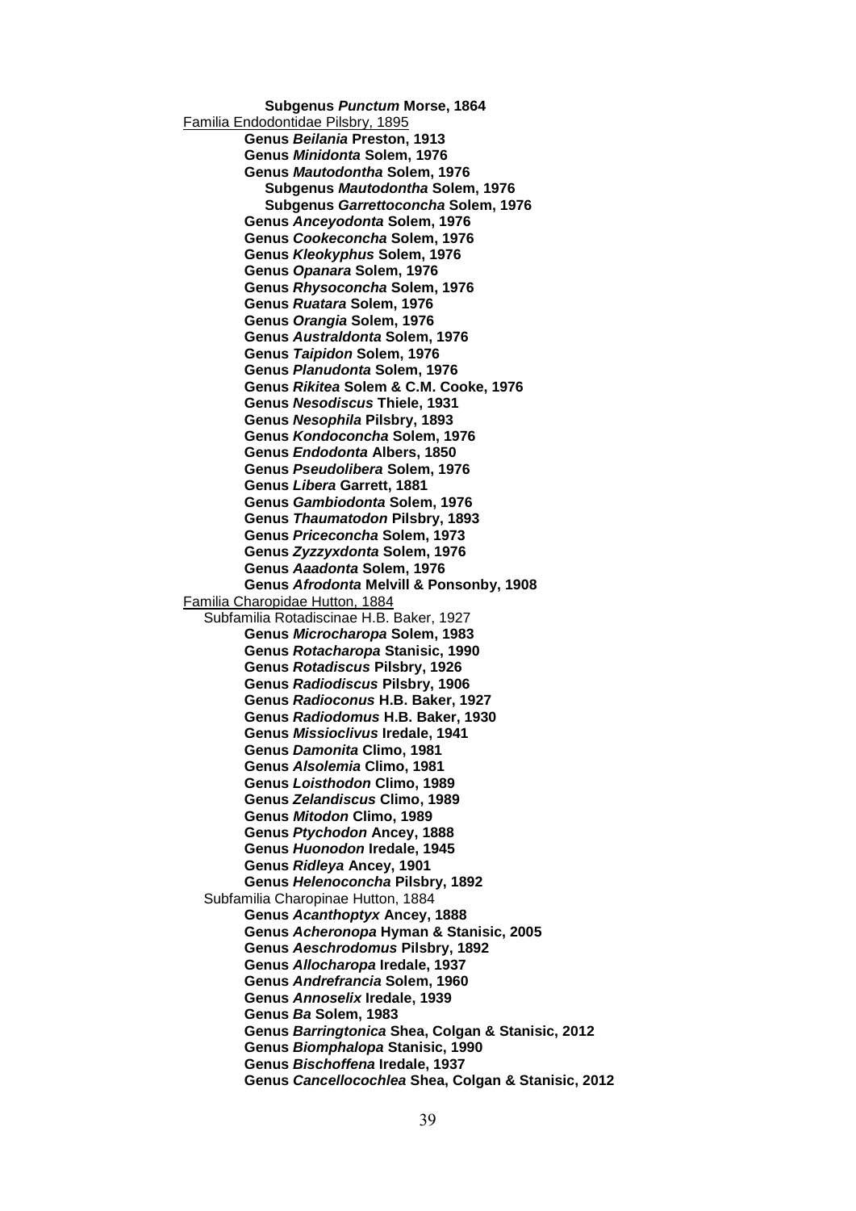**Subgenus *Punctum* Morse, 1864**

<u>Familia Endodontidae Pilsbry, 1895</u>

**Genus *Beilania* Preston, 1913**
**Genus *Minidonta* Solem, 1976**
**Genus *Mautodontha* Solem, 1976**
**Subgenus *Mautodontha* Solem, 1976**
**Subgenus *Garrettoconcha* Solem, 1976**
**Genus *Anceyodonta* Solem, 1976**
**Genus *Cookeconcha* Solem, 1976**
**Genus *Kleokyphus* Solem, 1976**
**Genus *Opanara* Solem, 1976**
**Genus *Rhysoconcha* Solem, 1976**
**Genus *Ruatara* Solem, 1976**
**Genus *Orangia* Solem, 1976**
**Genus *Australdonta* Solem, 1976**
**Genus *Taipidon* Solem, 1976**
**Genus *Planudonta* Solem, 1976**
**Genus *Rikitea* Solem & C.M. Cooke, 1976**
**Genus *Nesodiscus* Thiele, 1931**
**Genus *Nesophila* Pilsbry, 1893**
**Genus *Kondoconcha* Solem, 1976**
**Genus *Endodonta* Albers, 1850**
**Genus *Pseudolibera* Solem, 1976**
**Genus *Libera* Garrett, 1881**
**Genus *Gambiodonta* Solem, 1976**
**Genus *Thaumatodon* Pilsbry, 1893**
**Genus *Priceconcha* Solem, 1973**
**Genus *Zyzzyxdonta* Solem, 1976**
**Genus *Aaadonta* Solem, 1976**
**Genus *Afrodonta* Melvill & Ponsonby, 1908**

<u>Familia Charopidae Hutton, 1884</u>

Subfamilia Rotadiscinae H.B. Baker, 1927

**Genus *Microcharopa* Solem, 1983**
**Genus *Rotacharopa* Stanisic, 1990**
**Genus *Rotadiscus* Pilsbry, 1926**
**Genus *Radiodiscus* Pilsbry, 1906**
**Genus *Radioconus* H.B. Baker, 1927**
**Genus *Radiodomus* H.B. Baker, 1930**
**Genus *Missioclivus* Iredale, 1941**
**Genus *Damonita* Climo, 1981**
**Genus *Alsolemia* Climo, 1981**
**Genus *Loisthodon* Climo, 1989**
**Genus *Zelandiscus* Climo, 1989**
**Genus *Mitodon* Climo, 1989**
**Genus *Ptychodon* Ancey, 1888**
**Genus *Huonodon* Iredale, 1945**
**Genus *Ridleya* Ancey, 1901**
**Genus *Helenoconcha* Pilsbry, 1892**

Subfamilia Charopinae Hutton, 1884

**Genus *Acanthoptyx* Ancey, 1888**
**Genus *Acheronopa* Hyman & Stanisic, 2005**
**Genus *Aeschrodomus* Pilsbry, 1892**
**Genus *Allocharopa* Iredale, 1937**
**Genus *Andrefrancia* Solem, 1960**
**Genus *Annoselix* Iredale, 1939**
**Genus *Ba* Solem, 1983**
**Genus *Barringtonica* Shea, Colgan & Stanisic, 2012**
**Genus *Biomphalopa* Stanisic, 1990**
**Genus *Bischoffena* Iredale, 1937**
**Genus *Cancellocochlea* Shea, Colgan & Stanisic, 2012**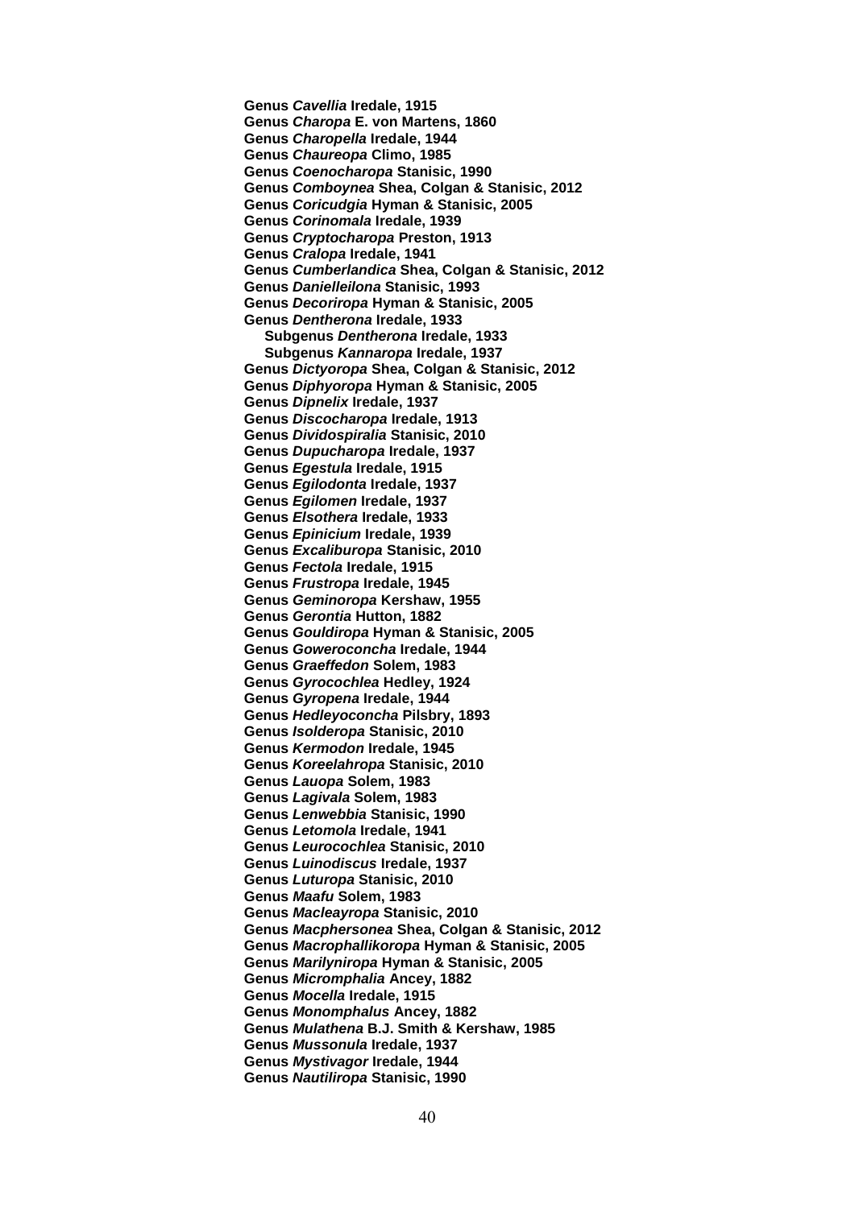**Genus *Cavellia* Iredale, 1915**
**Genus *Charopa* E. von Martens, 1860**
**Genus *Charopella* Iredale, 1944**
**Genus *Chaureopa* Climo, 1985**
**Genus *Coenocharopa* Stanisic, 1990**
**Genus *Comboynea* Shea, Colgan & Stanisic, 2012**
**Genus *Coricudgia* Hyman & Stanisic, 2005**
**Genus *Corinomala* Iredale, 1939**
**Genus *Cryptocharopa* Preston, 1913**
**Genus *Cralopa* Iredale, 1941**
**Genus *Cumberlandica* Shea, Colgan & Stanisic, 2012**
**Genus *Danielleilona* Stanisic, 1993**
**Genus *Decoriropa* Hyman & Stanisic, 2005**
**Genus *Dentherona* Iredale, 1933**
  **Subgenus *Dentherona* Iredale, 1933**
  **Subgenus *Kannaropa* Iredale, 1937**
**Genus *Dictyoropa* Shea, Colgan & Stanisic, 2012**
**Genus *Diphyoropa* Hyman & Stanisic, 2005**
**Genus *Dipnelix* Iredale, 1937**
**Genus *Discocharopa* Iredale, 1913**
**Genus *Dividospiralia* Stanisic, 2010**
**Genus *Dupucharopa* Iredale, 1937**
**Genus *Egestula* Iredale, 1915**
**Genus *Egilodonta* Iredale, 1937**
**Genus *Egilomen* Iredale, 1937**
**Genus *Elsothera* Iredale, 1933**
**Genus *Epinicium* Iredale, 1939**
**Genus *Excaliburopa* Stanisic, 2010**
**Genus *Fectola* Iredale, 1915**
**Genus *Frustropa* Iredale, 1945**
**Genus *Geminoropa* Kershaw, 1955**
**Genus *Gerontia* Hutton, 1882**
**Genus *Gouldiropa* Hyman & Stanisic, 2005**
**Genus *Goweroconcha* Iredale, 1944**
**Genus *Graeffedon* Solem, 1983**
**Genus *Gyrocochlea* Hedley, 1924**
**Genus *Gyropena* Iredale, 1944**
**Genus *Hedleyoconcha* Pilsbry, 1893**
**Genus *Isolderopa* Stanisic, 2010**
**Genus *Kermodon* Iredale, 1945**
**Genus *Koreelahropa* Stanisic, 2010**
**Genus *Lauopa* Solem, 1983**
**Genus *Lagivala* Solem, 1983**
**Genus *Lenwebbia* Stanisic, 1990**
**Genus *Letomola* Iredale, 1941**
**Genus *Leurocochlea* Stanisic, 2010**
**Genus *Luinodiscus* Iredale, 1937**
**Genus *Luturopa* Stanisic, 2010**
**Genus *Maafu* Solem, 1983**
**Genus *Macleayropa* Stanisic, 2010**
**Genus *Macphersonea* Shea, Colgan & Stanisic, 2012**
**Genus *Macrophallikoropa* Hyman & Stanisic, 2005**
**Genus *Marilyniropa* Hyman & Stanisic, 2005**
**Genus *Micromphalia* Ancey, 1882**
**Genus *Mocella* Iredale, 1915**
**Genus *Monomphalus* Ancey, 1882**
**Genus *Mulathena* B.J. Smith & Kershaw, 1985**
**Genus *Mussonula* Iredale, 1937**
**Genus *Mystivagor* Iredale, 1944**
**Genus *Nautiliropa* Stanisic, 1990**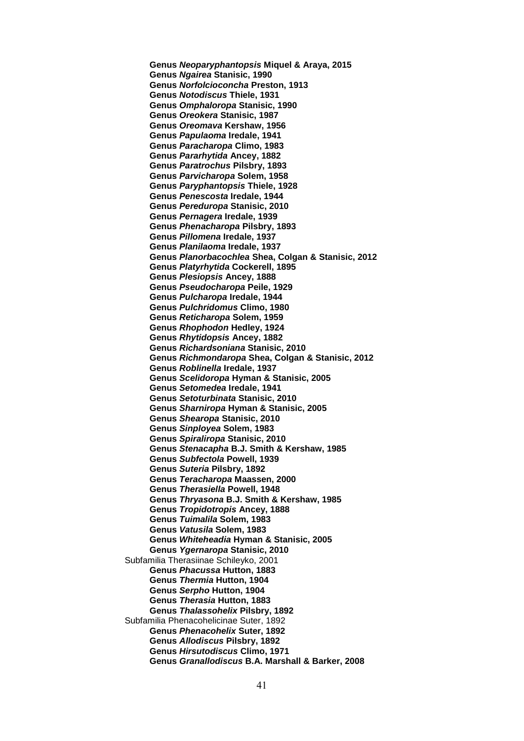**Genus *Neoparyphantopsis* Miquel & Araya, 2015**
**Genus *Ngairea* Stanisic, 1990**
**Genus *Norfolcioconcha* Preston, 1913**
**Genus *Notodiscus* Thiele, 1931**
**Genus *Omphaloropa* Stanisic, 1990**
**Genus *Oreokera* Stanisic, 1987**
**Genus *Oreomava* Kershaw, 1956**
**Genus *Papulaoma* Iredale, 1941**
**Genus *Paracharopa* Climo, 1983**
**Genus *Pararhytida* Ancey, 1882**
**Genus *Paratrochus* Pilsbry, 1893**
**Genus *Parvicharopa* Solem, 1958**
**Genus *Paryphantopsis* Thiele, 1928**
**Genus *Penescosta* Iredale, 1944**
**Genus *Pereduropa* Stanisic, 2010**
**Genus *Pernagera* Iredale, 1939**
**Genus *Phenacharopa* Pilsbry, 1893**
**Genus *Pillomena* Iredale, 1937**
**Genus *Planilaoma* Iredale, 1937**
**Genus *Planorbacochlea* Shea, Colgan & Stanisic, 2012**
**Genus *Platyrhytida* Cockerell, 1895**
**Genus *Plesiopsis* Ancey, 1888**
**Genus *Pseudocharopa* Peile, 1929**
**Genus *Pulcharopa* Iredale, 1944**
**Genus *Pulchridomus* Climo, 1980**
**Genus *Reticharopa* Solem, 1959**
**Genus *Rhophodon* Hedley, 1924**
**Genus *Rhytidopsis* Ancey, 1882**
**Genus *Richardsoniana* Stanisic, 2010**
**Genus *Richmondaropa* Shea, Colgan & Stanisic, 2012**
**Genus *Roblinella* Iredale, 1937**
**Genus *Scelidoropa* Hyman & Stanisic, 2005**
**Genus *Setomedea* Iredale, 1941**
**Genus *Setoturbinata* Stanisic, 2010**
**Genus *Sharniropa* Hyman & Stanisic, 2005**
**Genus *Shearopa* Stanisic, 2010**
**Genus *Sinployea* Solem, 1983**
**Genus *Spiraliropa* Stanisic, 2010**
**Genus *Stenacapha* B.J. Smith & Kershaw, 1985**
**Genus *Subfectola* Powell, 1939**
**Genus *Suteria* Pilsbry, 1892**
**Genus *Teracharopa* Maassen, 2000**
**Genus *Therasiella* Powell, 1948**
**Genus *Thryasona* B.J. Smith & Kershaw, 1985**
**Genus *Tropidotropis* Ancey, 1888**
**Genus *Tuimalila* Solem, 1983**
**Genus *Vatusila* Solem, 1983**
**Genus *Whiteheadia* Hyman & Stanisic, 2005**
**Genus *Ygernaropa* Stanisic, 2010**

Subfamilia Therasiinae Schileyko, 2001

**Genus *Phacussa* Hutton, 1883**
**Genus *Thermia* Hutton, 1904**
**Genus *Serpho* Hutton, 1904**
**Genus *Therasia* Hutton, 1883**
**Genus *Thalassohelix* Pilsbry, 1892**

Subfamilia Phenacohelicinae Suter, 1892

**Genus *Phenacohelix* Suter, 1892**
**Genus *Allodiscus* Pilsbry, 1892**
**Genus *Hirsutodiscus* Climo, 1971**
**Genus *Granallodiscus* B.A. Marshall & Barker, 2008**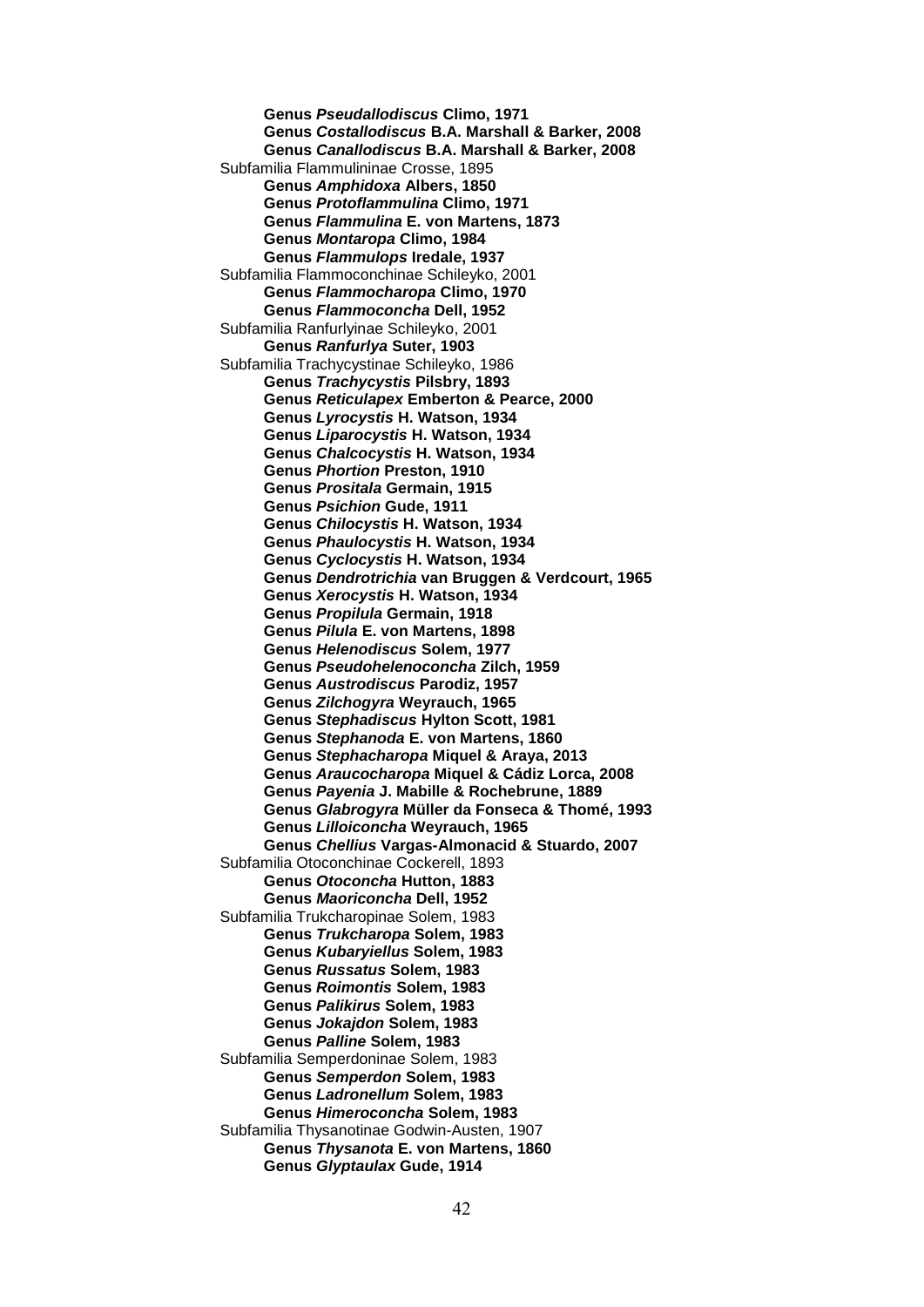**Genus *Pseudallodiscus* Climo, 1971**
**Genus *Costallodiscus* B.A. Marshall & Barker, 2008**
**Genus *Canallodiscus* B.A. Marshall & Barker, 2008**

Subfamilia Flammulininae Crosse, 1895

**Genus *Amphidoxa* Albers, 1850**
**Genus *Protoflammulina* Climo, 1971**
**Genus *Flammulina* E. von Martens, 1873**
**Genus *Montaropa* Climo, 1984**
**Genus *Flammulops* Iredale, 1937**

Subfamilia Flammoconchinae Schileyko, 2001

**Genus *Flammocharopa* Climo, 1970**
**Genus *Flammoconcha* Dell, 1952**

Subfamilia Ranfurlyinae Schileyko, 2001

**Genus *Ranfurlya* Suter, 1903**

Subfamilia Trachycystinae Schileyko, 1986

**Genus *Trachycystis* Pilsbry, 1893**
**Genus *Reticulapex* Emberton & Pearce, 2000**
**Genus *Lyrocystis* H. Watson, 1934**
**Genus *Liparocystis* H. Watson, 1934**
**Genus *Chalcocystis* H. Watson, 1934**
**Genus *Phortion* Preston, 1910**
**Genus *Prositala* Germain, 1915**
**Genus *Psichion* Gude, 1911**
**Genus *Chilocystis* H. Watson, 1934**
**Genus *Phaulocystis* H. Watson, 1934**
**Genus *Cyclocystis* H. Watson, 1934**
**Genus *Dendrotrichia* van Bruggen & Verdcourt, 1965**
**Genus *Xerocystis* H. Watson, 1934**
**Genus *Propilula* Germain, 1918**
**Genus *Pilula* E. von Martens, 1898**
**Genus *Helenodiscus* Solem, 1977**
**Genus *Pseudohelenoconcha* Zilch, 1959**
**Genus *Austrodiscus* Parodiz, 1957**
**Genus *Zilchogyra* Weyrauch, 1965**
**Genus *Stephadiscus* Hylton Scott, 1981**
**Genus *Stephanoda* E. von Martens, 1860**
**Genus *Stephacharopa* Miquel & Araya, 2013**
**Genus *Araucocharopa* Miquel & Cádiz Lorca, 2008**
**Genus *Payenia* J. Mabille & Rochebrune, 1889**
**Genus *Glabrogyra* Müller da Fonseca & Thomé, 1993**
**Genus *Lilloiconcha* Weyrauch, 1965**
**Genus *Chellius* Vargas-Almonacid & Stuardo, 2007**

Subfamilia Otoconchinae Cockerell, 1893

**Genus *Otoconcha* Hutton, 1883**
**Genus *Maoriconcha* Dell, 1952**

Subfamilia Trukcharopinae Solem, 1983

**Genus *Trukcharopa* Solem, 1983**
**Genus *Kubaryiellus* Solem, 1983**
**Genus *Russatus* Solem, 1983**
**Genus *Roimontis* Solem, 1983**
**Genus *Palikirus* Solem, 1983**
**Genus *Jokajdon* Solem, 1983**
**Genus *Palline* Solem, 1983**

Subfamilia Semperdoninae Solem, 1983

**Genus *Semperdon* Solem, 1983**
**Genus *Ladronellum* Solem, 1983**
**Genus *Himeroconcha* Solem, 1983**

Subfamilia Thysanotinae Godwin-Austen, 1907

**Genus *Thysanota* E. von Martens, 1860**
**Genus *Glyptaulax* Gude, 1914**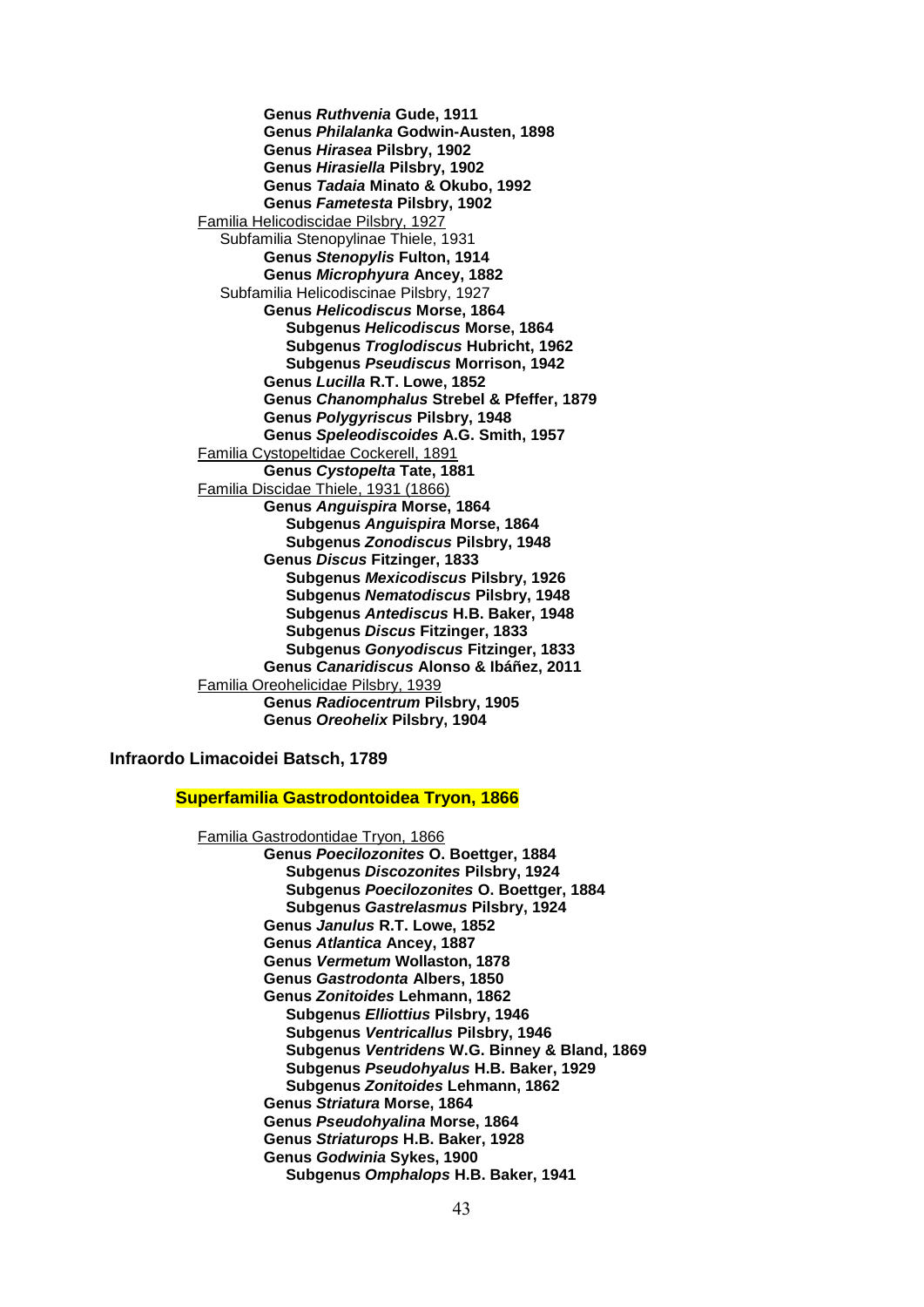**Genus *Ruthvenia* Gude, 1911**
**Genus *Philalanka* Godwin-Austen, 1898**
**Genus *Hirasea* Pilsbry, 1902**
**Genus *Hirasiella* Pilsbry, 1902**
**Genus *Tadaia* Minato & Okubo, 1992**
**Genus *Fametesta* Pilsbry, 1902**

<u>Familia Helicodiscidae Pilsbry, 1927</u>

Subfamilia Stenopylinae Thiele, 1931

**Genus *Stenopylis* Fulton, 1914**
**Genus *Microphyura* Ancey, 1882**

Subfamilia Helicodiscinae Pilsbry, 1927

**Genus *Helicodiscus* Morse, 1864**
- **Subgenus *Helicodiscus* Morse, 1864**
- **Subgenus *Troglodiscus* Hubricht, 1962**
- **Subgenus *Pseudiscus* Morrison, 1942**

**Genus *Lucilla* R.T. Lowe, 1852**
**Genus *Chanomphalus* Strebel & Pfeffer, 1879**
**Genus *Polygyriscus* Pilsbry, 1948**
**Genus *Speleodiscoides* A.G. Smith, 1957**

<u>Familia Cystopeltidae Cockerell, 1891</u>

**Genus *Cystopelta* Tate, 1881**

<u>Familia Discidae Thiele, 1931 (1866)</u>

**Genus *Anguispira* Morse, 1864**
- **Subgenus *Anguispira* Morse, 1864**
- **Subgenus *Zonodiscus* Pilsbry, 1948**

**Genus *Discus* Fitzinger, 1833**
- **Subgenus *Mexicodiscus* Pilsbry, 1926**
- **Subgenus *Nematodiscus* Pilsbry, 1948**
- **Subgenus *Antediscus* H.B. Baker, 1948**
- **Subgenus *Discus* Fitzinger, 1833**
- **Subgenus *Gonyodiscus* Fitzinger, 1833**

**Genus *Canaridiscus* Alonso & Ibáñez, 2011**

<u>Familia Oreohelicidae Pilsbry, 1939</u>

**Genus *Radiocentrum* Pilsbry, 1905**
**Genus *Oreohelix* Pilsbry, 1904**

**Infraordo Limacoidei Batsch, 1789**

**Superfamilia Gastrodontoidea Tryon, 1866**

<u>Familia Gastrodontidae Tryon, 1866</u>

**Genus *Poecilozonites* O. Boettger, 1884**
- **Subgenus *Discozonites* Pilsbry, 1924**
- **Subgenus *Poecilozonites* O. Boettger, 1884**
- **Subgenus *Gastrelasmus* Pilsbry, 1924**

**Genus *Janulus* R.T. Lowe, 1852**
**Genus *Atlantica* Ancey, 1887**
**Genus *Vermetum* Wollaston, 1878**
**Genus *Gastrodonta* Albers, 1850**
**Genus *Zonitoides* Lehmann, 1862**
- **Subgenus *Elliottius* Pilsbry, 1946**
- **Subgenus *Ventricallus* Pilsbry, 1946**
- **Subgenus *Ventridens* W.G. Binney & Bland, 1869**
- **Subgenus *Pseudohyalus* H.B. Baker, 1929**
- **Subgenus *Zonitoides* Lehmann, 1862**

**Genus *Striatura* Morse, 1864**
**Genus *Pseudohyalina* Morse, 1864**
**Genus *Striaturops* H.B. Baker, 1928**
**Genus *Godwinia* Sykes, 1900**
- **Subgenus *Omphalops* H.B. Baker, 1941**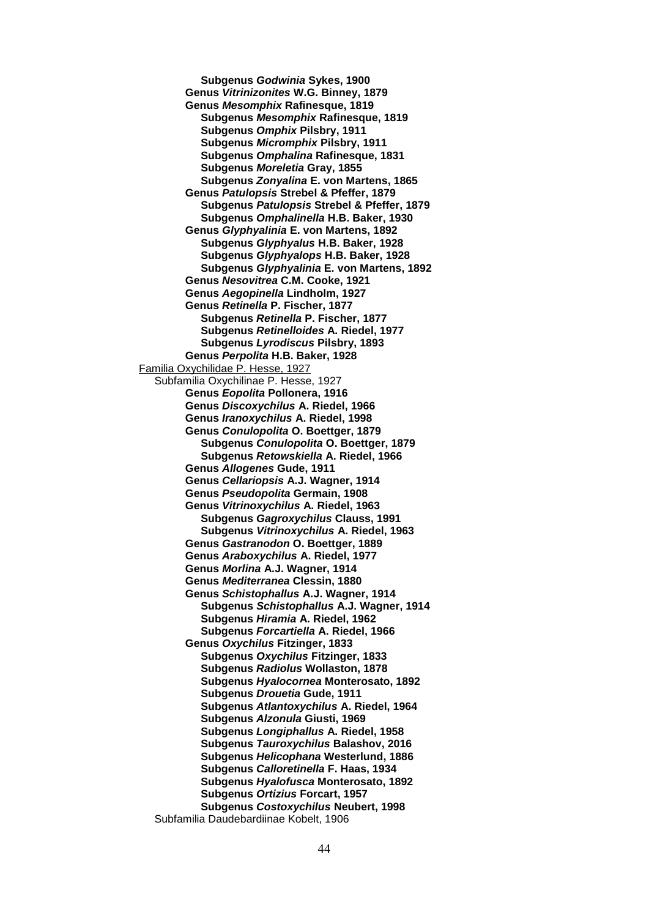**Subgenus *Godwinia* Sykes, 1900**
**Genus *Vitrinizonites* W.G. Binney, 1879**
**Genus *Mesomphix* Rafinesque, 1819**
**Subgenus *Mesomphix* Rafinesque, 1819**
**Subgenus *Omphix* Pilsbry, 1911**
**Subgenus *Micromphix* Pilsbry, 1911**
**Subgenus *Omphalina* Rafinesque, 1831**
**Subgenus *Moreletia* Gray, 1855**
**Subgenus *Zonyalina* E. von Martens, 1865**
**Genus *Patulopsis* Strebel & Pfeffer, 1879**
**Subgenus *Patulopsis* Strebel & Pfeffer, 1879**
**Subgenus *Omphalinella* H.B. Baker, 1930**
**Genus *Glyphyalinia* E. von Martens, 1892**
**Subgenus *Glyphyalus* H.B. Baker, 1928**
**Subgenus *Glyphyalops* H.B. Baker, 1928**
**Subgenus *Glyphyalinia* E. von Martens, 1892**
**Genus *Nesovitrea* C.M. Cooke, 1921**
**Genus *Aegopinella* Lindholm, 1927**
**Genus *Retinella* P. Fischer, 1877**
**Subgenus *Retinella* P. Fischer, 1877**
**Subgenus *Retinelloides* A. Riedel, 1977**
**Subgenus *Lyrodiscus* Pilsbry, 1893**
**Genus *Perpolita* H.B. Baker, 1928**

<u>Familia Oxychilidae P. Hesse, 1927</u>

Subfamilia Oxychilinae P. Hesse, 1927

**Genus *Eopolita* Pollonera, 1916**
**Genus *Discoxychilus* A. Riedel, 1966**
**Genus *Iranoxychilus* A. Riedel, 1998**
**Genus *Conulopolita* O. Boettger, 1879**
**Subgenus *Conulopolita* O. Boettger, 1879**
**Subgenus *Retowskiella* A. Riedel, 1966**
**Genus *Allogenes* Gude, 1911**
**Genus *Cellariopsis* A.J. Wagner, 1914**
**Genus *Pseudopolita* Germain, 1908**
**Genus *Vitrinoxychilus* A. Riedel, 1963**
**Subgenus *Gagroxychilus* Clauss, 1991**
**Subgenus *Vitrinoxychilus* A. Riedel, 1963**
**Genus *Gastranodon* O. Boettger, 1889**
**Genus *Araboxychilus* A. Riedel, 1977**
**Genus *Morlina* A.J. Wagner, 1914**
**Genus *Mediterranea* Clessin, 1880**
**Genus *Schistophallus* A.J. Wagner, 1914**
**Subgenus *Schistophallus* A.J. Wagner, 1914**
**Subgenus *Hiramia* A. Riedel, 1962**
**Subgenus *Forcartiella* A. Riedel, 1966**
**Genus *Oxychilus* Fitzinger, 1833**
**Subgenus *Oxychilus* Fitzinger, 1833**
**Subgenus *Radiolus* Wollaston, 1878**
**Subgenus *Hyalocornea* Monterosato, 1892**
**Subgenus *Drouetia* Gude, 1911**
**Subgenus *Atlantoxychilus* A. Riedel, 1964**
**Subgenus *Alzonula* Giusti, 1969**
**Subgenus *Longiphallus* A. Riedel, 1958**
**Subgenus *Tauroxychilus* Balashov, 2016**
**Subgenus *Helicophana* Westerlund, 1886**
**Subgenus *Calloretinella* F. Haas, 1934**
**Subgenus *Hyalofusca* Monterosato, 1892**
**Subgenus *Ortizius* Forcart, 1957**
**Subgenus *Costoxychilus* Neubert, 1998**

Subfamilia Daudebardiinae Kobelt, 1906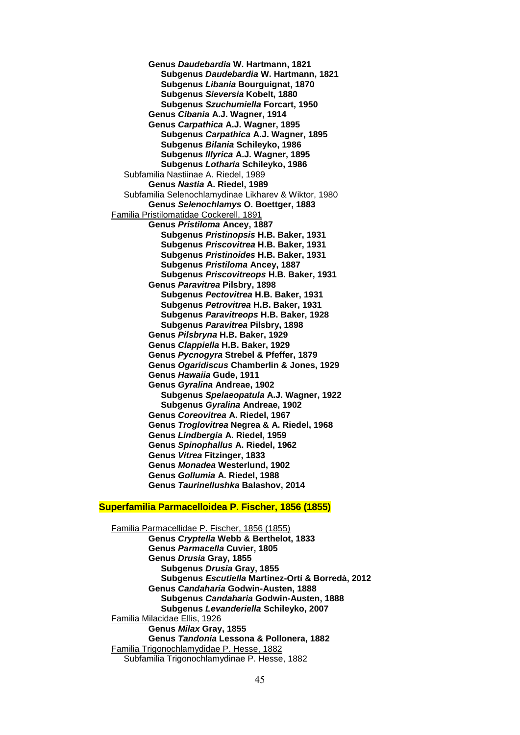**Genus *Daudebardia* W. Hartmann, 1821**
- **Subgenus *Daudebardia* W. Hartmann, 1821**
- **Subgenus *Libania* Bourguignat, 1870**
- **Subgenus *Sieversia* Kobelt, 1880**
- **Subgenus *Szuchumiella* Forcart, 1950**

**Genus *Cibania* A.J. Wagner, 1914**

**Genus *Carpathica* A.J. Wagner, 1895**
- **Subgenus *Carpathica* A.J. Wagner, 1895**
- **Subgenus *Bilania* Schileyko, 1986**
- **Subgenus *Illyrica* A.J. Wagner, 1895**
- **Subgenus *Lotharia* Schileyko, 1986**

Subfamilia Nastiinae A. Riedel, 1989

**Genus *Nastia* A. Riedel, 1989**

Subfamilia Selenochlamydinae Likharev & Wiktor, 1980

**Genus *Selenochlamys* O. Boettger, 1883**

Familia Pristilomatidae Cockerell, 1891

**Genus *Pristiloma* Ancey, 1887**
- **Subgenus *Pristinopsis* H.B. Baker, 1931**
- **Subgenus *Priscovitrea* H.B. Baker, 1931**
- **Subgenus *Pristinoides* H.B. Baker, 1931**
- **Subgenus *Pristiloma* Ancey, 1887**
- **Subgenus *Priscovitreops* H.B. Baker, 1931**

**Genus *Paravitrea* Pilsbry, 1898**
- **Subgenus *Pectovitrea* H.B. Baker, 1931**
- **Subgenus *Petrovitrea* H.B. Baker, 1931**
- **Subgenus *Paravitreops* H.B. Baker, 1928**
- **Subgenus *Paravitrea* Pilsbry, 1898**

**Genus *Pilsbryna* H.B. Baker, 1929**

**Genus *Clappiella* H.B. Baker, 1929**

**Genus *Pycnogyra* Strebel & Pfeffer, 1879**

**Genus *Ogaridiscus* Chamberlin & Jones, 1929**

**Genus *Hawaiia* Gude, 1911**

**Genus *Gyralina* Andreae, 1902**
- **Subgenus *Spelaeopatula* A.J. Wagner, 1922**
- **Subgenus *Gyralina* Andreae, 1902**

**Genus *Coreovitrea* A. Riedel, 1967**

**Genus *Troglovitrea* Negrea & A. Riedel, 1968**

**Genus *Lindbergia* A. Riedel, 1959**

**Genus *Spinophallus* A. Riedel, 1962**

**Genus *Vitrea* Fitzinger, 1833**

**Genus *Monadea* Westerlund, 1902**

**Genus *Gollumia* A. Riedel, 1988**

**Genus *Taurinellushka* Balashov, 2014**

## Superfamilia Parmacelloidea P. Fischer, 1856 (1855)

Familia Parmacellidae P. Fischer, 1856 (1855)

**Genus *Cryptella* Webb & Berthelot, 1833**

**Genus *Parmacella* Cuvier, 1805**

**Genus *Drusia* Gray, 1855**
- **Subgenus *Drusia* Gray, 1855**
- **Subgenus *Escutiella* Martínez-Ortí & Borredà, 2012**

**Genus *Candaharia* Godwin-Austen, 1888**
- **Subgenus *Candaharia* Godwin-Austen, 1888**
- **Subgenus *Levanderiella* Schileyko, 2007**

Familia Milacidae Ellis, 1926

**Genus *Milax* Gray, 1855**

**Genus *Tandonia* Lessona & Pollonera, 1882**

Familia Trigonochlamydidae P. Hesse, 1882

Subfamilia Trigonochlamydinae P. Hesse, 1882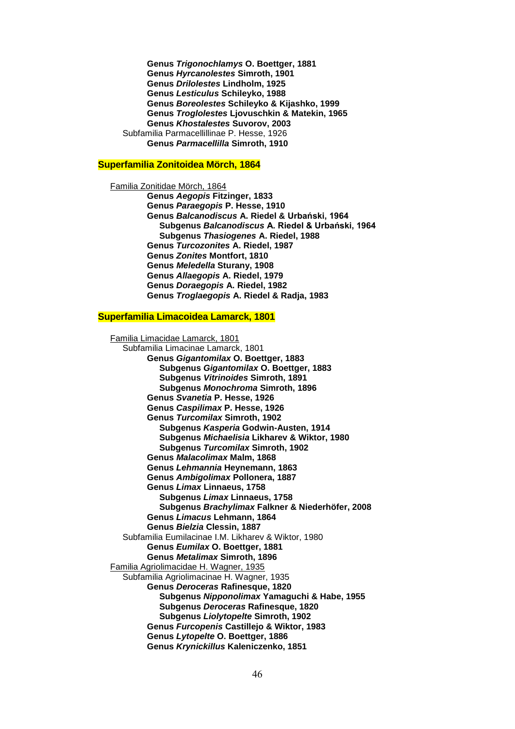**Genus *Trigonochlamys* O. Boettger, 1881**
**Genus *Hyrcanolestes* Simroth, 1901**
**Genus *Drilolestes* Lindholm, 1925**
**Genus *Lesticulus* Schileyko, 1988**
**Genus *Boreolestes* Schileyko & Kijashko, 1999**
**Genus *Troglolestes* Ljovuschkin & Matekin, 1965**
**Genus *Khostalestes* Suvorov, 2003**

Subfamilia Parmacellillinae P. Hesse, 1926

**Genus *Parmacellilla* Simroth, 1910**

## Superfamilia Zonitoidea Mörch, 1864

Familia Zonitidae Mörch, 1864

**Genus *Aegopis* Fitzinger, 1833**
**Genus *Paraegopis* P. Hesse, 1910**
**Genus *Balcanodiscus* A. Riedel & Urbański, 1964**
- **Subgenus *Balcanodiscus* A. Riedel & Urbański, 1964**
- **Subgenus *Thasiogenes* A. Riedel, 1988**

**Genus *Turcozonites* A. Riedel, 1987**
**Genus *Zonites* Montfort, 1810**
**Genus *Meledella* Sturany, 1908**
**Genus *Allaegopis* A. Riedel, 1979**
**Genus *Doraegopis* A. Riedel, 1982**
**Genus *Troglaegopis* A. Riedel & Radja, 1983**

## Superfamilia Limacoidea Lamarck, 1801

Familia Limacidae Lamarck, 1801

Subfamilia Limacinae Lamarck, 1801

**Genus *Gigantomilax* O. Boettger, 1883**
- **Subgenus *Gigantomilax* O. Boettger, 1883**
- **Subgenus *Vitrinoides* Simroth, 1891**
- **Subgenus *Monochroma* Simroth, 1896**

**Genus *Svanetia* P. Hesse, 1926**
**Genus *Caspilimax* P. Hesse, 1926**
**Genus *Turcomilax* Simroth, 1902**
- **Subgenus *Kasperia* Godwin-Austen, 1914**
- **Subgenus *Michaelisia* Likharev & Wiktor, 1980**
- **Subgenus *Turcomilax* Simroth, 1902**

**Genus *Malacolimax* Malm, 1868**
**Genus *Lehmannia* Heynemann, 1863**
**Genus *Ambigolimax* Pollonera, 1887**
**Genus *Limax* Linnaeus, 1758**
- **Subgenus *Limax* Linnaeus, 1758**
- **Subgenus *Brachylimax* Falkner & Niederhöfer, 2008**

**Genus *Limacus* Lehmann, 1864**
**Genus *Bielzia* Clessin, 1887**

Subfamilia Eumilacinae I.M. Likharev & Wiktor, 1980

**Genus *Eumilax* O. Boettger, 1881**
**Genus *Metalimax* Simroth, 1896**

Familia Agriolimacidae H. Wagner, 1935

Subfamilia Agriolimacinae H. Wagner, 1935

**Genus *Deroceras* Rafinesque, 1820**
- **Subgenus *Nipponolimax* Yamaguchi & Habe, 1955**
- **Subgenus *Deroceras* Rafinesque, 1820**
- **Subgenus *Liolytopelte* Simroth, 1902**

**Genus *Furcopenis* Castillejo & Wiktor, 1983**
**Genus *Lytopelte* O. Boettger, 1886**
**Genus *Krynickillus* Kaleniczenko, 1851**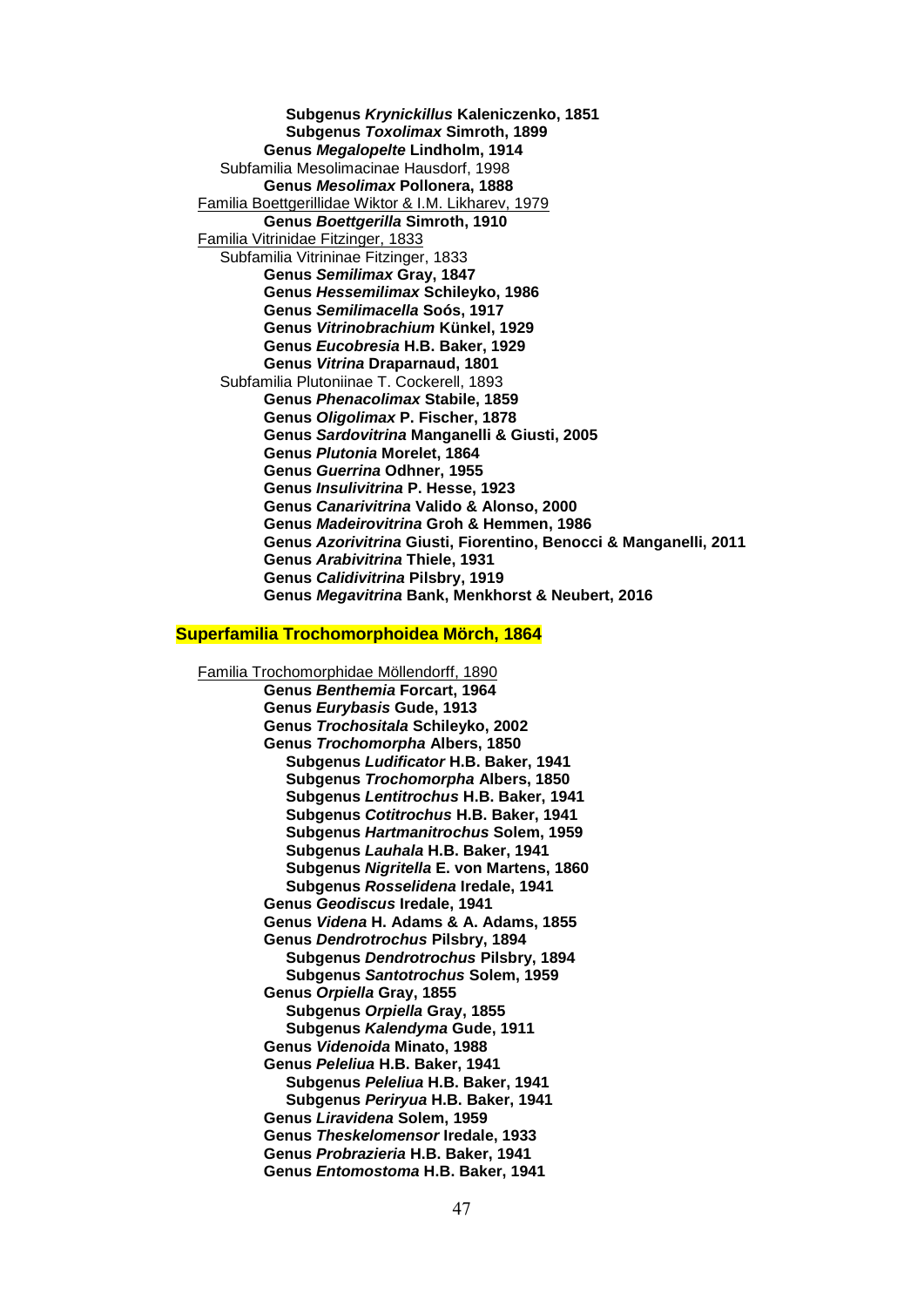**Subgenus *Krynickillus* Kaleniczenko, 1851**
**Subgenus *Toxolimax* Simroth, 1899**
**Genus *Megalopelte* Lindholm, 1914**
Subfamilia Mesolimacinae Hausdorf, 1998
**Genus *Mesolimax* Pollonera, 1888**
Familia Boettgerillidae Wiktor & I.M. Likharev, 1979
**Genus *Boettgerilla* Simroth, 1910**
Familia Vitrinidae Fitzinger, 1833
Subfamilia Vitrininae Fitzinger, 1833
**Genus *Semilimax* Gray, 1847**
**Genus *Hessemilimax* Schileyko, 1986**
**Genus *Semilimacella* Soós, 1917**
**Genus *Vitrinobrachium* Künkel, 1929**
**Genus *Eucobresia* H.B. Baker, 1929**
**Genus *Vitrina* Draparnaud, 1801**
Subfamilia Plutoniinae T. Cockerell, 1893
**Genus *Phenacolimax* Stabile, 1859**
**Genus *Oligolimax* P. Fischer, 1878**
**Genus *Sardovitrina* Manganelli & Giusti, 2005**
**Genus *Plutonia* Morelet, 1864**
**Genus *Guerrina* Odhner, 1955**
**Genus *Insulivitrina* P. Hesse, 1923**
**Genus *Canarivitrina* Valido & Alonso, 2000**
**Genus *Madeirovitrina* Groh & Hemmen, 1986**
**Genus *Azorivitrina* Giusti, Fiorentino, Benocci & Manganelli, 2011**
**Genus *Arabivitrina* Thiele, 1931**
**Genus *Calidivitrina* Pilsbry, 1919**
**Genus *Megavitrina* Bank, Menkhorst & Neubert, 2016**

## Superfamilia Trochomorphoidea Mörch, 1864

Familia Trochomorphidae Möllendorff, 1890
**Genus *Benthemia* Forcart, 1964**
**Genus *Eurybasis* Gude, 1913**
**Genus *Trochositala* Schileyko, 2002**
**Genus *Trochomorpha* Albers, 1850**
**Subgenus *Ludificator* H.B. Baker, 1941**
**Subgenus *Trochomorpha* Albers, 1850**
**Subgenus *Lentitrochus* H.B. Baker, 1941**
**Subgenus *Cotitrochus* H.B. Baker, 1941**
**Subgenus *Hartmanitrochus* Solem, 1959**
**Subgenus *Lauhala* H.B. Baker, 1941**
**Subgenus *Nigritella* E. von Martens, 1860**
**Subgenus *Rosselidena* Iredale, 1941**
**Genus *Geodiscus* Iredale, 1941**
**Genus *Videna* H. Adams & A. Adams, 1855**
**Genus *Dendrotrochus* Pilsbry, 1894**
**Subgenus *Dendrotrochus* Pilsbry, 1894**
**Subgenus *Santotrochus* Solem, 1959**
**Genus *Orpiella* Gray, 1855**
**Subgenus *Orpiella* Gray, 1855**
**Subgenus *Kalendyma* Gude, 1911**
**Genus *Videnoida* Minato, 1988**
**Genus *Peleliua* H.B. Baker, 1941**
**Subgenus *Peleliua* H.B. Baker, 1941**
**Subgenus *Periryua* H.B. Baker, 1941**
**Genus *Liravidena* Solem, 1959**
**Genus *Theskelomensor* Iredale, 1933**
**Genus *Probrazieria* H.B. Baker, 1941**
**Genus *Entomostoma* H.B. Baker, 1941**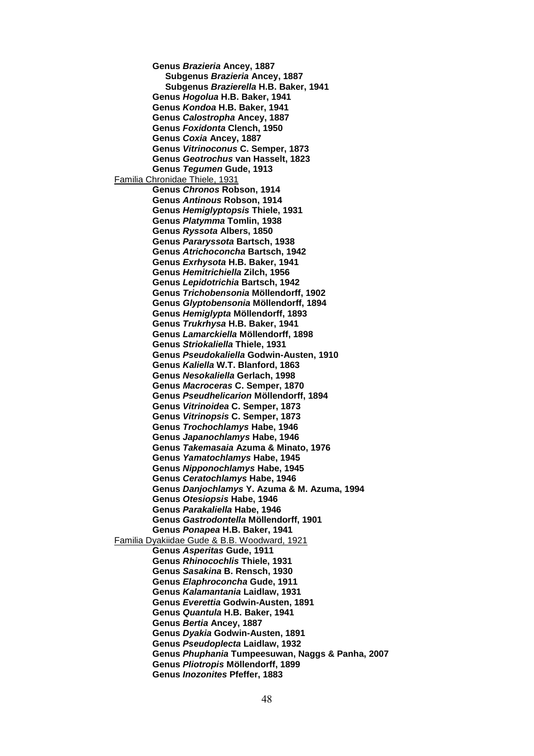**Genus *Brazieria* Ancey, 1887**
**Subgenus *Brazieria* Ancey, 1887**
**Subgenus *Brazierella* H.B. Baker, 1941**
**Genus *Hogolua* H.B. Baker, 1941**
**Genus *Kondoa* H.B. Baker, 1941**
**Genus *Calostropha* Ancey, 1887**
**Genus *Foxidonta* Clench, 1950**
**Genus *Coxia* Ancey, 1887**
**Genus *Vitrinoconus* C. Semper, 1873**
**Genus *Geotrochus* van Hasselt, 1823**
**Genus *Tegumen* Gude, 1913**

Familia Chronidae Thiele, 1931

**Genus *Chronos* Robson, 1914**
**Genus *Antinous* Robson, 1914**
**Genus *Hemiglyptopsis* Thiele, 1931**
**Genus *Platymma* Tomlin, 1938**
**Genus *Ryssota* Albers, 1850**
**Genus *Pararyssota* Bartsch, 1938**
**Genus *Atrichoconcha* Bartsch, 1942**
**Genus *Exrhysota* H.B. Baker, 1941**
**Genus *Hemitrichiella* Zilch, 1956**
**Genus *Lepidotrichia* Bartsch, 1942**
**Genus *Trichobensonia* Möllendorff, 1902**
**Genus *Glyptobensonia* Möllendorff, 1894**
**Genus *Hemiglypta* Möllendorff, 1893**
**Genus *Trukrhysa* H.B. Baker, 1941**
**Genus *Lamarckiella* Möllendorff, 1898**
**Genus *Striokaliella* Thiele, 1931**
**Genus *Pseudokaliella* Godwin-Austen, 1910**
**Genus *Kaliella* W.T. Blanford, 1863**
**Genus *Nesokaliella* Gerlach, 1998**
**Genus *Macroceras* C. Semper, 1870**
**Genus *Pseudhelicarion* Möllendorff, 1894**
**Genus *Vitrinoidea* C. Semper, 1873**
**Genus *Vitrinopsis* C. Semper, 1873**
**Genus *Trochochlamys* Habe, 1946**
**Genus *Japanochlamys* Habe, 1946**
**Genus *Takemasaia* Azuma & Minato, 1976**
**Genus *Yamatochlamys* Habe, 1945**
**Genus *Nipponochlamys* Habe, 1945**
**Genus *Ceratochlamys* Habe, 1946**
**Genus *Danjochlamys* Y. Azuma & M. Azuma, 1994**
**Genus *Otesiopsis* Habe, 1946**
**Genus *Parakaliella* Habe, 1946**
**Genus *Gastrodontella* Möllendorff, 1901**
**Genus *Ponapea* H.B. Baker, 1941**

Familia Dyakiidae Gude & B.B. Woodward, 1921

**Genus *Asperitas* Gude, 1911**
**Genus *Rhinocochlis* Thiele, 1931**
**Genus *Sasakina* B. Rensch, 1930**
**Genus *Elaphroconcha* Gude, 1911**
**Genus *Kalamantania* Laidlaw, 1931**
**Genus *Everettia* Godwin-Austen, 1891**
**Genus *Quantula* H.B. Baker, 1941**
**Genus *Bertia* Ancey, 1887**
**Genus *Dyakia* Godwin-Austen, 1891**
**Genus *Pseudoplecta* Laidlaw, 1932**
**Genus *Phuphania* Tumpeesuwan, Naggs & Panha, 2007**
**Genus *Pliotropis* Möllendorff, 1899**
**Genus *Inozonites* Pfeffer, 1883**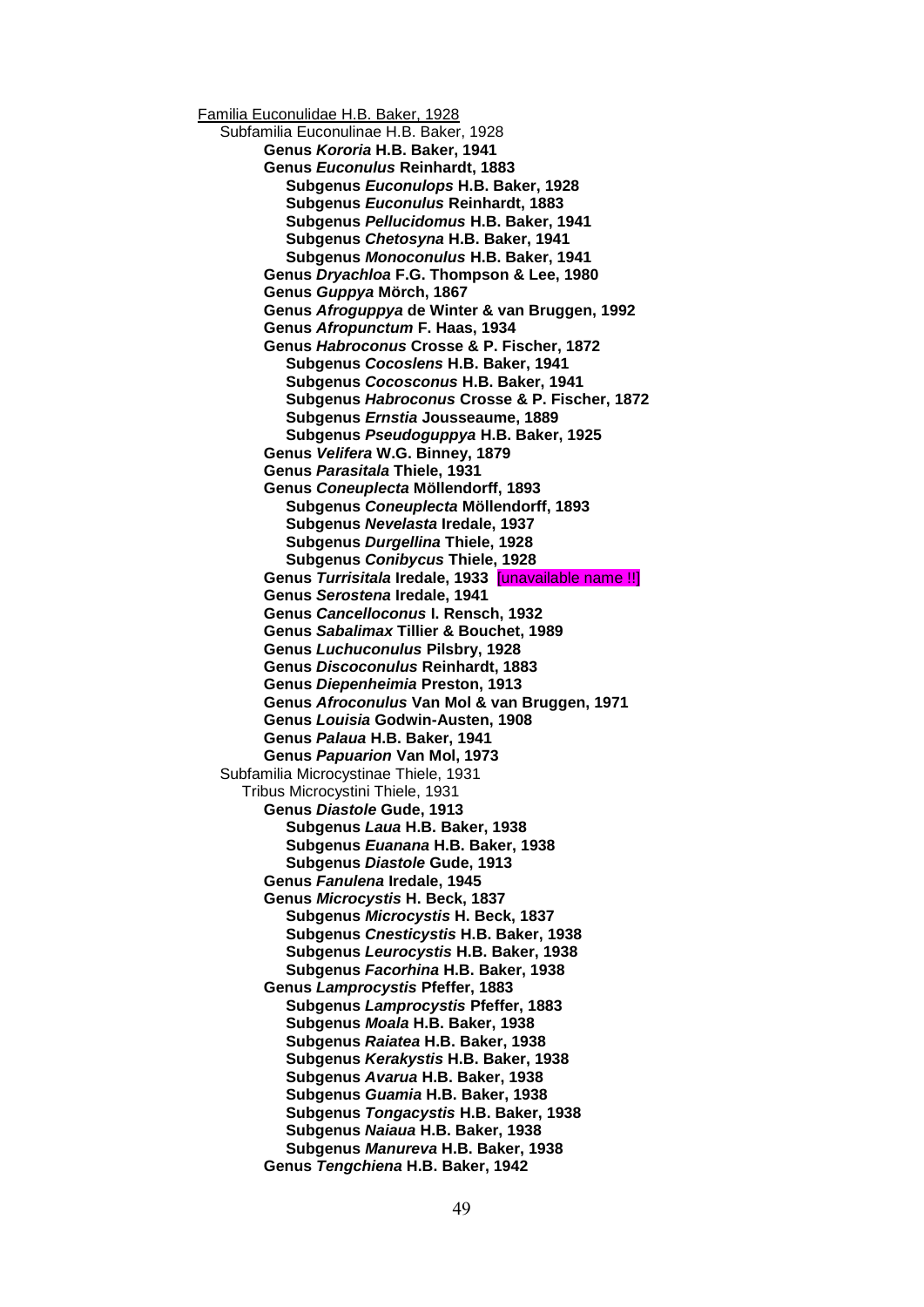Familia Euconulidae H.B. Baker, 1928

Subfamilia Euconulinae H.B. Baker, 1928

- **Genus *Kororia* H.B. Baker, 1941**
- **Genus *Euconulus* Reinhardt, 1883**
  - **Subgenus *Euconulops* H.B. Baker, 1928**
  - **Subgenus *Euconulus* Reinhardt, 1883**
  - **Subgenus *Pellucidomus* H.B. Baker, 1941**
  - **Subgenus *Chetosyna* H.B. Baker, 1941**
  - **Subgenus *Monoconulus* H.B. Baker, 1941**
- **Genus *Dryachloa* F.G. Thompson & Lee, 1980**
- **Genus *Guppya* Mörch, 1867**
- **Genus *Afroguppya* de Winter & van Bruggen, 1992**
- **Genus *Afropunctum* F. Haas, 1934**
- **Genus *Habroconus* Crosse & P. Fischer, 1872**
  - **Subgenus *Cocoslens* H.B. Baker, 1941**
  - **Subgenus *Cocosconus* H.B. Baker, 1941**
  - **Subgenus *Habroconus* Crosse & P. Fischer, 1872**
  - **Subgenus *Ernstia* Jousseaume, 1889**
  - **Subgenus *Pseudoguppya* H.B. Baker, 1925**
- **Genus *Velifera* W.G. Binney, 1879**
- **Genus *Parasitala* Thiele, 1931**
- **Genus *Coneuplecta* Möllendorff, 1893**
  - **Subgenus *Coneuplecta* Möllendorff, 1893**
  - **Subgenus *Nevelasta* Iredale, 1937**
  - **Subgenus *Durgellina* Thiele, 1928**
  - **Subgenus *Conibycus* Thiele, 1928**
- **Genus *Turrisitala* Iredale, 1933** [unavailable name !!]
- **Genus *Serostena* Iredale, 1941**
- **Genus *Cancelloconus* I. Rensch, 1932**
- **Genus *Sabalimax* Tillier & Bouchet, 1989**
- **Genus *Luchuconulus* Pilsbry, 1928**
- **Genus *Discoconulus* Reinhardt, 1883**
- **Genus *Diepenheimia* Preston, 1913**
- **Genus *Afroconulus* Van Mol & van Bruggen, 1971**
- **Genus *Louisia* Godwin-Austen, 1908**
- **Genus *Palaua* H.B. Baker, 1941**
- **Genus *Papuarion* Van Mol, 1973**

Subfamilia Microcystinae Thiele, 1931

Tribus Microcystini Thiele, 1931

- **Genus *Diastole* Gude, 1913**
  - **Subgenus *Laua* H.B. Baker, 1938**
  - **Subgenus *Euanana* H.B. Baker, 1938**
  - **Subgenus *Diastole* Gude, 1913**
- **Genus *Fanulena* Iredale, 1945**
- **Genus *Microcystis* H. Beck, 1837**
  - **Subgenus *Microcystis* H. Beck, 1837**
  - **Subgenus *Cnesticystis* H.B. Baker, 1938**
  - **Subgenus *Leurocystis* H.B. Baker, 1938**
  - **Subgenus *Facorhina* H.B. Baker, 1938**
- **Genus *Lamprocystis* Pfeffer, 1883**
  - **Subgenus *Lamprocystis* Pfeffer, 1883**
  - **Subgenus *Moala* H.B. Baker, 1938**
  - **Subgenus *Raiatea* H.B. Baker, 1938**
  - **Subgenus *Kerakystis* H.B. Baker, 1938**
  - **Subgenus *Avarua* H.B. Baker, 1938**
  - **Subgenus *Guamia* H.B. Baker, 1938**
  - **Subgenus *Tongacystis* H.B. Baker, 1938**
  - **Subgenus *Naiaua* H.B. Baker, 1938**
  - **Subgenus *Manureva* H.B. Baker, 1938**
- **Genus *Tengchiena* H.B. Baker, 1942**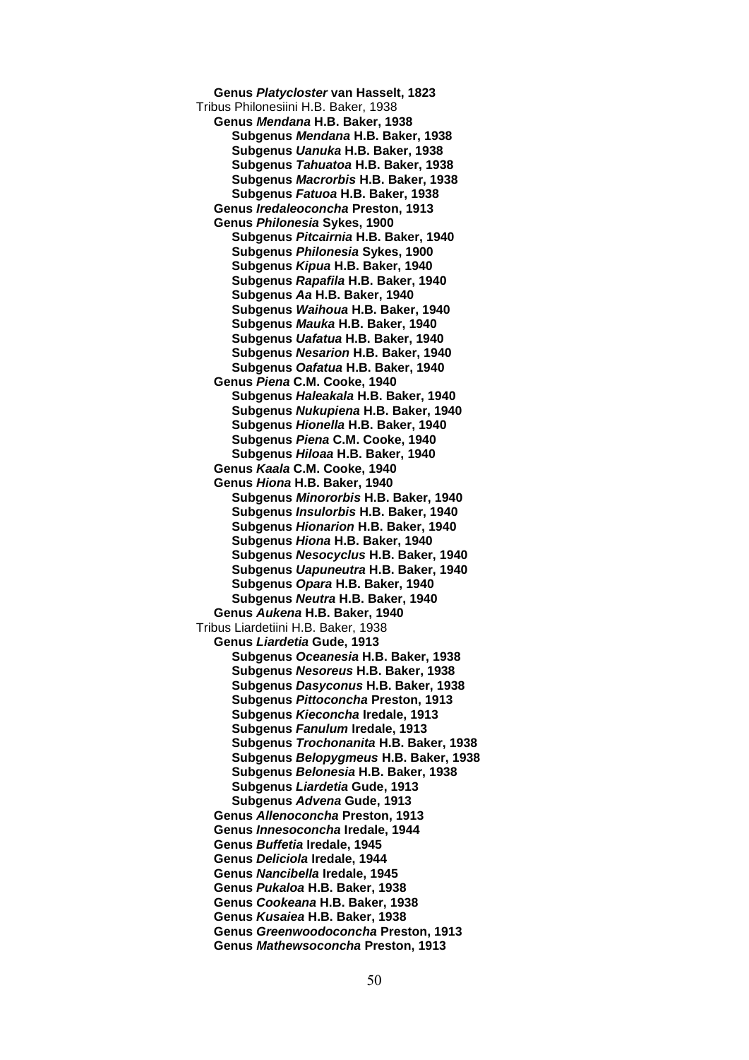**Genus *Platycloster* van Hasselt, 1823**

Tribus Philonesiini H.B. Baker, 1938

- **Genus *Mendana* H.B. Baker, 1938**
  - **Subgenus *Mendana* H.B. Baker, 1938**
  - **Subgenus *Uanuka* H.B. Baker, 1938**
  - **Subgenus *Tahuatoa* H.B. Baker, 1938**
  - **Subgenus *Macrorbis* H.B. Baker, 1938**
  - **Subgenus *Fatuoa* H.B. Baker, 1938**
- **Genus *Iredaleoconcha* Preston, 1913**
- **Genus *Philonesia* Sykes, 1900**
  - **Subgenus *Pitcairnia* H.B. Baker, 1940**
  - **Subgenus *Philonesia* Sykes, 1900**
  - **Subgenus *Kipua* H.B. Baker, 1940**
  - **Subgenus *Rapafila* H.B. Baker, 1940**
  - **Subgenus *Aa* H.B. Baker, 1940**
  - **Subgenus *Waihoua* H.B. Baker, 1940**
  - **Subgenus *Mauka* H.B. Baker, 1940**
  - **Subgenus *Uafatua* H.B. Baker, 1940**
  - **Subgenus *Nesarion* H.B. Baker, 1940**
  - **Subgenus *Oafatua* H.B. Baker, 1940**
- **Genus *Piena* C.M. Cooke, 1940**
  - **Subgenus *Haleakala* H.B. Baker, 1940**
  - **Subgenus *Nukupiena* H.B. Baker, 1940**
  - **Subgenus *Hionella* H.B. Baker, 1940**
  - **Subgenus *Piena* C.M. Cooke, 1940**
  - **Subgenus *Hiloaa* H.B. Baker, 1940**
- **Genus *Kaala* C.M. Cooke, 1940**
- **Genus *Hiona* H.B. Baker, 1940**
  - **Subgenus *Minororbis* H.B. Baker, 1940**
  - **Subgenus *Insulorbis* H.B. Baker, 1940**
  - **Subgenus *Hionarion* H.B. Baker, 1940**
  - **Subgenus *Hiona* H.B. Baker, 1940**
  - **Subgenus *Nesocyclus* H.B. Baker, 1940**
  - **Subgenus *Uapuneutra* H.B. Baker, 1940**
  - **Subgenus *Opara* H.B. Baker, 1940**
  - **Subgenus *Neutra* H.B. Baker, 1940**
- **Genus *Aukena* H.B. Baker, 1940**

Tribus Liardetiini H.B. Baker, 1938

- **Genus *Liardetia* Gude, 1913**
  - **Subgenus *Oceanesia* H.B. Baker, 1938**
  - **Subgenus *Nesoreus* H.B. Baker, 1938**
  - **Subgenus *Dasyconus* H.B. Baker, 1938**
  - **Subgenus *Pittoconcha* Preston, 1913**
  - **Subgenus *Kieconcha* Iredale, 1913**
  - **Subgenus *Fanulum* Iredale, 1913**
  - **Subgenus *Trochonanita* H.B. Baker, 1938**
  - **Subgenus *Belopygmeus* H.B. Baker, 1938**
  - **Subgenus *Belonesia* H.B. Baker, 1938**
  - **Subgenus *Liardetia* Gude, 1913**
  - **Subgenus *Advena* Gude, 1913**
- **Genus *Allenoconcha* Preston, 1913**
- **Genus *Innesoconcha* Iredale, 1944**
- **Genus *Buffetia* Iredale, 1945**
- **Genus *Deliciola* Iredale, 1944**
- **Genus *Nancibella* Iredale, 1945**
- **Genus *Pukaloa* H.B. Baker, 1938**
- **Genus *Cookeana* H.B. Baker, 1938**
- **Genus *Kusaiea* H.B. Baker, 1938**
- **Genus *Greenwoodoconcha* Preston, 1913**
- **Genus *Mathewsoconcha* Preston, 1913**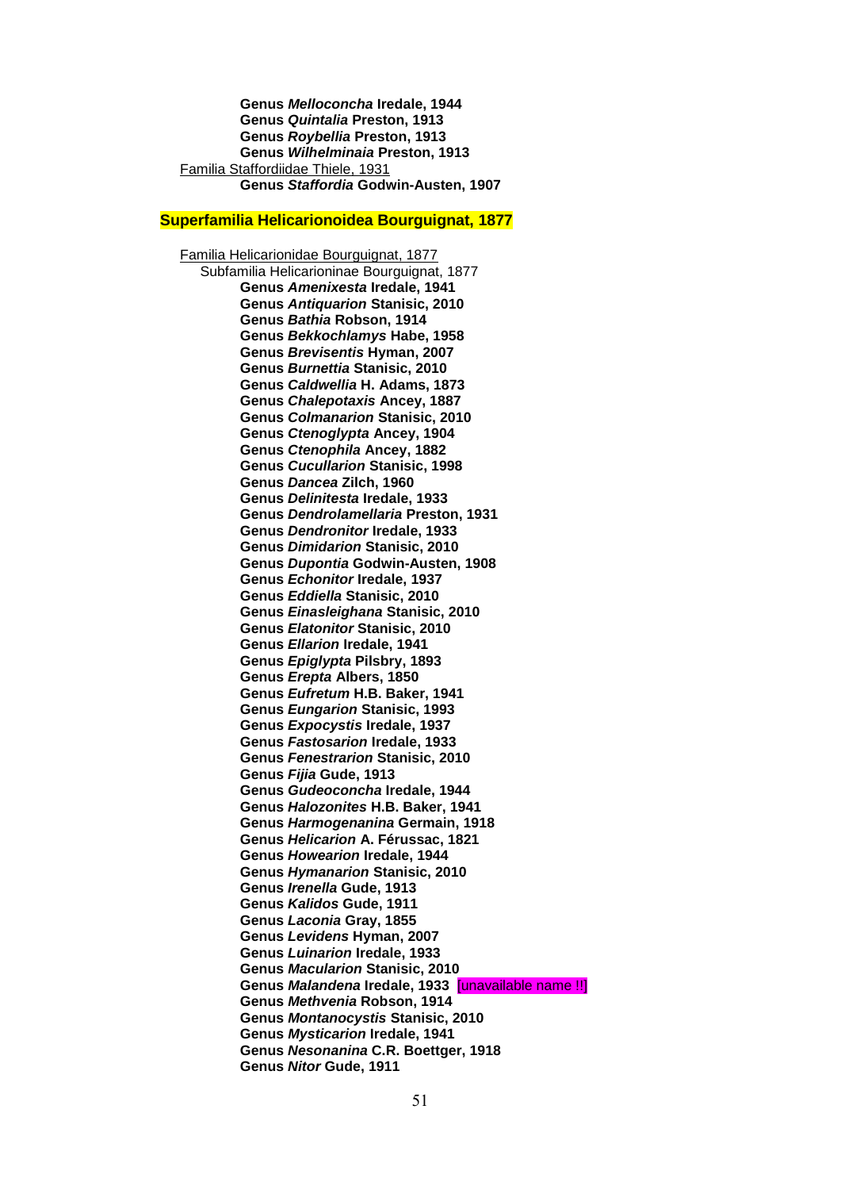**Genus *Melloconcha* Iredale, 1944**
**Genus *Quintalia* Preston, 1913**
**Genus *Roybellia* Preston, 1913**
**Genus *Wilhelminaia* Preston, 1913**

Familia Staffordiidae Thiele, 1931

**Genus *Staffordia* Godwin-Austen, 1907**

## Superfamilia Helicarionoidea Bourguignat, 1877

Familia Helicarionidae Bourguignat, 1877

Subfamilia Helicarioninae Bourguignat, 1877

**Genus *Amenixesta* Iredale, 1941**
**Genus *Antiquarion* Stanisic, 2010**
**Genus *Bathia* Robson, 1914**
**Genus *Bekkochlamys* Habe, 1958**
**Genus *Brevisentis* Hyman, 2007**
**Genus *Burnettia* Stanisic, 2010**
**Genus *Caldwellia* H. Adams, 1873**
**Genus *Chalepotaxis* Ancey, 1887**
**Genus *Colmanarion* Stanisic, 2010**
**Genus *Ctenoglypta* Ancey, 1904**
**Genus *Ctenophila* Ancey, 1882**
**Genus *Cucullarion* Stanisic, 1998**
**Genus *Dancea* Zilch, 1960**
**Genus *Delinitesta* Iredale, 1933**
**Genus *Dendrolamellaria* Preston, 1931**
**Genus *Dendronitor* Iredale, 1933**
**Genus *Dimidarion* Stanisic, 2010**
**Genus *Dupontia* Godwin-Austen, 1908**
**Genus *Echonitor* Iredale, 1937**
**Genus *Eddiella* Stanisic, 2010**
**Genus *Einasleighana* Stanisic, 2010**
**Genus *Elatonitor* Stanisic, 2010**
**Genus *Ellarion* Iredale, 1941**
**Genus *Epiglypta* Pilsbry, 1893**
**Genus *Erepta* Albers, 1850**
**Genus *Eufretum* H.B. Baker, 1941**
**Genus *Eungarion* Stanisic, 1993**
**Genus *Expocystis* Iredale, 1937**
**Genus *Fastosarion* Iredale, 1933**
**Genus *Fenestrarion* Stanisic, 2010**
**Genus *Fijia* Gude, 1913**
**Genus *Gudeoconcha* Iredale, 1944**
**Genus *Halozonites* H.B. Baker, 1941**
**Genus *Harmogenanina* Germain, 1918**
**Genus *Helicarion* A. Férussac, 1821**
**Genus *Howearion* Iredale, 1944**
**Genus *Hymanarion* Stanisic, 2010**
**Genus *Irenella* Gude, 1913**
**Genus *Kalidos* Gude, 1911**
**Genus *Laconia* Gray, 1855**
**Genus *Levidens* Hyman, 2007**
**Genus *Luinarion* Iredale, 1933**
**Genus *Macularion* Stanisic, 2010**
**Genus *Malandena* Iredale, 1933** [unavailable name !!]
**Genus *Methvenia* Robson, 1914**
**Genus *Montanocystis* Stanisic, 2010**
**Genus *Mysticarion* Iredale, 1941**
**Genus *Nesonanina* C.R. Boettger, 1918**
**Genus *Nitor* Gude, 1911**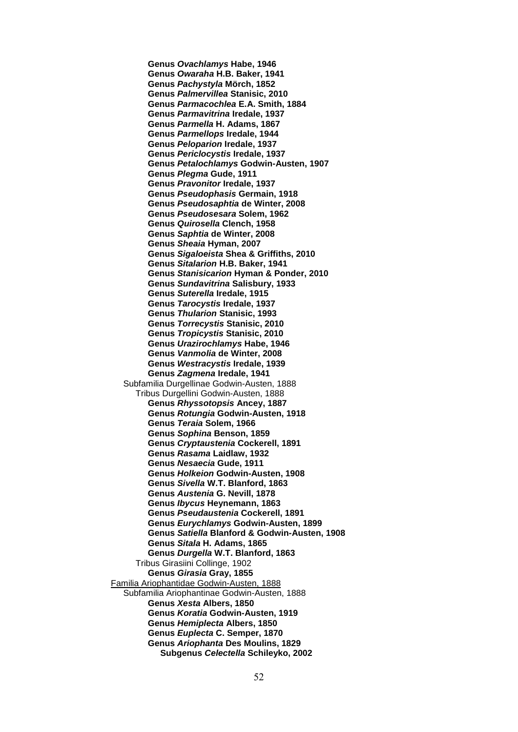**Genus *Ovachlamys* Habe, 1946**
**Genus *Owaraha* H.B. Baker, 1941**
**Genus *Pachystyla* Mörch, 1852**
**Genus *Palmervillea* Stanisic, 2010**
**Genus *Parmacochlea* E.A. Smith, 1884**
**Genus *Parmavitrina* Iredale, 1937**
**Genus *Parmella* H. Adams, 1867**
**Genus *Parmellops* Iredale, 1944**
**Genus *Peloparion* Iredale, 1937**
**Genus *Periclocystis* Iredale, 1937**
**Genus *Petalochlamys* Godwin-Austen, 1907**
**Genus *Plegma* Gude, 1911**
**Genus *Pravonitor* Iredale, 1937**
**Genus *Pseudophasis* Germain, 1918**
**Genus *Pseudosaphtia* de Winter, 2008**
**Genus *Pseudosesara* Solem, 1962**
**Genus *Quirosella* Clench, 1958**
**Genus *Saphtia* de Winter, 2008**
**Genus *Sheaia* Hyman, 2007**
**Genus *Sigaloeista* Shea & Griffiths, 2010**
**Genus *Sitalarion* H.B. Baker, 1941**
**Genus *Stanisicarion* Hyman & Ponder, 2010**
**Genus *Sundavitrina* Salisbury, 1933**
**Genus *Suterella* Iredale, 1915**
**Genus *Tarocystis* Iredale, 1937**
**Genus *Thularion* Stanisic, 1993**
**Genus *Torrecystis* Stanisic, 2010**
**Genus *Tropicystis* Stanisic, 2010**
**Genus *Urazirochlamys* Habe, 1946**
**Genus *Vanmolia* de Winter, 2008**
**Genus *Westracystis* Iredale, 1939**
**Genus *Zagmena* Iredale, 1941**

Subfamilia Durgellinae Godwin-Austen, 1888

Tribus Durgellini Godwin-Austen, 1888

**Genus *Rhyssotopsis* Ancey, 1887**
**Genus *Rotungia* Godwin-Austen, 1918**
**Genus *Teraia* Solem, 1966**
**Genus *Sophina* Benson, 1859**
**Genus *Cryptaustenia* Cockerell, 1891**
**Genus *Rasama* Laidlaw, 1932**
**Genus *Nesaecia* Gude, 1911**
**Genus *Holkeion* Godwin-Austen, 1908**
**Genus *Sivella* W.T. Blanford, 1863**
**Genus *Austenia* G. Nevill, 1878**
**Genus *Ibycus* Heynemann, 1863**
**Genus *Pseudaustenia* Cockerell, 1891**
**Genus *Eurychlamys* Godwin-Austen, 1899**
**Genus *Satiella* Blanford & Godwin-Austen, 1908**
**Genus *Sitala* H. Adams, 1865**
**Genus *Durgella* W.T. Blanford, 1863**

Tribus Girasiini Collinge, 1902

**Genus *Girasia* Gray, 1855**

Familia Ariophantidae Godwin-Austen, 1888

Subfamilia Ariophantinae Godwin-Austen, 1888

**Genus *Xesta* Albers, 1850**
**Genus *Koratia* Godwin-Austen, 1919**
**Genus *Hemiplecta* Albers, 1850**
**Genus *Euplecta* C. Semper, 1870**
**Genus *Ariophanta* Des Moulins, 1829**
**Subgenus *Celectella* Schileyko, 2002**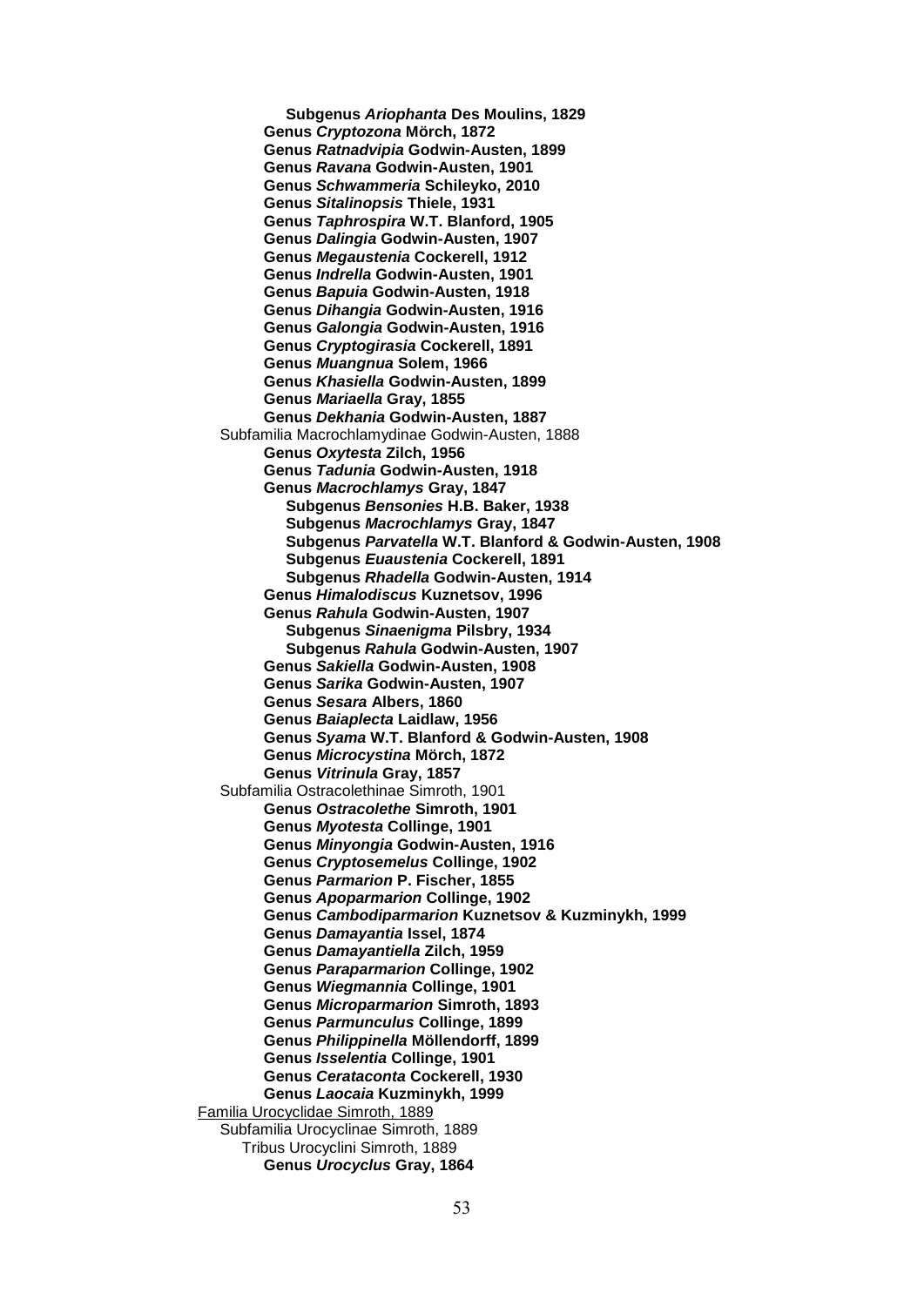**Subgenus *Ariophanta* Des Moulins, 1829**
**Genus *Cryptozona* Mörch, 1872**
**Genus *Ratnadvipia* Godwin-Austen, 1899**
**Genus *Ravana* Godwin-Austen, 1901**
**Genus *Schwammeria* Schileyko, 2010**
**Genus *Sitalinopsis* Thiele, 1931**
**Genus *Taphrospira* W.T. Blanford, 1905**
**Genus *Dalingia* Godwin-Austen, 1907**
**Genus *Megaustenia* Cockerell, 1912**
**Genus *Indrella* Godwin-Austen, 1901**
**Genus *Bapuia* Godwin-Austen, 1918**
**Genus *Dihangia* Godwin-Austen, 1916**
**Genus *Galongia* Godwin-Austen, 1916**
**Genus *Cryptogirasia* Cockerell, 1891**
**Genus *Muangnua* Solem, 1966**
**Genus *Khasiella* Godwin-Austen, 1899**
**Genus *Mariaella* Gray, 1855**
**Genus *Dekhania* Godwin-Austen, 1887**

Subfamilia Macrochlamydinae Godwin-Austen, 1888

**Genus *Oxytesta* Zilch, 1956**
**Genus *Tadunia* Godwin-Austen, 1918**
**Genus *Macrochlamys* Gray, 1847**
**Subgenus *Bensonies* H.B. Baker, 1938**
**Subgenus *Macrochlamys* Gray, 1847**
**Subgenus *Parvatella* W.T. Blanford & Godwin-Austen, 1908**
**Subgenus *Euaustenia* Cockerell, 1891**
**Subgenus *Rhadella* Godwin-Austen, 1914**
**Genus *Himalodiscus* Kuznetsov, 1996**
**Genus *Rahula* Godwin-Austen, 1907**
**Subgenus *Sinaenigma* Pilsbry, 1934**
**Subgenus *Rahula* Godwin-Austen, 1907**
**Genus *Sakiella* Godwin-Austen, 1908**
**Genus *Sarika* Godwin-Austen, 1907**
**Genus *Sesara* Albers, 1860**
**Genus *Baiaplecta* Laidlaw, 1956**
**Genus *Syama* W.T. Blanford & Godwin-Austen, 1908**
**Genus *Microcystina* Mörch, 1872**
**Genus *Vitrinula* Gray, 1857**

Subfamilia Ostracolethinae Simroth, 1901

**Genus *Ostracolethe* Simroth, 1901**
**Genus *Myotesta* Collinge, 1901**
**Genus *Minyongia* Godwin-Austen, 1916**
**Genus *Cryptosemelus* Collinge, 1902**
**Genus *Parmarion* P. Fischer, 1855**
**Genus *Apoparmarion* Collinge, 1902**
**Genus *Cambodiparmarion* Kuznetsov & Kuzminykh, 1999**
**Genus *Damayantia* Issel, 1874**
**Genus *Damayantiella* Zilch, 1959**
**Genus *Paraparmarion* Collinge, 1902**
**Genus *Wiegmannia* Collinge, 1901**
**Genus *Microparmarion* Simroth, 1893**
**Genus *Parmunculus* Collinge, 1899**
**Genus *Philippinella* Möllendorff, 1899**
**Genus *Isselentia* Collinge, 1901**
**Genus *Cerataconta* Cockerell, 1930**
**Genus *Laocaia* Kuzminykh, 1999**

Familia Urocyclidae Simroth, 1889

Subfamilia Urocyclinae Simroth, 1889

Tribus Urocyclini Simroth, 1889

**Genus *Urocyclus* Gray, 1864**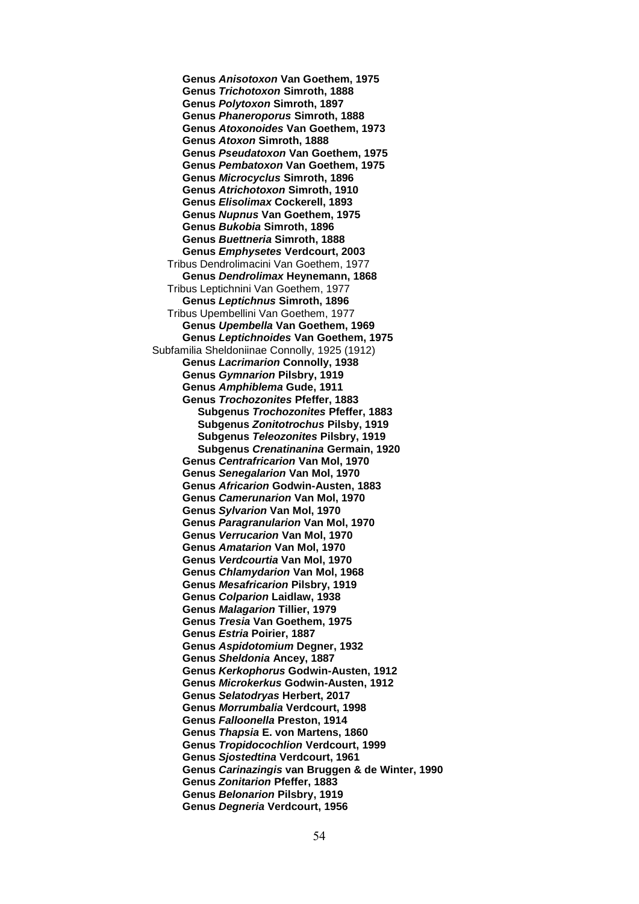**Genus *Anisotoxon* Van Goethem, 1975**
**Genus *Trichotoxon* Simroth, 1888**
**Genus *Polytoxon* Simroth, 1897**
**Genus *Phaneroporus* Simroth, 1888**
**Genus *Atoxonoides* Van Goethem, 1973**
**Genus *Atoxon* Simroth, 1888**
**Genus *Pseudatoxon* Van Goethem, 1975**
**Genus *Pembatoxon* Van Goethem, 1975**
**Genus *Microcyclus* Simroth, 1896**
**Genus *Atrichotoxon* Simroth, 1910**
**Genus *Elisolimax* Cockerell, 1893**
**Genus *Nupnus* Van Goethem, 1975**
**Genus *Bukobia* Simroth, 1896**
**Genus *Buettneria* Simroth, 1888**
**Genus *Emphysetes* Verdcourt, 2003**

Tribus Dendrolimacini Van Goethem, 1977

**Genus *Dendrolimax* Heynemann, 1868**

Tribus Leptichnini Van Goethem, 1977

**Genus *Leptichnus* Simroth, 1896**

Tribus Upembellini Van Goethem, 1977

**Genus *Upembella* Van Goethem, 1969**
**Genus *Leptichnoides* Van Goethem, 1975**

Subfamilia Sheldoniinae Connolly, 1925 (1912)

**Genus *Lacrimarion* Connolly, 1938**
**Genus *Gymnarion* Pilsbry, 1919**
**Genus *Amphiblema* Gude, 1911**
**Genus *Trochozonites* Pfeffer, 1883**
- **Subgenus *Trochozonites* Pfeffer, 1883**
- **Subgenus *Zonitotrochus* Pilsby, 1919**
- **Subgenus *Teleozonites* Pilsbry, 1919**
- **Subgenus *Crenatinanina* Germain, 1920**

**Genus *Centrafricarion* Van Mol, 1970**
**Genus *Senegalarion* Van Mol, 1970**
**Genus *Africarion* Godwin-Austen, 1883**
**Genus *Camerunarion* Van Mol, 1970**
**Genus *Sylvarion* Van Mol, 1970**
**Genus *Paragranularion* Van Mol, 1970**
**Genus *Verrucarion* Van Mol, 1970**
**Genus *Amatarion* Van Mol, 1970**
**Genus *Verdcourtia* Van Mol, 1970**
**Genus *Chlamydarion* Van Mol, 1968**
**Genus *Mesafricarion* Pilsbry, 1919**
**Genus *Colparion* Laidlaw, 1938**
**Genus *Malagarion* Tillier, 1979**
**Genus *Tresia* Van Goethem, 1975**
**Genus *Estria* Poirier, 1887**
**Genus *Aspidotomium* Degner, 1932**
**Genus *Sheldonia* Ancey, 1887**
**Genus *Kerkophorus* Godwin-Austen, 1912**
**Genus *Microkerkus* Godwin-Austen, 1912**
**Genus *Selatodryas* Herbert, 2017**
**Genus *Morrumbalia* Verdcourt, 1998**
**Genus *Falloonella* Preston, 1914**
**Genus *Thapsia* E. von Martens, 1860**
**Genus *Tropidocochlion* Verdcourt, 1999**
**Genus *Sjostedtina* Verdcourt, 1961**
**Genus *Carinazingis* van Bruggen & de Winter, 1990**
**Genus *Zonitarion* Pfeffer, 1883**
**Genus *Belonarion* Pilsbry, 1919**
**Genus *Degneria* Verdcourt, 1956**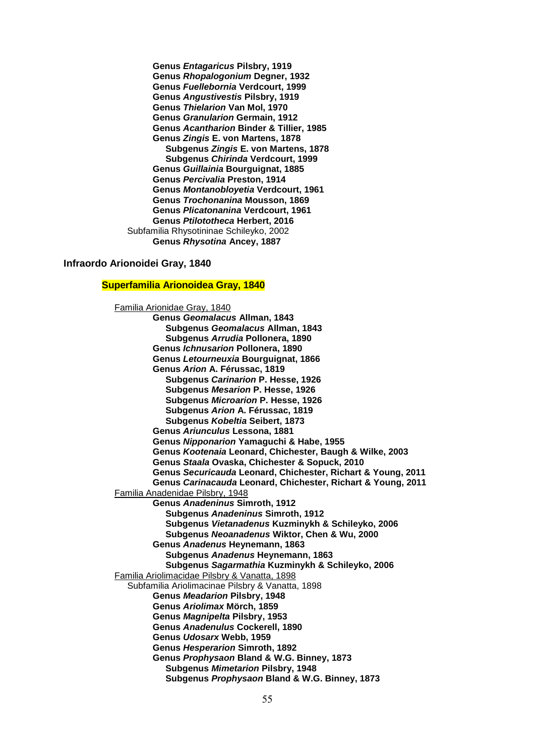**Genus *Entagaricus* Pilsbry, 1919**
**Genus *Rhopalogonium* Degner, 1932**
**Genus *Fuellebornia* Verdcourt, 1999**
**Genus *Angustivestis* Pilsbry, 1919**
**Genus *Thielarion* Van Mol, 1970**
**Genus *Granularion* Germain, 1912**
**Genus *Acantharion* Binder & Tillier, 1985**
**Genus *Zingis* E. von Martens, 1878**
**Subgenus *Zingis* E. von Martens, 1878**
**Subgenus *Chirinda* Verdcourt, 1999**
**Genus *Guillainia* Bourguignat, 1885**
**Genus *Percivalia* Preston, 1914**
**Genus *Montanobloyetia* Verdcourt, 1961**
**Genus *Trochonanina* Mousson, 1869**
**Genus *Plicatonanina* Verdcourt, 1961**
**Genus *Ptilototheca* Herbert, 2016**
Subfamilia Rhysotininae Schileyko, 2002
**Genus *Rhysotina* Ancey, 1887**

**Infraordo Arionoidei Gray, 1840**

**Superfamilia Arionoidea Gray, 1840**

Familia Arionidae Gray, 1840
**Genus *Geomalacus* Allman, 1843**
**Subgenus *Geomalacus* Allman, 1843**
**Subgenus *Arrudia* Pollonera, 1890**
**Genus *Ichnusarion* Pollonera, 1890**
**Genus *Letourneuxia* Bourguignat, 1866**
**Genus *Arion* A. Férussac, 1819**
**Subgenus *Carinarion* P. Hesse, 1926**
**Subgenus *Mesarion* P. Hesse, 1926**
**Subgenus *Microarion* P. Hesse, 1926**
**Subgenus *Arion* A. Férussac, 1819**
**Subgenus *Kobeltia* Seibert, 1873**
**Genus *Ariunculus* Lessona, 1881**
**Genus *Nipponarion* Yamaguchi & Habe, 1955**
**Genus *Kootenaia* Leonard, Chichester, Baugh & Wilke, 2003**
**Genus *Staala* Ovaska, Chichester & Sopuck, 2010**
**Genus *Securicauda* Leonard, Chichester, Richart & Young, 2011**
**Genus *Carinacauda* Leonard, Chichester, Richart & Young, 2011**
Familia Anadenidae Pilsbry, 1948
**Genus *Anadeninus* Simroth, 1912**
**Subgenus *Anadeninus* Simroth, 1912**
**Subgenus *Vietanadenus* Kuzminykh & Schileyko, 2006**
**Subgenus *Neoanadenus* Wiktor, Chen & Wu, 2000**
**Genus *Anadenus* Heynemann, 1863**
**Subgenus *Anadenus* Heynemann, 1863**
**Subgenus *Sagarmathia* Kuzminykh & Schileyko, 2006**
Familia Ariolimacidae Pilsbry & Vanatta, 1898
Subfamilia Ariolimacinae Pilsbry & Vanatta, 1898
**Genus *Meadarion* Pilsbry, 1948**
**Genus *Ariolimax* Mörch, 1859**
**Genus *Magnipelta* Pilsbry, 1953**
**Genus *Anadenulus* Cockerell, 1890**
**Genus *Udosarx* Webb, 1959**
**Genus *Hesperarion* Simroth, 1892**
**Genus *Prophysaon* Bland & W.G. Binney, 1873**
**Subgenus *Mimetarion* Pilsbry, 1948**
**Subgenus *Prophysaon* Bland & W.G. Binney, 1873**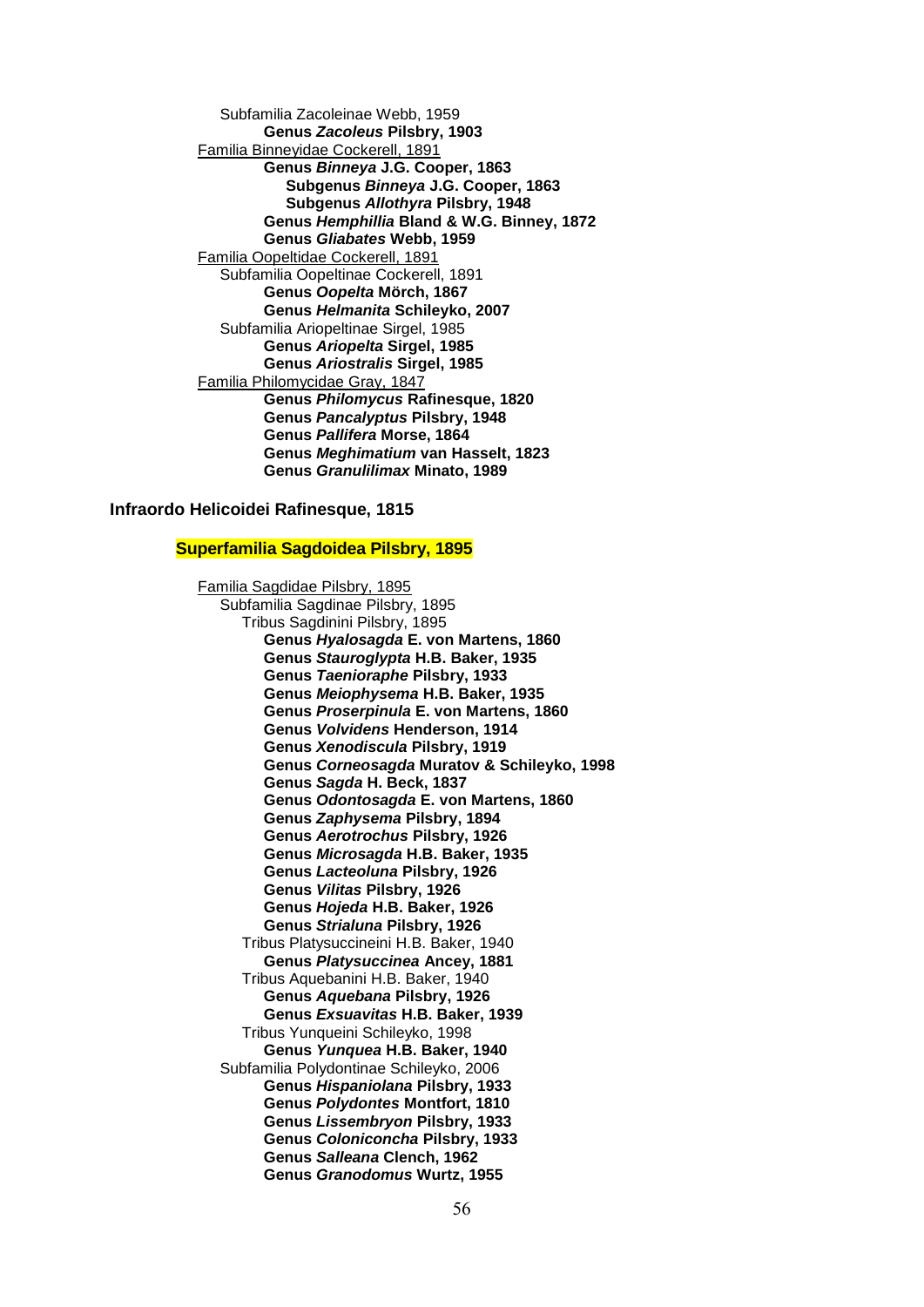Subfamilia Zacoleinae Webb, 1959

**Genus *Zacoleus* Pilsbry, 1903**

<u>Familia Binneyidae Cockerell, 1891</u>

**Genus *Binneya* J.G. Cooper, 1863**

**Subgenus *Binneya* J.G. Cooper, 1863**

**Subgenus *Allothyra* Pilsbry, 1948**

**Genus *Hemphillia* Bland & W.G. Binney, 1872**

**Genus *Gliabates* Webb, 1959**

<u>Familia Oopeltidae Cockerell, 1891</u>

Subfamilia Oopeltinae Cockerell, 1891

**Genus *Oopelta* Mörch, 1867**

**Genus *Helmanita* Schileyko, 2007**

Subfamilia Ariopeltinae Sirgel, 1985

**Genus *Ariopelta* Sirgel, 1985**

**Genus *Ariostralis* Sirgel, 1985**

<u>Familia Philomycidae Gray, 1847</u>

**Genus *Philomycus* Rafinesque, 1820**

**Genus *Pancalyptus* Pilsbry, 1948**

**Genus *Pallifera* Morse, 1864**

**Genus *Meghimatium* van Hasselt, 1823**

**Genus *Granulilimax* Minato, 1989**

### Infraordo Helicoidei Rafinesque, 1815

#### Superfamilia Sagdoidea Pilsbry, 1895

<u>Familia Sagdidae Pilsbry, 1895</u>

Subfamilia Sagdinae Pilsbry, 1895

Tribus Sagdinini Pilsbry, 1895

**Genus *Hyalosagda* E. von Martens, 1860**

**Genus *Stauroglypta* H.B. Baker, 1935**

**Genus *Taenioraphe* Pilsbry, 1933**

**Genus *Meiophysema* H.B. Baker, 1935**

**Genus *Proserpinula* E. von Martens, 1860**

**Genus *Volvidens* Henderson, 1914**

**Genus *Xenodiscula* Pilsbry, 1919**

**Genus *Corneosagda* Muratov & Schileyko, 1998**

**Genus *Sagda* H. Beck, 1837**

**Genus *Odontosagda* E. von Martens, 1860**

**Genus *Zaphysema* Pilsbry, 1894**

**Genus *Aerotrochus* Pilsbry, 1926**

**Genus *Microsagda* H.B. Baker, 1935**

**Genus *Lacteoluna* Pilsbry, 1926**

**Genus *Vilitas* Pilsbry, 1926**

**Genus *Hojeda* H.B. Baker, 1926**

**Genus *Strialuna* Pilsbry, 1926**

Tribus Platysuccineini H.B. Baker, 1940

**Genus *Platysuccinea* Ancey, 1881**

Tribus Aquebanini H.B. Baker, 1940

**Genus *Aquebana* Pilsbry, 1926**

**Genus *Exsuavitas* H.B. Baker, 1939**

Tribus Yunqueini Schileyko, 1998

**Genus *Yunquea* H.B. Baker, 1940**

Subfamilia Polydontinae Schileyko, 2006

**Genus *Hispaniolana* Pilsbry, 1933**

**Genus *Polydontes* Montfort, 1810**

**Genus *Lissembryon* Pilsbry, 1933**

**Genus *Coloniconcha* Pilsbry, 1933**

**Genus *Salleana* Clench, 1962**

**Genus *Granodomus* Wurtz, 1955**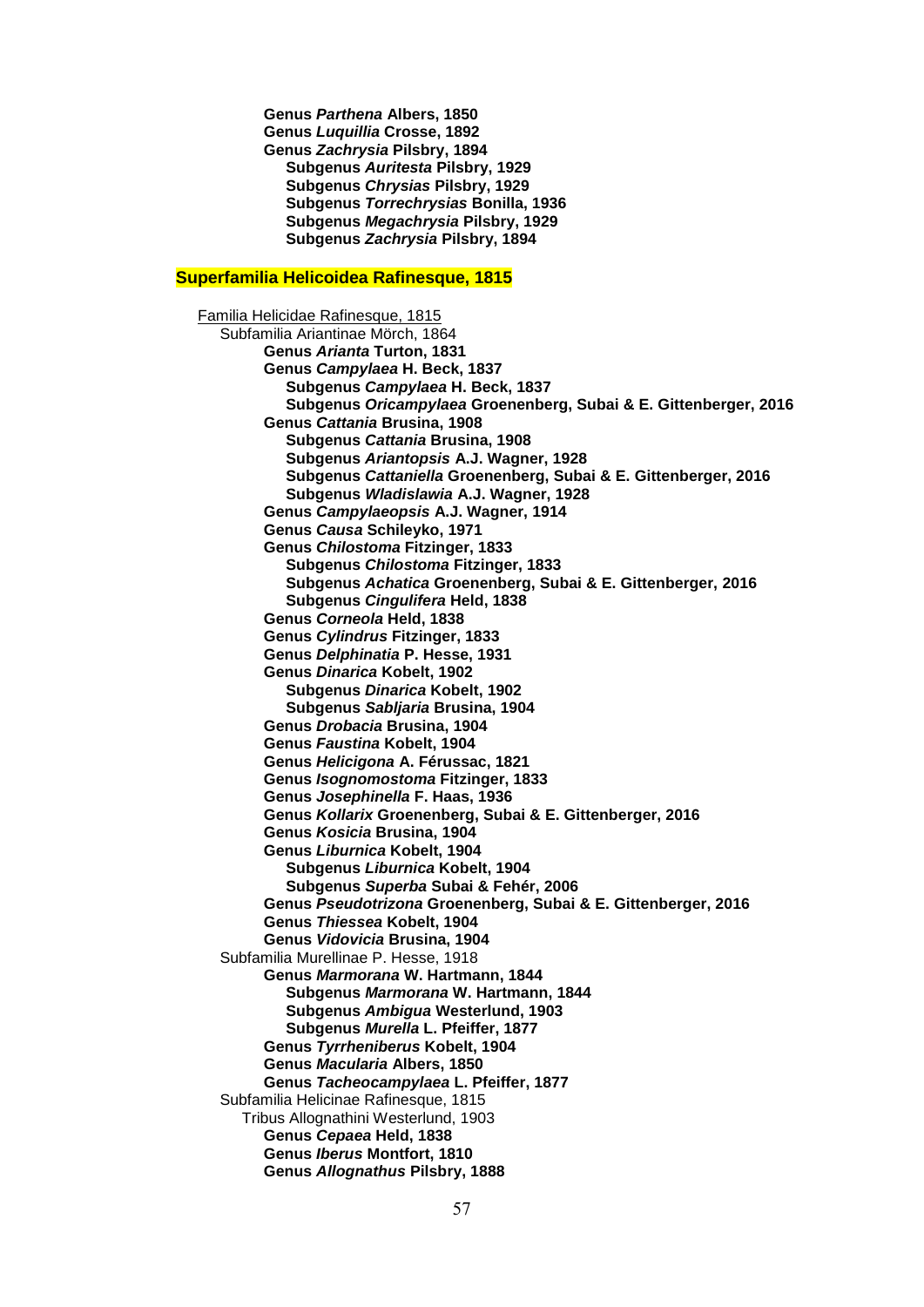**Genus *Parthena* Albers, 1850**
**Genus *Luquillia* Crosse, 1892**
**Genus *Zachrysia* Pilsbry, 1894**
    **Subgenus *Auritesta* Pilsbry, 1929**
    **Subgenus *Chrysias* Pilsbry, 1929**
    **Subgenus *Torrechrysias* Bonilla, 1936**
    **Subgenus *Megachrysia* Pilsbry, 1929**
    **Subgenus *Zachrysia* Pilsbry, 1894**

## Superfamilia Helicoidea Rafinesque, 1815

Familia Helicidae Rafinesque, 1815

Subfamilia Ariantinae Mörch, 1864

**Genus *Arianta* Turton, 1831**
**Genus *Campylaea* H. Beck, 1837**
    **Subgenus *Campylaea* H. Beck, 1837**
    **Subgenus *Oricampylaea* Groenenberg, Subai & E. Gittenberger, 2016**
**Genus *Cattania* Brusina, 1908**
    **Subgenus *Cattania* Brusina, 1908**
    **Subgenus *Ariantopsis* A.J. Wagner, 1928**
    **Subgenus *Cattaniella* Groenenberg, Subai & E. Gittenberger, 2016**
    **Subgenus *Wladislawia* A.J. Wagner, 1928**
**Genus *Campylaeopsis* A.J. Wagner, 1914**
**Genus *Causa* Schileyko, 1971**
**Genus *Chilostoma* Fitzinger, 1833**
    **Subgenus *Chilostoma* Fitzinger, 1833**
    **Subgenus *Achatica* Groenenberg, Subai & E. Gittenberger, 2016**
    **Subgenus *Cingulifera* Held, 1838**
**Genus *Corneola* Held, 1838**
**Genus *Cylindrus* Fitzinger, 1833**
**Genus *Delphinatia* P. Hesse, 1931**
**Genus *Dinarica* Kobelt, 1902**
    **Subgenus *Dinarica* Kobelt, 1902**
    **Subgenus *Sabljaria* Brusina, 1904**
**Genus *Drobacia* Brusina, 1904**
**Genus *Faustina* Kobelt, 1904**
**Genus *Helicigona* A. Férussac, 1821**
**Genus *Isognomostoma* Fitzinger, 1833**
**Genus *Josephinella* F. Haas, 1936**
**Genus *Kollarix* Groenenberg, Subai & E. Gittenberger, 2016**
**Genus *Kosicia* Brusina, 1904**
**Genus *Liburnica* Kobelt, 1904**
    **Subgenus *Liburnica* Kobelt, 1904**
    **Subgenus *Superba* Subai & Fehér, 2006**
**Genus *Pseudotrizona* Groenenberg, Subai & E. Gittenberger, 2016**
**Genus *Thiessea* Kobelt, 1904**
**Genus *Vidovicia* Brusina, 1904**

Subfamilia Murellinae P. Hesse, 1918

**Genus *Marmorana* W. Hartmann, 1844**
    **Subgenus *Marmorana* W. Hartmann, 1844**
    **Subgenus *Ambigua* Westerlund, 1903**
    **Subgenus *Murella* L. Pfeiffer, 1877**
**Genus *Tyrrheniberus* Kobelt, 1904**
**Genus *Macularia* Albers, 1850**
**Genus *Tacheocampylaea* L. Pfeiffer, 1877**

Subfamilia Helicinae Rafinesque, 1815

Tribus Allognathini Westerlund, 1903

**Genus *Cepaea* Held, 1838**
**Genus *Iberus* Montfort, 1810**
**Genus *Allognathus* Pilsbry, 1888**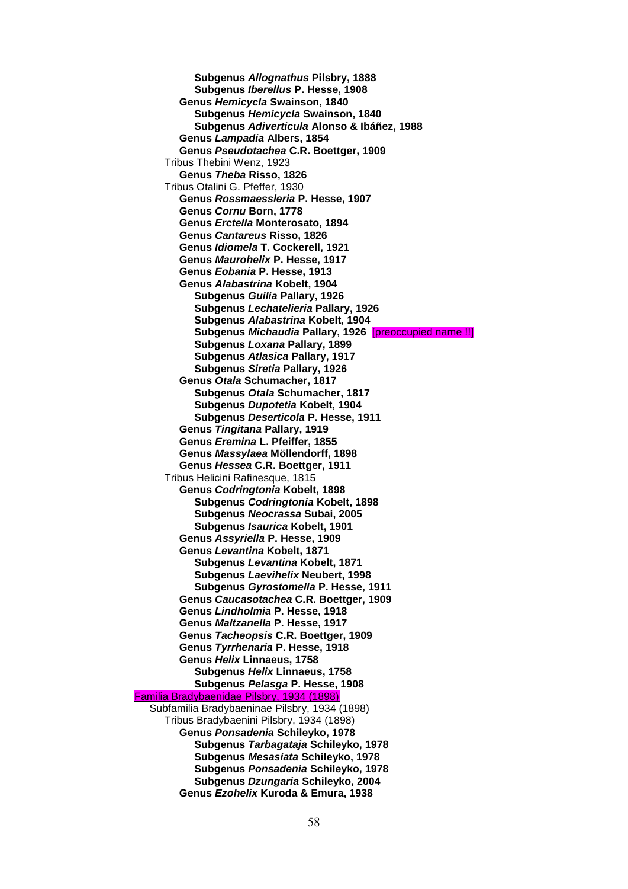**Subgenus *Allognathus* Pilsbry, 1888**
**Subgenus *Iberellus* P. Hesse, 1908**
**Genus *Hemicycla* Swainson, 1840**
**Subgenus *Hemicycla* Swainson, 1840**
**Subgenus *Adiverticula* Alonso & Ibáñez, 1988**
**Genus *Lampadia* Albers, 1854**
**Genus *Pseudotachea* C.R. Boettger, 1909**
Tribus Thebini Wenz, 1923
**Genus *Theba* Risso, 1826**
Tribus Otalini G. Pfeffer, 1930
**Genus *Rossmaessleria* P. Hesse, 1907**
**Genus *Cornu* Born, 1778**
**Genus *Erctella* Monterosato, 1894**
**Genus *Cantareus* Risso, 1826**
**Genus *Idiomela* T. Cockerell, 1921**
**Genus *Maurohelix* P. Hesse, 1917**
**Genus *Eobania* P. Hesse, 1913**
**Genus *Alabastrina* Kobelt, 1904**
**Subgenus *Guilia* Pallary, 1926**
**Subgenus *Lechatelieria* Pallary, 1926**
**Subgenus *Alabastrina* Kobelt, 1904**
**Subgenus *Michaudia* Pallary, 1926** [preoccupied name !!]
**Subgenus *Loxana* Pallary, 1899**
**Subgenus *Atlasica* Pallary, 1917**
**Subgenus *Siretia* Pallary, 1926**
**Genus *Otala* Schumacher, 1817**
**Subgenus *Otala* Schumacher, 1817**
**Subgenus *Dupotetia* Kobelt, 1904**
**Subgenus *Deserticola* P. Hesse, 1911**
**Genus *Tingitana* Pallary, 1919**
**Genus *Eremina* L. Pfeiffer, 1855**
**Genus *Massylaea* Möllendorff, 1898**
**Genus *Hessea* C.R. Boettger, 1911**
Tribus Helicini Rafinesque, 1815
**Genus *Codringtonia* Kobelt, 1898**
**Subgenus *Codringtonia* Kobelt, 1898**
**Subgenus *Neocrassa* Subai, 2005**
**Subgenus *Isaurica* Kobelt, 1901**
**Genus *Assyriella* P. Hesse, 1909**
**Genus *Levantina* Kobelt, 1871**
**Subgenus *Levantina* Kobelt, 1871**
**Subgenus *Laevihelix* Neubert, 1998**
**Subgenus *Gyrostomella* P. Hesse, 1911**
**Genus *Caucasotachea* C.R. Boettger, 1909**
**Genus *Lindholmia* P. Hesse, 1918**
**Genus *Maltzanella* P. Hesse, 1917**
**Genus *Tacheopsis* C.R. Boettger, 1909**
**Genus *Tyrrhenaria* P. Hesse, 1918**
**Genus *Helix* Linnaeus, 1758**
**Subgenus *Helix* Linnaeus, 1758**
**Subgenus *Pelasga* P. Hesse, 1908**
Familia Bradybaenidae Pilsbry, 1934 (1898)
Subfamilia Bradybaeninae Pilsbry, 1934 (1898)
Tribus Bradybaenini Pilsbry, 1934 (1898)
**Genus *Ponsadenia* Schileyko, 1978**
**Subgenus *Tarbagataja* Schileyko, 1978**
**Subgenus *Mesasiata* Schileyko, 1978**
**Subgenus *Ponsadenia* Schileyko, 1978**
**Subgenus *Dzungaria* Schileyko, 2004**
**Genus *Ezohelix* Kuroda & Emura, 1938**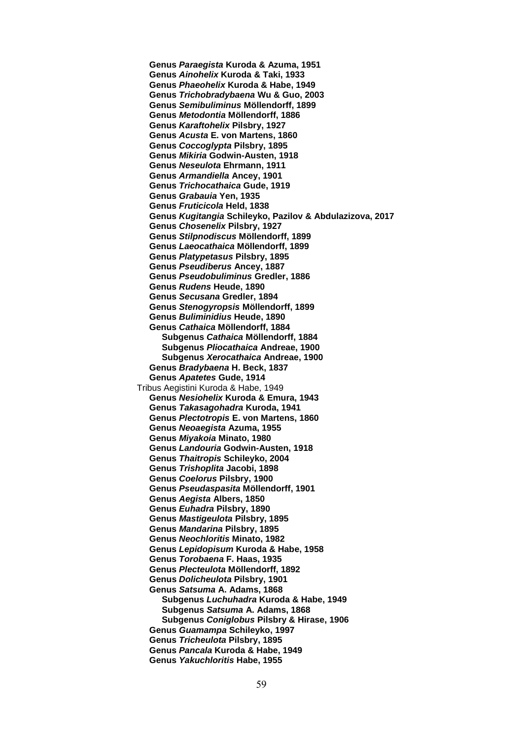**Genus *Paraegista* Kuroda & Azuma, 1951**
**Genus *Ainohelix* Kuroda & Taki, 1933**
**Genus *Phaeohelix* Kuroda & Habe, 1949**
**Genus *Trichobradybaena* Wu & Guo, 2003**
**Genus *Semibuliminus* Möllendorff, 1899**
**Genus *Metodontia* Möllendorff, 1886**
**Genus *Karaftohelix* Pilsbry, 1927**
**Genus *Acusta* E. von Martens, 1860**
**Genus *Coccoglypta* Pilsbry, 1895**
**Genus *Mikiria* Godwin-Austen, 1918**
**Genus *Neseulota* Ehrmann, 1911**
**Genus *Armandiella* Ancey, 1901**
**Genus *Trichocathaica* Gude, 1919**
**Genus *Grabauia* Yen, 1935**
**Genus *Fruticicola* Held, 1838**
**Genus *Kugitangia* Schileyko, Pazilov & Abdulazizova, 2017**
**Genus *Chosenelix* Pilsbry, 1927**
**Genus *Stilpnodiscus* Möllendorff, 1899**
**Genus *Laeocathaica* Möllendorff, 1899**
**Genus *Platypetasus* Pilsbry, 1895**
**Genus *Pseudiberus* Ancey, 1887**
**Genus *Pseudobuliminus* Gredler, 1886**
**Genus *Rudens* Heude, 1890**
**Genus *Secusana* Gredler, 1894**
**Genus *Stenogyropsis* Möllendorff, 1899**
**Genus *Buliminidius* Heude, 1890**
**Genus *Cathaica* Möllendorff, 1884**
- **Subgenus *Cathaica* Möllendorff, 1884**
- **Subgenus *Pliocathaica* Andreae, 1900**
- **Subgenus *Xerocathaica* Andreae, 1900**

**Genus *Bradybaena* H. Beck, 1837**
**Genus *Apatetes* Gude, 1914**

Tribus Aegistini Kuroda & Habe, 1949

**Genus *Nesiohelix* Kuroda & Emura, 1943**
**Genus *Takasagohadra* Kuroda, 1941**
**Genus *Plectotropis* E. von Martens, 1860**
**Genus *Neoaegista* Azuma, 1955**
**Genus *Miyakoia* Minato, 1980**
**Genus *Landouria* Godwin-Austen, 1918**
**Genus *Thaitropis* Schileyko, 2004**
**Genus *Trishoplita* Jacobi, 1898**
**Genus *Coelorus* Pilsbry, 1900**
**Genus *Pseudaspasita* Möllendorff, 1901**
**Genus *Aegista* Albers, 1850**
**Genus *Euhadra* Pilsbry, 1890**
**Genus *Mastigeulota* Pilsbry, 1895**
**Genus *Mandarina* Pilsbry, 1895**
**Genus *Neochloritis* Minato, 1982**
**Genus *Lepidopisum* Kuroda & Habe, 1958**
**Genus *Torobaena* F. Haas, 1935**
**Genus *Plecteulota* Möllendorff, 1892**
**Genus *Dolicheulota* Pilsbry, 1901**
**Genus *Satsuma* A. Adams, 1868**
- **Subgenus *Luchuhadra* Kuroda & Habe, 1949**
- **Subgenus *Satsuma* A. Adams, 1868**
- **Subgenus *Coniglobus* Pilsbry & Hirase, 1906**

**Genus *Guamampa* Schileyko, 1997**
**Genus *Tricheulota* Pilsbry, 1895**
**Genus *Pancala* Kuroda & Habe, 1949**
**Genus *Yakuchloritis* Habe, 1955**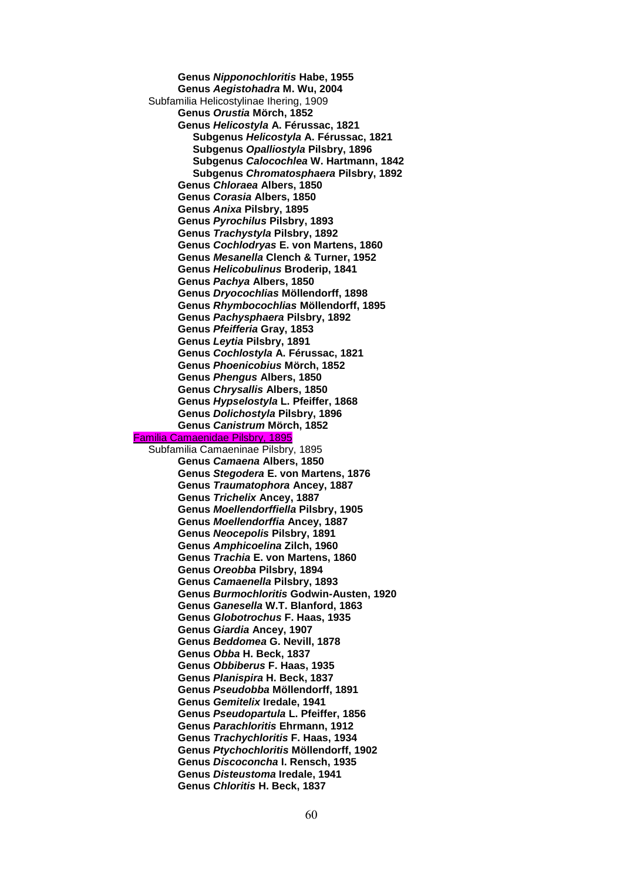**Genus *Nipponochloritis* Habe, 1955**
**Genus *Aegistohadra* M. Wu, 2004**

Subfamilia Helicostylinae Ihering, 1909

**Genus *Orustia* Mörch, 1852**
**Genus *Helicostyla* A. Férussac, 1821**
- **Subgenus *Helicostyla* A. Férussac, 1821**
- **Subgenus *Opalliostyla* Pilsbry, 1896**
- **Subgenus *Calocochlea* W. Hartmann, 1842**
- **Subgenus *Chromatosphaera* Pilsbry, 1892**

**Genus *Chloraea* Albers, 1850**
**Genus *Corasia* Albers, 1850**
**Genus *Anixa* Pilsbry, 1895**
**Genus *Pyrochilus* Pilsbry, 1893**
**Genus *Trachystyla* Pilsbry, 1892**
**Genus *Cochlodryas* E. von Martens, 1860**
**Genus *Mesanella* Clench & Turner, 1952**
**Genus *Helicobulinus* Broderip, 1841**
**Genus *Pachya* Albers, 1850**
**Genus *Dryocochlias* Möllendorff, 1898**
**Genus *Rhymbocochlias* Möllendorff, 1895**
**Genus *Pachysphaera* Pilsbry, 1892**
**Genus *Pfeifferia* Gray, 1853**
**Genus *Leytia* Pilsbry, 1891**
**Genus *Cochlostyla* A. Férussac, 1821**
**Genus *Phoenicobius* Mörch, 1852**
**Genus *Phengus* Albers, 1850**
**Genus *Chrysallis* Albers, 1850**
**Genus *Hypselostyla* L. Pfeiffer, 1868**
**Genus *Dolichostyla* Pilsbry, 1896**
**Genus *Canistrum* Mörch, 1852**

Familia Camaenidae Pilsbry, 1895

Subfamilia Camaeninae Pilsbry, 1895

**Genus *Camaena* Albers, 1850**
**Genus *Stegodera* E. von Martens, 1876**
**Genus *Traumatophora* Ancey, 1887**
**Genus *Trichelix* Ancey, 1887**
**Genus *Moellendorffiella* Pilsbry, 1905**
**Genus *Moellendorffia* Ancey, 1887**
**Genus *Neocepolis* Pilsbry, 1891**
**Genus *Amphicoelina* Zilch, 1960**
**Genus *Trachia* E. von Martens, 1860**
**Genus *Oreobba* Pilsbry, 1894**
**Genus *Camaenella* Pilsbry, 1893**
**Genus *Burmochloritis* Godwin-Austen, 1920**
**Genus *Ganesella* W.T. Blanford, 1863**
**Genus *Globotrochus* F. Haas, 1935**
**Genus *Giardia* Ancey, 1907**
**Genus *Beddomea* G. Nevill, 1878**
**Genus *Obba* H. Beck, 1837**
**Genus *Obbiberus* F. Haas, 1935**
**Genus *Planispira* H. Beck, 1837**
**Genus *Pseudobba* Möllendorff, 1891**
**Genus *Gemitelix* Iredale, 1941**
**Genus *Pseudopartula* L. Pfeiffer, 1856**
**Genus *Parachloritis* Ehrmann, 1912**
**Genus *Trachychloritis* F. Haas, 1934**
**Genus *Ptychochloritis* Möllendorff, 1902**
**Genus *Discoconcha* I. Rensch, 1935**
**Genus *Disteustoma* Iredale, 1941**
**Genus *Chloritis* H. Beck, 1837**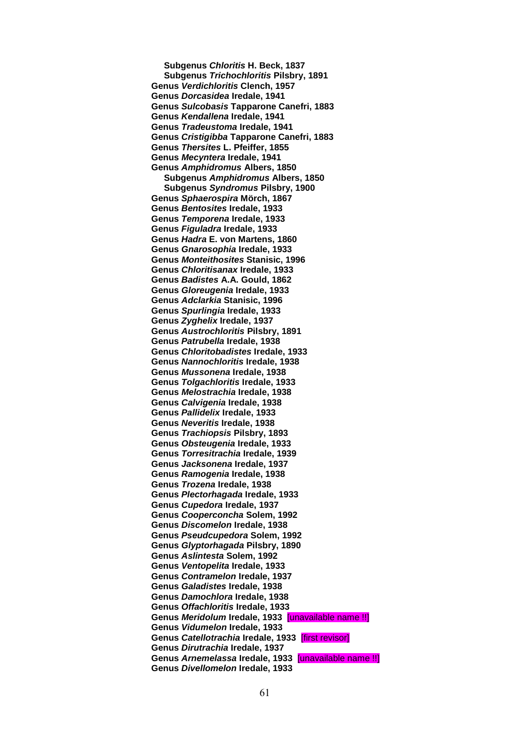**Subgenus *Chloritis* H. Beck, 1837**
**Subgenus *Trichochloritis* Pilsbry, 1891**
**Genus *Verdichloritis* Clench, 1957**
**Genus *Dorcasidea* Iredale, 1941**
**Genus *Sulcobasis* Tapparone Canefri, 1883**
**Genus *Kendallena* Iredale, 1941**
**Genus *Tradeustoma* Iredale, 1941**
**Genus *Cristigibba* Tapparone Canefri, 1883**
**Genus *Thersites* L. Pfeiffer, 1855**
**Genus *Mecyntera* Iredale, 1941**
**Genus *Amphidromus* Albers, 1850**
**Subgenus *Amphidromus* Albers, 1850**
**Subgenus *Syndromus* Pilsbry, 1900**
**Genus *Sphaerospira* Mörch, 1867**
**Genus *Bentosites* Iredale, 1933**
**Genus *Temporena* Iredale, 1933**
**Genus *Figuladra* Iredale, 1933**
**Genus *Hadra* E. von Martens, 1860**
**Genus *Gnarosophia* Iredale, 1933**
**Genus *Monteithosites* Stanisic, 1996**
**Genus *Chloritisanax* Iredale, 1933**
**Genus *Badistes* A.A. Gould, 1862**
**Genus *Gloreugenia* Iredale, 1933**
**Genus *Adclarkia* Stanisic, 1996**
**Genus *Spurlingia* Iredale, 1933**
**Genus *Zyghelix* Iredale, 1937**
**Genus *Austrochloritis* Pilsbry, 1891**
**Genus *Patrubella* Iredale, 1938**
**Genus *Chloritobadistes* Iredale, 1933**
**Genus *Nannochloritis* Iredale, 1938**
**Genus *Mussonena* Iredale, 1938**
**Genus *Tolgachloritis* Iredale, 1933**
**Genus *Melostrachia* Iredale, 1938**
**Genus *Calvigenia* Iredale, 1938**
**Genus *Pallidelix* Iredale, 1933**
**Genus *Neveritis* Iredale, 1938**
**Genus *Trachiopsis* Pilsbry, 1893**
**Genus *Obsteugenia* Iredale, 1933**
**Genus *Torresitrachia* Iredale, 1939**
**Genus *Jacksonena* Iredale, 1937**
**Genus *Ramogenia* Iredale, 1938**
**Genus *Trozena* Iredale, 1938**
**Genus *Plectorhagada* Iredale, 1933**
**Genus *Cupedora* Iredale, 1937**
**Genus *Cooperconcha* Solem, 1992**
**Genus *Discomelon* Iredale, 1938**
**Genus *Pseudcupedora* Solem, 1992**
**Genus *Glyptorhagada* Pilsbry, 1890**
**Genus *Aslintesta* Solem, 1992**
**Genus *Ventopelita* Iredale, 1933**
**Genus *Contramelon* Iredale, 1937**
**Genus *Galadistes* Iredale, 1938**
**Genus *Damochlora* Iredale, 1938**
**Genus *Offachloritis* Iredale, 1933**
**Genus *Meridolum* Iredale, 1933** [unavailable name !!]
**Genus *Vidumelon* Iredale, 1933**
**Genus *Catellotrachia* Iredale, 1933** [first revisor]
**Genus *Dirutrachia* Iredale, 1937**
**Genus *Arnemelassa* Iredale, 1933** [unavailable name !!]
**Genus *Divellomelon* Iredale, 1933**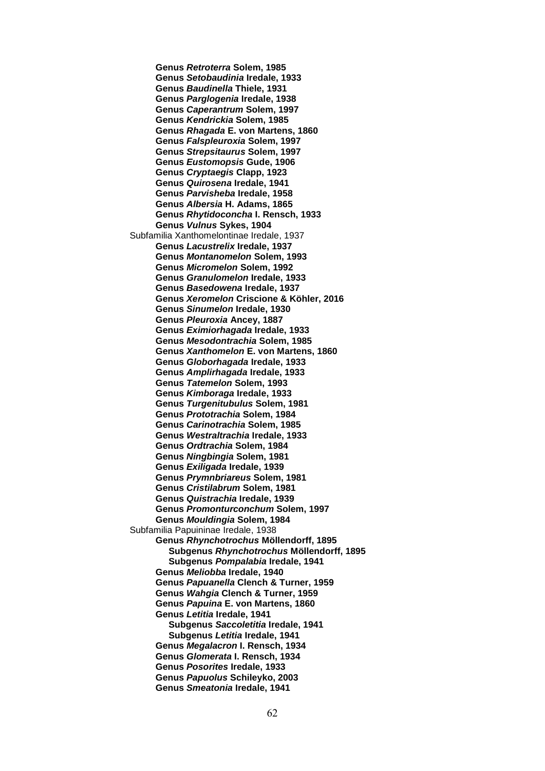**Genus *Retroterra* Solem, 1985**
**Genus *Setobaudinia* Iredale, 1933**
**Genus *Baudinella* Thiele, 1931**
**Genus *Parglogenia* Iredale, 1938**
**Genus *Caperantrum* Solem, 1997**
**Genus *Kendrickia* Solem, 1985**
**Genus *Rhagada* E. von Martens, 1860**
**Genus *Falspleuroxia* Solem, 1997**
**Genus *Strepsitaurus* Solem, 1997**
**Genus *Eustomopsis* Gude, 1906**
**Genus *Cryptaegis* Clapp, 1923**
**Genus *Quirosena* Iredale, 1941**
**Genus *Parvisheba* Iredale, 1958**
**Genus *Albersia* H. Adams, 1865**
**Genus *Rhytidoconcha* I. Rensch, 1933**
**Genus *Vulnus* Sykes, 1904**

Subfamilia Xanthomelontinae Iredale, 1937

**Genus *Lacustrelix* Iredale, 1937**
**Genus *Montanomelon* Solem, 1993**
**Genus *Micromelon* Solem, 1992**
**Genus *Granulomelon* Iredale, 1933**
**Genus *Basedowena* Iredale, 1937**
**Genus *Xeromelon* Criscione & Köhler, 2016**
**Genus *Sinumelon* Iredale, 1930**
**Genus *Pleuroxia* Ancey, 1887**
**Genus *Eximiorhagada* Iredale, 1933**
**Genus *Mesodontrachia* Solem, 1985**
**Genus *Xanthomelon* E. von Martens, 1860**
**Genus *Globorhagada* Iredale, 1933**
**Genus *Amplirhagada* Iredale, 1933**
**Genus *Tatemelon* Solem, 1993**
**Genus *Kimboraga* Iredale, 1933**
**Genus *Turgenitubulus* Solem, 1981**
**Genus *Prototrachia* Solem, 1984**
**Genus *Carinotrachia* Solem, 1985**
**Genus *Westraltrachia* Iredale, 1933**
**Genus *Ordtrachia* Solem, 1984**
**Genus *Ningbingia* Solem, 1981**
**Genus *Exiligada* Iredale, 1939**
**Genus *Prymnbriareus* Solem, 1981**
**Genus *Cristilabrum* Solem, 1981**
**Genus *Quistrachia* Iredale, 1939**
**Genus *Promonturconchum* Solem, 1997**
**Genus *Mouldingia* Solem, 1984**

Subfamilia Papuininae Iredale, 1938

**Genus *Rhynchotrochus* Möllendorff, 1895**
- **Subgenus *Rhynchotrochus* Möllendorff, 1895**
- **Subgenus *Pompalabia* Iredale, 1941**

**Genus *Meliobba* Iredale, 1940**
**Genus *Papuanella* Clench & Turner, 1959**
**Genus *Wahgia* Clench & Turner, 1959**
**Genus *Papuina* E. von Martens, 1860**
**Genus *Letitia* Iredale, 1941**
- **Subgenus *Saccoletitia* Iredale, 1941**
- **Subgenus *Letitia* Iredale, 1941**

**Genus *Megalacron* I. Rensch, 1934**
**Genus *Glomerata* I. Rensch, 1934**
**Genus *Posorites* Iredale, 1933**
**Genus *Papuolus* Schileyko, 2003**
**Genus *Smeatonia* Iredale, 1941**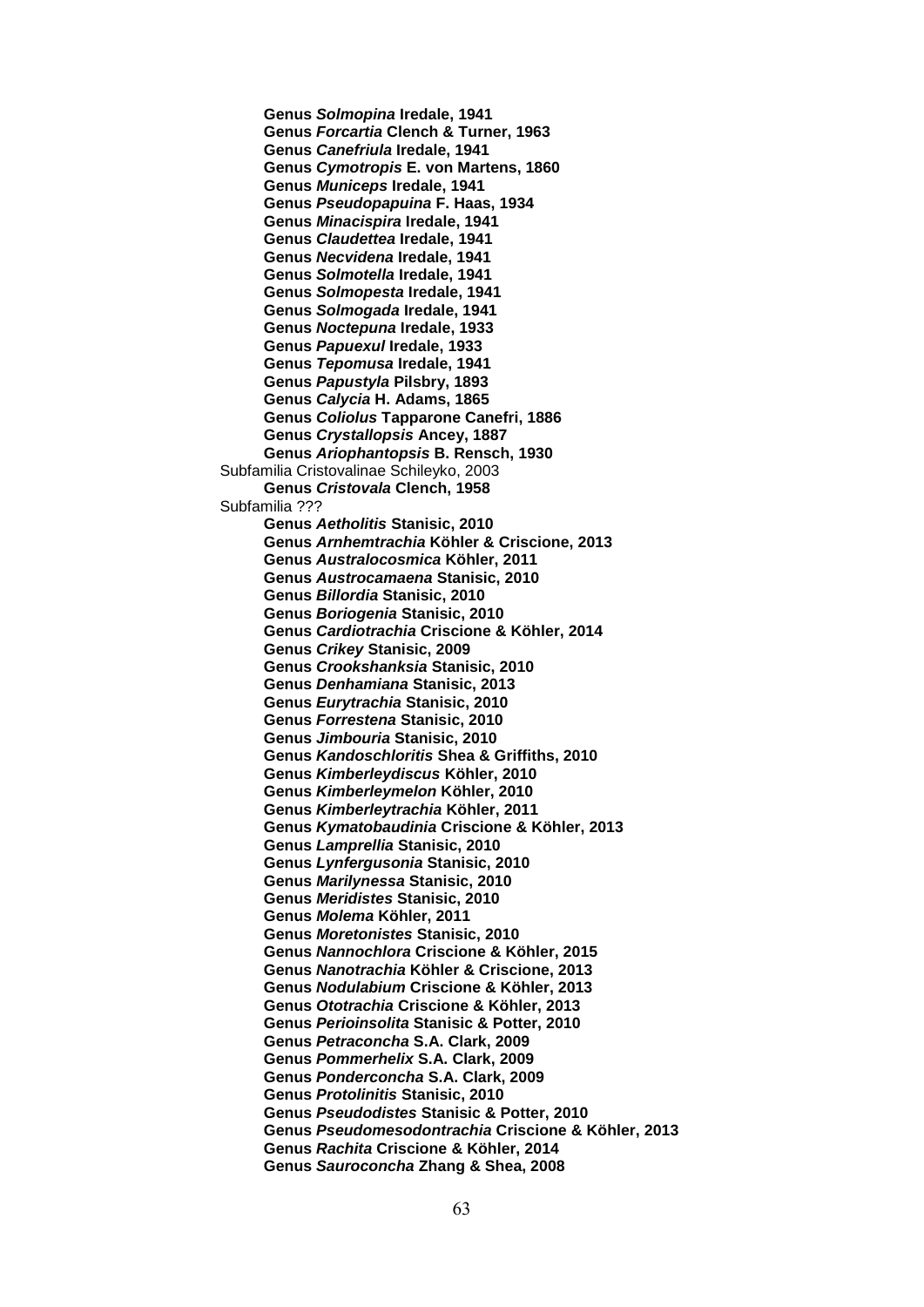**Genus *Solmopina* Iredale, 1941**
**Genus *Forcartia* Clench & Turner, 1963**
**Genus *Canefriula* Iredale, 1941**
**Genus *Cymotropis* E. von Martens, 1860**
**Genus *Municeps* Iredale, 1941**
**Genus *Pseudopapuina* F. Haas, 1934**
**Genus *Minacispira* Iredale, 1941**
**Genus *Claudettea* Iredale, 1941**
**Genus *Necvidena* Iredale, 1941**
**Genus *Solmotella* Iredale, 1941**
**Genus *Solmopesta* Iredale, 1941**
**Genus *Solmogada* Iredale, 1941**
**Genus *Noctepuna* Iredale, 1933**
**Genus *Papuexul* Iredale, 1933**
**Genus *Tepomusa* Iredale, 1941**
**Genus *Papustyla* Pilsbry, 1893**
**Genus *Calycia* H. Adams, 1865**
**Genus *Coliolus* Tapparone Canefri, 1886**
**Genus *Crystallopsis* Ancey, 1887**
**Genus *Ariophantopsis* B. Rensch, 1930**

Subfamilia Cristovalinae Schileyko, 2003

**Genus *Cristovala* Clench, 1958**

Subfamilia ???

**Genus *Aetholitis* Stanisic, 2010**
**Genus *Arnhemtrachia* Köhler & Criscione, 2013**
**Genus *Australocosmica* Köhler, 2011**
**Genus *Austrocamaena* Stanisic, 2010**
**Genus *Billordia* Stanisic, 2010**
**Genus *Boriogenia* Stanisic, 2010**
**Genus *Cardiotrachia* Criscione & Köhler, 2014**
**Genus *Crikey* Stanisic, 2009**
**Genus *Crookshanksia* Stanisic, 2010**
**Genus *Denhamiana* Stanisic, 2013**
**Genus *Eurytrachia* Stanisic, 2010**
**Genus *Forrestena* Stanisic, 2010**
**Genus *Jimbouria* Stanisic, 2010**
**Genus *Kandoschloritis* Shea & Griffiths, 2010**
**Genus *Kimberleydiscus* Köhler, 2010**
**Genus *Kimberleymelon* Köhler, 2010**
**Genus *Kimberleytrachia* Köhler, 2011**
**Genus *Kymatobaudinia* Criscione & Köhler, 2013**
**Genus *Lamprellia* Stanisic, 2010**
**Genus *Lynfergusonia* Stanisic, 2010**
**Genus *Marilynessa* Stanisic, 2010**
**Genus *Meridistes* Stanisic, 2010**
**Genus *Molema* Köhler, 2011**
**Genus *Moretonistes* Stanisic, 2010**
**Genus *Nannochlora* Criscione & Köhler, 2015**
**Genus *Nanotrachia* Köhler & Criscione, 2013**
**Genus *Nodulabium* Criscione & Köhler, 2013**
**Genus *Ototrachia* Criscione & Köhler, 2013**
**Genus *Perioinsolita* Stanisic & Potter, 2010**
**Genus *Petraconcha* S.A. Clark, 2009**
**Genus *Pommerhelix* S.A. Clark, 2009**
**Genus *Ponderconcha* S.A. Clark, 2009**
**Genus *Protolinitis* Stanisic, 2010**
**Genus *Pseudodistes* Stanisic & Potter, 2010**
**Genus *Pseudomesodontrachia* Criscione & Köhler, 2013**
**Genus *Rachita* Criscione & Köhler, 2014**
**Genus *Sauroconcha* Zhang & Shea, 2008**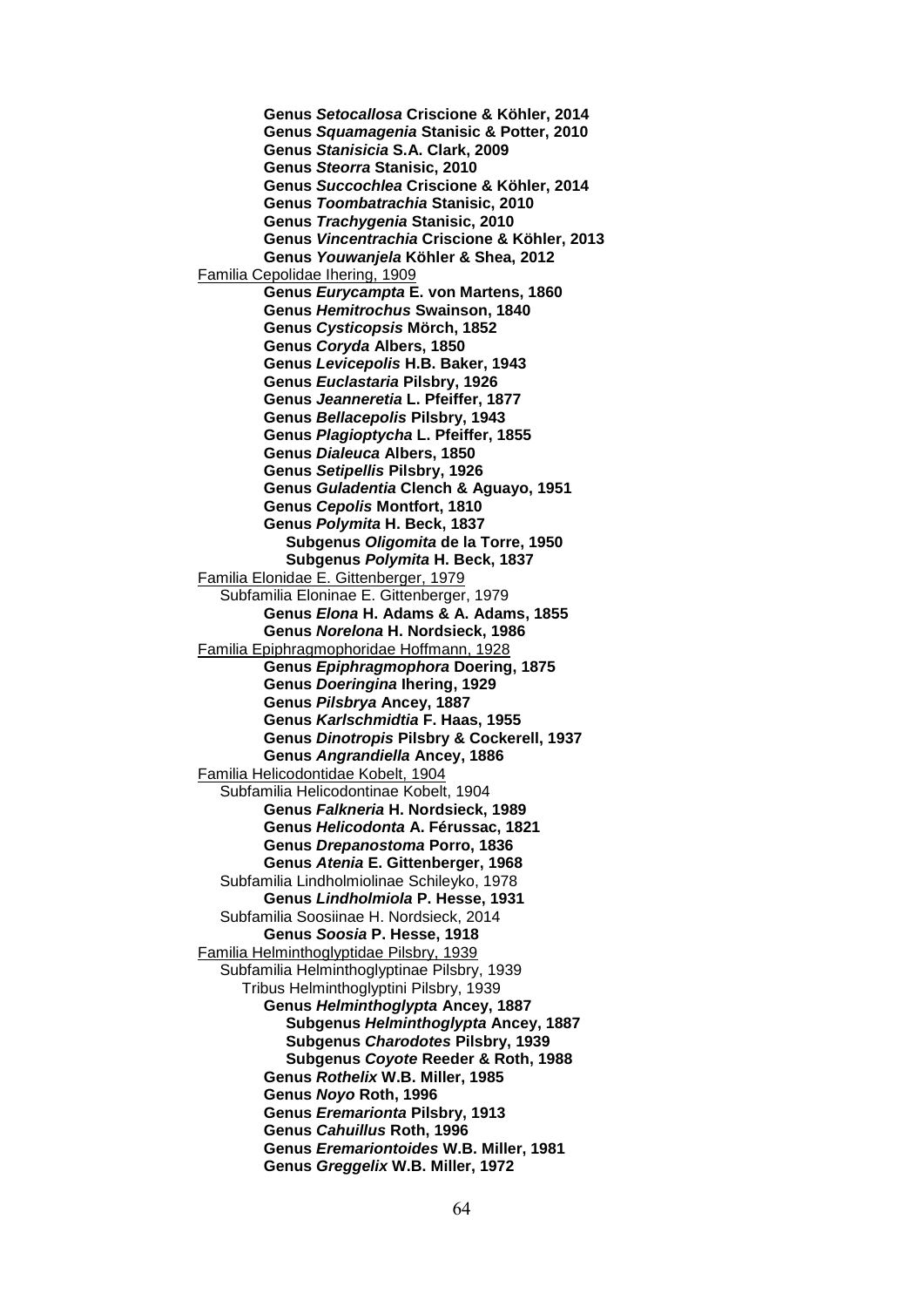**Genus *Setocallosa* Criscione & Köhler, 2014**
**Genus *Squamagenia* Stanisic & Potter, 2010**
**Genus *Stanisicia* S.A. Clark, 2009**
**Genus *Steorra* Stanisic, 2010**
**Genus *Succochlea* Criscione & Köhler, 2014**
**Genus *Toombatrachia* Stanisic, 2010**
**Genus *Trachygenia* Stanisic, 2010**
**Genus *Vincentrachia* Criscione & Köhler, 2013**
**Genus *Youwanjela* Köhler & Shea, 2012**

Familia Cepolidae Ihering, 1909

**Genus *Eurycampta* E. von Martens, 1860**
**Genus *Hemitrochus* Swainson, 1840**
**Genus *Cysticopsis* Mörch, 1852**
**Genus *Coryda* Albers, 1850**
**Genus *Levicepolis* H.B. Baker, 1943**
**Genus *Euclastaria* Pilsbry, 1926**
**Genus *Jeanneretia* L. Pfeiffer, 1877**
**Genus *Bellacepolis* Pilsbry, 1943**
**Genus *Plagioptycha* L. Pfeiffer, 1855**
**Genus *Dialeuca* Albers, 1850**
**Genus *Setipellis* Pilsbry, 1926**
**Genus *Guladentia* Clench & Aguayo, 1951**
**Genus *Cepolis* Montfort, 1810**
**Genus *Polymita* H. Beck, 1837**
**Subgenus *Oligomita* de la Torre, 1950**
**Subgenus *Polymita* H. Beck, 1837**

Familia Elonidae E. Gittenberger, 1979

Subfamilia Eloninae E. Gittenberger, 1979

**Genus *Elona* H. Adams & A. Adams, 1855**
**Genus *Norelona* H. Nordsieck, 1986**

Familia Epiphragmophoridae Hoffmann, 1928

**Genus *Epiphragmophora* Doering, 1875**
**Genus *Doeringina* Ihering, 1929**
**Genus *Pilsbrya* Ancey, 1887**
**Genus *Karlschmidtia* F. Haas, 1955**
**Genus *Dinotropis* Pilsbry & Cockerell, 1937**
**Genus *Angrandiella* Ancey, 1886**

Familia Helicodontidae Kobelt, 1904

Subfamilia Helicodontinae Kobelt, 1904

**Genus *Falkneria* H. Nordsieck, 1989**
**Genus *Helicodonta* A. Férussac, 1821**
**Genus *Drepanostoma* Porro, 1836**
**Genus *Atenia* E. Gittenberger, 1968**

Subfamilia Lindholmiolinae Schileyko, 1978

**Genus *Lindholmiola* P. Hesse, 1931**

Subfamilia Soosiinae H. Nordsieck, 2014

**Genus *Soosia* P. Hesse, 1918**

Familia Helminthoglyptidae Pilsbry, 1939

Subfamilia Helminthoglyptinae Pilsbry, 1939

Tribus Helminthoglyptini Pilsbry, 1939

**Genus *Helminthoglypta* Ancey, 1887**
**Subgenus *Helminthoglypta* Ancey, 1887**
**Subgenus *Charodotes* Pilsbry, 1939**
**Subgenus *Coyote* Reeder & Roth, 1988**
**Genus *Rothelix* W.B. Miller, 1985**
**Genus *Noyo* Roth, 1996**
**Genus *Eremarionta* Pilsbry, 1913**
**Genus *Cahuillus* Roth, 1996**
**Genus *Eremariontoides* W.B. Miller, 1981**
**Genus *Greggelix* W.B. Miller, 1972**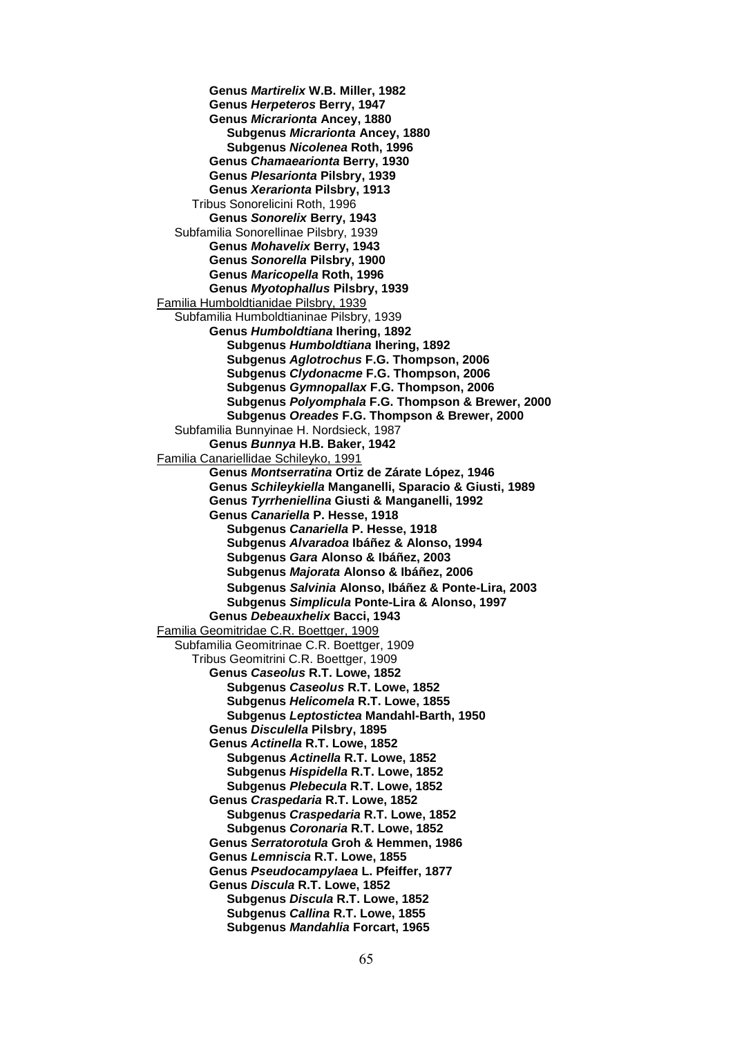**Genus *Martirelix* W.B. Miller, 1982**
**Genus *Herpeteros* Berry, 1947**
**Genus *Micrarionta* Ancey, 1880**
  **Subgenus *Micrarionta* Ancey, 1880**
  **Subgenus *Nicolenea* Roth, 1996**
**Genus *Chamaearionta* Berry, 1930**
**Genus *Plesarionta* Pilsbry, 1939**
**Genus *Xerarionta* Pilsbry, 1913**

Tribus Sonorelicini Roth, 1996

**Genus *Sonorelix* Berry, 1943**

Subfamilia Sonorellinae Pilsbry, 1939

**Genus *Mohavelix* Berry, 1943**
**Genus *Sonorella* Pilsbry, 1900**
**Genus *Maricopella* Roth, 1996**
**Genus *Myotophallus* Pilsbry, 1939**

<u>Familia Humboldtianidae Pilsbry, 1939</u>

Subfamilia Humboldtianinae Pilsbry, 1939

**Genus *Humboldtiana* Ihering, 1892**
  **Subgenus *Humboldtiana* Ihering, 1892**
  **Subgenus *Aglotrochus* F.G. Thompson, 2006**
  **Subgenus *Clydonacme* F.G. Thompson, 2006**
  **Subgenus *Gymnopallax* F.G. Thompson, 2006**
  **Subgenus *Polyomphala* F.G. Thompson & Brewer, 2000**
  **Subgenus *Oreades* F.G. Thompson & Brewer, 2000**

Subfamilia Bunnyinae H. Nordsieck, 1987

**Genus *Bunnya* H.B. Baker, 1942**

<u>Familia Canariellidae Schileyko, 1991</u>

**Genus *Montserratina* Ortiz de Zárate López, 1946**
**Genus *Schileykiella* Manganelli, Sparacio & Giusti, 1989**
**Genus *Tyrrheniellina* Giusti & Manganelli, 1992**
**Genus *Canariella* P. Hesse, 1918**
  **Subgenus *Canariella* P. Hesse, 1918**
  **Subgenus *Alvaradoa* Ibáñez & Alonso, 1994**
  **Subgenus *Gara* Alonso & Ibáñez, 2003**
  **Subgenus *Majorata* Alonso & Ibáñez, 2006**
  **Subgenus *Salvinia* Alonso, Ibáñez & Ponte-Lira, 2003**
  **Subgenus *Simplicula* Ponte-Lira & Alonso, 1997**
**Genus *Debeauxhelix* Bacci, 1943**

<u>Familia Geomitridae C.R. Boettger, 1909</u>

Subfamilia Geomitrinae C.R. Boettger, 1909

Tribus Geomitrini C.R. Boettger, 1909

**Genus *Caseolus* R.T. Lowe, 1852**
  **Subgenus *Caseolus* R.T. Lowe, 1852**
  **Subgenus *Helicomela* R.T. Lowe, 1855**
  **Subgenus *Leptostictea* Mandahl-Barth, 1950**
**Genus *Disculella* Pilsbry, 1895**
**Genus *Actinella* R.T. Lowe, 1852**
  **Subgenus *Actinella* R.T. Lowe, 1852**
  **Subgenus *Hispidella* R.T. Lowe, 1852**
  **Subgenus *Plebecula* R.T. Lowe, 1852**
**Genus *Craspedaria* R.T. Lowe, 1852**
  **Subgenus *Craspedaria* R.T. Lowe, 1852**
  **Subgenus *Coronaria* R.T. Lowe, 1852**
**Genus *Serratorotula* Groh & Hemmen, 1986**
**Genus *Lemniscia* R.T. Lowe, 1855**
**Genus *Pseudocampylaea* L. Pfeiffer, 1877**
**Genus *Discula* R.T. Lowe, 1852**
  **Subgenus *Discula* R.T. Lowe, 1852**
  **Subgenus *Callina* R.T. Lowe, 1855**
  **Subgenus *Mandahlia* Forcart, 1965**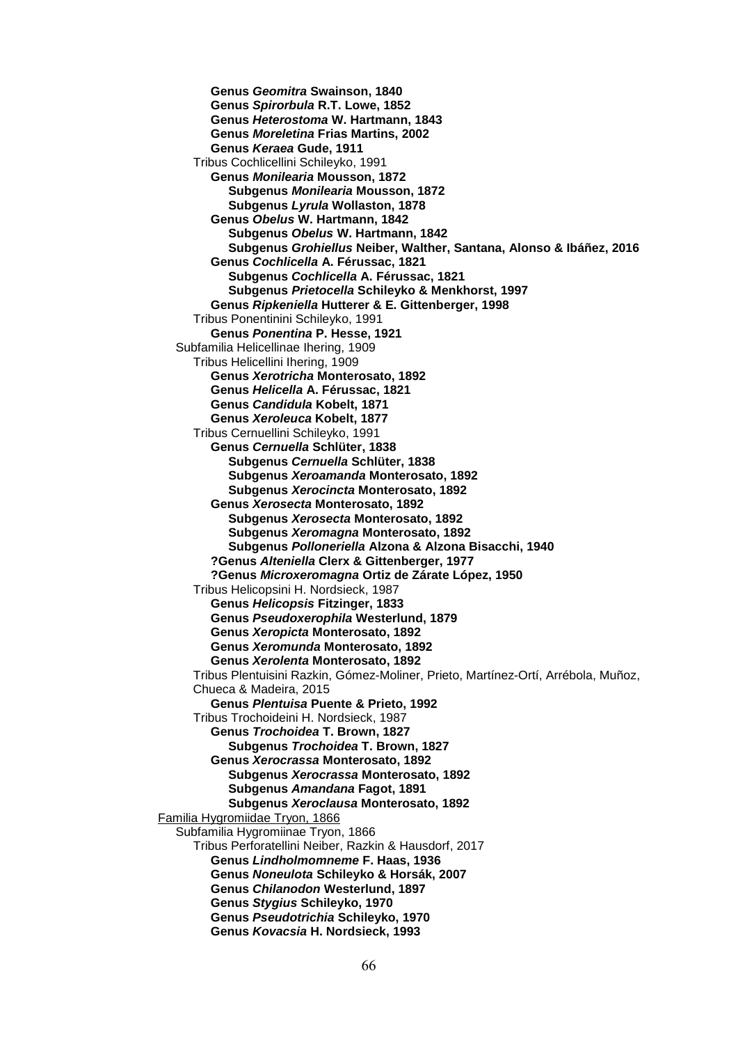**Genus *Geomitra* Swainson, 1840**
**Genus *Spirorbula* R.T. Lowe, 1852**
**Genus *Heterostoma* W. Hartmann, 1843**
**Genus *Moreletina* Frias Martins, 2002**
**Genus *Keraea* Gude, 1911**

Tribus Cochlicellini Schileyko, 1991

**Genus *Monilearia* Mousson, 1872**
- **Subgenus *Monilearia* Mousson, 1872**
- **Subgenus *Lyrula* Wollaston, 1878**

**Genus *Obelus* W. Hartmann, 1842**
- **Subgenus *Obelus* W. Hartmann, 1842**
- **Subgenus *Grohiellus* Neiber, Walther, Santana, Alonso & Ibáñez, 2016**

**Genus *Cochlicella* A. Férussac, 1821**
- **Subgenus *Cochlicella* A. Férussac, 1821**
- **Subgenus *Prietocella* Schileyko & Menkhorst, 1997**

**Genus *Ripkeniella* Hutterer & E. Gittenberger, 1998**

Tribus Ponentinini Schileyko, 1991

**Genus *Ponentina* P. Hesse, 1921**

Subfamilia Helicellinae Ihering, 1909

Tribus Helicellini Ihering, 1909

**Genus *Xerotricha* Monterosato, 1892**
**Genus *Helicella* A. Férussac, 1821**
**Genus *Candidula* Kobelt, 1871**
**Genus *Xeroleuca* Kobelt, 1877**

Tribus Cernuellini Schileyko, 1991

**Genus *Cernuella* Schlüter, 1838**
- **Subgenus *Cernuella* Schlüter, 1838**
- **Subgenus *Xeroamanda* Monterosato, 1892**
- **Subgenus *Xerocincta* Monterosato, 1892**

**Genus *Xerosecta* Monterosato, 1892**
- **Subgenus *Xerosecta* Monterosato, 1892**
- **Subgenus *Xeromagna* Monterosato, 1892**
- **Subgenus *Polloneriella* Alzona & Alzona Bisacchi, 1940**

**?Genus *Alteniella* Clerx & Gittenberger, 1977**
**?Genus *Microxeromagna* Ortiz de Zárate López, 1950**

Tribus Helicopsini H. Nordsieck, 1987

**Genus *Helicopsis* Fitzinger, 1833**
**Genus *Pseudoxerophila* Westerlund, 1879**
**Genus *Xeropicta* Monterosato, 1892**
**Genus *Xeromunda* Monterosato, 1892**
**Genus *Xerolenta* Monterosato, 1892**

Tribus Plentuisini Razkin, Gómez-Moliner, Prieto, Martínez-Ortí, Arrébola, Muñoz, Chueca & Madeira, 2015

**Genus *Plentuisa* Puente & Prieto, 1992**

Tribus Trochoideini H. Nordsieck, 1987

**Genus *Trochoidea* T. Brown, 1827**
- **Subgenus *Trochoidea* T. Brown, 1827**

**Genus *Xerocrassa* Monterosato, 1892**
- **Subgenus *Xerocrassa* Monterosato, 1892**
- **Subgenus *Amandana* Fagot, 1891**
- **Subgenus *Xeroclausa* Monterosato, 1892**

Familia Hygromiidae Tryon, 1866

Subfamilia Hygromiinae Tryon, 1866

Tribus Perforatellini Neiber, Razkin & Hausdorf, 2017

**Genus *Lindholmomneme* F. Haas, 1936**
**Genus *Noneulota* Schileyko & Horsák, 2007**
**Genus *Chilanodon* Westerlund, 1897**
**Genus *Stygius* Schileyko, 1970**
**Genus *Pseudotrichia* Schileyko, 1970**
**Genus *Kovacsia* H. Nordsieck, 1993**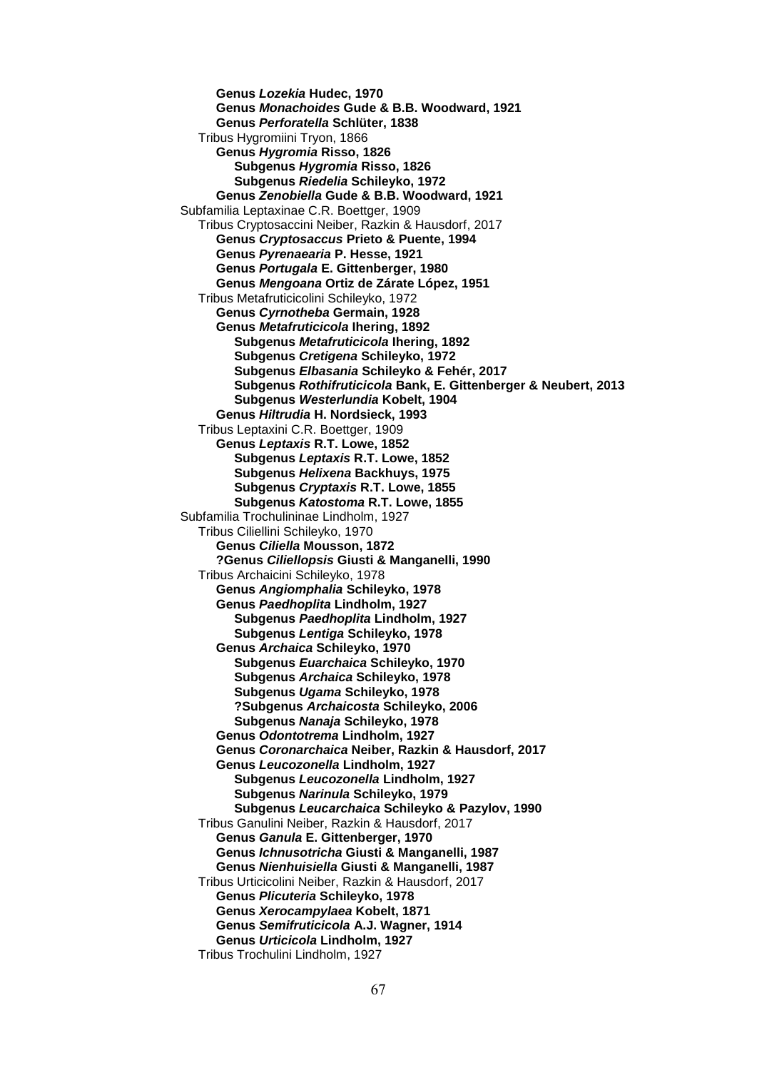**Genus *Lozekia* Hudec, 1970**
**Genus *Monachoides* Gude & B.B. Woodward, 1921**
**Genus *Perforatella* Schlüter, 1838**

Tribus Hygromiini Tryon, 1866

- **Genus *Hygromia* Risso, 1826**
  - **Subgenus *Hygromia* Risso, 1826**
  - **Subgenus *Riedelia* Schileyko, 1972**
- **Genus *Zenobiella* Gude & B.B. Woodward, 1921**

Subfamilia Leptaxinae C.R. Boettger, 1909

Tribus Cryptosaccini Neiber, Razkin & Hausdorf, 2017

- **Genus *Cryptosaccus* Prieto & Puente, 1994**
- **Genus *Pyrenaearia* P. Hesse, 1921**
- **Genus *Portugala* E. Gittenberger, 1980**
- **Genus *Mengoana* Ortiz de Zárate López, 1951**

Tribus Metafruticicolini Schileyko, 1972

- **Genus *Cyrnotheba* Germain, 1928**
- **Genus *Metafruticicola* Ihering, 1892**
  - **Subgenus *Metafruticicola* Ihering, 1892**
  - **Subgenus *Cretigena* Schileyko, 1972**
  - **Subgenus *Elbasania* Schileyko & Fehér, 2017**
  - **Subgenus *Rothifruticicola* Bank, E. Gittenberger & Neubert, 2013**
  - **Subgenus *Westerlundia* Kobelt, 1904**
- **Genus *Hiltrudia* H. Nordsieck, 1993**

Tribus Leptaxini C.R. Boettger, 1909

- **Genus *Leptaxis* R.T. Lowe, 1852**
  - **Subgenus *Leptaxis* R.T. Lowe, 1852**
  - **Subgenus *Helixena* Backhuys, 1975**
  - **Subgenus *Cryptaxis* R.T. Lowe, 1855**
  - **Subgenus *Katostoma* R.T. Lowe, 1855**

Subfamilia Trochulininae Lindholm, 1927

Tribus Ciliellini Schileyko, 1970

- **Genus *Ciliella* Mousson, 1872**
- **?Genus *Ciliellopsis* Giusti & Manganelli, 1990**

Tribus Archaicini Schileyko, 1978

- **Genus *Angiomphalia* Schileyko, 1978**
- **Genus *Paedhoplita* Lindholm, 1927**
  - **Subgenus *Paedhoplita* Lindholm, 1927**
  - **Subgenus *Lentiga* Schileyko, 1978**
- **Genus *Archaica* Schileyko, 1970**
  - **Subgenus *Euarchaica* Schileyko, 1970**
  - **Subgenus *Archaica* Schileyko, 1978**
  - **Subgenus *Ugama* Schileyko, 1978**
  - **?Subgenus *Archaicosta* Schileyko, 2006**
  - **Subgenus *Nanaja* Schileyko, 1978**
- **Genus *Odontotrema* Lindholm, 1927**
- **Genus *Coronarchaica* Neiber, Razkin & Hausdorf, 2017**
- **Genus *Leucozonella* Lindholm, 1927**
  - **Subgenus *Leucozonella* Lindholm, 1927**
  - **Subgenus *Narinula* Schileyko, 1979**
  - **Subgenus *Leucarchaica* Schileyko & Pazylov, 1990**

Tribus Ganulini Neiber, Razkin & Hausdorf, 2017

- **Genus *Ganula* E. Gittenberger, 1970**
- **Genus *Ichnusotricha* Giusti & Manganelli, 1987**
- **Genus *Nienhuisiella* Giusti & Manganelli, 1987**

Tribus Urticicolini Neiber, Razkin & Hausdorf, 2017

- **Genus *Plicuteria* Schileyko, 1978**
- **Genus *Xerocampylaea* Kobelt, 1871**
- **Genus *Semifruticicola* A.J. Wagner, 1914**
- **Genus *Urticicola* Lindholm, 1927**

Tribus Trochulini Lindholm, 1927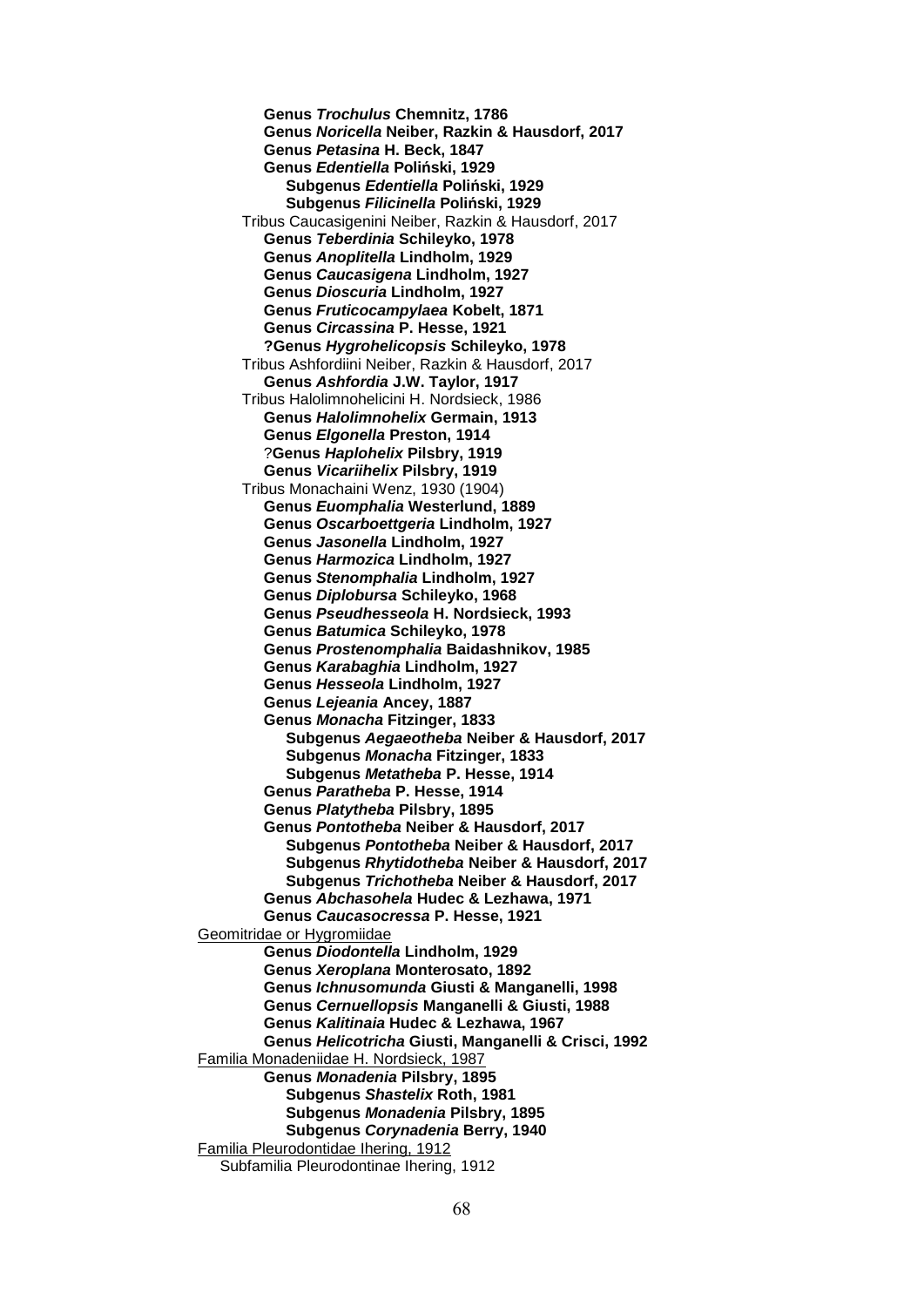**Genus *Trochulus* Chemnitz, 1786**
**Genus *Noricella* Neiber, Razkin & Hausdorf, 2017**
**Genus *Petasina* H. Beck, 1847**
**Genus *Edentiella* Poliński, 1929**
**Subgenus *Edentiella* Poliński, 1929**
**Subgenus *Filicinella* Poliński, 1929**

Tribus Caucasigenini Neiber, Razkin & Hausdorf, 2017
**Genus *Teberdinia* Schileyko, 1978**
**Genus *Anoplitella* Lindholm, 1929**
**Genus *Caucasigena* Lindholm, 1927**
**Genus *Dioscuria* Lindholm, 1927**
**Genus *Fruticocampylaea* Kobelt, 1871**
**Genus *Circassina* P. Hesse, 1921**
**?Genus *Hygrohelicopsis* Schileyko, 1978**

Tribus Ashfordiini Neiber, Razkin & Hausdorf, 2017
**Genus *Ashfordia* J.W. Taylor, 1917**

Tribus Halolimnohelicini H. Nordsieck, 1986
**Genus *Halolimnohelix* Germain, 1913**
**Genus *Elgonella* Preston, 1914**
?**Genus *Haplohelix* Pilsbry, 1919**
**Genus *Vicariihelix* Pilsbry, 1919**

Tribus Monachaini Wenz, 1930 (1904)
**Genus *Euomphalia* Westerlund, 1889**
**Genus *Oscarboettgeria* Lindholm, 1927**
**Genus *Jasonella* Lindholm, 1927**
**Genus *Harmozica* Lindholm, 1927**
**Genus *Stenomphalia* Lindholm, 1927**
**Genus *Diplobursa* Schileyko, 1968**
**Genus *Pseudhesseola* H. Nordsieck, 1993**
**Genus *Batumica* Schileyko, 1978**
**Genus *Prostenomphalia* Baidashnikov, 1985**
**Genus *Karabaghia* Lindholm, 1927**
**Genus *Hesseola* Lindholm, 1927**
**Genus *Lejeania* Ancey, 1887**
**Genus *Monacha* Fitzinger, 1833**
**Subgenus *Aegaeotheba* Neiber & Hausdorf, 2017**
**Subgenus *Monacha* Fitzinger, 1833**
**Subgenus *Metatheba* P. Hesse, 1914**
**Genus *Paratheba* P. Hesse, 1914**
**Genus *Platytheba* Pilsbry, 1895**
**Genus *Pontotheba* Neiber & Hausdorf, 2017**
**Subgenus *Pontotheba* Neiber & Hausdorf, 2017**
**Subgenus *Rhytidotheba* Neiber & Hausdorf, 2017**
**Subgenus *Trichotheba* Neiber & Hausdorf, 2017**
**Genus *Abchasohela* Hudec & Lezhawa, 1971**
**Genus *Caucasocressa* P. Hesse, 1921**

Geomitridae or Hygromiidae
**Genus *Diodontella* Lindholm, 1929**
**Genus *Xeroplana* Monterosato, 1892**
**Genus *Ichnusomunda* Giusti & Manganelli, 1998**
**Genus *Cernuellopsis* Manganelli & Giusti, 1988**
**Genus *Kalitinaia* Hudec & Lezhawa, 1967**
**Genus *Helicotricha* Giusti, Manganelli & Crisci, 1992**

Familia Monadeniidae H. Nordsieck, 1987
**Genus *Monadenia* Pilsbry, 1895**
**Subgenus *Shastelix* Roth, 1981**
**Subgenus *Monadenia* Pilsbry, 1895**
**Subgenus *Corynadenia* Berry, 1940**

Familia Pleurodontidae Ihering, 1912
Subfamilia Pleurodontinae Ihering, 1912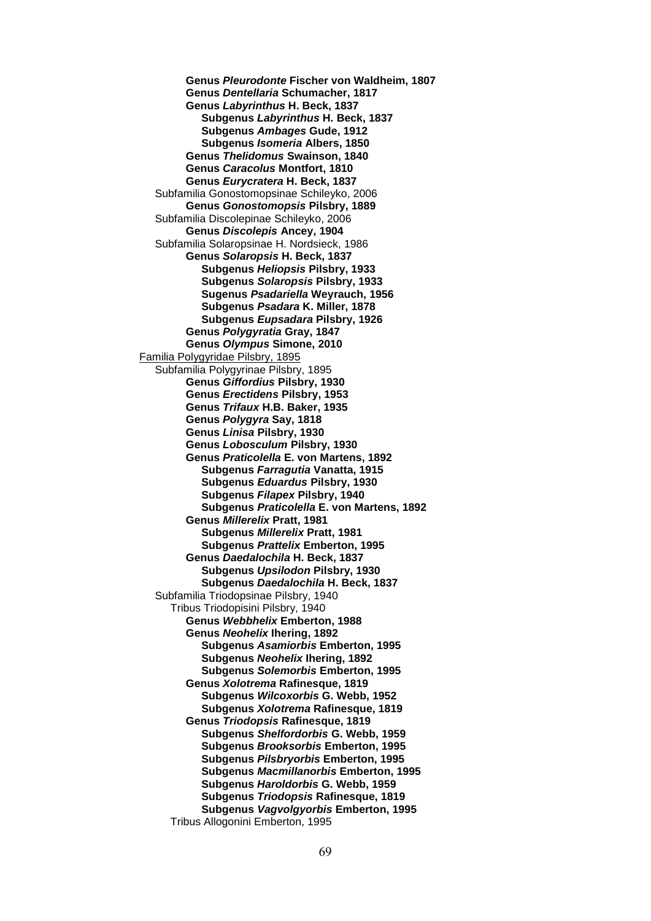**Genus *Pleurodonte* Fischer von Waldheim, 1807**
**Genus *Dentellaria* Schumacher, 1817**
**Genus *Labyrinthus* H. Beck, 1837**
- **Subgenus *Labyrinthus* H. Beck, 1837**
- **Subgenus *Ambages* Gude, 1912**
- **Subgenus *Isomeria* Albers, 1850**

**Genus *Thelidomus* Swainson, 1840**
**Genus *Caracolus* Montfort, 1810**
**Genus *Eurycratera* H. Beck, 1837**

Subfamilia Gonostomopsinae Schileyko, 2006

**Genus *Gonostomopsis* Pilsbry, 1889**

Subfamilia Discolepinae Schileyko, 2006

**Genus *Discolepis* Ancey, 1904**

Subfamilia Solaropsinae H. Nordsieck, 1986

**Genus *Solaropsis* H. Beck, 1837**
- **Subgenus *Heliopsis* Pilsbry, 1933**
- **Subgenus *Solaropsis* Pilsbry, 1933**
- **Sugenus *Psadariella* Weyrauch, 1956**
- **Subgenus *Psadara* K. Miller, 1878**
- **Subgenus *Eupsadara* Pilsbry, 1926**

**Genus *Polygyratia* Gray, 1847**
**Genus *Olympus* Simone, 2010**

Familia Polygyridae Pilsbry, 1895

Subfamilia Polygyrinae Pilsbry, 1895

**Genus *Giffordius* Pilsbry, 1930**
**Genus *Erectidens* Pilsbry, 1953**
**Genus *Trifaux* H.B. Baker, 1935**
**Genus *Polygyra* Say, 1818**
**Genus *Linisa* Pilsbry, 1930**
**Genus *Lobosculum* Pilsbry, 1930**
**Genus *Praticolella* E. von Martens, 1892**
- **Subgenus *Farragutia* Vanatta, 1915**
- **Subgenus *Eduardus* Pilsbry, 1930**
- **Subgenus *Filapex* Pilsbry, 1940**
- **Subgenus *Praticolella* E. von Martens, 1892**

**Genus *Millerelix* Pratt, 1981**
- **Subgenus *Millerelix* Pratt, 1981**
- **Subgenus *Prattelix* Emberton, 1995**

**Genus *Daedalochila* H. Beck, 1837**
- **Subgenus *Upsilodon* Pilsbry, 1930**
- **Subgenus *Daedalochila* H. Beck, 1837**

Subfamilia Triodopsinae Pilsbry, 1940

Tribus Triodopisini Pilsbry, 1940

**Genus *Webbhelix* Emberton, 1988**
**Genus *Neohelix* Ihering, 1892**
- **Subgenus *Asamiorbis* Emberton, 1995**
- **Subgenus *Neohelix* Ihering, 1892**
- **Subgenus *Solemorbis* Emberton, 1995**

**Genus *Xolotrema* Rafinesque, 1819**
- **Subgenus *Wilcoxorbis* G. Webb, 1952**
- **Subgenus *Xolotrema* Rafinesque, 1819**

**Genus *Triodopsis* Rafinesque, 1819**
- **Subgenus *Shelfordorbis* G. Webb, 1959**
- **Subgenus *Brooksorbis* Emberton, 1995**
- **Subgenus *Pilsbryorbis* Emberton, 1995**
- **Subgenus *Macmillanorbis* Emberton, 1995**
- **Subgenus *Haroldorbis* G. Webb, 1959**
- **Subgenus *Triodopsis* Rafinesque, 1819**
- **Subgenus *Vagvolgyorbis* Emberton, 1995**

Tribus Allogonini Emberton, 1995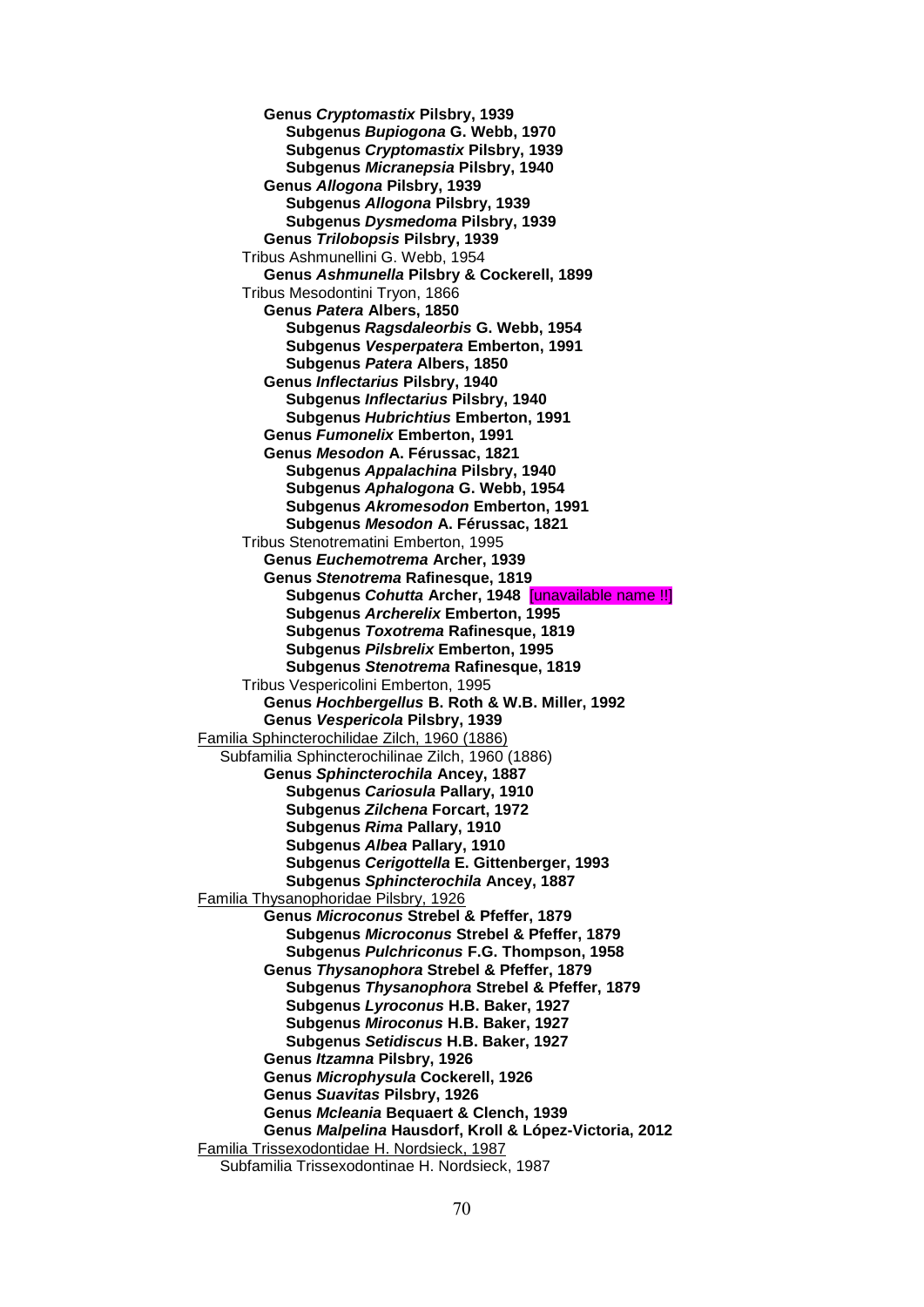**Genus *Cryptomastix* Pilsbry, 1939**
 **Subgenus *Bupiogona* G. Webb, 1970**
 **Subgenus *Cryptomastix* Pilsbry, 1939**
 **Subgenus *Micranepsia* Pilsbry, 1940**
**Genus *Allogona* Pilsbry, 1939**
 **Subgenus *Allogona* Pilsbry, 1939**
 **Subgenus *Dysmedoma* Pilsbry, 1939**
**Genus *Trilobopsis* Pilsbry, 1939**

Tribus Ashmunellini G. Webb, 1954
**Genus *Ashmunella* Pilsbry & Cockerell, 1899**

Tribus Mesodontini Tryon, 1866
**Genus *Patera* Albers, 1850**
 **Subgenus *Ragsdaleorbis* G. Webb, 1954**
 **Subgenus *Vesperpatera* Emberton, 1991**
 **Subgenus *Patera* Albers, 1850**
**Genus *Inflectarius* Pilsbry, 1940**
 **Subgenus *Inflectarius* Pilsbry, 1940**
 **Subgenus *Hubrichtius* Emberton, 1991**
**Genus *Fumonelix* Emberton, 1991**
**Genus *Mesodon* A. Férussac, 1821**
 **Subgenus *Appalachina* Pilsbry, 1940**
 **Subgenus *Aphalogona* G. Webb, 1954**
 **Subgenus *Akromesodon* Emberton, 1991**
 **Subgenus *Mesodon* A. Férussac, 1821**

Tribus Stenotrematini Emberton, 1995
**Genus *Euchemotrema* Archer, 1939**
**Genus *Stenotrema* Rafinesque, 1819**
 **Subgenus *Cohutta* Archer, 1948** [unavailable name !!]
 **Subgenus *Archerelix* Emberton, 1995**
 **Subgenus *Toxotrema* Rafinesque, 1819**
 **Subgenus *Pilsbrelix* Emberton, 1995**
 **Subgenus *Stenotrema* Rafinesque, 1819**

Tribus Vespericolini Emberton, 1995
**Genus *Hochbergellus* B. Roth & W.B. Miller, 1992**
**Genus *Vespericola* Pilsbry, 1939**

Familia Sphincterochilidae Zilch, 1960 (1886)
Subfamilia Sphincterochilinae Zilch, 1960 (1886)
**Genus *Sphincterochila* Ancey, 1887**
 **Subgenus *Cariosula* Pallary, 1910**
 **Subgenus *Zilchena* Forcart, 1972**
 **Subgenus *Rima* Pallary, 1910**
 **Subgenus *Albea* Pallary, 1910**
 **Subgenus *Cerigottella* E. Gittenberger, 1993**
 **Subgenus *Sphincterochila* Ancey, 1887**

Familia Thysanophoridae Pilsbry, 1926
**Genus *Microconus* Strebel & Pfeffer, 1879**
 **Subgenus *Microconus* Strebel & Pfeffer, 1879**
 **Subgenus *Pulchriconus* F.G. Thompson, 1958**
**Genus *Thysanophora* Strebel & Pfeffer, 1879**
 **Subgenus *Thysanophora* Strebel & Pfeffer, 1879**
 **Subgenus *Lyroconus* H.B. Baker, 1927**
 **Subgenus *Miroconus* H.B. Baker, 1927**
 **Subgenus *Setidiscus* H.B. Baker, 1927**
**Genus *Itzamna* Pilsbry, 1926**
**Genus *Microphysula* Cockerell, 1926**
**Genus *Suavitas* Pilsbry, 1926**
**Genus *Mcleania* Bequaert & Clench, 1939**
**Genus *Malpelina* Hausdorf, Kroll & López-Victoria, 2012**

Familia Trissexodontidae H. Nordsieck, 1987
Subfamilia Trissexodontinae H. Nordsieck, 1987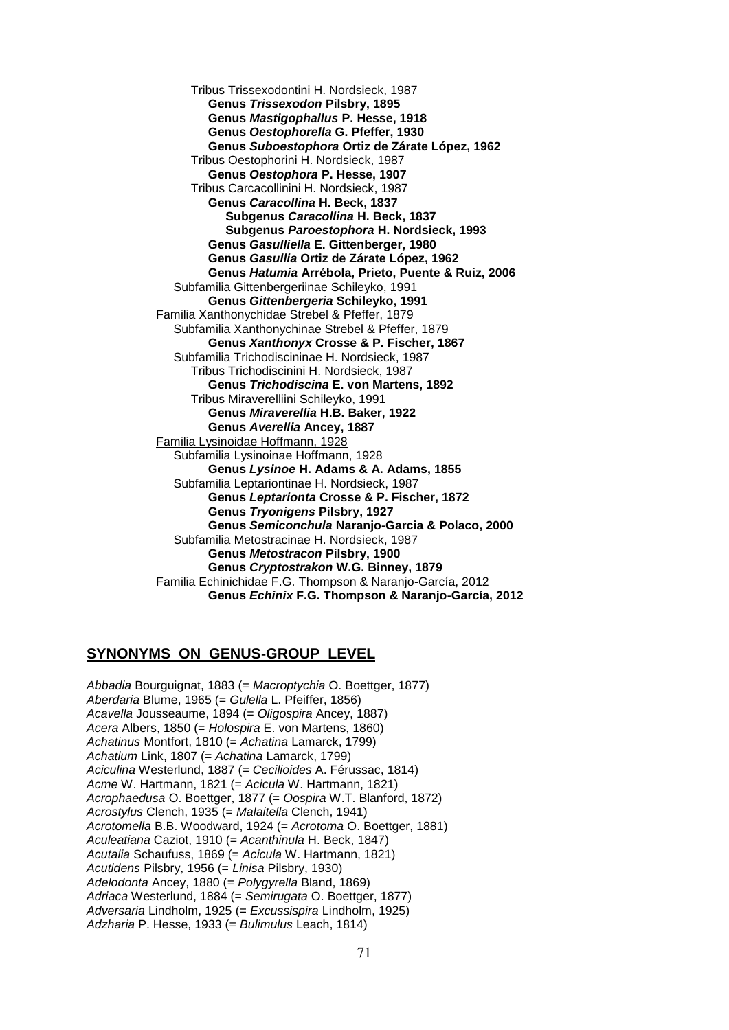Tribus Trissexodontini H. Nordsieck, 1987

**Genus *Trissexodon* Pilsbry, 1895**

**Genus *Mastigophallus* P. Hesse, 1918**

**Genus *Oestophorella* G. Pfeffer, 1930**

**Genus *Suboestophora* Ortiz de Zárate López, 1962**

Tribus Oestophorini H. Nordsieck, 1987

**Genus *Oestophora* P. Hesse, 1907**

Tribus Carcacollinini H. Nordsieck, 1987

**Genus *Caracollina* H. Beck, 1837**

**Subgenus *Caracollina* H. Beck, 1837**

**Subgenus *Paroestophora* H. Nordsieck, 1993**

**Genus *Gasulliella* E. Gittenberger, 1980**

**Genus *Gasullia* Ortiz de Zárate López, 1962**

**Genus *Hatumia* Arrébola, Prieto, Puente & Ruiz, 2006**

Subfamilia Gittenbergeriinae Schileyko, 1991

**Genus *Gittenbergeria* Schileyko, 1991**

<u>Familia Xanthonychidae Strebel & Pfeffer, 1879</u>

Subfamilia Xanthonychinae Strebel & Pfeffer, 1879

**Genus *Xanthonyx* Crosse & P. Fischer, 1867**

Subfamilia Trichodiscininae H. Nordsieck, 1987

Tribus Trichodiscinini H. Nordsieck, 1987

**Genus *Trichodiscina* E. von Martens, 1892**

Tribus Miraverelliini Schileyko, 1991

**Genus *Miraverellia* H.B. Baker, 1922**

**Genus *Averellia* Ancey, 1887**

<u>Familia Lysinoidae Hoffmann, 1928</u>

Subfamilia Lysinoinae Hoffmann, 1928

**Genus *Lysinoe* H. Adams & A. Adams, 1855**

Subfamilia Leptariontinae H. Nordsieck, 1987

**Genus *Leptarionta* Crosse & P. Fischer, 1872**

**Genus *Tryonigens* Pilsbry, 1927**

**Genus *Semiconchula* Naranjo-Garcia & Polaco, 2000**

Subfamilia Metostracinae H. Nordsieck, 1987

**Genus *Metostracon* Pilsbry, 1900**

**Genus *Cryptostrakon* W.G. Binney, 1879**

<u>Familia Echinichidae F.G. Thompson & Naranjo-García, 2012</u>

**Genus *Echinix* F.G. Thompson & Naranjo-García, 2012**

## SYNONYMS ON GENUS-GROUP LEVEL

*Abbadia* Bourguignat, 1883 (= *Macroptychia* O. Boettger, 1877)
*Aberdaria* Blume, 1965 (= *Gulella* L. Pfeiffer, 1856)
*Acavella* Jousseaume, 1894 (= *Oligospira* Ancey, 1887)
*Acera* Albers, 1850 (= *Holospira* E. von Martens, 1860)
*Achatinus* Montfort, 1810 (= *Achatina* Lamarck, 1799)
*Achatium* Link, 1807 (= *Achatina* Lamarck, 1799)
*Aciculina* Westerlund, 1887 (= *Cecilioides* A. Férussac, 1814)
*Acme* W. Hartmann, 1821 (= *Acicula* W. Hartmann, 1821)
*Acrophaedusa* O. Boettger, 1877 (= *Oospira* W.T. Blanford, 1872)
*Acrostylus* Clench, 1935 (= *Malaitella* Clench, 1941)
*Acrotomella* B.B. Woodward, 1924 (= *Acrotoma* O. Boettger, 1881)
*Aculeatiana* Caziot, 1910 (= *Acanthinula* H. Beck, 1847)
*Acutalia* Schaufuss, 1869 (= *Acicula* W. Hartmann, 1821)
*Acutidens* Pilsbry, 1956 (= *Linisa* Pilsbry, 1930)
*Adelodonta* Ancey, 1880 (= *Polygyrella* Bland, 1869)
*Adriaca* Westerlund, 1884 (= *Semirugata* O. Boettger, 1877)
*Adversaria* Lindholm, 1925 (= *Excussispira* Lindholm, 1925)
*Adzharia* P. Hesse, 1933 (= *Bulimulus* Leach, 1814)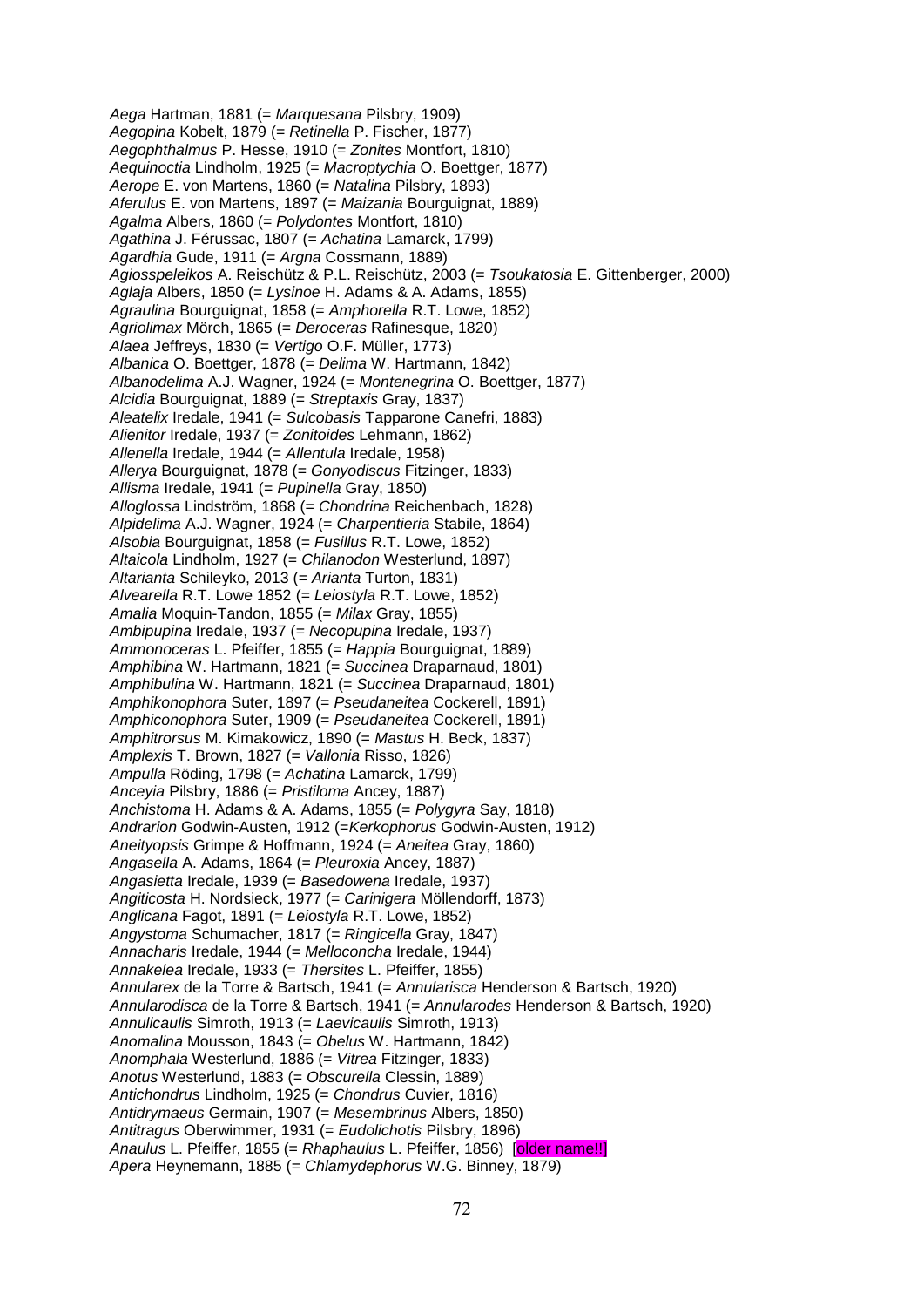*Aega* Hartman, 1881 (= *Marquesana* Pilsbry, 1909)
*Aegopina* Kobelt, 1879 (= *Retinella* P. Fischer, 1877)
*Aegophthalmus* P. Hesse, 1910 (= *Zonites* Montfort, 1810)
*Aequinoctia* Lindholm, 1925 (= *Macroptychia* O. Boettger, 1877)
*Aerope* E. von Martens, 1860 (= *Natalina* Pilsbry, 1893)
*Aferulus* E. von Martens, 1897 (= *Maizania* Bourguignat, 1889)
*Agalma* Albers, 1860 (= *Polydontes* Montfort, 1810)
*Agathina* J. Férussac, 1807 (= *Achatina* Lamarck, 1799)
*Agardhia* Gude, 1911 (= *Argna* Cossmann, 1889)
*Agiosspeleikos* A. Reischütz & P.L. Reischütz, 2003 (= *Tsoukatosia* E. Gittenberger, 2000)
*Aglaja* Albers, 1850 (= *Lysinoe* H. Adams & A. Adams, 1855)
*Agraulina* Bourguignat, 1858 (= *Amphorella* R.T. Lowe, 1852)
*Agriolimax* Mörch, 1865 (= *Deroceras* Rafinesque, 1820)
*Alaea* Jeffreys, 1830 (= *Vertigo* O.F. Müller, 1773)
*Albanica* O. Boettger, 1878 (= *Delima* W. Hartmann, 1842)
*Albanodelima* A.J. Wagner, 1924 (= *Montenegrina* O. Boettger, 1877)
*Alcidia* Bourguignat, 1889 (= *Streptaxis* Gray, 1837)
*Aleatelix* Iredale, 1941 (= *Sulcobasis* Tapparone Canefri, 1883)
*Alienitor* Iredale, 1937 (= *Zonitoides* Lehmann, 1862)
*Allenella* Iredale, 1944 (= *Allentula* Iredale, 1958)
*Allerya* Bourguignat, 1878 (= *Gonyodiscus* Fitzinger, 1833)
*Allisma* Iredale, 1941 (= *Pupinella* Gray, 1850)
*Alloglossa* Lindström, 1868 (= *Chondrina* Reichenbach, 1828)
*Alpidelima* A.J. Wagner, 1924 (= *Charpentieria* Stabile, 1864)
*Alsobia* Bourguignat, 1858 (= *Fusillus* R.T. Lowe, 1852)
*Altaicola* Lindholm, 1927 (= *Chilanodon* Westerlund, 1897)
*Altarianta* Schileyko, 2013 (= *Arianta* Turton, 1831)
*Alvearella* R.T. Lowe 1852 (= *Leiostyla* R.T. Lowe, 1852)
*Amalia* Moquin-Tandon, 1855 (= *Milax* Gray, 1855)
*Ambipupina* Iredale, 1937 (= *Necopupina* Iredale, 1937)
*Ammonoceras* L. Pfeiffer, 1855 (= *Happia* Bourguignat, 1889)
*Amphibina* W. Hartmann, 1821 (= *Succinea* Draparnaud, 1801)
*Amphibulina* W. Hartmann, 1821 (= *Succinea* Draparnaud, 1801)
*Amphikonophora* Suter, 1897 (= *Pseudaneitea* Cockerell, 1891)
*Amphiconophora* Suter, 1909 (= *Pseudaneitea* Cockerell, 1891)
*Amphitrorsus* M. Kimakowicz, 1890 (= *Mastus* H. Beck, 1837)
*Amplexis* T. Brown, 1827 (= *Vallonia* Risso, 1826)
*Ampulla* Röding, 1798 (= *Achatina* Lamarck, 1799)
*Anceyia* Pilsbry, 1886 (= *Pristiloma* Ancey, 1887)
*Anchistoma* H. Adams & A. Adams, 1855 (= *Polygyra* Say, 1818)
*Andrarion* Godwin-Austen, 1912 (=*Kerkophorus* Godwin-Austen, 1912)
*Aneityopsis* Grimpe & Hoffmann, 1924 (= *Aneitea* Gray, 1860)
*Angasella* A. Adams, 1864 (= *Pleuroxia* Ancey, 1887)
*Angasietta* Iredale, 1939 (= *Basedowena* Iredale, 1937)
*Angiticosta* H. Nordsieck, 1977 (= *Carinigera* Möllendorff, 1873)
*Anglicana* Fagot, 1891 (= *Leiostyla* R.T. Lowe, 1852)
*Angystoma* Schumacher, 1817 (= *Ringicella* Gray, 1847)
*Annacharis* Iredale, 1944 (= *Melloconcha* Iredale, 1944)
*Annakelea* Iredale, 1933 (= *Thersites* L. Pfeiffer, 1855)
*Annularex* de la Torre & Bartsch, 1941 (= *Annularisca* Henderson & Bartsch, 1920)
*Annularodisca* de la Torre & Bartsch, 1941 (= *Annularodes* Henderson & Bartsch, 1920)
*Annulicaulis* Simroth, 1913 (= *Laevicaulis* Simroth, 1913)
*Anomalina* Mousson, 1843 (= *Obelus* W. Hartmann, 1842)
*Anomphala* Westerlund, 1886 (= *Vitrea* Fitzinger, 1833)
*Anotus* Westerlund, 1883 (= *Obscurella* Clessin, 1889)
*Antichondrus* Lindholm, 1925 (= *Chondrus* Cuvier, 1816)
*Antidrymaeus* Germain, 1907 (= *Mesembrinus* Albers, 1850)
*Antitragus* Oberwimmer, 1931 (= *Eudolichotis* Pilsbry, 1896)
*Anaulus* L. Pfeiffer, 1855 (= *Rhaphaulus* L. Pfeiffer, 1856) [older name!!]
*Apera* Heynemann, 1885 (= *Chlamydephorus* W.G. Binney, 1879)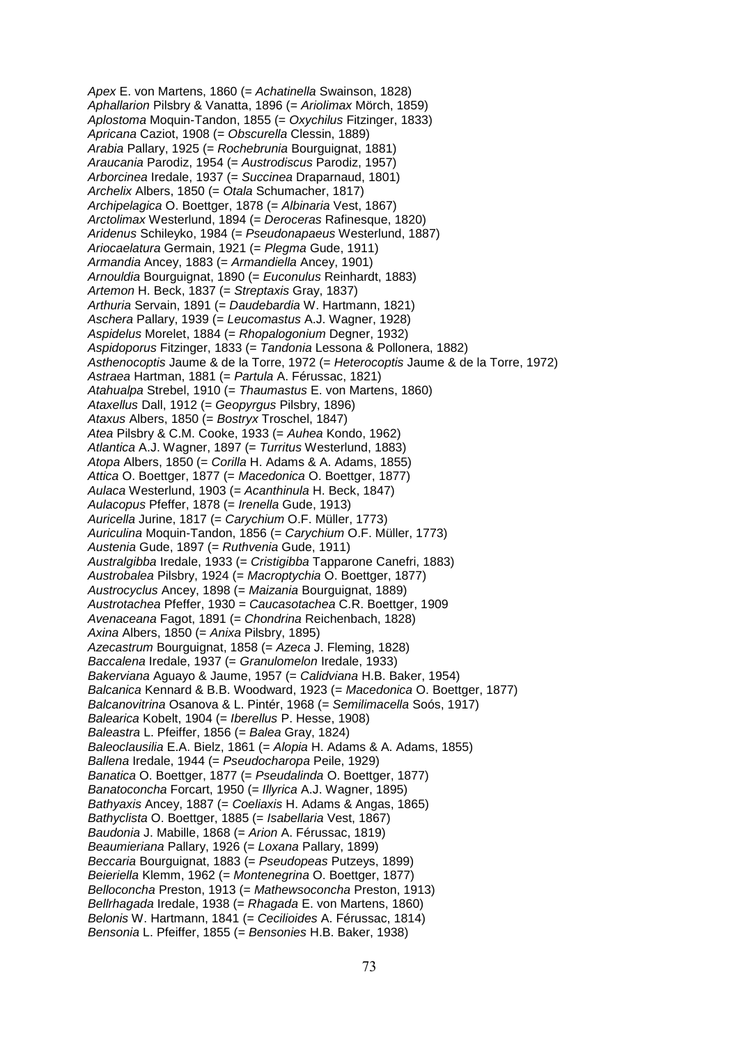*Apex* E. von Martens, 1860 (= *Achatinella* Swainson, 1828)
*Aphallarion* Pilsbry & Vanatta, 1896 (= *Ariolimax* Mörch, 1859)
*Aplostoma* Moquin-Tandon, 1855 (= *Oxychilus* Fitzinger, 1833)
*Apricana* Caziot, 1908 (= *Obscurella* Clessin, 1889)
*Arabia* Pallary, 1925 (= *Rochebrunia* Bourguignat, 1881)
*Araucania* Parodiz, 1954 (= *Austrodiscus* Parodiz, 1957)
*Arborcinea* Iredale, 1937 (= *Succinea* Draparnaud, 1801)
*Archelix* Albers, 1850 (= *Otala* Schumacher, 1817)
*Archipelagica* O. Boettger, 1878 (= *Albinaria* Vest, 1867)
*Arctolimax* Westerlund, 1894 (= *Deroceras* Rafinesque, 1820)
*Aridenus* Schileyko, 1984 (= *Pseudonapaeus* Westerlund, 1887)
*Ariocaelatura* Germain, 1921 (= *Plegma* Gude, 1911)
*Armandia* Ancey, 1883 (= *Armandiella* Ancey, 1901)
*Arnouldia* Bourguignat, 1890 (= *Euconulus* Reinhardt, 1883)
*Artemon* H. Beck, 1837 (= *Streptaxis* Gray, 1837)
*Arthuria* Servain, 1891 (= *Daudebardia* W. Hartmann, 1821)
*Aschera* Pallary, 1939 (= *Leucomastus* A.J. Wagner, 1928)
*Aspidelus* Morelet, 1884 (= *Rhopalogonium* Degner, 1932)
*Aspidoporus* Fitzinger, 1833 (= *Tandonia* Lessona & Pollonera, 1882)
*Asthenocoptis* Jaume & de la Torre, 1972 (= *Heterocoptis* Jaume & de la Torre, 1972)
*Astraea* Hartman, 1881 (= *Partula* A. Férussac, 1821)
*Atahualpa* Strebel, 1910 (= *Thaumastus* E. von Martens, 1860)
*Ataxellus* Dall, 1912 (= *Geopyrgus* Pilsbry, 1896)
*Ataxus* Albers, 1850 (= *Bostryx* Troschel, 1847)
*Atea* Pilsbry & C.M. Cooke, 1933 (= *Auhea* Kondo, 1962)
*Atlantica* A.J. Wagner, 1897 (= *Turritus* Westerlund, 1883)
*Atopa* Albers, 1850 (= *Corilla* H. Adams & A. Adams, 1855)
*Attica* O. Boettger, 1877 (= *Macedonica* O. Boettger, 1877)
*Aulaca* Westerlund, 1903 (= *Acanthinula* H. Beck, 1847)
*Aulacopus* Pfeffer, 1878 (= *Irenella* Gude, 1913)
*Auricella* Jurine, 1817 (= *Carychium* O.F. Müller, 1773)
*Auriculina* Moquin-Tandon, 1856 (= *Carychium* O.F. Müller, 1773)
*Austenia* Gude, 1897 (= *Ruthvenia* Gude, 1911)
*Australgibba* Iredale, 1933 (= *Cristigibba* Tapparone Canefri, 1883)
*Austrobalea* Pilsbry, 1924 (= *Macroptychia* O. Boettger, 1877)
*Austrocyclus* Ancey, 1898 (= *Maizania* Bourguignat, 1889)
*Austrotachea* Pfeffer, 1930 = *Caucasotachea* C.R. Boettger, 1909
*Avenaceana* Fagot, 1891 (= *Chondrina* Reichenbach, 1828)
*Axina* Albers, 1850 (= *Anixa* Pilsbry, 1895)
*Azecastrum* Bourguignat, 1858 (= *Azeca* J. Fleming, 1828)
*Baccalena* Iredale, 1937 (= *Granulomelon* Iredale, 1933)
*Bakerviana* Aguayo & Jaume, 1957 (= *Calidviana* H.B. Baker, 1954)
*Balcanica* Kennard & B.B. Woodward, 1923 (= *Macedonica* O. Boettger, 1877)
*Balcanovitrina* Osanova & L. Pintér, 1968 (= *Semilimacella* Soós, 1917)
*Balearica* Kobelt, 1904 (= *Iberellus* P. Hesse, 1908)
*Baleastra* L. Pfeiffer, 1856 (= *Balea* Gray, 1824)
*Baleoclausilia* E.A. Bielz, 1861 (= *Alopia* H. Adams & A. Adams, 1855)
*Ballena* Iredale, 1944 (= *Pseudocharopa* Peile, 1929)
*Banatica* O. Boettger, 1877 (= *Pseudalinda* O. Boettger, 1877)
*Banatoconcha* Forcart, 1950 (= *Illyrica* A.J. Wagner, 1895)
*Bathyaxis* Ancey, 1887 (= *Coeliaxis* H. Adams & Angas, 1865)
*Bathyclista* O. Boettger, 1885 (= *Isabellaria* Vest, 1867)
*Baudonia* J. Mabille, 1868 (= *Arion* A. Férussac, 1819)
*Beaumieriana* Pallary, 1926 (= *Loxana* Pallary, 1899)
*Beccaria* Bourguignat, 1883 (= *Pseudopeas* Putzeys, 1899)
*Beieriella* Klemm, 1962 (= *Montenegrina* O. Boettger, 1877)
*Belloconcha* Preston, 1913 (= *Mathewsoconcha* Preston, 1913)
*Bellrhagada* Iredale, 1938 (= *Rhagada* E. von Martens, 1860)
*Belonis* W. Hartmann, 1841 (= *Cecilioides* A. Férussac, 1814)
*Bensonia* L. Pfeiffer, 1855 (= *Bensonies* H.B. Baker, 1938)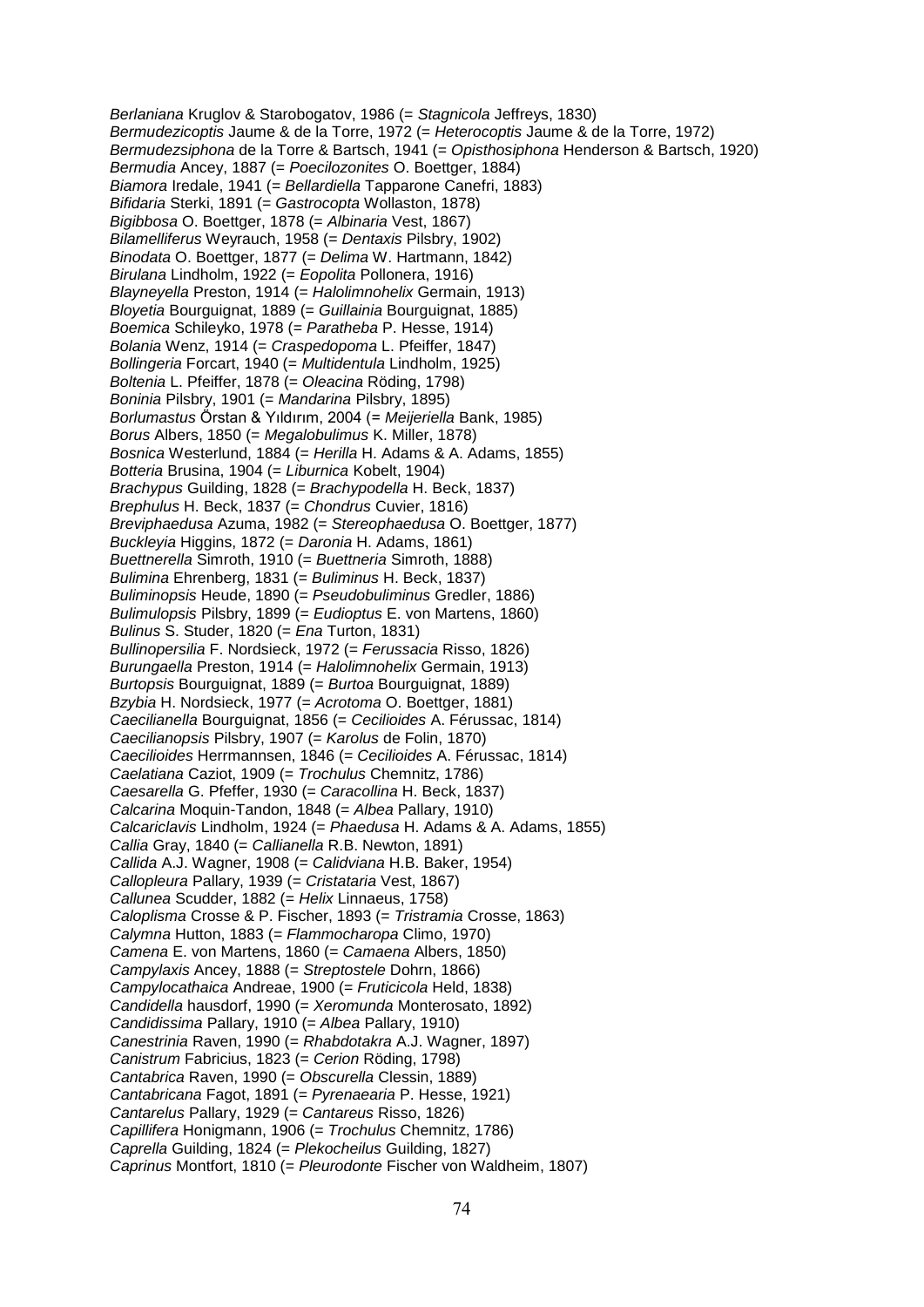*Berlaniana* Kruglov & Starobogatov, 1986 (= *Stagnicola* Jeffreys, 1830)
*Bermudezicoptis* Jaume & de la Torre, 1972 (= *Heterocoptis* Jaume & de la Torre, 1972)
*Bermudezsiphona* de la Torre & Bartsch, 1941 (= *Opisthosiphona* Henderson & Bartsch, 1920)
*Bermudia* Ancey, 1887 (= *Poecilozonites* O. Boettger, 1884)
*Biamora* Iredale, 1941 (= *Bellardiella* Tapparone Canefri, 1883)
*Bifidaria* Sterki, 1891 (= *Gastrocopta* Wollaston, 1878)
*Bigibbosa* O. Boettger, 1878 (= *Albinaria* Vest, 1867)
*Bilamelliferus* Weyrauch, 1958 (= *Dentaxis* Pilsbry, 1902)
*Binodata* O. Boettger, 1877 (= *Delima* W. Hartmann, 1842)
*Birulana* Lindholm, 1922 (= *Eopolita* Pollonera, 1916)
*Blayneyella* Preston, 1914 (= *Halolimnohelix* Germain, 1913)
*Bloyetia* Bourguignat, 1889 (= *Guillainia* Bourguignat, 1885)
*Boemica* Schileyko, 1978 (= *Paratheba* P. Hesse, 1914)
*Bolania* Wenz, 1914 (= *Craspedopoma* L. Pfeiffer, 1847)
*Bollingeria* Forcart, 1940 (= *Multidentula* Lindholm, 1925)
*Boltenia* L. Pfeiffer, 1878 (= *Oleacina* Röding, 1798)
*Boninia* Pilsbry, 1901 (= *Mandarina* Pilsbry, 1895)
*Borlumastus* Örstan & Yıldırım, 2004 (= *Meijeriella* Bank, 1985)
*Borus* Albers, 1850 (= *Megalobulimus* K. Miller, 1878)
*Bosnica* Westerlund, 1884 (= *Herilla* H. Adams & A. Adams, 1855)
*Botteria* Brusina, 1904 (= *Liburnica* Kobelt, 1904)
*Brachypus* Guilding, 1828 (= *Brachypodella* H. Beck, 1837)
*Brephulus* H. Beck, 1837 (= *Chondrus* Cuvier, 1816)
*Breviphaedusa* Azuma, 1982 (= *Stereophaedusa* O. Boettger, 1877)
*Buckleyia* Higgins, 1872 (= *Daronia* H. Adams, 1861)
*Buettnerella* Simroth, 1910 (= *Buettneria* Simroth, 1888)
*Bulimina* Ehrenberg, 1831 (= *Buliminus* H. Beck, 1837)
*Buliminopsis* Heude, 1890 (= *Pseudobuliminus* Gredler, 1886)
*Bulimulopsis* Pilsbry, 1899 (= *Eudioptus* E. von Martens, 1860)
*Bulinus* S. Studer, 1820 (= *Ena* Turton, 1831)
*Bullinopersilia* F. Nordsieck, 1972 (= *Ferussacia* Risso, 1826)
*Burungaella* Preston, 1914 (= *Halolimnohelix* Germain, 1913)
*Burtopsis* Bourguignat, 1889 (= *Burtoa* Bourguignat, 1889)
*Bzybia* H. Nordsieck, 1977 (= *Acrotoma* O. Boettger, 1881)
*Caecilianella* Bourguignat, 1856 (= *Cecilioides* A. Férussac, 1814)
*Caecilianopsis* Pilsbry, 1907 (= *Karolus* de Folin, 1870)
*Caecilioides* Herrmannsen, 1846 (= *Cecilioides* A. Férussac, 1814)
*Caelatiana* Caziot, 1909 (= *Trochulus* Chemnitz, 1786)
*Caesarella* G. Pfeffer, 1930 (= *Caracollina* H. Beck, 1837)
*Calcarina* Moquin-Tandon, 1848 (= *Albea* Pallary, 1910)
*Calcariclavis* Lindholm, 1924 (= *Phaedusa* H. Adams & A. Adams, 1855)
*Callia* Gray, 1840 (= *Callianella* R.B. Newton, 1891)
*Callida* A.J. Wagner, 1908 (= *Calidviana* H.B. Baker, 1954)
*Callopleura* Pallary, 1939 (= *Cristataria* Vest, 1867)
*Callunea* Scudder, 1882 (= *Helix* Linnaeus, 1758)
*Caloplisma* Crosse & P. Fischer, 1893 (= *Tristramia* Crosse, 1863)
*Calymna* Hutton, 1883 (= *Flammocharopa* Climo, 1970)
*Camena* E. von Martens, 1860 (= *Camaena* Albers, 1850)
*Campylaxis* Ancey, 1888 (= *Streptostele* Dohrn, 1866)
*Campylocathaica* Andreae, 1900 (= *Fruticicola* Held, 1838)
*Candidella* hausdorf, 1990 (= *Xeromunda* Monterosato, 1892)
*Candidissima* Pallary, 1910 (= *Albea* Pallary, 1910)
*Canestrinia* Raven, 1990 (= *Rhabdotakra* A.J. Wagner, 1897)
*Canistrum* Fabricius, 1823 (= *Cerion* Röding, 1798)
*Cantabrica* Raven, 1990 (= *Obscurella* Clessin, 1889)
*Cantabricana* Fagot, 1891 (= *Pyrenaearia* P. Hesse, 1921)
*Cantarelus* Pallary, 1929 (= *Cantareus* Risso, 1826)
*Capillifera* Honigmann, 1906 (= *Trochulus* Chemnitz, 1786)
*Caprella* Guilding, 1824 (= *Plekocheilus* Guilding, 1827)
*Caprinus* Montfort, 1810 (= *Pleurodonte* Fischer von Waldheim, 1807)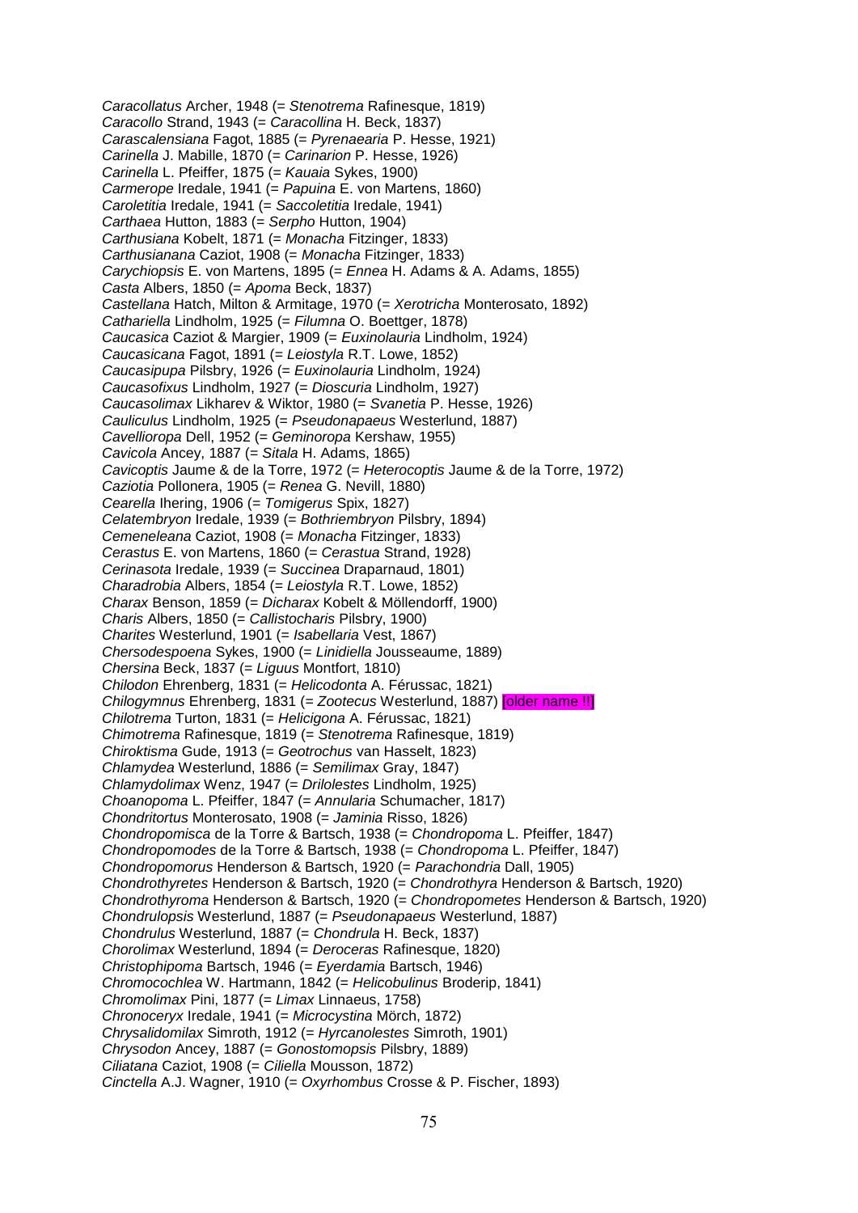*Caracollatus* Archer, 1948 (= *Stenotrema* Rafinesque, 1819)
*Caracollo* Strand, 1943 (= *Caracollina* H. Beck, 1837)
*Carascalensiana* Fagot, 1885 (= *Pyrenaearia* P. Hesse, 1921)
*Carinella* J. Mabille, 1870 (= *Carinarion* P. Hesse, 1926)
*Carinella* L. Pfeiffer, 1875 (= *Kauaia* Sykes, 1900)
*Carmerope* Iredale, 1941 (= *Papuina* E. von Martens, 1860)
*Caroletitia* Iredale, 1941 (= *Saccoletitia* Iredale, 1941)
*Carthaea* Hutton, 1883 (= *Serpho* Hutton, 1904)
*Carthusiana* Kobelt, 1871 (= *Monacha* Fitzinger, 1833)
*Carthusianana* Caziot, 1908 (= *Monacha* Fitzinger, 1833)
*Carychiopsis* E. von Martens, 1895 (= *Ennea* H. Adams & A. Adams, 1855)
*Casta* Albers, 1850 (= *Apoma* Beck, 1837)
*Castellana* Hatch, Milton & Armitage, 1970 (= *Xerotricha* Monterosato, 1892)
*Cathariella* Lindholm, 1925 (= *Filumna* O. Boettger, 1878)
*Caucasica* Caziot & Margier, 1909 (= *Euxinolauria* Lindholm, 1924)
*Caucasicana* Fagot, 1891 (= *Leiostyla* R.T. Lowe, 1852)
*Caucasipupa* Pilsbry, 1926 (= *Euxinolauria* Lindholm, 1924)
*Caucasofixus* Lindholm, 1927 (= *Dioscuria* Lindholm, 1927)
*Caucasolimax* Likharev & Wiktor, 1980 (= *Svanetia* P. Hesse, 1926)
*Cauliculus* Lindholm, 1925 (= *Pseudonapaeus* Westerlund, 1887)
*Cavellioropa* Dell, 1952 (= *Geminoropa* Kershaw, 1955)
*Cavicola* Ancey, 1887 (= *Sitala* H. Adams, 1865)
*Cavicoptis* Jaume & de la Torre, 1972 (= *Heterocoptis* Jaume & de la Torre, 1972)
*Caziotia* Pollonera, 1905 (= *Renea* G. Nevill, 1880)
*Cearella* Ihering, 1906 (= *Tomigerus* Spix, 1827)
*Celatembryon* Iredale, 1939 (= *Bothriembryon* Pilsbry, 1894)
*Cemeneleana* Caziot, 1908 (= *Monacha* Fitzinger, 1833)
*Cerastus* E. von Martens, 1860 (= *Cerastua* Strand, 1928)
*Cerinasota* Iredale, 1939 (= *Succinea* Draparnaud, 1801)
*Charadrobia* Albers, 1854 (= *Leiostyla* R.T. Lowe, 1852)
*Charax* Benson, 1859 (= *Dicharax* Kobelt & Möllendorff, 1900)
*Charis* Albers, 1850 (= *Callistocharis* Pilsbry, 1900)
*Charites* Westerlund, 1901 (= *Isabellaria* Vest, 1867)
*Chersodespoena* Sykes, 1900 (= *Linidiella* Jousseaume, 1889)
*Chersina* Beck, 1837 (= *Liguus* Montfort, 1810)
*Chilodon* Ehrenberg, 1831 (= *Helicodonta* A. Férussac, 1821)
*Chilogymnus* Ehrenberg, 1831 (= *Zootecus* Westerlund, 1887) [older name !!]
*Chilotrema* Turton, 1831 (= *Helicigona* A. Férussac, 1821)
*Chimotrema* Rafinesque, 1819 (= *Stenotrema* Rafinesque, 1819)
*Chiroktisma* Gude, 1913 (= *Geotrochus* van Hasselt, 1823)
*Chlamydea* Westerlund, 1886 (= *Semilimax* Gray, 1847)
*Chlamydolimax* Wenz, 1947 (= *Drilolestes* Lindholm, 1925)
*Choanopoma* L. Pfeiffer, 1847 (= *Annularia* Schumacher, 1817)
*Chondritortus* Monterosato, 1908 (= *Jaminia* Risso, 1826)
*Chondropomisca* de la Torre & Bartsch, 1938 (= *Chondropoma* L. Pfeiffer, 1847)
*Chondropomodes* de la Torre & Bartsch, 1938 (= *Chondropoma* L. Pfeiffer, 1847)
*Chondropomorus* Henderson & Bartsch, 1920 (= *Parachondria* Dall, 1905)
*Chondrothyretes* Henderson & Bartsch, 1920 (= *Chondrothyra* Henderson & Bartsch, 1920)
*Chondrothyroma* Henderson & Bartsch, 1920 (= *Chondropometes* Henderson & Bartsch, 1920)
*Chondrulopsis* Westerlund, 1887 (= *Pseudonapaeus* Westerlund, 1887)
*Chondrulus* Westerlund, 1887 (= *Chondrula* H. Beck, 1837)
*Chorolimax* Westerlund, 1894 (= *Deroceras* Rafinesque, 1820)
*Christophipoma* Bartsch, 1946 (= *Eyerdamia* Bartsch, 1946)
*Chromocochlea* W. Hartmann, 1842 (= *Helicobulinus* Broderip, 1841)
*Chromolimax* Pini, 1877 (= *Limax* Linnaeus, 1758)
*Chronoceryx* Iredale, 1941 (= *Microcystina* Mörch, 1872)
*Chrysalidomilax* Simroth, 1912 (= *Hyrcanolestes* Simroth, 1901)
*Chrysodon* Ancey, 1887 (= *Gonostomopsis* Pilsbry, 1889)
*Ciliatana* Caziot, 1908 (= *Ciliella* Mousson, 1872)
*Cinctella* A.J. Wagner, 1910 (= *Oxyrhombus* Crosse & P. Fischer, 1893)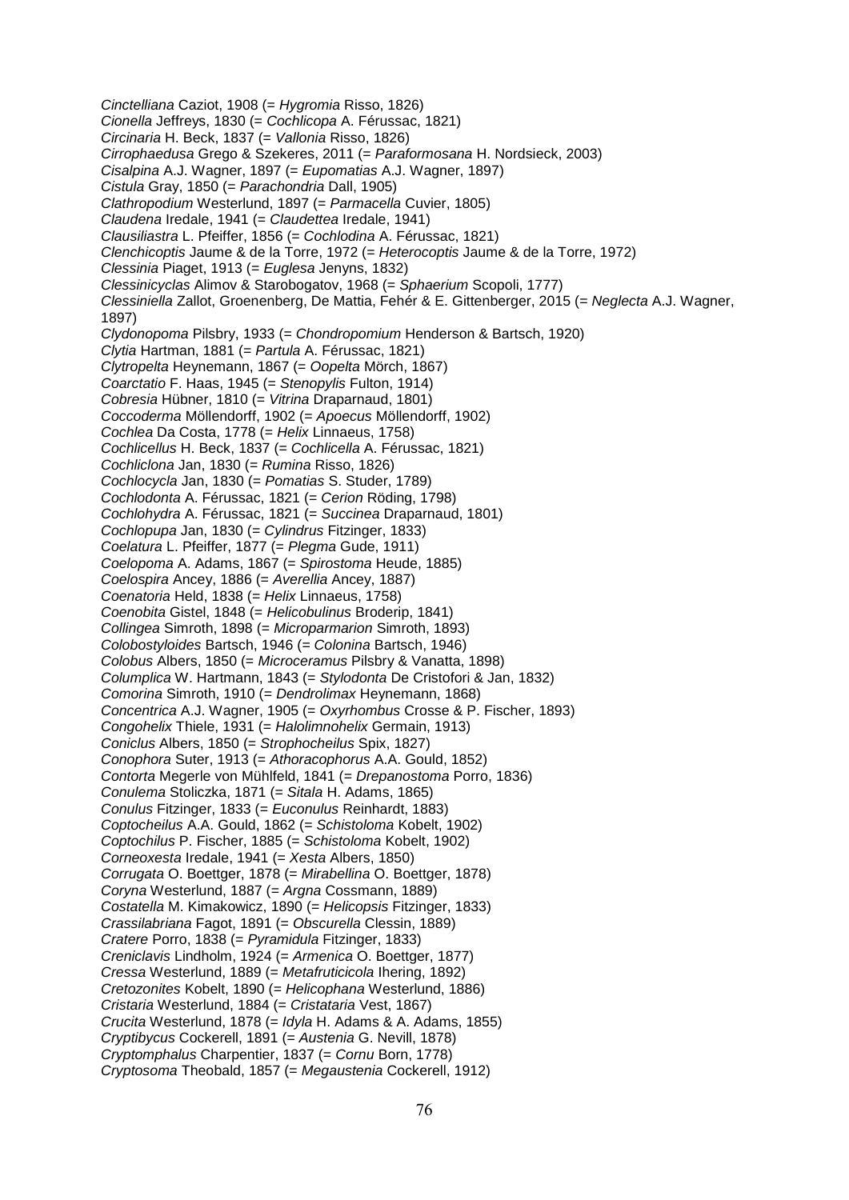*Cinctelliana* Caziot, 1908 (= *Hygromia* Risso, 1826)
*Cionella* Jeffreys, 1830 (= *Cochlicopa* A. Férussac, 1821)
*Circinaria* H. Beck, 1837 (= *Vallonia* Risso, 1826)
*Cirrophaedusa* Grego & Szekeres, 2011 (= *Paraformosana* H. Nordsieck, 2003)
*Cisalpina* A.J. Wagner, 1897 (= *Eupomatias* A.J. Wagner, 1897)
*Cistula* Gray, 1850 (= *Parachondria* Dall, 1905)
*Clathropodium* Westerlund, 1897 (= *Parmacella* Cuvier, 1805)
*Claudena* Iredale, 1941 (= *Claudettea* Iredale, 1941)
*Clausiliastra* L. Pfeiffer, 1856 (= *Cochlodina* A. Férussac, 1821)
*Clenchicoptis* Jaume & de la Torre, 1972 (= *Heterocoptis* Jaume & de la Torre, 1972)
*Clessinia* Piaget, 1913 (= *Euglesa* Jenyns, 1832)
*Clessinicyclas* Alimov & Starobogatov, 1968 (= *Sphaerium* Scopoli, 1777)
*Clessiniella* Zallot, Groenenberg, De Mattia, Fehér & E. Gittenberger, 2015 (= *Neglecta* A.J. Wagner, 1897)
*Clydonopoma* Pilsbry, 1933 (= *Chondropomium* Henderson & Bartsch, 1920)
*Clytia* Hartman, 1881 (= *Partula* A. Férussac, 1821)
*Clytropelta* Heynemann, 1867 (= *Oopelta* Mörch, 1867)
*Coarctatio* F. Haas, 1945 (= *Stenopylis* Fulton, 1914)
*Cobresia* Hübner, 1810 (= *Vitrina* Draparnaud, 1801)
*Coccoderma* Möllendorff, 1902 (= *Apoecus* Möllendorff, 1902)
*Cochlea* Da Costa, 1778 (= *Helix* Linnaeus, 1758)
*Cochlicellus* H. Beck, 1837 (= *Cochlicella* A. Férussac, 1821)
*Cochliclona* Jan, 1830 (= *Rumina* Risso, 1826)
*Cochlocycla* Jan, 1830 (= *Pomatias* S. Studer, 1789)
*Cochlodonta* A. Férussac, 1821 (= *Cerion* Röding, 1798)
*Cochlohydra* A. Férussac, 1821 (= *Succinea* Draparnaud, 1801)
*Cochlopupa* Jan, 1830 (= *Cylindrus* Fitzinger, 1833)
*Coelatura* L. Pfeiffer, 1877 (= *Plegma* Gude, 1911)
*Coelopoma* A. Adams, 1867 (= *Spirostoma* Heude, 1885)
*Coelospira* Ancey, 1886 (= *Averellia* Ancey, 1887)
*Coenatoria* Held, 1838 (= *Helix* Linnaeus, 1758)
*Coenobita* Gistel, 1848 (= *Helicobulinus* Broderip, 1841)
*Collingea* Simroth, 1898 (= *Microparmarion* Simroth, 1893)
*Colobostyloides* Bartsch, 1946 (= *Colonina* Bartsch, 1946)
*Colobus* Albers, 1850 (= *Microceramus* Pilsbry & Vanatta, 1898)
*Columplica* W. Hartmann, 1843 (= *Stylodonta* De Cristofori & Jan, 1832)
*Comorina* Simroth, 1910 (= *Dendrolimax* Heynemann, 1868)
*Concentrica* A.J. Wagner, 1905 (= *Oxyrhombus* Crosse & P. Fischer, 1893)
*Congohelix* Thiele, 1931 (= *Halolimnohelix* Germain, 1913)
*Coniclus* Albers, 1850 (= *Strophocheilus* Spix, 1827)
*Conophora* Suter, 1913 (= *Athoracophorus* A.A. Gould, 1852)
*Contorta* Megerle von Mühlfeld, 1841 (= *Drepanostoma* Porro, 1836)
*Conulema* Stoliczka, 1871 (= *Sitala* H. Adams, 1865)
*Conulus* Fitzinger, 1833 (= *Euconulus* Reinhardt, 1883)
*Coptocheilus* A.A. Gould, 1862 (= *Schistoloma* Kobelt, 1902)
*Coptochilus* P. Fischer, 1885 (= *Schistoloma* Kobelt, 1902)
*Corneoxesta* Iredale, 1941 (= *Xesta* Albers, 1850)
*Corrugata* O. Boettger, 1878 (= *Mirabellina* O. Boettger, 1878)
*Coryna* Westerlund, 1887 (= *Argna* Cossmann, 1889)
*Costatella* M. Kimakowicz, 1890 (= *Helicopsis* Fitzinger, 1833)
*Crassilabriana* Fagot, 1891 (= *Obscurella* Clessin, 1889)
*Cratere* Porro, 1838 (= *Pyramidula* Fitzinger, 1833)
*Creniclavis* Lindholm, 1924 (= *Armenica* O. Boettger, 1877)
*Cressa* Westerlund, 1889 (= *Metafruticicola* Ihering, 1892)
*Cretozonites* Kobelt, 1890 (= *Helicophana* Westerlund, 1886)
*Cristaria* Westerlund, 1884 (= *Cristataria* Vest, 1867)
*Crucita* Westerlund, 1878 (= *Idyla* H. Adams & A. Adams, 1855)
*Cryptibycus* Cockerell, 1891 (= *Austenia* G. Nevill, 1878)
*Cryptomphalus* Charpentier, 1837 (= *Cornu* Born, 1778)
*Cryptosoma* Theobald, 1857 (= *Megaustenia* Cockerell, 1912)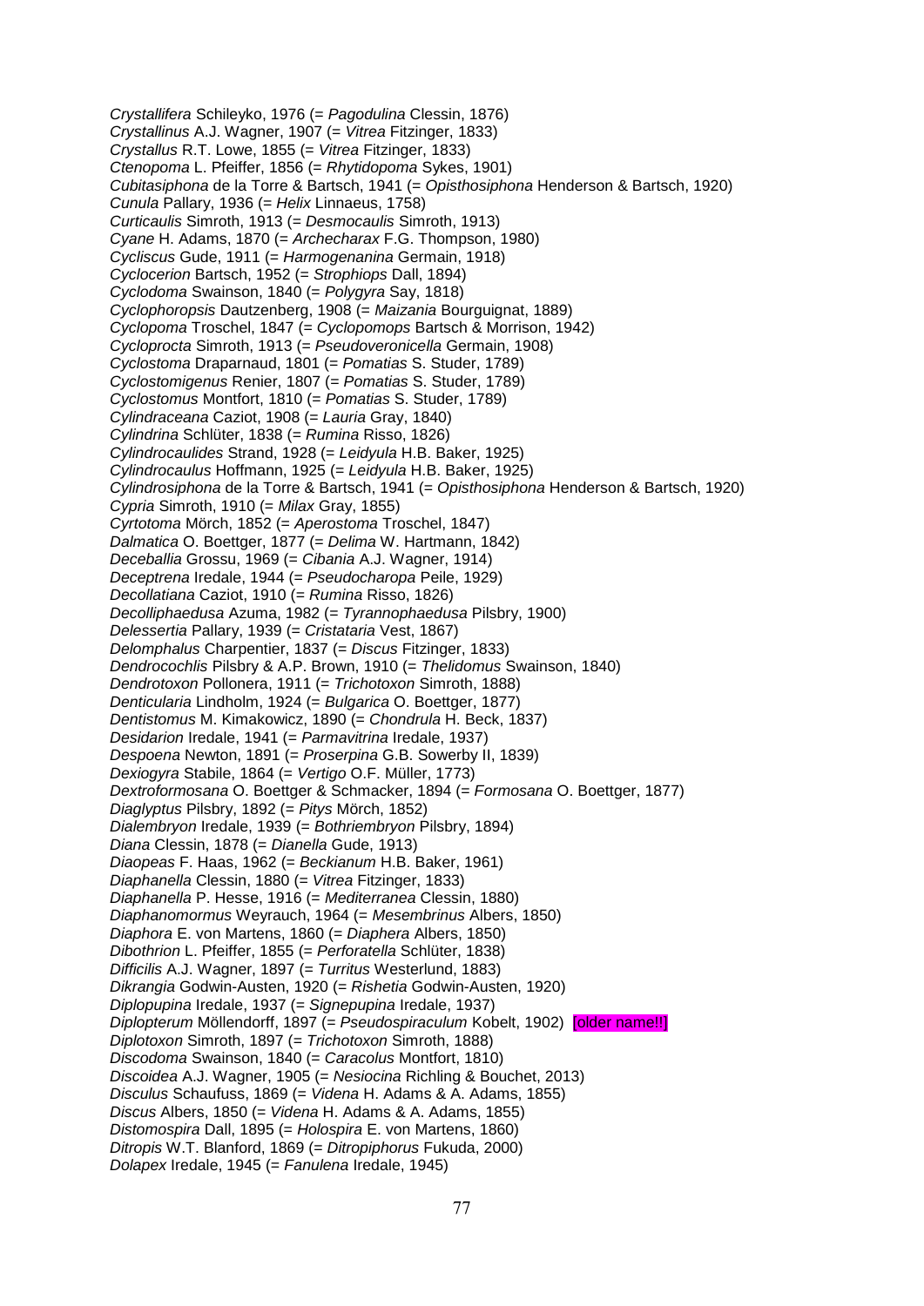*Crystallifera* Schileyko, 1976 (= *Pagodulina* Clessin, 1876)
*Crystallinus* A.J. Wagner, 1907 (= *Vitrea* Fitzinger, 1833)
*Crystallus* R.T. Lowe, 1855 (= *Vitrea* Fitzinger, 1833)
*Ctenopoma* L. Pfeiffer, 1856 (= *Rhytidopoma* Sykes, 1901)
*Cubitasiphona* de la Torre & Bartsch, 1941 (= *Opisthosiphona* Henderson & Bartsch, 1920)
*Cunula* Pallary, 1936 (= *Helix* Linnaeus, 1758)
*Curticaulis* Simroth, 1913 (= *Desmocaulis* Simroth, 1913)
*Cyane* H. Adams, 1870 (= *Archecharax* F.G. Thompson, 1980)
*Cycliscus* Gude, 1911 (= *Harmogenanina* Germain, 1918)
*Cyclocerion* Bartsch, 1952 (= *Strophiops* Dall, 1894)
*Cyclodoma* Swainson, 1840 (= *Polygyra* Say, 1818)
*Cyclophoropsis* Dautzenberg, 1908 (= *Maizania* Bourguignat, 1889)
*Cyclopoma* Troschel, 1847 (= *Cyclopomops* Bartsch & Morrison, 1942)
*Cycloprocta* Simroth, 1913 (= *Pseudoveronicella* Germain, 1908)
*Cyclostoma* Draparnaud, 1801 (= *Pomatias* S. Studer, 1789)
*Cyclostomigenus* Renier, 1807 (= *Pomatias* S. Studer, 1789)
*Cyclostomus* Montfort, 1810 (= *Pomatias* S. Studer, 1789)
*Cylindraceana* Caziot, 1908 (= *Lauria* Gray, 1840)
*Cylindrina* Schlüter, 1838 (= *Rumina* Risso, 1826)
*Cylindrocaulides* Strand, 1928 (= *Leidyula* H.B. Baker, 1925)
*Cylindrocaulus* Hoffmann, 1925 (= *Leidyula* H.B. Baker, 1925)
*Cylindrosiphona* de la Torre & Bartsch, 1941 (= *Opisthosiphona* Henderson & Bartsch, 1920)
*Cypria* Simroth, 1910 (= *Milax* Gray, 1855)
*Cyrtotoma* Mörch, 1852 (= *Aperostoma* Troschel, 1847)
*Dalmatica* O. Boettger, 1877 (= *Delima* W. Hartmann, 1842)
*Deceballia* Grossu, 1969 (= *Cibania* A.J. Wagner, 1914)
*Deceptrena* Iredale, 1944 (= *Pseudocharopa* Peile, 1929)
*Decollatiana* Caziot, 1910 (= *Rumina* Risso, 1826)
*Decolliphaedusa* Azuma, 1982 (= *Tyrannophaedusa* Pilsbry, 1900)
*Delessertia* Pallary, 1939 (= *Cristataria* Vest, 1867)
*Delomphalus* Charpentier, 1837 (= *Discus* Fitzinger, 1833)
*Dendrocochlis* Pilsbry & A.P. Brown, 1910 (= *Thelidomus* Swainson, 1840)
*Dendrotoxon* Pollonera, 1911 (= *Trichotoxon* Simroth, 1888)
*Denticularia* Lindholm, 1924 (= *Bulgarica* O. Boettger, 1877)
*Dentistomus* M. Kimakowicz, 1890 (= *Chondrula* H. Beck, 1837)
*Desidarion* Iredale, 1941 (= *Parmavitrina* Iredale, 1937)
*Despoena* Newton, 1891 (= *Proserpina* G.B. Sowerby II, 1839)
*Dexiogyra* Stabile, 1864 (= *Vertigo* O.F. Müller, 1773)
*Dextroformosana* O. Boettger & Schmacker, 1894 (= *Formosana* O. Boettger, 1877)
*Diaglyptus* Pilsbry, 1892 (= *Pitys* Mörch, 1852)
*Dialembryon* Iredale, 1939 (= *Bothriembryon* Pilsbry, 1894)
*Diana* Clessin, 1878 (= *Dianella* Gude, 1913)
*Diaopeas* F. Haas, 1962 (= *Beckianum* H.B. Baker, 1961)
*Diaphanella* Clessin, 1880 (= *Vitrea* Fitzinger, 1833)
*Diaphanella* P. Hesse, 1916 (= *Mediterranea* Clessin, 1880)
*Diaphanomormus* Weyrauch, 1964 (= *Mesembrinus* Albers, 1850)
*Diaphora* E. von Martens, 1860 (= *Diaphera* Albers, 1850)
*Dibothrion* L. Pfeiffer, 1855 (= *Perforatella* Schlüter, 1838)
*Difficilis* A.J. Wagner, 1897 (= *Turritus* Westerlund, 1883)
*Dikrangia* Godwin-Austen, 1920 (= *Rishetia* Godwin-Austen, 1920)
*Diplopupina* Iredale, 1937 (= *Signepupina* Iredale, 1937)
*Diplopterum* Möllendorff, 1897 (= *Pseudospiraculum* Kobelt, 1902) [older name!!]
*Diplotoxon* Simroth, 1897 (= *Trichotoxon* Simroth, 1888)
*Discodoma* Swainson, 1840 (= *Caracolus* Montfort, 1810)
*Discoidea* A.J. Wagner, 1905 (= *Nesiocina* Richling & Bouchet, 2013)
*Disculus* Schaufuss, 1869 (= *Videna* H. Adams & A. Adams, 1855)
*Discus* Albers, 1850 (= *Videna* H. Adams & A. Adams, 1855)
*Distomospira* Dall, 1895 (= *Holospira* E. von Martens, 1860)
*Ditropis* W.T. Blanford, 1869 (= *Ditropiphorus* Fukuda, 2000)
*Dolapex* Iredale, 1945 (= *Fanulena* Iredale, 1945)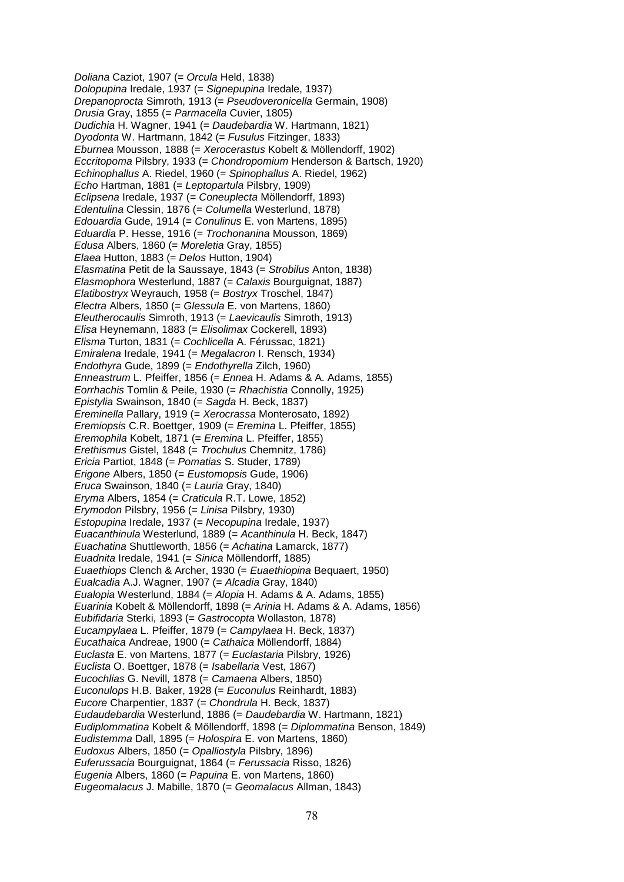*Doliana* Caziot, 1907 (= *Orcula* Held, 1838)
*Dolopupina* Iredale, 1937 (= *Signepupina* Iredale, 1937)
*Drepanoprocta* Simroth, 1913 (= *Pseudoveronicella* Germain, 1908)
*Drusia* Gray, 1855 (= *Parmacella* Cuvier, 1805)
*Dudichia* H. Wagner, 1941 (= *Daudebardia* W. Hartmann, 1821)
*Dyodonta* W. Hartmann, 1842 (= *Fusulus* Fitzinger, 1833)
*Eburnea* Mousson, 1888 (= *Xerocerastus* Kobelt & Möllendorff, 1902)
*Eccritopoma* Pilsbry, 1933 (= *Chondropomium* Henderson & Bartsch, 1920)
*Echinophallus* A. Riedel, 1960 (= *Spinophallus* A. Riedel, 1962)
*Echo* Hartman, 1881 (= *Leptopartula* Pilsbry, 1909)
*Eclipsena* Iredale, 1937 (= *Coneuplecta* Möllendorff, 1893)
*Edentulina* Clessin, 1876 (= *Columella* Westerlund, 1878)
*Edouardia* Gude, 1914 (= *Conulinus* E. von Martens, 1895)
*Eduardia* P. Hesse, 1916 (= *Trochonanina* Mousson, 1869)
*Edusa* Albers, 1860 (= *Moreletia* Gray, 1855)
*Elaea* Hutton, 1883 (= *Delos* Hutton, 1904)
*Elasmatina* Petit de la Saussaye, 1843 (= *Strobilus* Anton, 1838)
*Elasmophora* Westerlund, 1887 (= *Calaxis* Bourguignat, 1887)
*Elatibostryx* Weyrauch, 1958 (= *Bostryx* Troschel, 1847)
*Electra* Albers, 1850 (= *Glessula* E. von Martens, 1860)
*Eleutherocaulis* Simroth, 1913 (= *Laevicaulis* Simroth, 1913)
*Elisa* Heynemann, 1883 (= *Elisolimax* Cockerell, 1893)
*Elisma* Turton, 1831 (= *Cochlicella* A. Férussac, 1821)
*Emiralena* Iredale, 1941 (= *Megalacron* I. Rensch, 1934)
*Endothyra* Gude, 1899 (= *Endothyrella* Zilch, 1960)
*Enneastrum* L. Pfeiffer, 1856 (= *Ennea* H. Adams & A. Adams, 1855)
*Eorrhachis* Tomlin & Peile, 1930 (= *Rhachistia* Connolly, 1925)
*Epistylia* Swainson, 1840 (= *Sagda* H. Beck, 1837)
*Ereminella* Pallary, 1919 (= *Xerocrassa* Monterosato, 1892)
*Eremiopsis* C.R. Boettger, 1909 (= *Eremina* L. Pfeiffer, 1855)
*Eremophila* Kobelt, 1871 (= *Eremina* L. Pfeiffer, 1855)
*Erethismus* Gistel, 1848 (= *Trochulus* Chemnitz, 1786)
*Ericia* Partiot, 1848 (= *Pomatias* S. Studer, 1789)
*Erigone* Albers, 1850 (= *Eustomopsis* Gude, 1906)
*Eruca* Swainson, 1840 (= *Lauria* Gray, 1840)
*Eryma* Albers, 1854 (= *Craticula* R.T. Lowe, 1852)
*Erymodon* Pilsbry, 1956 (= *Linisa* Pilsbry, 1930)
*Estopupina* Iredale, 1937 (= *Necopupina* Iredale, 1937)
*Euacanthinula* Westerlund, 1889 (= *Acanthinula* H. Beck, 1847)
*Euachatina* Shuttleworth, 1856 (= *Achatina* Lamarck, 1877)
*Euadnita* Iredale, 1941 (= *Sinica* Möllendorff, 1885)
*Euaethiops* Clench & Archer, 1930 (= *Euaethiopina* Bequaert, 1950)
*Eualcadia* A.J. Wagner, 1907 (= *Alcadia* Gray, 1840)
*Eualopia* Westerlund, 1884 (= *Alopia* H. Adams & A. Adams, 1855)
*Euarinia* Kobelt & Möllendorff, 1898 (= *Arinia* H. Adams & A. Adams, 1856)
*Eubifidaria* Sterki, 1893 (= *Gastrocopta* Wollaston, 1878)
*Eucampylaea* L. Pfeiffer, 1879 (= *Campylaea* H. Beck, 1837)
*Eucathaica* Andreae, 1900 (= *Cathaica* Möllendorff, 1884)
*Euclasta* E. von Martens, 1877 (= *Euclastaria* Pilsbry, 1926)
*Euclista* O. Boettger, 1878 (= *Isabellaria* Vest, 1867)
*Eucochlias* G. Nevill, 1878 (= *Camaena* Albers, 1850)
*Euconulops* H.B. Baker, 1928 (= *Euconulus* Reinhardt, 1883)
*Eucore* Charpentier, 1837 (= *Chondrula* H. Beck, 1837)
*Eudaudebardia* Westerlund, 1886 (= *Daudebardia* W. Hartmann, 1821)
*Eudiplommatina* Kobelt & Möllendorff, 1898 (= *Diplommatina* Benson, 1849)
*Eudistemma* Dall, 1895 (= *Holospira* E. von Martens, 1860)
*Eudoxus* Albers, 1850 (= *Opalliostyla* Pilsbry, 1896)
*Euferussacia* Bourguignat, 1864 (= *Ferussacia* Risso, 1826)
*Eugenia* Albers, 1860 (= *Papuina* E. von Martens, 1860)
*Eugeomalacus* J. Mabille, 1870 (= *Geomalacus* Allman, 1843)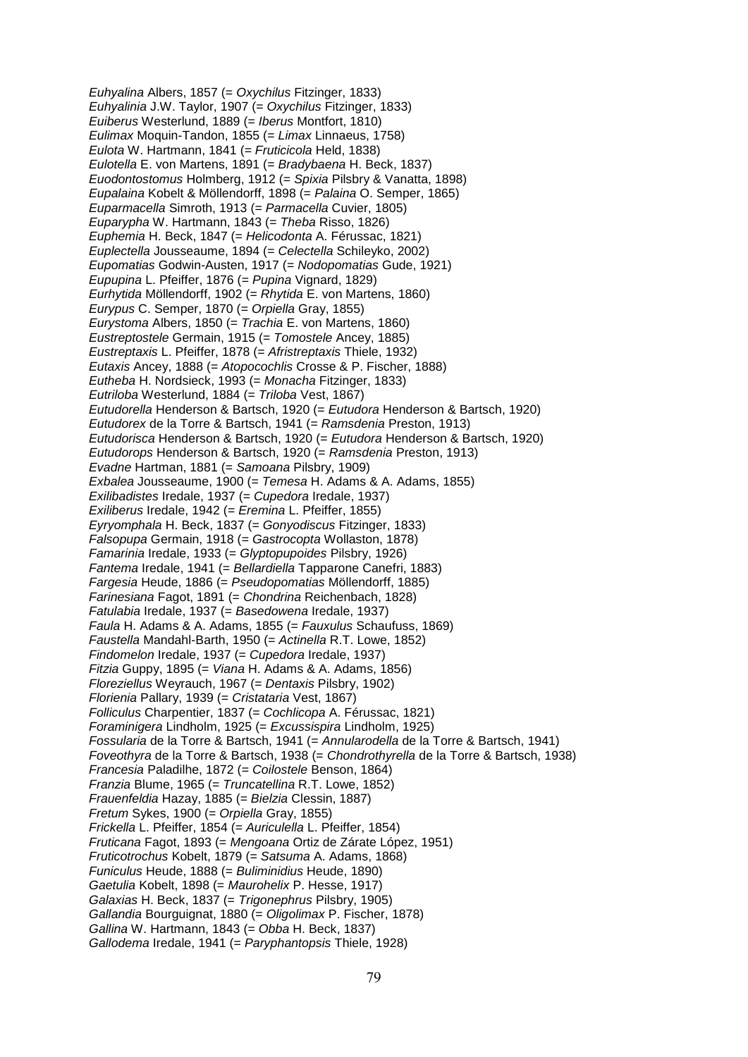*Euhyalina* Albers, 1857 (= *Oxychilus* Fitzinger, 1833)
*Euhyalinia* J.W. Taylor, 1907 (= *Oxychilus* Fitzinger, 1833)
*Euiberus* Westerlund, 1889 (= *Iberus* Montfort, 1810)
*Eulimax* Moquin-Tandon, 1855 (= *Limax* Linnaeus, 1758)
*Eulota* W. Hartmann, 1841 (= *Fruticicola* Held, 1838)
*Eulotella* E. von Martens, 1891 (= *Bradybaena* H. Beck, 1837)
*Euodontostomus* Holmberg, 1912 (= *Spixia* Pilsbry & Vanatta, 1898)
*Eupalaina* Kobelt & Möllendorff, 1898 (= *Palaina* O. Semper, 1865)
*Euparmacella* Simroth, 1913 (= *Parmacella* Cuvier, 1805)
*Euparypha* W. Hartmann, 1843 (= *Theba* Risso, 1826)
*Euphemia* H. Beck, 1847 (= *Helicodonta* A. Férussac, 1821)
*Euplectella* Jousseaume, 1894 (= *Celectella* Schileyko, 2002)
*Eupomatias* Godwin-Austen, 1917 (= *Nodopomatias* Gude, 1921)
*Eupupina* L. Pfeiffer, 1876 (= *Pupina* Vignard, 1829)
*Eurhytida* Möllendorff, 1902 (= *Rhytida* E. von Martens, 1860)
*Eurypus* C. Semper, 1870 (= *Orpiella* Gray, 1855)
*Eurystoma* Albers, 1850 (= *Trachia* E. von Martens, 1860)
*Eustreptostele* Germain, 1915 (= *Tomostele* Ancey, 1885)
*Eustreptaxis* L. Pfeiffer, 1878 (= *Afristreptaxis* Thiele, 1932)
*Eutaxis* Ancey, 1888 (= *Atopocochlis* Crosse & P. Fischer, 1888)
*Eutheba* H. Nordsieck, 1993 (= *Monacha* Fitzinger, 1833)
*Eutriloba* Westerlund, 1884 (= *Triloba* Vest, 1867)
*Eutudorella* Henderson & Bartsch, 1920 (= *Eutudora* Henderson & Bartsch, 1920)
*Eutudorex* de la Torre & Bartsch, 1941 (= *Ramsdenia* Preston, 1913)
*Eutudorisca* Henderson & Bartsch, 1920 (= *Eutudora* Henderson & Bartsch, 1920)
*Eutudorops* Henderson & Bartsch, 1920 (= *Ramsdenia* Preston, 1913)
*Evadne* Hartman, 1881 (= *Samoana* Pilsbry, 1909)
*Exbalea* Jousseaume, 1900 (= *Temesa* H. Adams & A. Adams, 1855)
*Exilibadistes* Iredale, 1937 (= *Cupedora* Iredale, 1937)
*Exiliberus* Iredale, 1942 (= *Eremina* L. Pfeiffer, 1855)
*Eyryomphala* H. Beck, 1837 (= *Gonyodiscus* Fitzinger, 1833)
*Falsopupa* Germain, 1918 (= *Gastrocopta* Wollaston, 1878)
*Famarinia* Iredale, 1933 (= *Glyptopupoides* Pilsbry, 1926)
*Fantema* Iredale, 1941 (= *Bellardiella* Tapparone Canefri, 1883)
*Fargesia* Heude, 1886 (= *Pseudopomatias* Möllendorff, 1885)
*Farinesiana* Fagot, 1891 (= *Chondrina* Reichenbach, 1828)
*Fatulabia* Iredale, 1937 (= *Basedowena* Iredale, 1937)
*Faula* H. Adams & A. Adams, 1855 (= *Fauxulus* Schaufuss, 1869)
*Faustella* Mandahl-Barth, 1950 (= *Actinella* R.T. Lowe, 1852)
*Findomelon* Iredale, 1937 (= *Cupedora* Iredale, 1937)
*Fitzia* Guppy, 1895 (= *Viana* H. Adams & A. Adams, 1856)
*Floreziellus* Weyrauch, 1967 (= *Dentaxis* Pilsbry, 1902)
*Florienia* Pallary, 1939 (= *Cristataria* Vest, 1867)
*Folliculus* Charpentier, 1837 (= *Cochlicopa* A. Férussac, 1821)
*Foraminigera* Lindholm, 1925 (= *Excussispira* Lindholm, 1925)
*Fossularia* de la Torre & Bartsch, 1941 (= *Annularodella* de la Torre & Bartsch, 1941)
*Foveothyra* de la Torre & Bartsch, 1938 (= *Chondrothyrella* de la Torre & Bartsch, 1938)
*Francesia* Paladilhe, 1872 (= *Coilostele* Benson, 1864)
*Franzia* Blume, 1965 (= *Truncatellina* R.T. Lowe, 1852)
*Frauenfeldia* Hazay, 1885 (= *Bielzia* Clessin, 1887)
*Fretum* Sykes, 1900 (= *Orpiella* Gray, 1855)
*Frickella* L. Pfeiffer, 1854 (= *Auriculella* L. Pfeiffer, 1854)
*Fruticana* Fagot, 1893 (= *Mengoana* Ortiz de Zárate López, 1951)
*Fruticotrochus* Kobelt, 1879 (= *Satsuma* A. Adams, 1868)
*Funiculus* Heude, 1888 (= *Buliminidius* Heude, 1890)
*Gaetulia* Kobelt, 1898 (= *Maurohelix* P. Hesse, 1917)
*Galaxias* H. Beck, 1837 (= *Trigonephrus* Pilsbry, 1905)
*Gallandia* Bourguignat, 1880 (= *Oligolimax* P. Fischer, 1878)
*Gallina* W. Hartmann, 1843 (= *Obba* H. Beck, 1837)
*Gallodema* Iredale, 1941 (= *Paryphantopsis* Thiele, 1928)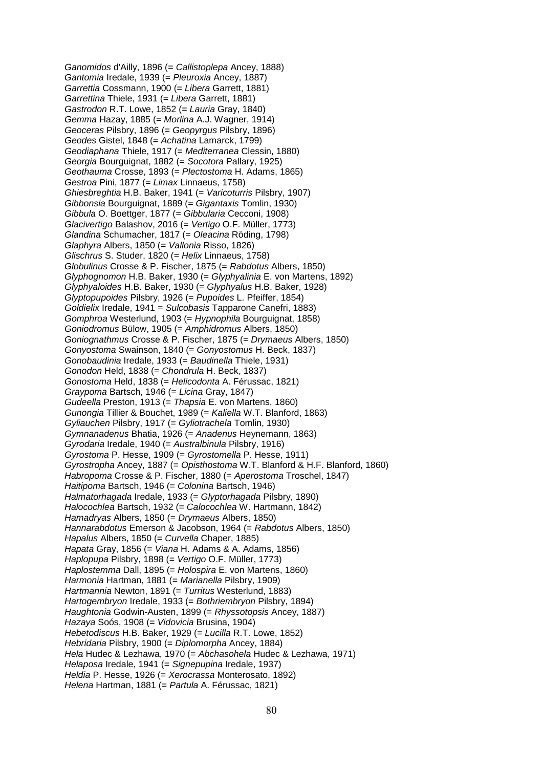*Ganomidos* d'Ailly, 1896 (= *Callistoplepa* Ancey, 1888)
*Gantomia* Iredale, 1939 (= *Pleuroxia* Ancey, 1887)
*Garrettia* Cossmann, 1900 (= *Libera* Garrett, 1881)
*Garrettina* Thiele, 1931 (= *Libera* Garrett, 1881)
*Gastrodon* R.T. Lowe, 1852 (= *Lauria* Gray, 1840)
*Gemma* Hazay, 1885 (= *Morlina* A.J. Wagner, 1914)
*Geoceras* Pilsbry, 1896 (= *Geopyrgus* Pilsbry, 1896)
*Geodes* Gistel, 1848 (= *Achatina* Lamarck, 1799)
*Geodiaphana* Thiele, 1917 (= *Mediterranea* Clessin, 1880)
*Georgia* Bourguignat, 1882 (= *Socotora* Pallary, 1925)
*Geothauma* Crosse, 1893 (= *Plectostoma* H. Adams, 1865)
*Gestroa* Pini, 1877 (= *Limax* Linnaeus, 1758)
*Ghiesbreghtia* H.B. Baker, 1941 (= *Varicoturris* Pilsbry, 1907)
*Gibbonsia* Bourguignat, 1889 (= *Gigantaxis* Tomlin, 1930)
*Gibbula* O. Boettger, 1877 (= *Gibbularia* Cecconi, 1908)
*Glacivertigo* Balashov, 2016 (= *Vertigo* O.F. Müller, 1773)
*Glandina* Schumacher, 1817 (= *Oleacina* Röding, 1798)
*Glaphyra* Albers, 1850 (= *Vallonia* Risso, 1826)
*Glischrus* S. Studer, 1820 (= *Helix* Linnaeus, 1758)
*Globulinus* Crosse & P. Fischer, 1875 (= *Rabdotus* Albers, 1850)
*Glyphognomon* H.B. Baker, 1930 (= *Glyphyalinia* E. von Martens, 1892)
*Glyphyaloides* H.B. Baker, 1930 (= *Glyphyalus* H.B. Baker, 1928)
*Glyptopupoides* Pilsbry, 1926 (= *Pupoides* L. Pfeiffer, 1854)
*Goldielix* Iredale, 1941 = *Sulcobasis* Tapparone Canefri, 1883)
*Gomphroa* Westerlund, 1903 (= *Hypnophila* Bourguignat, 1858)
*Goniodromus* Bülow, 1905 (= *Amphidromus* Albers, 1850)
*Goniognathmus* Crosse & P. Fischer, 1875 (= *Drymaeus* Albers, 1850)
*Gonyostoma* Swainson, 1840 (= *Gonyostomus* H. Beck, 1837)
*Gonobaudinia* Iredale, 1933 (= *Baudinella* Thiele, 1931)
*Gonodon* Held, 1838 (= *Chondrula* H. Beck, 1837)
*Gonostoma* Held, 1838 (= *Helicodonta* A. Férussac, 1821)
*Graypoma* Bartsch, 1946 (= *Licina* Gray, 1847)
*Gudeella* Preston, 1913 (= *Thapsia* E. von Martens, 1860)
*Gunongia* Tillier & Bouchet, 1989 (= *Kaliella* W.T. Blanford, 1863)
*Gyliauchen* Pilsbry, 1917 (= *Gyliotrachela* Tomlin, 1930)
*Gymnanadenus* Bhatia, 1926 (= *Anadenus* Heynemann, 1863)
*Gyrodaria* Iredale, 1940 (= *Australbinula* Pilsbry, 1916)
*Gyrostoma* P. Hesse, 1909 (= *Gyrostomella* P. Hesse, 1911)
*Gyrostropha* Ancey, 1887 (= *Opisthostoma* W.T. Blanford & H.F. Blanford, 1860)
*Habropoma* Crosse & P. Fischer, 1880 (= *Aperostoma* Troschel, 1847)
*Haitipoma* Bartsch, 1946 (= *Colonina* Bartsch, 1946)
*Halmatorhagada* Iredale, 1933 (= *Glyptorhagada* Pilsbry, 1890)
*Halocochlea* Bartsch, 1932 (= *Calocochlea* W. Hartmann, 1842)
*Hamadryas* Albers, 1850 (= *Drymaeus* Albers, 1850)
*Hannarabdotus* Emerson & Jacobson, 1964 (= *Rabdotus* Albers, 1850)
*Hapalus* Albers, 1850 (= *Curvella* Chaper, 1885)
*Hapata* Gray, 1856 (= *Viana* H. Adams & A. Adams, 1856)
*Haplopupa* Pilsbry, 1898 (= *Vertigo* O.F. Müller, 1773)
*Haplostemma* Dall, 1895 (= *Holospira* E. von Martens, 1860)
*Harmonia* Hartman, 1881 (= *Marianella* Pilsbry, 1909)
*Hartmannia* Newton, 1891 (= *Turritus* Westerlund, 1883)
*Hartogembryon* Iredale, 1933 (= *Bothriembryon* Pilsbry, 1894)
*Haughtonia* Godwin-Austen, 1899 (= *Rhyssotopsis* Ancey, 1887)
*Hazaya* Soós, 1908 (= *Vidovicia* Brusina, 1904)
*Hebetodiscus* H.B. Baker, 1929 (= *Lucilla* R.T. Lowe, 1852)
*Hebridaria* Pilsbry, 1900 (= *Diplomorpha* Ancey, 1884)
*Hela* Hudec & Lezhawa, 1970 (= *Abchasohela* Hudec & Lezhawa, 1971)
*Helaposa* Iredale, 1941 (= *Signepupina* Iredale, 1937)
*Heldia* P. Hesse, 1926 (= *Xerocrassa* Monterosato, 1892)
*Helena* Hartman, 1881 (= *Partula* A. Férussac, 1821)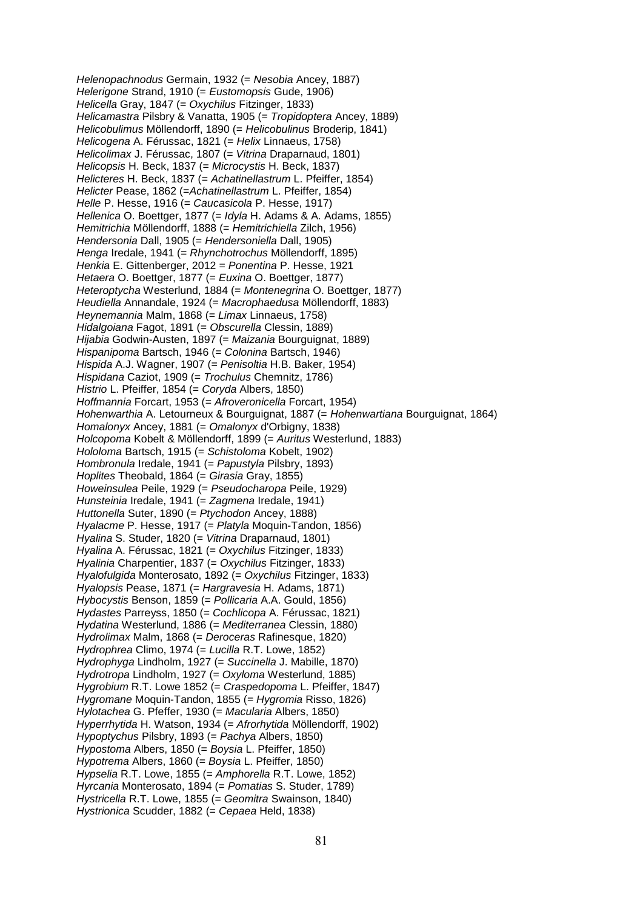*Helenopachnodus* Germain, 1932 (= *Nesobia* Ancey, 1887)
*Helerigone* Strand, 1910 (= *Eustomopsis* Gude, 1906)
*Helicella* Gray, 1847 (= *Oxychilus* Fitzinger, 1833)
*Helicamastra* Pilsbry & Vanatta, 1905 (= *Tropidoptera* Ancey, 1889)
*Helicobulimus* Möllendorff, 1890 (= *Helicobulinus* Broderip, 1841)
*Helicogena* A. Férussac, 1821 (= *Helix* Linnaeus, 1758)
*Helicolimax* J. Férussac, 1807 (= *Vitrina* Draparnaud, 1801)
*Helicopsis* H. Beck, 1837 (= *Microcystis* H. Beck, 1837)
*Helicteres* H. Beck, 1837 (= *Achatinellastrum* L. Pfeiffer, 1854)
*Helicter* Pease, 1862 (=*Achatinellastrum* L. Pfeiffer, 1854)
*Helle* P. Hesse, 1916 (= *Caucasicola* P. Hesse, 1917)
*Hellenica* O. Boettger, 1877 (= *Idyla* H. Adams & A. Adams, 1855)
*Hemitrichia* Möllendorff, 1888 (= *Hemitrichiella* Zilch, 1956)
*Hendersonia* Dall, 1905 (= *Hendersoniella* Dall, 1905)
*Henga* Iredale, 1941 (= *Rhynchotrochus* Möllendorff, 1895)
*Henkia* E. Gittenberger, 2012 = *Ponentina* P. Hesse, 1921
*Hetaera* O. Boettger, 1877 (= *Euxina* O. Boettger, 1877)
*Heteroptycha* Westerlund, 1884 (= *Montenegrina* O. Boettger, 1877)
*Heudiella* Annandale, 1924 (= *Macrophaedusa* Möllendorff, 1883)
*Heynemannia* Malm, 1868 (= *Limax* Linnaeus, 1758)
*Hidalgoiana* Fagot, 1891 (= *Obscurella* Clessin, 1889)
*Hijabia* Godwin-Austen, 1897 (= *Maizania* Bourguignat, 1889)
*Hispanipoma* Bartsch, 1946 (= *Colonina* Bartsch, 1946)
*Hispida* A.J. Wagner, 1907 (= *Penisoltia* H.B. Baker, 1954)
*Hispidana* Caziot, 1909 (= *Trochulus* Chemnitz, 1786)
*Histrio* L. Pfeiffer, 1854 (= *Coryda* Albers, 1850)
*Hoffmannia* Forcart, 1953 (= *Afroveronicella* Forcart, 1954)
*Hohenwarthia* A. Letourneux & Bourguignat, 1887 (= *Hohenwartiana* Bourguignat, 1864)
*Homalonyx* Ancey, 1881 (= *Omalonyx* d'Orbigny, 1838)
*Holcopoma* Kobelt & Möllendorff, 1899 (= *Auritus* Westerlund, 1883)
*Hololoma* Bartsch, 1915 (= *Schistoloma* Kobelt, 1902)
*Hombronula* Iredale, 1941 (= *Papustyla* Pilsbry, 1893)
*Hoplites* Theobald, 1864 (= *Girasia* Gray, 1855)
*Howeinsulea* Peile, 1929 (= *Pseudocharopa* Peile, 1929)
*Hunsteinia* Iredale, 1941 (= *Zagmena* Iredale, 1941)
*Huttonella* Suter, 1890 (= *Ptychodon* Ancey, 1888)
*Hyalacme* P. Hesse, 1917 (= *Platyla* Moquin-Tandon, 1856)
*Hyalina* S. Studer, 1820 (= *Vitrina* Draparnaud, 1801)
*Hyalina* A. Férussac, 1821 (= *Oxychilus* Fitzinger, 1833)
*Hyalinia* Charpentier, 1837 (= *Oxychilus* Fitzinger, 1833)
*Hyalofulgida* Monterosato, 1892 (= *Oxychilus* Fitzinger, 1833)
*Hyalopsis* Pease, 1871 (= *Hargravesia* H. Adams, 1871)
*Hybocystis* Benson, 1859 (= *Pollicaria* A.A. Gould, 1856)
*Hydastes* Parreyss, 1850 (= *Cochlicopa* A. Férussac, 1821)
*Hydatina* Westerlund, 1886 (= *Mediterranea* Clessin, 1880)
*Hydrolimax* Malm, 1868 (= *Deroceras* Rafinesque, 1820)
*Hydrophrea* Climo, 1974 (= *Lucilla* R.T. Lowe, 1852)
*Hydrophyga* Lindholm, 1927 (= *Succinella* J. Mabille, 1870)
*Hydrotropa* Lindholm, 1927 (= *Oxyloma* Westerlund, 1885)
*Hygrobium* R.T. Lowe 1852 (= *Craspedopoma* L. Pfeiffer, 1847)
*Hygromane* Moquin-Tandon, 1855 (= *Hygromia* Risso, 1826)
*Hylotachea* G. Pfeffer, 1930 (= *Macularia* Albers, 1850)
*Hyperrhytida* H. Watson, 1934 (= *Afrorhytida* Möllendorff, 1902)
*Hypoptychus* Pilsbry, 1893 (= *Pachya* Albers, 1850)
*Hypostoma* Albers, 1850 (= *Boysia* L. Pfeiffer, 1850)
*Hypotrema* Albers, 1860 (= *Boysia* L. Pfeiffer, 1850)
*Hypselia* R.T. Lowe, 1855 (= *Amphorella* R.T. Lowe, 1852)
*Hyrcania* Monterosato, 1894 (= *Pomatias* S. Studer, 1789)
*Hystricella* R.T. Lowe, 1855 (= *Geomitra* Swainson, 1840)
*Hystrionica* Scudder, 1882 (= *Cepaea* Held, 1838)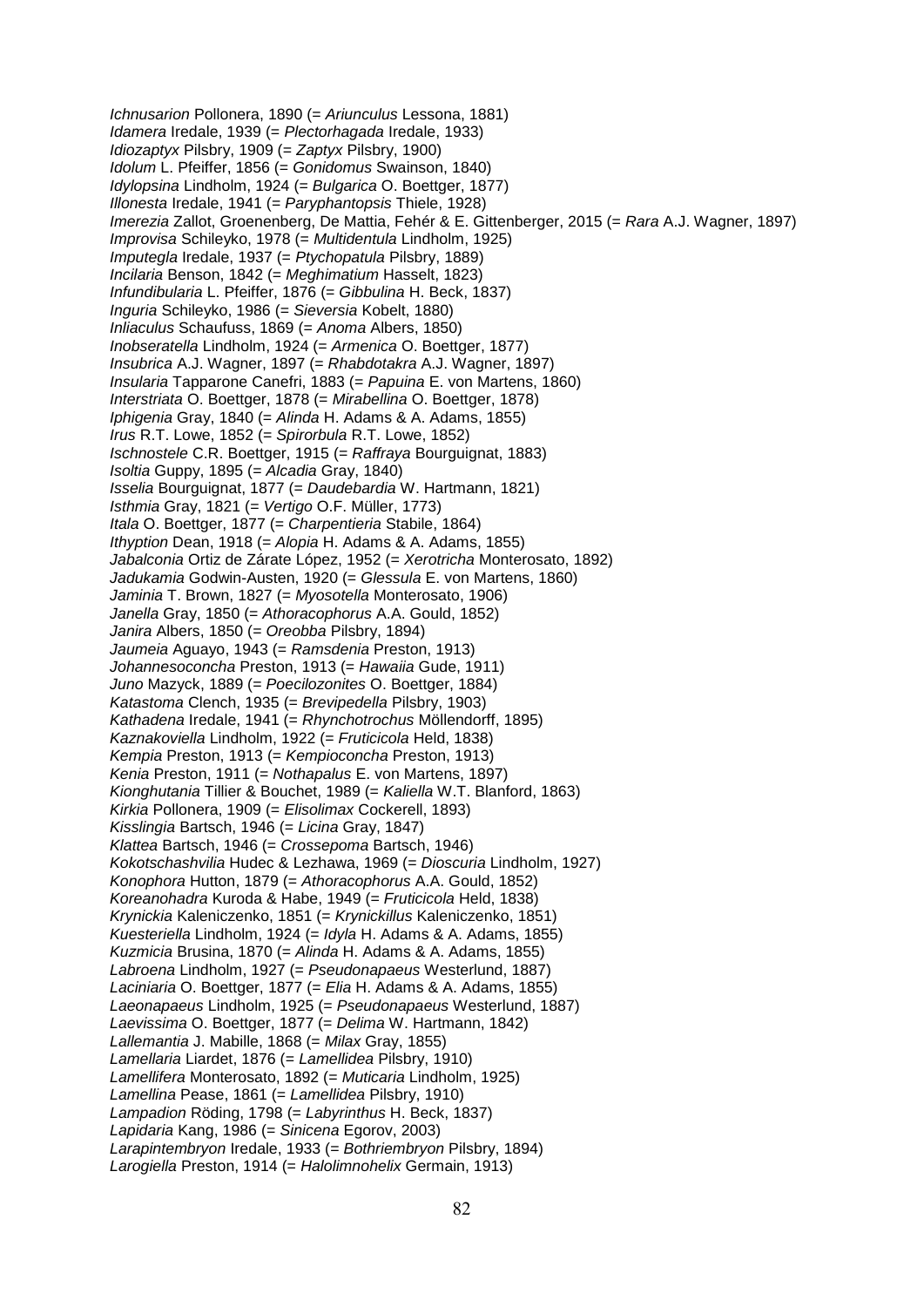*Ichnusarion* Pollonera, 1890 (= *Ariunculus* Lessona, 1881)
*Idamera* Iredale, 1939 (= *Plectorhagada* Iredale, 1933)
*Idiozaptyx* Pilsbry, 1909 (= *Zaptyx* Pilsbry, 1900)
*Idolum* L. Pfeiffer, 1856 (= *Gonidomus* Swainson, 1840)
*Idylopsina* Lindholm, 1924 (= *Bulgarica* O. Boettger, 1877)
*Illonesta* Iredale, 1941 (= *Paryphantopsis* Thiele, 1928)
*Imerezia* Zallot, Groenenberg, De Mattia, Fehér & E. Gittenberger, 2015 (= *Rara* A.J. Wagner, 1897)
*Improvisa* Schileyko, 1978 (= *Multidentula* Lindholm, 1925)
*Imputegla* Iredale, 1937 (= *Ptychopatula* Pilsbry, 1889)
*Incilaria* Benson, 1842 (= *Meghimatium* Hasselt, 1823)
*Infundibularia* L. Pfeiffer, 1876 (= *Gibbulina* H. Beck, 1837)
*Inguria* Schileyko, 1986 (= *Sieversia* Kobelt, 1880)
*Inliaculus* Schaufuss, 1869 (= *Anoma* Albers, 1850)
*Inobseratella* Lindholm, 1924 (= *Armenica* O. Boettger, 1877)
*Insubrica* A.J. Wagner, 1897 (= *Rhabdotakra* A.J. Wagner, 1897)
*Insularia* Tapparone Canefri, 1883 (= *Papuina* E. von Martens, 1860)
*Interstriata* O. Boettger, 1878 (= *Mirabellina* O. Boettger, 1878)
*Iphigenia* Gray, 1840 (= *Alinda* H. Adams & A. Adams, 1855)
*Irus* R.T. Lowe, 1852 (= *Spirorbula* R.T. Lowe, 1852)
*Ischnostele* C.R. Boettger, 1915 (= *Raffraya* Bourguignat, 1883)
*Isoltia* Guppy, 1895 (= *Alcadia* Gray, 1840)
*Isselia* Bourguignat, 1877 (= *Daudebardia* W. Hartmann, 1821)
*Isthmia* Gray, 1821 (= *Vertigo* O.F. Müller, 1773)
*Itala* O. Boettger, 1877 (= *Charpentieria* Stabile, 1864)
*Ithyption* Dean, 1918 (= *Alopia* H. Adams & A. Adams, 1855)
*Jabalconia* Ortiz de Zárate López, 1952 (= *Xerotricha* Monterosato, 1892)
*Jadukamia* Godwin-Austen, 1920 (= *Glessula* E. von Martens, 1860)
*Jaminia* T. Brown, 1827 (= *Myosotella* Monterosato, 1906)
*Janella* Gray, 1850 (= *Athoracophorus* A.A. Gould, 1852)
*Janira* Albers, 1850 (= *Oreobba* Pilsbry, 1894)
*Jaumeia* Aguayo, 1943 (= *Ramsdenia* Preston, 1913)
*Johannesoconcha* Preston, 1913 (= *Hawaiia* Gude, 1911)
*Juno* Mazyck, 1889 (= *Poecilozonites* O. Boettger, 1884)
*Katastoma* Clench, 1935 (= *Brevipedella* Pilsbry, 1903)
*Kathadena* Iredale, 1941 (= *Rhynchotrochus* Möllendorff, 1895)
*Kaznakoviella* Lindholm, 1922 (= *Fruticicola* Held, 1838)
*Kempia* Preston, 1913 (= *Kempioconcha* Preston, 1913)
*Kenia* Preston, 1911 (= *Nothapalus* E. von Martens, 1897)
*Kionghutania* Tillier & Bouchet, 1989 (= *Kaliella* W.T. Blanford, 1863)
*Kirkia* Pollonera, 1909 (= *Elisolimax* Cockerell, 1893)
*Kisslingia* Bartsch, 1946 (= *Licina* Gray, 1847)
*Klattea* Bartsch, 1946 (= *Crossepoma* Bartsch, 1946)
*Kokotschashvilia* Hudec & Lezhawa, 1969 (= *Dioscuria* Lindholm, 1927)
*Konophora* Hutton, 1879 (= *Athoracophorus* A.A. Gould, 1852)
*Koreanohadra* Kuroda & Habe, 1949 (= *Fruticicola* Held, 1838)
*Krynickia* Kaleniczenko, 1851 (= *Krynickillus* Kaleniczenko, 1851)
*Kuesteriella* Lindholm, 1924 (= *Idyla* H. Adams & A. Adams, 1855)
*Kuzmicia* Brusina, 1870 (= *Alinda* H. Adams & A. Adams, 1855)
*Labroena* Lindholm, 1927 (= *Pseudonapaeus* Westerlund, 1887)
*Laciniaria* O. Boettger, 1877 (= *Elia* H. Adams & A. Adams, 1855)
*Laeonapaeus* Lindholm, 1925 (= *Pseudonapaeus* Westerlund, 1887)
*Laevissima* O. Boettger, 1877 (= *Delima* W. Hartmann, 1842)
*Lallemantia* J. Mabille, 1868 (= *Milax* Gray, 1855)
*Lamellaria* Liardet, 1876 (= *Lamellidea* Pilsbry, 1910)
*Lamellifera* Monterosato, 1892 (= *Muticaria* Lindholm, 1925)
*Lamellina* Pease, 1861 (= *Lamellidea* Pilsbry, 1910)
*Lampadion* Röding, 1798 (= *Labyrinthus* H. Beck, 1837)
*Lapidaria* Kang, 1986 (= *Sinicena* Egorov, 2003)
*Larapintembryon* Iredale, 1933 (= *Bothriembryon* Pilsbry, 1894)
*Larogiella* Preston, 1914 (= *Halolimnohelix* Germain, 1913)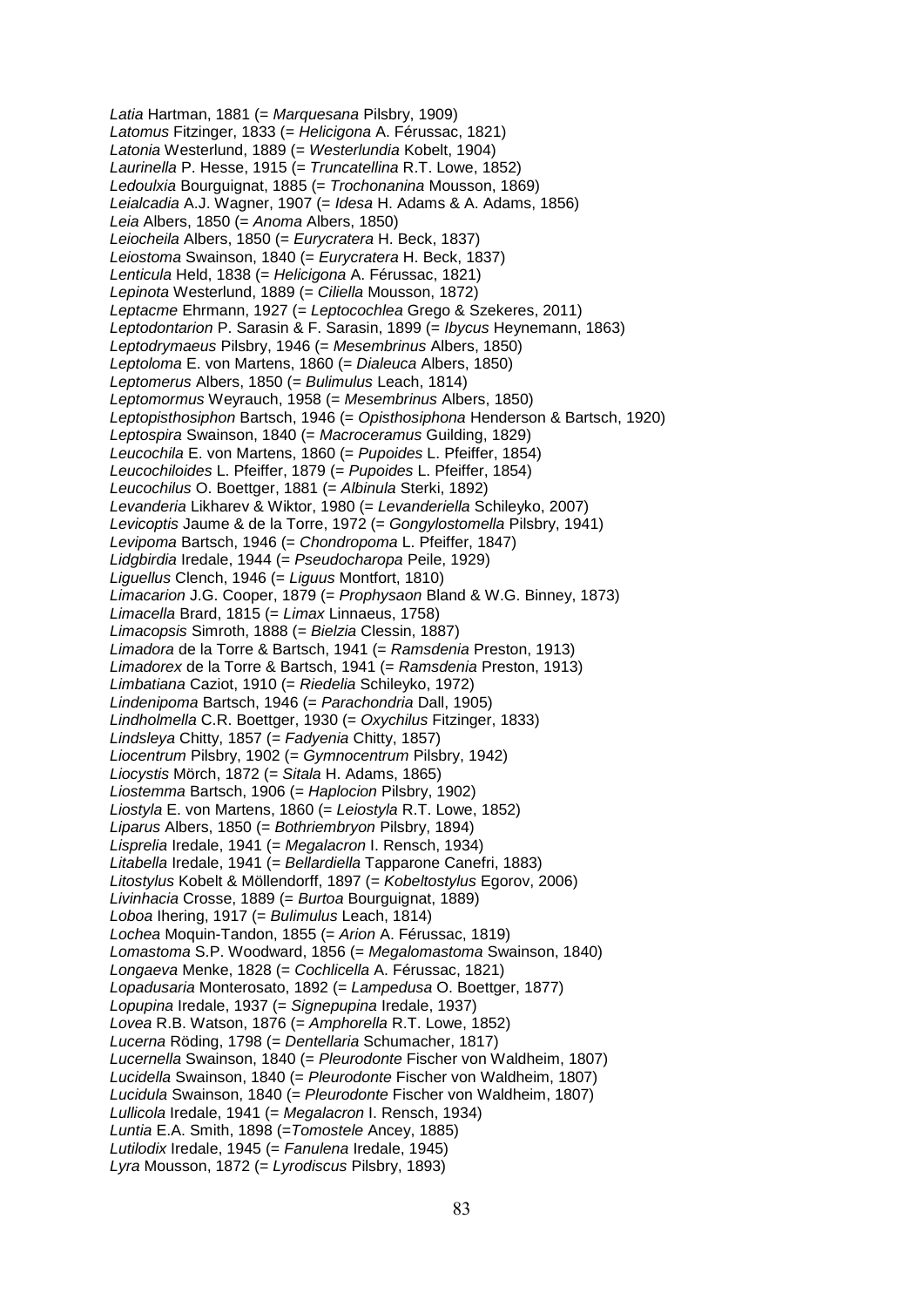*Latia* Hartman, 1881 (= *Marquesana* Pilsbry, 1909)
*Latomus* Fitzinger, 1833 (= *Helicigona* A. Férussac, 1821)
*Latonia* Westerlund, 1889 (= *Westerlundia* Kobelt, 1904)
*Laurinella* P. Hesse, 1915 (= *Truncatellina* R.T. Lowe, 1852)
*Ledoulxia* Bourguignat, 1885 (= *Trochonanina* Mousson, 1869)
*Leialcadia* A.J. Wagner, 1907 (= *Idesa* H. Adams & A. Adams, 1856)
*Leia* Albers, 1850 (= *Anoma* Albers, 1850)
*Leiocheila* Albers, 1850 (= *Eurycratera* H. Beck, 1837)
*Leiostoma* Swainson, 1840 (= *Eurycratera* H. Beck, 1837)
*Lenticula* Held, 1838 (= *Helicigona* A. Férussac, 1821)
*Lepinota* Westerlund, 1889 (= *Ciliella* Mousson, 1872)
*Leptacme* Ehrmann, 1927 (= *Leptocochlea* Grego & Szekeres, 2011)
*Leptodontarion* P. Sarasin & F. Sarasin, 1899 (= *Ibycus* Heynemann, 1863)
*Leptodrymaeus* Pilsbry, 1946 (= *Mesembrinus* Albers, 1850)
*Leptoloma* E. von Martens, 1860 (= *Dialeuca* Albers, 1850)
*Leptomerus* Albers, 1850 (= *Bulimulus* Leach, 1814)
*Leptomormus* Weyrauch, 1958 (= *Mesembrinus* Albers, 1850)
*Leptopisthosiphon* Bartsch, 1946 (= *Opisthosiphona* Henderson & Bartsch, 1920)
*Leptospira* Swainson, 1840 (= *Macroceramus* Guilding, 1829)
*Leucochila* E. von Martens, 1860 (= *Pupoides* L. Pfeiffer, 1854)
*Leucochiloides* L. Pfeiffer, 1879 (= *Pupoides* L. Pfeiffer, 1854)
*Leucochilus* O. Boettger, 1881 (= *Albinula* Sterki, 1892)
*Levanderia* Likharev & Wiktor, 1980 (= *Levanderiella* Schileyko, 2007)
*Levicoptis* Jaume & de la Torre, 1972 (= *Gongylostomella* Pilsbry, 1941)
*Levipoma* Bartsch, 1946 (= *Chondropoma* L. Pfeiffer, 1847)
*Lidgbirdia* Iredale, 1944 (= *Pseudocharopa* Peile, 1929)
*Liguellus* Clench, 1946 (= *Liguus* Montfort, 1810)
*Limacarion* J.G. Cooper, 1879 (= *Prophysaon* Bland & W.G. Binney, 1873)
*Limacella* Brard, 1815 (= *Limax* Linnaeus, 1758)
*Limacopsis* Simroth, 1888 (= *Bielzia* Clessin, 1887)
*Limadora* de la Torre & Bartsch, 1941 (= *Ramsdenia* Preston, 1913)
*Limadorex* de la Torre & Bartsch, 1941 (= *Ramsdenia* Preston, 1913)
*Limbatiana* Caziot, 1910 (= *Riedelia* Schileyko, 1972)
*Lindenipoma* Bartsch, 1946 (= *Parachondria* Dall, 1905)
*Lindholmella* C.R. Boettger, 1930 (= *Oxychilus* Fitzinger, 1833)
*Lindsleya* Chitty, 1857 (= *Fadyenia* Chitty, 1857)
*Liocentrum* Pilsbry, 1902 (= *Gymnocentrum* Pilsbry, 1942)
*Liocystis* Mörch, 1872 (= *Sitala* H. Adams, 1865)
*Liostemma* Bartsch, 1906 (= *Haplocion* Pilsbry, 1902)
*Liostyla* E. von Martens, 1860 (= *Leiostyla* R.T. Lowe, 1852)
*Liparus* Albers, 1850 (= *Bothriembryon* Pilsbry, 1894)
*Lisprelia* Iredale, 1941 (= *Megalacron* I. Rensch, 1934)
*Litabella* Iredale, 1941 (= *Bellardiella* Tapparone Canefri, 1883)
*Litostylus* Kobelt & Möllendorff, 1897 (= *Kobeltostylus* Egorov, 2006)
*Livinhacia* Crosse, 1889 (= *Burtoa* Bourguignat, 1889)
*Loboa* Ihering, 1917 (= *Bulimulus* Leach, 1814)
*Lochea* Moquin-Tandon, 1855 (= *Arion* A. Férussac, 1819)
*Lomastoma* S.P. Woodward, 1856 (= *Megalomastoma* Swainson, 1840)
*Longaeva* Menke, 1828 (= *Cochlicella* A. Férussac, 1821)
*Lopadusaria* Monterosato, 1892 (= *Lampedusa* O. Boettger, 1877)
*Lopupina* Iredale, 1937 (= *Signepupina* Iredale, 1937)
*Lovea* R.B. Watson, 1876 (= *Amphorella* R.T. Lowe, 1852)
*Lucerna* Röding, 1798 (= *Dentellaria* Schumacher, 1817)
*Lucernella* Swainson, 1840 (= *Pleurodonte* Fischer von Waldheim, 1807)
*Lucidella* Swainson, 1840 (= *Pleurodonte* Fischer von Waldheim, 1807)
*Lucidula* Swainson, 1840 (= *Pleurodonte* Fischer von Waldheim, 1807)
*Lullicola* Iredale, 1941 (= *Megalacron* I. Rensch, 1934)
*Luntia* E.A. Smith, 1898 (=*Tomostele* Ancey, 1885)
*Lutilodix* Iredale, 1945 (= *Fanulena* Iredale, 1945)
*Lyra* Mousson, 1872 (= *Lyrodiscus* Pilsbry, 1893)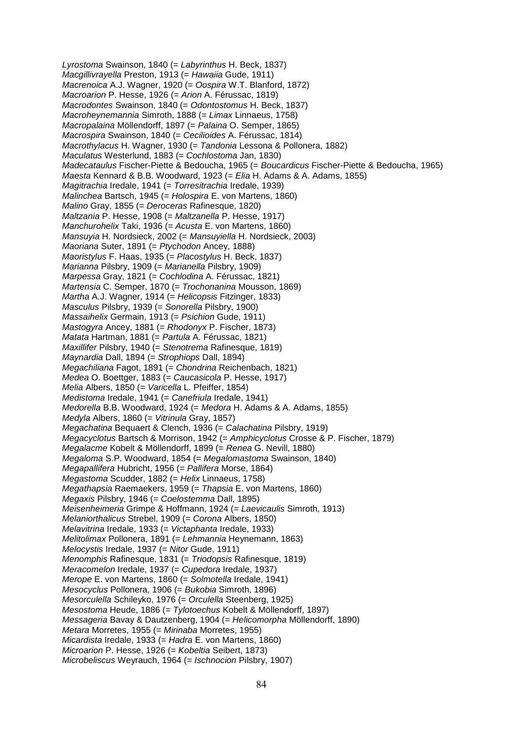*Lyrostoma* Swainson, 1840 (= *Labyrinthus* H. Beck, 1837)
*Macgillivrayella* Preston, 1913 (= *Hawaiia* Gude, 1911)
*Macrenoica* A.J. Wagner, 1920 (= *Oospira* W.T. Blanford, 1872)
*Macroarion* P. Hesse, 1926 (= *Arion* A. Férussac, 1819)
*Macrodontes* Swainson, 1840 (= *Odontostomus* H. Beck, 1837)
*Macroheynemannia* Simroth, 1888 (= *Limax* Linnaeus, 1758)
*Macropalaina* Möllendorff, 1897 (= *Palaina* O. Semper, 1865)
*Macrospira* Swainson, 1840 (= *Cecilioides* A. Férussac, 1814)
*Macrothylacus* H. Wagner, 1930 (= *Tandonia* Lessona & Pollonera, 1882)
*Maculatus* Westerlund, 1883 (= *Cochlostoma* Jan, 1830)
*Madecataulus* Fischer-Piette & Bedoucha, 1965 (= *Boucardicus* Fischer-Piette & Bedoucha, 1965)
*Maesta* Kennard & B.B. Woodward, 1923 (= *Elia* H. Adams & A. Adams, 1855)
*Magitrachia* Iredale, 1941 (= *Torresitrachia* Iredale, 1939)
*Malinchea* Bartsch, 1945 (= *Holospira* E. von Martens, 1860)
*Malino* Gray, 1855 (= *Deroceras* Rafinesque, 1820)
*Maltzania* P. Hesse, 1908 (= *Maltzanella* P. Hesse, 1917)
*Manchurohelix* Taki, 1936 (= *Acusta* E. von Martens, 1860)
*Mansuyia* H. Nordsieck, 2002 (= *Mansuyiella* H. Nordsieck, 2003)
*Maoriana* Suter, 1891 (= *Ptychodon* Ancey, 1888)
*Maoristylus* F. Haas, 1935 (= *Placostylus* H. Beck, 1837)
*Marianna* Pilsbry, 1909 (= *Marianella* Pilsbry, 1909)
*Marpessa* Gray, 1821 (= *Cochlodina* A. Férussac, 1821)
*Martensia* C. Semper, 1870 (= *Trochonanina* Mousson, 1869)
*Martha* A.J. Wagner, 1914 (= *Helicopsis* Fitzinger, 1833)
*Masculus* Pilsbry, 1939 (= *Sonorella* Pilsbry, 1900)
*Massaihelix* Germain, 1913 (= *Psichion* Gude, 1911)
*Mastogyra* Ancey, 1881 (= *Rhodonyx* P. Fischer, 1873)
*Matata* Hartman, 1881 (= *Partula* A. Férussac, 1821)
*Maxillifer* Pilsbry, 1940 (= *Stenotrema* Rafinesque, 1819)
*Maynardia* Dall, 1894 (= *Strophiops* Dall, 1894)
*Megachiliana* Fagot, 1891 (= *Chondrina* Reichenbach, 1821)
*Medea* O. Boettger, 1883 (= *Caucasicola* P. Hesse, 1917)
*Melia* Albers, 1850 (= *Varicella* L. Pfeiffer, 1854)
*Medistoma* Iredale, 1941 (= *Canefriula* Iredale, 1941)
*Medorella* B.B. Woodward, 1924 (= *Medora* H. Adams & A. Adams, 1855)
*Medyla* Albers, 1860 (= *Vitrinula* Gray, 1857)
*Megachatina* Bequaert & Clench, 1936 (= *Calachatina* Pilsbry, 1919)
*Megacyclotus* Bartsch & Morrison, 1942 (= *Amphicyclotus* Crosse & P. Fischer, 1879)
*Megalacme* Kobelt & Möllendorff, 1899 (= *Renea* G. Nevill, 1880)
*Megaloma* S.P. Woodward, 1854 (= *Megalomastoma* Swainson, 1840)
*Megapallifera* Hubricht, 1956 (= *Pallifera* Morse, 1864)
*Megastoma* Scudder, 1882 (= *Helix* Linnaeus, 1758)
*Megathapsia* Raemaekers, 1959 (= *Thapsia* E. von Martens, 1860)
*Megaxis* Pilsbry, 1946 (= *Coelostemma* Dall, 1895)
*Meisenheimeria* Grimpe & Hoffmann, 1924 (= *Laevicaulis* Simroth, 1913)
*Melaniorthalicus* Strebel, 1909 (= *Corona* Albers, 1850)
*Melavitrina* Iredale, 1933 (= *Victaphanta* Iredale, 1933)
*Melitolimax* Pollonera, 1891 (= *Lehmannia* Heynemann, 1863)
*Melocystis* Iredale, 1937 (= *Nitor* Gude, 1911)
*Menomphis* Rafinesque, 1831 (= *Triodopsis* Rafinesque, 1819)
*Meracomelon* Iredale, 1937 (= *Cupedora* Iredale, 1937)
*Merope* E. von Martens, 1860 (= *Solmotella* Iredale, 1941)
*Mesocyclus* Pollonera, 1906 (= *Bukobia* Simroth, 1896)
*Mesorculella* Schileyko, 1976 (= *Orculella* Steenberg, 1925)
*Mesostoma* Heude, 1886 (= *Tylotoechus* Kobelt & Möllendorff, 1897)
*Messageria* Bavay & Dautzenberg, 1904 (= *Helicomorpha* Möllendorff, 1890)
*Metara* Morretes, 1955 (= *Mirinaba* Morretes, 1955)
*Micardista* Iredale, 1933 (= *Hadra* E. von Martens, 1860)
*Microarion* P. Hesse, 1926 (= *Kobeltia* Seibert, 1873)
*Microbeliscus* Weyrauch, 1964 (= *Ischnocion* Pilsbry, 1907)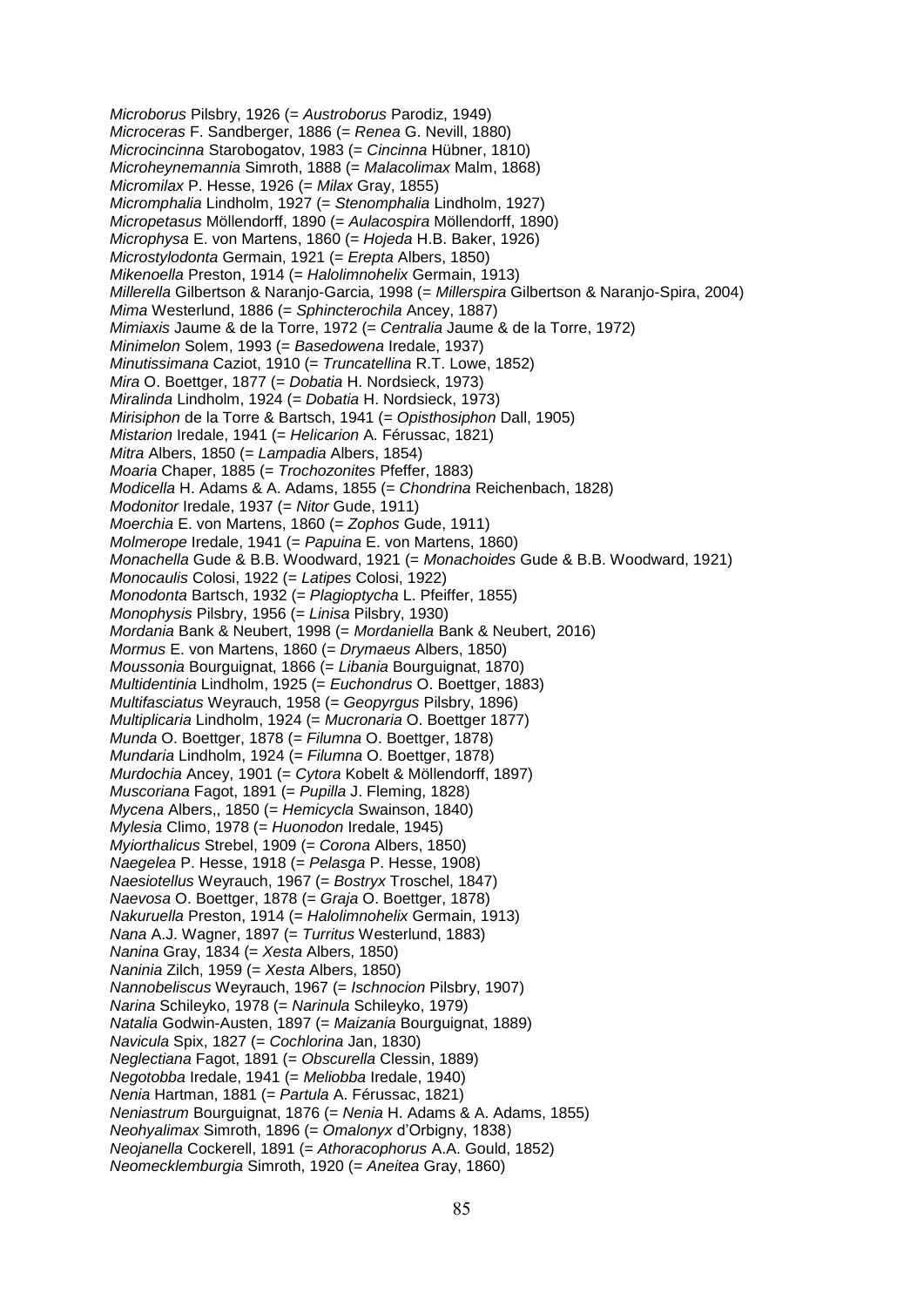*Microborus* Pilsbry, 1926 (= *Austroborus* Parodiz, 1949)
*Microceras* F. Sandberger, 1886 (= *Renea* G. Nevill, 1880)
*Microcincinna* Starobogatov, 1983 (= *Cincinna* Hübner, 1810)
*Microheynemannia* Simroth, 1888 (= *Malacolimax* Malm, 1868)
*Micromilax* P. Hesse, 1926 (= *Milax* Gray, 1855)
*Micromphalia* Lindholm, 1927 (= *Stenomphalia* Lindholm, 1927)
*Micropetasus* Möllendorff, 1890 (= *Aulacospira* Möllendorff, 1890)
*Microphysa* E. von Martens, 1860 (= *Hojeda* H.B. Baker, 1926)
*Microstylodonta* Germain, 1921 (= *Erepta* Albers, 1850)
*Mikenoella* Preston, 1914 (= *Halolimnohelix* Germain, 1913)
*Millerella* Gilbertson & Naranjo-Garcia, 1998 (= *Millerspira* Gilbertson & Naranjo-Spira, 2004)
*Mima* Westerlund, 1886 (= *Sphincterochila* Ancey, 1887)
*Mimiaxis* Jaume & de la Torre, 1972 (= *Centralia* Jaume & de la Torre, 1972)
*Minimelon* Solem, 1993 (= *Basedowena* Iredale, 1937)
*Minutissimana* Caziot, 1910 (= *Truncatellina* R.T. Lowe, 1852)
*Mira* O. Boettger, 1877 (= *Dobatia* H. Nordsieck, 1973)
*Miralinda* Lindholm, 1924 (= *Dobatia* H. Nordsieck, 1973)
*Mirisiphon* de la Torre & Bartsch, 1941 (= *Opisthosiphon* Dall, 1905)
*Mistarion* Iredale, 1941 (= *Helicarion* A. Férussac, 1821)
*Mitra* Albers, 1850 (= *Lampadia* Albers, 1854)
*Moaria* Chaper, 1885 (= *Trochozonites* Pfeffer, 1883)
*Modicella* H. Adams & A. Adams, 1855 (= *Chondrina* Reichenbach, 1828)
*Modonitor* Iredale, 1937 (= *Nitor* Gude, 1911)
*Moerchia* E. von Martens, 1860 (= *Zophos* Gude, 1911)
*Molmerope* Iredale, 1941 (= *Papuina* E. von Martens, 1860)
*Monachella* Gude & B.B. Woodward, 1921 (= *Monachoides* Gude & B.B. Woodward, 1921)
*Monocaulis* Colosi, 1922 (= *Latipes* Colosi, 1922)
*Monodonta* Bartsch, 1932 (= *Plagioptycha* L. Pfeiffer, 1855)
*Monophysis* Pilsbry, 1956 (= *Linisa* Pilsbry, 1930)
*Mordania* Bank & Neubert, 1998 (= *Mordaniella* Bank & Neubert, 2016)
*Mormus* E. von Martens, 1860 (= *Drymaeus* Albers, 1850)
*Moussonia* Bourguignat, 1866 (= *Libania* Bourguignat, 1870)
*Multidentinia* Lindholm, 1925 (= *Euchondrus* O. Boettger, 1883)
*Multifasciatus* Weyrauch, 1958 (= *Geopyrgus* Pilsbry, 1896)
*Multiplicaria* Lindholm, 1924 (= *Mucronaria* O. Boettger 1877)
*Munda* O. Boettger, 1878 (= *Filumna* O. Boettger, 1878)
*Mundaria* Lindholm, 1924 (= *Filumna* O. Boettger, 1878)
*Murdochia* Ancey, 1901 (= *Cytora* Kobelt & Möllendorff, 1897)
*Muscoriana* Fagot, 1891 (= *Pupilla* J. Fleming, 1828)
*Mycena* Albers,, 1850 (= *Hemicycla* Swainson, 1840)
*Mylesia* Climo, 1978 (= *Huonodon* Iredale, 1945)
*Myiorthalicus* Strebel, 1909 (= *Corona* Albers, 1850)
*Naegelea* P. Hesse, 1918 (= *Pelasga* P. Hesse, 1908)
*Naesiotellus* Weyrauch, 1967 (= *Bostryx* Troschel, 1847)
*Naevosa* O. Boettger, 1878 (= *Graja* O. Boettger, 1878)
*Nakuruella* Preston, 1914 (= *Halolimnohelix* Germain, 1913)
*Nana* A.J. Wagner, 1897 (= *Turritus* Westerlund, 1883)
*Nanina* Gray, 1834 (= *Xesta* Albers, 1850)
*Naninia* Zilch, 1959 (= *Xesta* Albers, 1850)
*Nannobeliscus* Weyrauch, 1967 (= *Ischnocion* Pilsbry, 1907)
*Narina* Schileyko, 1978 (= *Narinula* Schileyko, 1979)
*Natalia* Godwin-Austen, 1897 (= *Maizania* Bourguignat, 1889)
*Navicula* Spix, 1827 (= *Cochlorina* Jan, 1830)
*Neglectiana* Fagot, 1891 (= *Obscurella* Clessin, 1889)
*Negotobba* Iredale, 1941 (= *Meliobba* Iredale, 1940)
*Nenia* Hartman, 1881 (= *Partula* A. Férussac, 1821)
*Neniastrum* Bourguignat, 1876 (= *Nenia* H. Adams & A. Adams, 1855)
*Neohyalimax* Simroth, 1896 (= *Omalonyx* d'Orbigny, 1838)
*Neojanella* Cockerell, 1891 (= *Athoracophorus* A.A. Gould, 1852)
*Neomecklemburgia* Simroth, 1920 (= *Aneitea* Gray, 1860)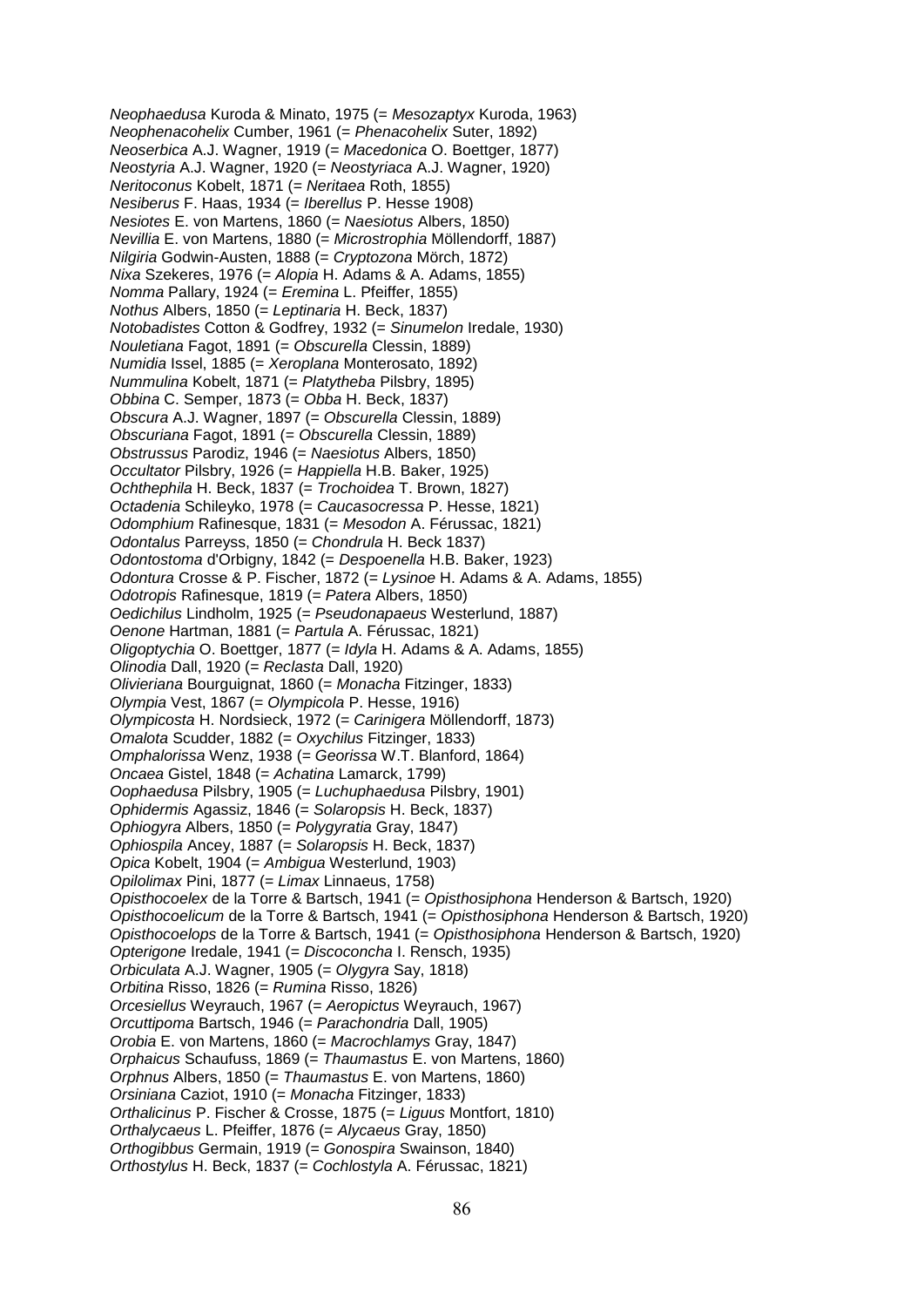*Neophaedusa* Kuroda & Minato, 1975 (= *Mesozaptyx* Kuroda, 1963)
*Neophenacohelix* Cumber, 1961 (= *Phenacohelix* Suter, 1892)
*Neoserbica* A.J. Wagner, 1919 (= *Macedonica* O. Boettger, 1877)
*Neostyria* A.J. Wagner, 1920 (= *Neostyriaca* A.J. Wagner, 1920)
*Neritoconus* Kobelt, 1871 (= *Neritaea* Roth, 1855)
*Nesiberus* F. Haas, 1934 (= *Iberellus* P. Hesse 1908)
*Nesiotes* E. von Martens, 1860 (= *Naesiotus* Albers, 1850)
*Nevillia* E. von Martens, 1880 (= *Microstrophia* Möllendorff, 1887)
*Nilgiria* Godwin-Austen, 1888 (= *Cryptozona* Mörch, 1872)
*Nixa* Szekeres, 1976 (= *Alopia* H. Adams & A. Adams, 1855)
*Nomma* Pallary, 1924 (= *Eremina* L. Pfeiffer, 1855)
*Nothus* Albers, 1850 (= *Leptinaria* H. Beck, 1837)
*Notobadistes* Cotton & Godfrey, 1932 (= *Sinumelon* Iredale, 1930)
*Nouletiana* Fagot, 1891 (= *Obscurella* Clessin, 1889)
*Numidia* Issel, 1885 (= *Xeroplana* Monterosato, 1892)
*Nummulina* Kobelt, 1871 (= *Platytheba* Pilsbry, 1895)
*Obbina* C. Semper, 1873 (= *Obba* H. Beck, 1837)
*Obscura* A.J. Wagner, 1897 (= *Obscurella* Clessin, 1889)
*Obscuriana* Fagot, 1891 (= *Obscurella* Clessin, 1889)
*Obstrussus* Parodiz, 1946 (= *Naesiotus* Albers, 1850)
*Occultator* Pilsbry, 1926 (= *Happiella* H.B. Baker, 1925)
*Ochthephila* H. Beck, 1837 (= *Trochoidea* T. Brown, 1827)
*Octadenia* Schileyko, 1978 (= *Caucasocressa* P. Hesse, 1821)
*Odomphium* Rafinesque, 1831 (= *Mesodon* A. Férussac, 1821)
*Odontalus* Parreyss, 1850 (= *Chondrula* H. Beck 1837)
*Odontostoma* d'Orbigny, 1842 (= *Despoenella* H.B. Baker, 1923)
*Odontura* Crosse & P. Fischer, 1872 (= *Lysinoe* H. Adams & A. Adams, 1855)
*Odotropis* Rafinesque, 1819 (= *Patera* Albers, 1850)
*Oedichilus* Lindholm, 1925 (= *Pseudonapaeus* Westerlund, 1887)
*Oenone* Hartman, 1881 (= *Partula* A. Férussac, 1821)
*Oligoptychia* O. Boettger, 1877 (= *Idyla* H. Adams & A. Adams, 1855)
*Olinodia* Dall, 1920 (= *Reclasta* Dall, 1920)
*Olivieriana* Bourguignat, 1860 (= *Monacha* Fitzinger, 1833)
*Olympia* Vest, 1867 (= *Olympicola* P. Hesse, 1916)
*Olympicosta* H. Nordsieck, 1972 (= *Carinigera* Möllendorff, 1873)
*Omalota* Scudder, 1882 (= *Oxychilus* Fitzinger, 1833)
*Omphalorissa* Wenz, 1938 (= *Georissa* W.T. Blanford, 1864)
*Oncaea* Gistel, 1848 (= *Achatina* Lamarck, 1799)
*Oophaedusa* Pilsbry, 1905 (= *Luchuphaedusa* Pilsbry, 1901)
*Ophidermis* Agassiz, 1846 (= *Solaropsis* H. Beck, 1837)
*Ophiogyra* Albers, 1850 (= *Polygyratia* Gray, 1847)
*Ophiospila* Ancey, 1887 (= *Solaropsis* H. Beck, 1837)
*Opica* Kobelt, 1904 (= *Ambigua* Westerlund, 1903)
*Opilolimax* Pini, 1877 (= *Limax* Linnaeus, 1758)
*Opisthocoelex* de la Torre & Bartsch, 1941 (= *Opisthosiphona* Henderson & Bartsch, 1920)
*Opisthocoelicum* de la Torre & Bartsch, 1941 (= *Opisthosiphona* Henderson & Bartsch, 1920)
*Opisthocoelops* de la Torre & Bartsch, 1941 (= *Opisthosiphona* Henderson & Bartsch, 1920)
*Opterigone* Iredale, 1941 (= *Discoconcha* I. Rensch, 1935)
*Orbiculata* A.J. Wagner, 1905 (= *Olygyra* Say, 1818)
*Orbitina* Risso, 1826 (= *Rumina* Risso, 1826)
*Orcesiellus* Weyrauch, 1967 (= *Aeropictus* Weyrauch, 1967)
*Orcuttipoma* Bartsch, 1946 (= *Parachondria* Dall, 1905)
*Orobia* E. von Martens, 1860 (= *Macrochlamys* Gray, 1847)
*Orphaicus* Schaufuss, 1869 (= *Thaumastus* E. von Martens, 1860)
*Orphnus* Albers, 1850 (= *Thaumastus* E. von Martens, 1860)
*Orsiniana* Caziot, 1910 (= *Monacha* Fitzinger, 1833)
*Orthalicinus* P. Fischer & Crosse, 1875 (= *Liguus* Montfort, 1810)
*Orthalycaeus* L. Pfeiffer, 1876 (= *Alycaeus* Gray, 1850)
*Orthogibbus* Germain, 1919 (= *Gonospira* Swainson, 1840)
*Orthostylus* H. Beck, 1837 (= *Cochlostyla* A. Férussac, 1821)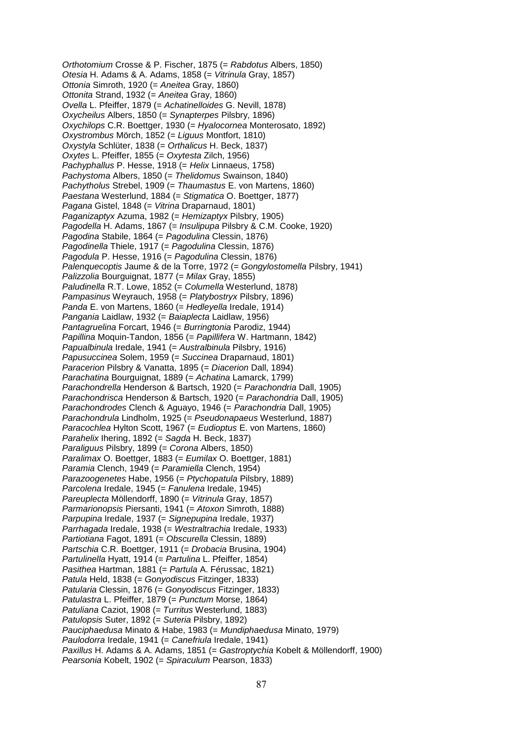*Orthotomium* Crosse & P. Fischer, 1875 (= *Rabdotus* Albers, 1850)
*Otesia* H. Adams & A. Adams, 1858 (= *Vitrinula* Gray, 1857)
*Ottonia* Simroth, 1920 (= *Aneitea* Gray, 1860)
*Ottonita* Strand, 1932 (= *Aneitea* Gray, 1860)
*Ovella* L. Pfeiffer, 1879 (= *Achatinelloides* G. Nevill, 1878)
*Oxycheilus* Albers, 1850 (= *Synapterpes* Pilsbry, 1896)
*Oxychilops* C.R. Boettger, 1930 (= *Hyalocornea* Monterosato, 1892)
*Oxystrombus* Mörch, 1852 (= *Liguus* Montfort, 1810)
*Oxystyla* Schlüter, 1838 (= *Orthalicus* H. Beck, 1837)
*Oxytes* L. Pfeiffer, 1855 (= *Oxytesta* Zilch, 1956)
*Pachyphallus* P. Hesse, 1918 (= *Helix* Linnaeus, 1758)
*Pachystoma* Albers, 1850 (= *Thelidomus* Swainson, 1840)
*Pachytholus* Strebel, 1909 (= *Thaumastus* E. von Martens, 1860)
*Paestana* Westerlund, 1884 (= *Stigmatica* O. Boettger, 1877)
*Pagana* Gistel, 1848 (= *Vitrina* Draparnaud, 1801)
*Paganizaptyx* Azuma, 1982 (= *Hemizaptyx* Pilsbry, 1905)
*Pagodella* H. Adams, 1867 (= *Insulipupa* Pilsbry & C.M. Cooke, 1920)
*Pagodina* Stabile, 1864 (= *Pagodulina* Clessin, 1876)
*Pagodinella* Thiele, 1917 (= *Pagodulina* Clessin, 1876)
*Pagodula* P. Hesse, 1916 (= *Pagodulina* Clessin, 1876)
*Palenquecoptis* Jaume & de la Torre, 1972 (= *Gongylostomella* Pilsbry, 1941)
*Palizzolia* Bourguignat, 1877 (= *Milax* Gray, 1855)
*Paludinella* R.T. Lowe, 1852 (= *Columella* Westerlund, 1878)
*Pampasinus* Weyrauch, 1958 (= *Platybostryx* Pilsbry, 1896)
*Panda* E. von Martens, 1860 (= *Hedleyella* Iredale, 1914)
*Pangania* Laidlaw, 1932 (= *Baiaplecta* Laidlaw, 1956)
*Pantagruelina* Forcart, 1946 (= *Burringtonia* Parodiz, 1944)
*Papillina* Moquin-Tandon, 1856 (= *Papillifera* W. Hartmann, 1842)
*Papualbinula* Iredale, 1941 (= *Australbinula* Pilsbry, 1916)
*Papusuccinea* Solem, 1959 (= *Succinea* Draparnaud, 1801)
*Paracerion* Pilsbry & Vanatta, 1895 (= *Diacerion* Dall, 1894)
*Parachatina* Bourguignat, 1889 (= *Achatina* Lamarck, 1799)
*Parachondrella* Henderson & Bartsch, 1920 (= *Parachondria* Dall, 1905)
*Parachondrisca* Henderson & Bartsch, 1920 (= *Parachondria* Dall, 1905)
*Parachondrodes* Clench & Aguayo, 1946 (= *Parachondria* Dall, 1905)
*Parachondrula* Lindholm, 1925 (= *Pseudonapaeus* Westerlund, 1887)
*Paracochlea* Hylton Scott, 1967 (= *Eudioptus* E. von Martens, 1860)
*Parahelix* Ihering, 1892 (= *Sagda* H. Beck, 1837)
*Paraliguus* Pilsbry, 1899 (= *Corona* Albers, 1850)
*Paralimax* O. Boettger, 1883 (= *Eumilax* O. Boettger, 1881)
*Paramia* Clench, 1949 (= *Paramiella* Clench, 1954)
*Parazoogenetes* Habe, 1956 (= *Ptychopatula* Pilsbry, 1889)
*Parcolena* Iredale, 1945 (= *Fanulena* Iredale, 1945)
*Pareuplecta* Möllendorff, 1890 (= *Vitrinula* Gray, 1857)
*Parmarionopsis* Piersanti, 1941 (= *Atoxon* Simroth, 1888)
*Parpupina* Iredale, 1937 (= *Signepupina* Iredale, 1937)
*Parrhagada* Iredale, 1938 (= *Westraltrachia* Iredale, 1933)
*Partiotiana* Fagot, 1891 (= *Obscurella* Clessin, 1889)
*Partschia* C.R. Boettger, 1911 (= *Drobacia* Brusina, 1904)
*Partulinella* Hyatt, 1914 (= *Partulina* L. Pfeiffer, 1854)
*Pasithea* Hartman, 1881 (= *Partula* A. Férussac, 1821)
*Patula* Held, 1838 (= *Gonyodiscus* Fitzinger, 1833)
*Patularia* Clessin, 1876 (= *Gonyodiscus* Fitzinger, 1833)
*Patulastra* L. Pfeiffer, 1879 (= *Punctum* Morse, 1864)
*Patuliana* Caziot, 1908 (= *Turritus* Westerlund, 1883)
*Patulopsis* Suter, 1892 (= *Suteria* Pilsbry, 1892)
*Pauciphaedusa* Minato & Habe, 1983 (= *Mundiphaedusa* Minato, 1979)
*Paulodorra* Iredale, 1941 (= *Canefriula* Iredale, 1941)
*Paxillus* H. Adams & A. Adams, 1851 (= *Gastroptychia* Kobelt & Möllendorff, 1900)
*Pearsonia* Kobelt, 1902 (= *Spiraculum* Pearson, 1833)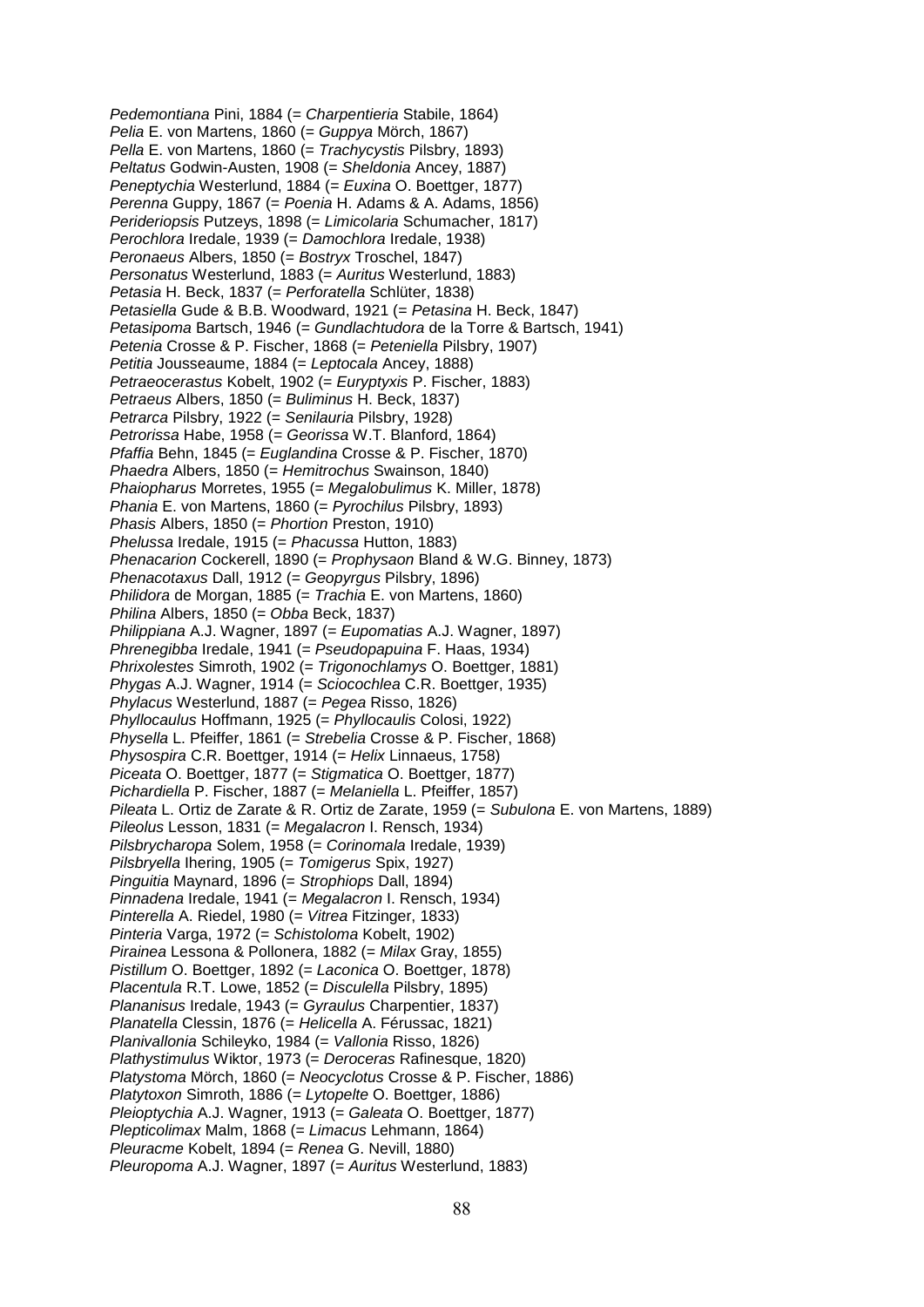*Pedemontiana* Pini, 1884 (= *Charpentieria* Stabile, 1864)
*Pelia* E. von Martens, 1860 (= *Guppya* Mörch, 1867)
*Pella* E. von Martens, 1860 (= *Trachycystis* Pilsbry, 1893)
*Peltatus* Godwin-Austen, 1908 (= *Sheldonia* Ancey, 1887)
*Peneptychia* Westerlund, 1884 (= *Euxina* O. Boettger, 1877)
*Perenna* Guppy, 1867 (= *Poenia* H. Adams & A. Adams, 1856)
*Perideriopsis* Putzeys, 1898 (= *Limicolaria* Schumacher, 1817)
*Perochlora* Iredale, 1939 (= *Damochlora* Iredale, 1938)
*Peronaeus* Albers, 1850 (= *Bostryx* Troschel, 1847)
*Personatus* Westerlund, 1883 (= *Auritus* Westerlund, 1883)
*Petasia* H. Beck, 1837 (= *Perforatella* Schlüter, 1838)
*Petasiella* Gude & B.B. Woodward, 1921 (= *Petasina* H. Beck, 1847)
*Petasipoma* Bartsch, 1946 (= *Gundlachtudora* de la Torre & Bartsch, 1941)
*Petenia* Crosse & P. Fischer, 1868 (= *Peteniella* Pilsbry, 1907)
*Petitia* Jousseaume, 1884 (= *Leptocala* Ancey, 1888)
*Petraeocerastus* Kobelt, 1902 (= *Euryptyxis* P. Fischer, 1883)
*Petraeus* Albers, 1850 (= *Buliminus* H. Beck, 1837)
*Petrarca* Pilsbry, 1922 (= *Senilauria* Pilsbry, 1928)
*Petrorissa* Habe, 1958 (= *Georissa* W.T. Blanford, 1864)
*Pfaffia* Behn, 1845 (= *Euglandina* Crosse & P. Fischer, 1870)
*Phaedra* Albers, 1850 (= *Hemitrochus* Swainson, 1840)
*Phaiopharus* Morretes, 1955 (= *Megalobulimus* K. Miller, 1878)
*Phania* E. von Martens, 1860 (= *Pyrochilus* Pilsbry, 1893)
*Phasis* Albers, 1850 (= *Phortion* Preston, 1910)
*Phelussa* Iredale, 1915 (= *Phacussa* Hutton, 1883)
*Phenacarion* Cockerell, 1890 (= *Prophysaon* Bland & W.G. Binney, 1873)
*Phenacotaxus* Dall, 1912 (= *Geopyrgus* Pilsbry, 1896)
*Philidora* de Morgan, 1885 (= *Trachia* E. von Martens, 1860)
*Philina* Albers, 1850 (= *Obba* Beck, 1837)
*Philippiana* A.J. Wagner, 1897 (= *Eupomatias* A.J. Wagner, 1897)
*Phrenegibba* Iredale, 1941 (= *Pseudopapuina* F. Haas, 1934)
*Phrixolestes* Simroth, 1902 (= *Trigonochlamys* O. Boettger, 1881)
*Phygas* A.J. Wagner, 1914 (= *Sciocochlea* C.R. Boettger, 1935)
*Phylacus* Westerlund, 1887 (= *Pegea* Risso, 1826)
*Phyllocaulus* Hoffmann, 1925 (= *Phyllocaulis* Colosi, 1922)
*Physella* L. Pfeiffer, 1861 (= *Strebelia* Crosse & P. Fischer, 1868)
*Physospira* C.R. Boettger, 1914 (= *Helix* Linnaeus, 1758)
*Piceata* O. Boettger, 1877 (= *Stigmatica* O. Boettger, 1877)
*Pichardiella* P. Fischer, 1887 (= *Melaniella* L. Pfeiffer, 1857)
*Pileata* L. Ortiz de Zarate & R. Ortiz de Zarate, 1959 (= *Subulona* E. von Martens, 1889)
*Pileolus* Lesson, 1831 (= *Megalacron* I. Rensch, 1934)
*Pilsbrycharopa* Solem, 1958 (= *Corinomala* Iredale, 1939)
*Pilsbryella* Ihering, 1905 (= *Tomigerus* Spix, 1927)
*Pinguitia* Maynard, 1896 (= *Strophiops* Dall, 1894)
*Pinnadena* Iredale, 1941 (= *Megalacron* I. Rensch, 1934)
*Pinterella* A. Riedel, 1980 (= *Vitrea* Fitzinger, 1833)
*Pinteria* Varga, 1972 (= *Schistoloma* Kobelt, 1902)
*Pirainea* Lessona & Pollonera, 1882 (= *Milax* Gray, 1855)
*Pistillum* O. Boettger, 1892 (= *Laconica* O. Boettger, 1878)
*Placentula* R.T. Lowe, 1852 (= *Disculella* Pilsbry, 1895)
*Plananisus* Iredale, 1943 (= *Gyraulus* Charpentier, 1837)
*Planatella* Clessin, 1876 (= *Helicella* A. Férussac, 1821)
*Planivallonia* Schileyko, 1984 (= *Vallonia* Risso, 1826)
*Plathystimulus* Wiktor, 1973 (= *Deroceras* Rafinesque, 1820)
*Platystoma* Mörch, 1860 (= *Neocyclotus* Crosse & P. Fischer, 1886)
*Platytoxon* Simroth, 1886 (= *Lytopelte* O. Boettger, 1886)
*Pleioptychia* A.J. Wagner, 1913 (= *Galeata* O. Boettger, 1877)
*Plepticolimax* Malm, 1868 (= *Limacus* Lehmann, 1864)
*Pleuracme* Kobelt, 1894 (= *Renea* G. Nevill, 1880)
*Pleuropoma* A.J. Wagner, 1897 (= *Auritus* Westerlund, 1883)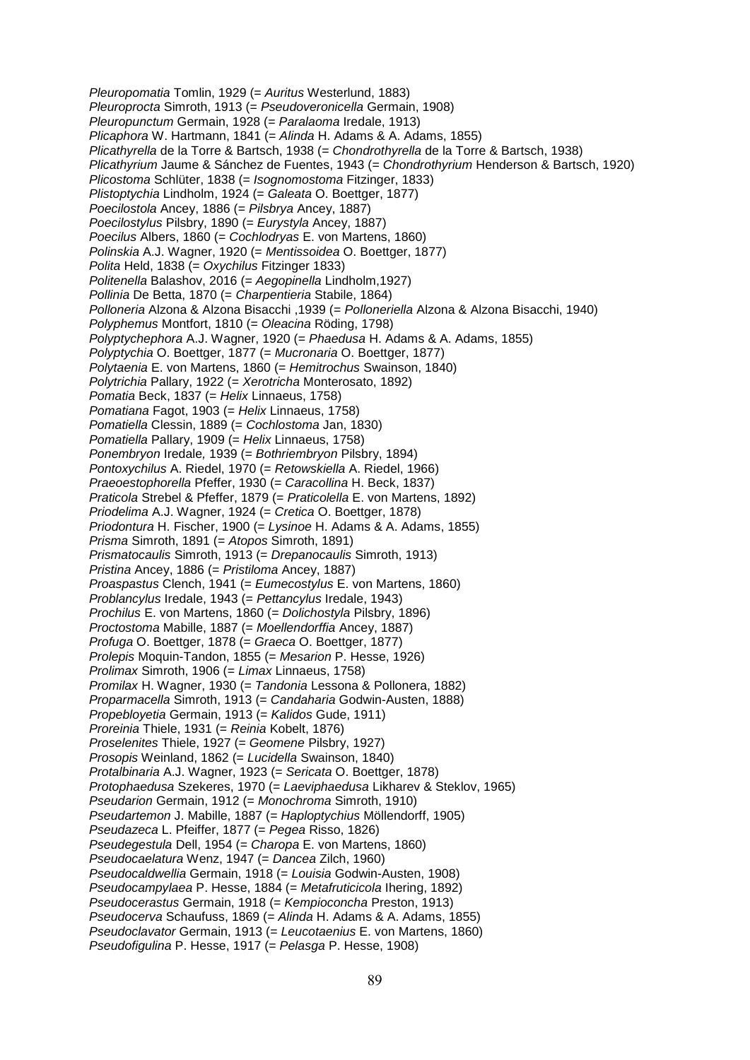*Pleuropomatia* Tomlin, 1929 (= *Auritus* Westerlund, 1883)
*Pleuroprocta* Simroth, 1913 (= *Pseudoveronicella* Germain, 1908)
*Pleuropunctum* Germain, 1928 (= *Paralaoma* Iredale, 1913)
*Plicaphora* W. Hartmann, 1841 (= *Alinda* H. Adams & A. Adams, 1855)
*Plicathyrella* de la Torre & Bartsch, 1938 (= *Chondrothyrella* de la Torre & Bartsch, 1938)
*Plicathyrium* Jaume & Sánchez de Fuentes, 1943 (= *Chondrothyrium* Henderson & Bartsch, 1920)
*Plicostoma* Schlüter, 1838 (= *Isognomostoma* Fitzinger, 1833)
*Plistoptychia* Lindholm, 1924 (= *Galeata* O. Boettger, 1877)
*Poecilostola* Ancey, 1886 (= *Pilsbrya* Ancey, 1887)
*Poecilostylus* Pilsbry, 1890 (= *Eurystyla* Ancey, 1887)
*Poecilus* Albers, 1860 (= *Cochlodryas* E. von Martens, 1860)
*Polinskia* A.J. Wagner, 1920 (= *Mentissoidea* O. Boettger, 1877)
*Polita* Held, 1838 (= *Oxychilus* Fitzinger 1833)
*Politenella* Balashov, 2016 (= *Aegopinella* Lindholm,1927)
*Pollinia* De Betta, 1870 (= *Charpentieria* Stabile, 1864)
*Polloneria* Alzona & Alzona Bisacchi ,1939 (= *Polloneriella* Alzona & Alzona Bisacchi, 1940)
*Polyphemus* Montfort, 1810 (= *Oleacina* Röding, 1798)
*Polyptychephora* A.J. Wagner, 1920 (= *Phaedusa* H. Adams & A. Adams, 1855)
*Polyptychia* O. Boettger, 1877 (= *Mucronaria* O. Boettger, 1877)
*Polytaenia* E. von Martens, 1860 (= *Hemitrochus* Swainson, 1840)
*Polytrichia* Pallary, 1922 (= *Xerotricha* Monterosato, 1892)
*Pomatia* Beck, 1837 (= *Helix* Linnaeus, 1758)
*Pomatiana* Fagot, 1903 (= *Helix* Linnaeus, 1758)
*Pomatiella* Clessin, 1889 (= *Cochlostoma* Jan, 1830)
*Pomatiella* Pallary, 1909 (= *Helix* Linnaeus, 1758)
*Ponembryon* Iredale, 1939 (= *Bothriembryon* Pilsbry, 1894)
*Pontoxychilus* A. Riedel, 1970 (= *Retowskiella* A. Riedel, 1966)
*Praeoestophorella* Pfeffer, 1930 (= *Caracollina* H. Beck, 1837)
*Praticola* Strebel & Pfeffer, 1879 (= *Praticolella* E. von Martens, 1892)
*Priodelima* A.J. Wagner, 1924 (= *Cretica* O. Boettger, 1878)
*Priodontura* H. Fischer, 1900 (= *Lysinoe* H. Adams & A. Adams, 1855)
*Prisma* Simroth, 1891 (= *Atopos* Simroth, 1891)
*Prismatocaulis* Simroth, 1913 (= *Drepanocaulis* Simroth, 1913)
*Pristina* Ancey, 1886 (= *Pristiloma* Ancey, 1887)
*Proaspastus* Clench, 1941 (= *Eumecostylus* E. von Martens, 1860)
*Problancylus* Iredale, 1943 (= *Pettancylus* Iredale, 1943)
*Prochilus* E. von Martens, 1860 (= *Dolichostyla* Pilsbry, 1896)
*Proctostoma* Mabille, 1887 (= *Moellendorffia* Ancey, 1887)
*Profuga* O. Boettger, 1878 (= *Graeca* O. Boettger, 1877)
*Prolepis* Moquin-Tandon, 1855 (= *Mesarion* P. Hesse, 1926)
*Prolimax* Simroth, 1906 (= *Limax* Linnaeus, 1758)
*Promilax* H. Wagner, 1930 (= *Tandonia* Lessona & Pollonera, 1882)
*Proparmacella* Simroth, 1913 (= *Candaharia* Godwin-Austen, 1888)
*Propebloyetia* Germain, 1913 (= *Kalidos* Gude, 1911)
*Proreinia* Thiele, 1931 (= *Reinia* Kobelt, 1876)
*Proselenites* Thiele, 1927 (= *Geomene* Pilsbry, 1927)
*Prosopis* Weinland, 1862 (= *Lucidella* Swainson, 1840)
*Protalbinaria* A.J. Wagner, 1923 (= *Sericata* O. Boettger, 1878)
*Protophaedusa* Szekeres, 1970 (= *Laeviphaedusa* Likharev & Steklov, 1965)
*Pseudarion* Germain, 1912 (= *Monochroma* Simroth, 1910)
*Pseudartemon* J. Mabille, 1887 (= *Haploptychius* Möllendorff, 1905)
*Pseudazeca* L. Pfeiffer, 1877 (= *Pegea* Risso, 1826)
*Pseudegestula* Dell, 1954 (= *Charopa* E. von Martens, 1860)
*Pseudocaelatura* Wenz, 1947 (= *Dancea* Zilch, 1960)
*Pseudocaldwellia* Germain, 1918 (= *Louisia* Godwin-Austen, 1908)
*Pseudocampylaea* P. Hesse, 1884 (= *Metafruticicola* Ihering, 1892)
*Pseudocerastus* Germain, 1918 (= *Kempioconcha* Preston, 1913)
*Pseudocerva* Schaufuss, 1869 (= *Alinda* H. Adams & A. Adams, 1855)
*Pseudoclavator* Germain, 1913 (= *Leucotaenius* E. von Martens, 1860)
*Pseudofigulina* P. Hesse, 1917 (= *Pelasga* P. Hesse, 1908)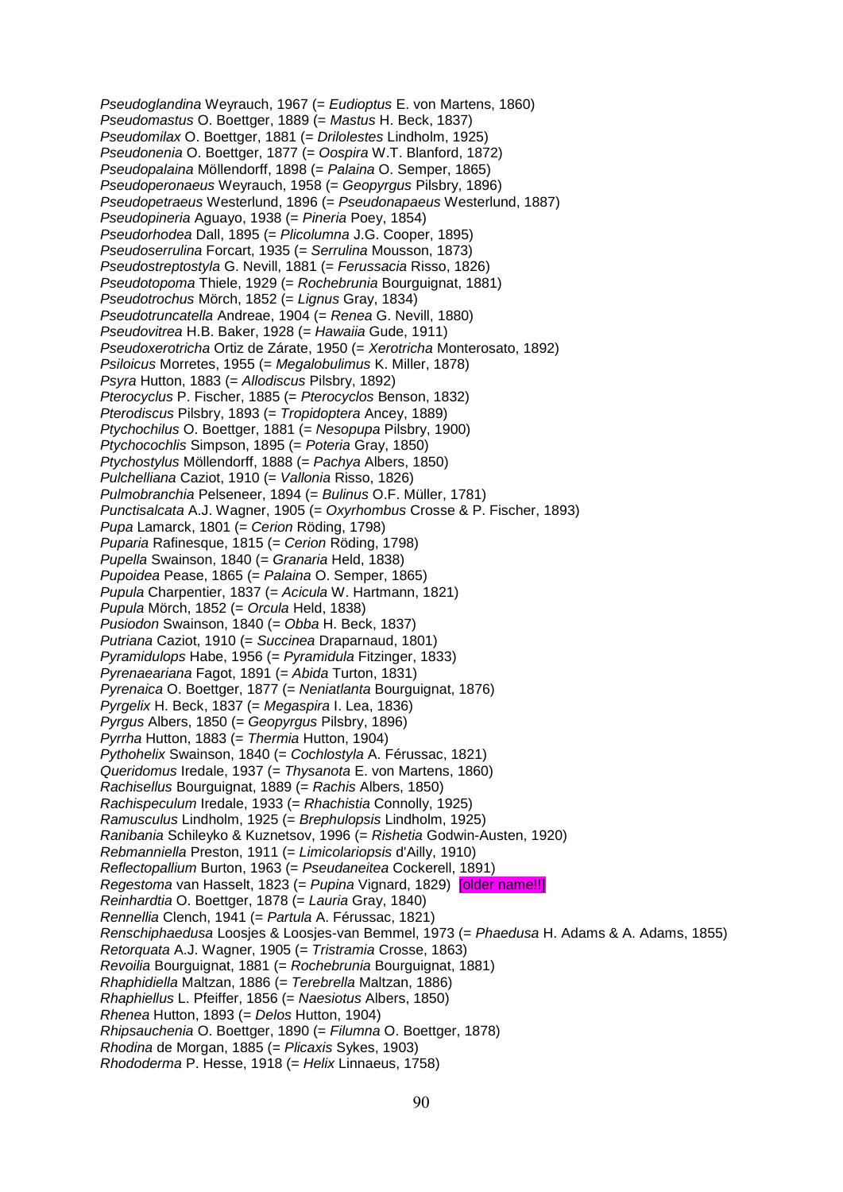*Pseudoglandina* Weyrauch, 1967 (= *Eudioptus* E. von Martens, 1860)
*Pseudomastus* O. Boettger, 1889 (= *Mastus* H. Beck, 1837)
*Pseudomilax* O. Boettger, 1881 (= *Drilolestes* Lindholm, 1925)
*Pseudonenia* O. Boettger, 1877 (= *Oospira* W.T. Blanford, 1872)
*Pseudopalaina* Möllendorff, 1898 (= *Palaina* O. Semper, 1865)
*Pseudoperonaeus* Weyrauch, 1958 (= *Geopyrgus* Pilsbry, 1896)
*Pseudopetraeus* Westerlund, 1896 (= *Pseudonapaeus* Westerlund, 1887)
*Pseudopineria* Aguayo, 1938 (= *Pineria* Poey, 1854)
*Pseudorhodea* Dall, 1895 (= *Plicolumna* J.G. Cooper, 1895)
*Pseudoserrulina* Forcart, 1935 (= *Serrulina* Mousson, 1873)
*Pseudostreptostyla* G. Nevill, 1881 (= *Ferussacia* Risso, 1826)
*Pseudotopoma* Thiele, 1929 (= *Rochebrunia* Bourguignat, 1881)
*Pseudotrochus* Mörch, 1852 (= *Lignus* Gray, 1834)
*Pseudotruncatella* Andreae, 1904 (= *Renea* G. Nevill, 1880)
*Pseudovitrea* H.B. Baker, 1928 (= *Hawaiia* Gude, 1911)
*Pseudoxerotricha* Ortiz de Zárate, 1950 (= *Xerotricha* Monterosato, 1892)
*Psiloicus* Morretes, 1955 (= *Megalobulimus* K. Miller, 1878)
*Psyra* Hutton, 1883 (= *Allodiscus* Pilsbry, 1892)
*Pterocyclus* P. Fischer, 1885 (= *Pterocyclos* Benson, 1832)
*Pterodiscus* Pilsbry, 1893 (= *Tropidoptera* Ancey, 1889)
*Ptychochilus* O. Boettger, 1881 (= *Nesopupa* Pilsbry, 1900)
*Ptychocochlis* Simpson, 1895 (= *Poteria* Gray, 1850)
*Ptychostylus* Möllendorff, 1888 (= *Pachya* Albers, 1850)
*Pulchelliana* Caziot, 1910 (= *Vallonia* Risso, 1826)
*Pulmobranchia* Pelseneer, 1894 (= *Bulinus* O.F. Müller, 1781)
*Punctisalcata* A.J. Wagner, 1905 (= *Oxyrhombus* Crosse & P. Fischer, 1893)
*Pupa* Lamarck, 1801 (= *Cerion* Röding, 1798)
*Puparia* Rafinesque, 1815 (= *Cerion* Röding, 1798)
*Pupella* Swainson, 1840 (= *Granaria* Held, 1838)
*Pupoidea* Pease, 1865 (= *Palaina* O. Semper, 1865)
*Pupula* Charpentier, 1837 (= *Acicula* W. Hartmann, 1821)
*Pupula* Mörch, 1852 (= *Orcula* Held, 1838)
*Pusiodon* Swainson, 1840 (= *Obba* H. Beck, 1837)
*Putriana* Caziot, 1910 (= *Succinea* Draparnaud, 1801)
*Pyramidulops* Habe, 1956 (= *Pyramidula* Fitzinger, 1833)
*Pyrenaeariana* Fagot, 1891 (= *Abida* Turton, 1831)
*Pyrenaica* O. Boettger, 1877 (= *Neniatlanta* Bourguignat, 1876)
*Pyrgelix* H. Beck, 1837 (= *Megaspira* I. Lea, 1836)
*Pyrgus* Albers, 1850 (= *Geopyrgus* Pilsbry, 1896)
*Pyrrha* Hutton, 1883 (= *Thermia* Hutton, 1904)
*Pythohelix* Swainson, 1840 (= *Cochlostyla* A. Férussac, 1821)
*Queridomus* Iredale, 1937 (= *Thysanota* E. von Martens, 1860)
*Rachisellus* Bourguignat, 1889 (= *Rachis* Albers, 1850)
*Rachispeculum* Iredale, 1933 (= *Rhachistia* Connolly, 1925)
*Ramusculus* Lindholm, 1925 (= *Brephulopsis* Lindholm, 1925)
*Ranibania* Schileyko & Kuznetsov, 1996 (= *Rishetia* Godwin-Austen, 1920)
*Rebmanniella* Preston, 1911 (= *Limicolariopsis* d'Ailly, 1910)
*Reflectopallium* Burton, 1963 (= *Pseudaneitea* Cockerell, 1891)
*Regestoma* van Hasselt, 1823 (= *Pupina* Vignard, 1829) [older name!!]
*Reinhardtia* O. Boettger, 1878 (= *Lauria* Gray, 1840)
*Rennellia* Clench, 1941 (= *Partula* A. Férussac, 1821)
*Renschiphaedusa* Loosjes & Loosjes-van Bemmel, 1973 (= *Phaedusa* H. Adams & A. Adams, 1855)
*Retorquata* A.J. Wagner, 1905 (= *Tristramia* Crosse, 1863)
*Revoilia* Bourguignat, 1881 (= *Rochebrunia* Bourguignat, 1881)
*Rhaphidiella* Maltzan, 1886 (= *Terebrella* Maltzan, 1886)
*Rhaphiellus* L. Pfeiffer, 1856 (= *Naesiotus* Albers, 1850)
*Rhenea* Hutton, 1893 (= *Delos* Hutton, 1904)
*Rhipsauchenia* O. Boettger, 1890 (= *Filumna* O. Boettger, 1878)
*Rhodina* de Morgan, 1885 (= *Plicaxis* Sykes, 1903)
*Rhododerma* P. Hesse, 1918 (= *Helix* Linnaeus, 1758)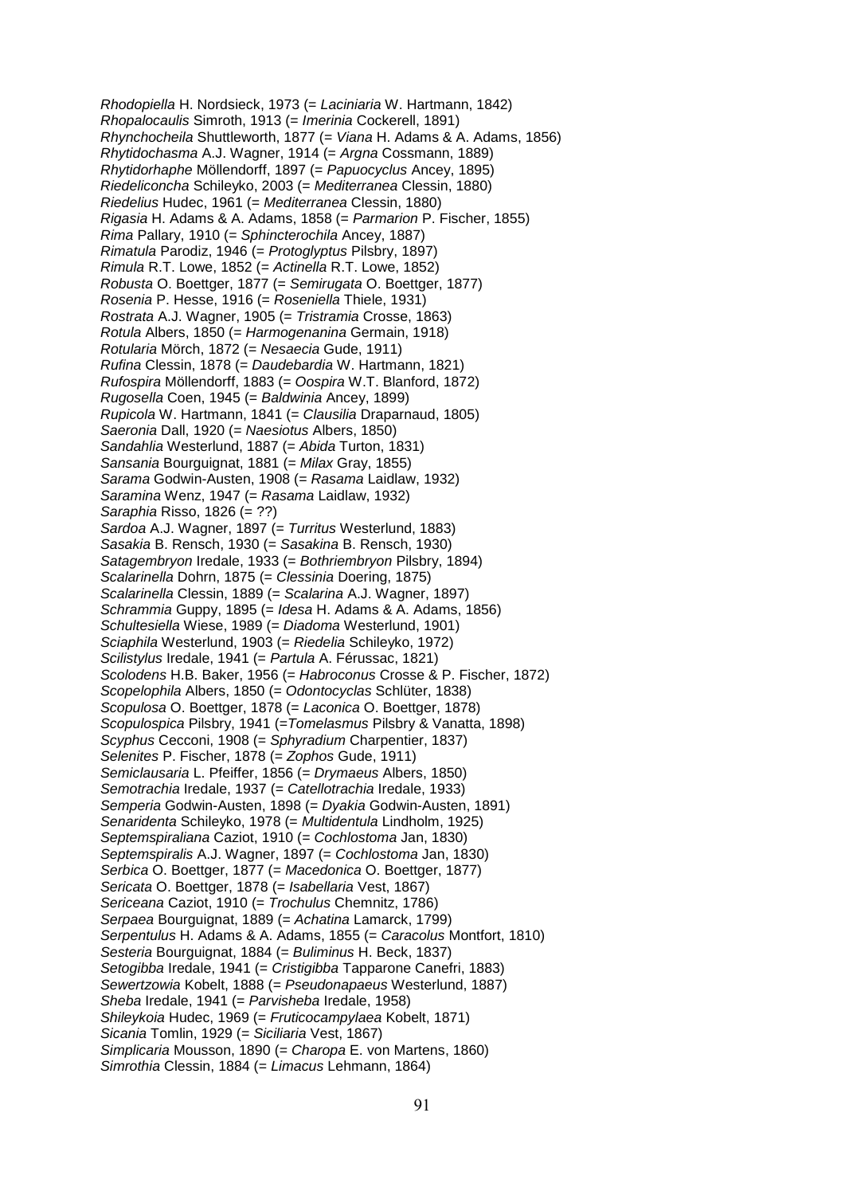*Rhodopiella* H. Nordsieck, 1973 (= *Laciniaria* W. Hartmann, 1842)
*Rhopalocaulis* Simroth, 1913 (= *Imerinia* Cockerell, 1891)
*Rhynchocheila* Shuttleworth, 1877 (= *Viana* H. Adams & A. Adams, 1856)
*Rhytidochasma* A.J. Wagner, 1914 (= *Argna* Cossmann, 1889)
*Rhytidorhaphe* Möllendorff, 1897 (= *Papuocyclus* Ancey, 1895)
*Riedeliconcha* Schileyko, 2003 (= *Mediterranea* Clessin, 1880)
*Riedelius* Hudec, 1961 (= *Mediterranea* Clessin, 1880)
*Rigasia* H. Adams & A. Adams, 1858 (= *Parmarion* P. Fischer, 1855)
*Rima* Pallary, 1910 (= *Sphincterochila* Ancey, 1887)
*Rimatula* Parodiz, 1946 (= *Protoglyptus* Pilsbry, 1897)
*Rimula* R.T. Lowe, 1852 (= *Actinella* R.T. Lowe, 1852)
*Robusta* O. Boettger, 1877 (= *Semirugata* O. Boettger, 1877)
*Rosenia* P. Hesse, 1916 (= *Roseniella* Thiele, 1931)
*Rostrata* A.J. Wagner, 1905 (= *Tristramia* Crosse, 1863)
*Rotula* Albers, 1850 (= *Harmogenanina* Germain, 1918)
*Rotularia* Mörch, 1872 (= *Nesaecia* Gude, 1911)
*Rufina* Clessin, 1878 (= *Daudebardia* W. Hartmann, 1821)
*Rufospira* Möllendorff, 1883 (= *Oospira* W.T. Blanford, 1872)
*Rugosella* Coen, 1945 (= *Baldwinia* Ancey, 1899)
*Rupicola* W. Hartmann, 1841 (= *Clausilia* Draparnaud, 1805)
*Saeronia* Dall, 1920 (= *Naesiotus* Albers, 1850)
*Sandahlia* Westerlund, 1887 (= *Abida* Turton, 1831)
*Sansania* Bourguignat, 1881 (= *Milax* Gray, 1855)
*Sarama* Godwin-Austen, 1908 (= *Rasama* Laidlaw, 1932)
*Saramina* Wenz, 1947 (= *Rasama* Laidlaw, 1932)
*Saraphia* Risso, 1826 (= ??)
*Sardoa* A.J. Wagner, 1897 (= *Turritus* Westerlund, 1883)
*Sasakia* B. Rensch, 1930 (= *Sasakina* B. Rensch, 1930)
*Satagembryon* Iredale, 1933 (= *Bothriembryon* Pilsbry, 1894)
*Scalarinella* Dohrn, 1875 (= *Clessinia* Doering, 1875)
*Scalarinella* Clessin, 1889 (= *Scalarina* A.J. Wagner, 1897)
*Schrammia* Guppy, 1895 (= *Idesa* H. Adams & A. Adams, 1856)
*Schultesiella* Wiese, 1989 (= *Diadoma* Westerlund, 1901)
*Sciaphila* Westerlund, 1903 (= *Riedelia* Schileyko, 1972)
*Scilistylus* Iredale, 1941 (= *Partula* A. Férussac, 1821)
*Scolodens* H.B. Baker, 1956 (= *Habroconus* Crosse & P. Fischer, 1872)
*Scopelophila* Albers, 1850 (= *Odontocyclas* Schlüter, 1838)
*Scopulosa* O. Boettger, 1878 (= *Laconica* O. Boettger, 1878)
*Scopulospica* Pilsbry, 1941 (=*Tomelasmus* Pilsbry & Vanatta, 1898)
*Scyphus* Cecconi, 1908 (= *Sphyradium* Charpentier, 1837)
*Selenites* P. Fischer, 1878 (= *Zophos* Gude, 1911)
*Semiclausaria* L. Pfeiffer, 1856 (= *Drymaeus* Albers, 1850)
*Semotrachia* Iredale, 1937 (= *Catellotrachia* Iredale, 1933)
*Semperia* Godwin-Austen, 1898 (= *Dyakia* Godwin-Austen, 1891)
*Senaridenta* Schileyko, 1978 (= *Multidentula* Lindholm, 1925)
*Septemspiraliana* Caziot, 1910 (= *Cochlostoma* Jan, 1830)
*Septemspiralis* A.J. Wagner, 1897 (= *Cochlostoma* Jan, 1830)
*Serbica* O. Boettger, 1877 (= *Macedonica* O. Boettger, 1877)
*Sericata* O. Boettger, 1878 (= *Isabellaria* Vest, 1867)
*Sericeana* Caziot, 1910 (= *Trochulus* Chemnitz, 1786)
*Serpaea* Bourguignat, 1889 (= *Achatina* Lamarck, 1799)
*Serpentulus* H. Adams & A. Adams, 1855 (= *Caracolus* Montfort, 1810)
*Sesteria* Bourguignat, 1884 (= *Buliminus* H. Beck, 1837)
*Setogibba* Iredale, 1941 (= *Cristigibba* Tapparone Canefri, 1883)
*Sewertzowia* Kobelt, 1888 (= *Pseudonapaeus* Westerlund, 1887)
*Sheba* Iredale, 1941 (= *Parvisheba* Iredale, 1958)
*Shileykoia* Hudec, 1969 (= *Fruticocampylaea* Kobelt, 1871)
*Sicania* Tomlin, 1929 (= *Siciliaria* Vest, 1867)
*Simplicaria* Mousson, 1890 (= *Charopa* E. von Martens, 1860)
*Simrothia* Clessin, 1884 (= *Limacus* Lehmann, 1864)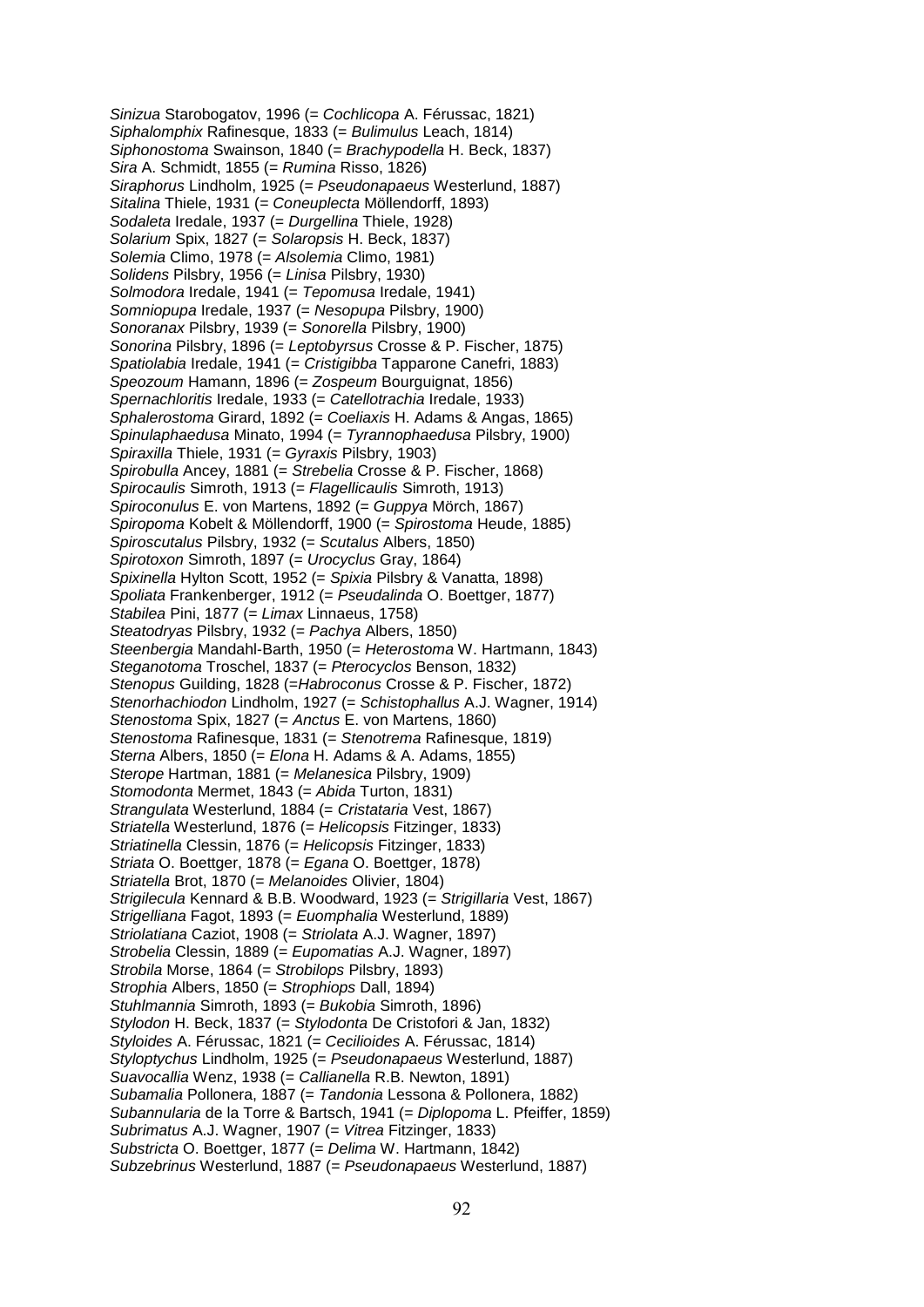*Sinizua* Starobogatov, 1996 (= *Cochlicopa* A. Férussac, 1821)
*Siphalomphix* Rafinesque, 1833 (= *Bulimulus* Leach, 1814)
*Siphonostoma* Swainson, 1840 (= *Brachypodella* H. Beck, 1837)
*Sira* A. Schmidt, 1855 (= *Rumina* Risso, 1826)
*Siraphorus* Lindholm, 1925 (= *Pseudonapaeus* Westerlund, 1887)
*Sitalina* Thiele, 1931 (= *Coneuplecta* Möllendorff, 1893)
*Sodaleta* Iredale, 1937 (= *Durgellina* Thiele, 1928)
*Solarium* Spix, 1827 (= *Solaropsis* H. Beck, 1837)
*Solemia* Climo, 1978 (= *Alsolemia* Climo, 1981)
*Solidens* Pilsbry, 1956 (= *Linisa* Pilsbry, 1930)
*Solmodora* Iredale, 1941 (= *Tepomusa* Iredale, 1941)
*Somniopupa* Iredale, 1937 (= *Nesopupa* Pilsbry, 1900)
*Sonoranax* Pilsbry, 1939 (= *Sonorella* Pilsbry, 1900)
*Sonorina* Pilsbry, 1896 (= *Leptobyrsus* Crosse & P. Fischer, 1875)
*Spatiolabia* Iredale, 1941 (= *Cristigibba* Tapparone Canefri, 1883)
*Speozoum* Hamann, 1896 (= *Zospeum* Bourguignat, 1856)
*Spernachloritis* Iredale, 1933 (= *Catellotrachia* Iredale, 1933)
*Sphalerostoma* Girard, 1892 (= *Coeliaxis* H. Adams & Angas, 1865)
*Spinulaphaedusa* Minato, 1994 (= *Tyrannophaedusa* Pilsbry, 1900)
*Spiraxilla* Thiele, 1931 (= *Gyraxis* Pilsbry, 1903)
*Spirobulla* Ancey, 1881 (= *Strebelia* Crosse & P. Fischer, 1868)
*Spirocaulis* Simroth, 1913 (= *Flagellicaulis* Simroth, 1913)
*Spiroconulus* E. von Martens, 1892 (= *Guppya* Mörch, 1867)
*Spiropoma* Kobelt & Möllendorff, 1900 (= *Spirostoma* Heude, 1885)
*Spiroscutalus* Pilsbry, 1932 (= *Scutalus* Albers, 1850)
*Spirotoxon* Simroth, 1897 (= *Urocyclus* Gray, 1864)
*Spixinella* Hylton Scott, 1952 (= *Spixia* Pilsbry & Vanatta, 1898)
*Spoliata* Frankenberger, 1912 (= *Pseudalinda* O. Boettger, 1877)
*Stabilea* Pini, 1877 (= *Limax* Linnaeus, 1758)
*Steatodryas* Pilsbry, 1932 (= *Pachya* Albers, 1850)
*Steenbergia* Mandahl-Barth, 1950 (= *Heterostoma* W. Hartmann, 1843)
*Steganotoma* Troschel, 1837 (= *Pterocyclos* Benson, 1832)
*Stenopus* Guilding, 1828 (=*Habroconus* Crosse & P. Fischer, 1872)
*Stenorhachiodon* Lindholm, 1927 (= *Schistophallus* A.J. Wagner, 1914)
*Stenostoma* Spix, 1827 (= *Anctus* E. von Martens, 1860)
*Stenostoma* Rafinesque, 1831 (= *Stenotrema* Rafinesque, 1819)
*Sterna* Albers, 1850 (= *Elona* H. Adams & A. Adams, 1855)
*Sterope* Hartman, 1881 (= *Melanesica* Pilsbry, 1909)
*Stomodonta* Mermet, 1843 (= *Abida* Turton, 1831)
*Strangulata* Westerlund, 1884 (= *Cristataria* Vest, 1867)
*Striatella* Westerlund, 1876 (= *Helicopsis* Fitzinger, 1833)
*Striatinella* Clessin, 1876 (= *Helicopsis* Fitzinger, 1833)
*Striata* O. Boettger, 1878 (= *Egana* O. Boettger, 1878)
*Striatella* Brot, 1870 (= *Melanoides* Olivier, 1804)
*Strigilecula* Kennard & B.B. Woodward, 1923 (= *Strigillaria* Vest, 1867)
*Strigelliana* Fagot, 1893 (= *Euomphalia* Westerlund, 1889)
*Striolatiana* Caziot, 1908 (= *Striolata* A.J. Wagner, 1897)
*Strobelia* Clessin, 1889 (= *Eupomatias* A.J. Wagner, 1897)
*Strobila* Morse, 1864 (= *Strobilops* Pilsbry, 1893)
*Strophia* Albers, 1850 (= *Strophiops* Dall, 1894)
*Stuhlmannia* Simroth, 1893 (= *Bukobia* Simroth, 1896)
*Stylodon* H. Beck, 1837 (= *Stylodonta* De Cristofori & Jan, 1832)
*Styloides* A. Férussac, 1821 (= *Cecilioides* A. Férussac, 1814)
*Styloptychus* Lindholm, 1925 (= *Pseudonapaeus* Westerlund, 1887)
*Suavocallia* Wenz, 1938 (= *Callianella* R.B. Newton, 1891)
*Subamalia* Pollonera, 1887 (= *Tandonia* Lessona & Pollonera, 1882)
*Subannularia* de la Torre & Bartsch, 1941 (= *Diplopoma* L. Pfeiffer, 1859)
*Subrimatus* A.J. Wagner, 1907 (= *Vitrea* Fitzinger, 1833)
*Substricta* O. Boettger, 1877 (= *Delima* W. Hartmann, 1842)
*Subzebrinus* Westerlund, 1887 (= *Pseudonapaeus* Westerlund, 1887)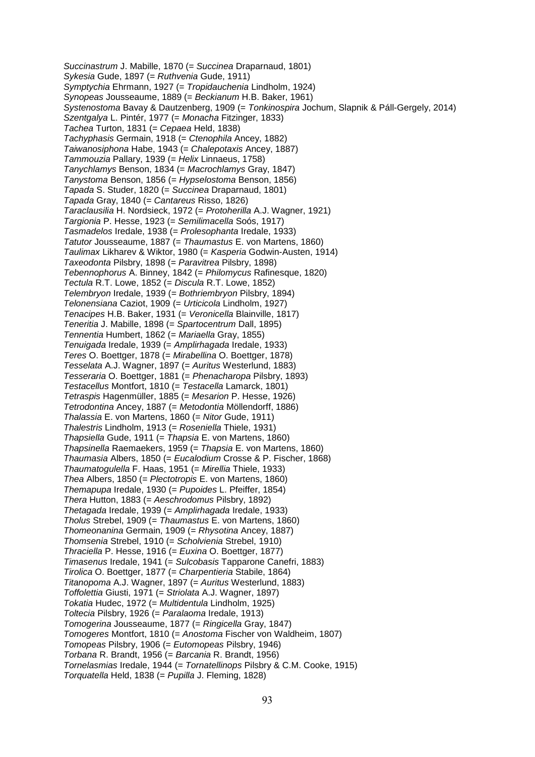*Succinastrum* J. Mabille, 1870 (= *Succinea* Draparnaud, 1801)
*Sykesia* Gude, 1897 (= *Ruthvenia* Gude, 1911)
*Symptychia* Ehrmann, 1927 (= *Tropidauchenia* Lindholm, 1924)
*Synopeas* Jousseaume, 1889 (= *Beckianum* H.B. Baker, 1961)
*Systenostoma* Bavay & Dautzenberg, 1909 (= *Tonkinospira* Jochum, Slapnik & Páll-Gergely, 2014)
*Szentgalya* L. Pintér, 1977 (= *Monacha* Fitzinger, 1833)
*Tachea* Turton, 1831 (= *Cepaea* Held, 1838)
*Tachyphasis* Germain, 1918 (= *Ctenophila* Ancey, 1882)
*Taiwanosiphona* Habe, 1943 (= *Chalepotaxis* Ancey, 1887)
*Tammouzia* Pallary, 1939 (= *Helix* Linnaeus, 1758)
*Tanychlamys* Benson, 1834 (= *Macrochlamys* Gray, 1847)
*Tanystoma* Benson, 1856 (= *Hypselostoma* Benson, 1856)
*Tapada* S. Studer, 1820 (= *Succinea* Draparnaud, 1801)
*Tapada* Gray, 1840 (= *Cantareus* Risso, 1826)
*Taraclausilia* H. Nordsieck, 1972 (= *Protoherilla* A.J. Wagner, 1921)
*Targionia* P. Hesse, 1923 (= *Semilimacella* Soós, 1917)
*Tasmadelos* Iredale, 1938 (= *Prolesophanta* Iredale, 1933)
*Tatutor* Jousseaume, 1887 (= *Thaumastus* E. von Martens, 1860)
*Taulimax* Likharev & Wiktor, 1980 (= *Kasperia* Godwin-Austen, 1914)
*Taxeodonta* Pilsbry, 1898 (= *Paravitrea* Pilsbry, 1898)
*Tebennophorus* A. Binney, 1842 (= *Philomycus* Rafinesque, 1820)
*Tectula* R.T. Lowe, 1852 (= *Discula* R.T. Lowe, 1852)
*Telembryon* Iredale, 1939 (= *Bothriembryon* Pilsbry, 1894)
*Telonensiana* Caziot, 1909 (= *Urticicola* Lindholm, 1927)
*Tenacipes* H.B. Baker, 1931 (= *Veronicella* Blainville, 1817)
*Teneritia* J. Mabille, 1898 (= *Spartocentrum* Dall, 1895)
*Tennentia* Humbert, 1862 (= *Mariaella* Gray, 1855)
*Tenuigada* Iredale, 1939 (= *Amplirhagada* Iredale, 1933)
*Teres* O. Boettger, 1878 (= *Mirabellina* O. Boettger, 1878)
*Tesselata* A.J. Wagner, 1897 (= *Auritus* Westerlund, 1883)
*Tesseraria* O. Boettger, 1881 (= *Phenacharopa* Pilsbry, 1893)
*Testacellus* Montfort, 1810 (= *Testacella* Lamarck, 1801)
*Tetraspis* Hagenmüller, 1885 (= *Mesarion* P. Hesse, 1926)
*Tetrodontina* Ancey, 1887 (= *Metodontia* Möllendorff, 1886)
*Thalassia* E. von Martens, 1860 (= *Nitor* Gude, 1911)
*Thalestris* Lindholm, 1913 (= *Roseniella* Thiele, 1931)
*Thapsiella* Gude, 1911 (= *Thapsia* E. von Martens, 1860)
*Thapsinella* Raemaekers, 1959 (= *Thapsia* E. von Martens, 1860)
*Thaumasia* Albers, 1850 (= *Eucalodium* Crosse & P. Fischer, 1868)
*Thaumatogulella* F. Haas, 1951 (= *Mirellia* Thiele, 1933)
*Thea* Albers, 1850 (= *Plectotropis* E. von Martens, 1860)
*Themapupa* Iredale, 1930 (= *Pupoides* L. Pfeiffer, 1854)
*Thera* Hutton, 1883 (= *Aeschrodomus* Pilsbry, 1892)
*Thetagada* Iredale, 1939 (= *Amplirhagada* Iredale, 1933)
*Tholus* Strebel, 1909 (= *Thaumastus* E. von Martens, 1860)
*Thomeonanina* Germain, 1909 (= *Rhysotina* Ancey, 1887)
*Thomsenia* Strebel, 1910 (= *Scholvienia* Strebel, 1910)
*Thraciella* P. Hesse, 1916 (= *Euxina* O. Boettger, 1877)
*Timasenus* Iredale, 1941 (= *Sulcobasis* Tapparone Canefri, 1883)
*Tirolica* O. Boettger, 1877 (= *Charpentieria* Stabile, 1864)
*Titanopoma* A.J. Wagner, 1897 (= *Auritus* Westerlund, 1883)
*Toffolettia* Giusti, 1971 (= *Striolata* A.J. Wagner, 1897)
*Tokatia* Hudec, 1972 (= *Multidentula* Lindholm, 1925)
*Toltecia* Pilsbry, 1926 (= *Paralaoma* Iredale, 1913)
*Tomogerina* Jousseaume, 1877 (= *Ringicella* Gray, 1847)
*Tomogeres* Montfort, 1810 (= *Anostoma* Fischer von Waldheim, 1807)
*Tomopeas* Pilsbry, 1906 (= *Eutomopeas* Pilsbry, 1946)
*Torbana* R. Brandt, 1956 (= *Barcania* R. Brandt, 1956)
*Tornelasmias* Iredale, 1944 (= *Tornatellinops* Pilsbry & C.M. Cooke, 1915)
*Torquatella* Held, 1838 (= *Pupilla* J. Fleming, 1828)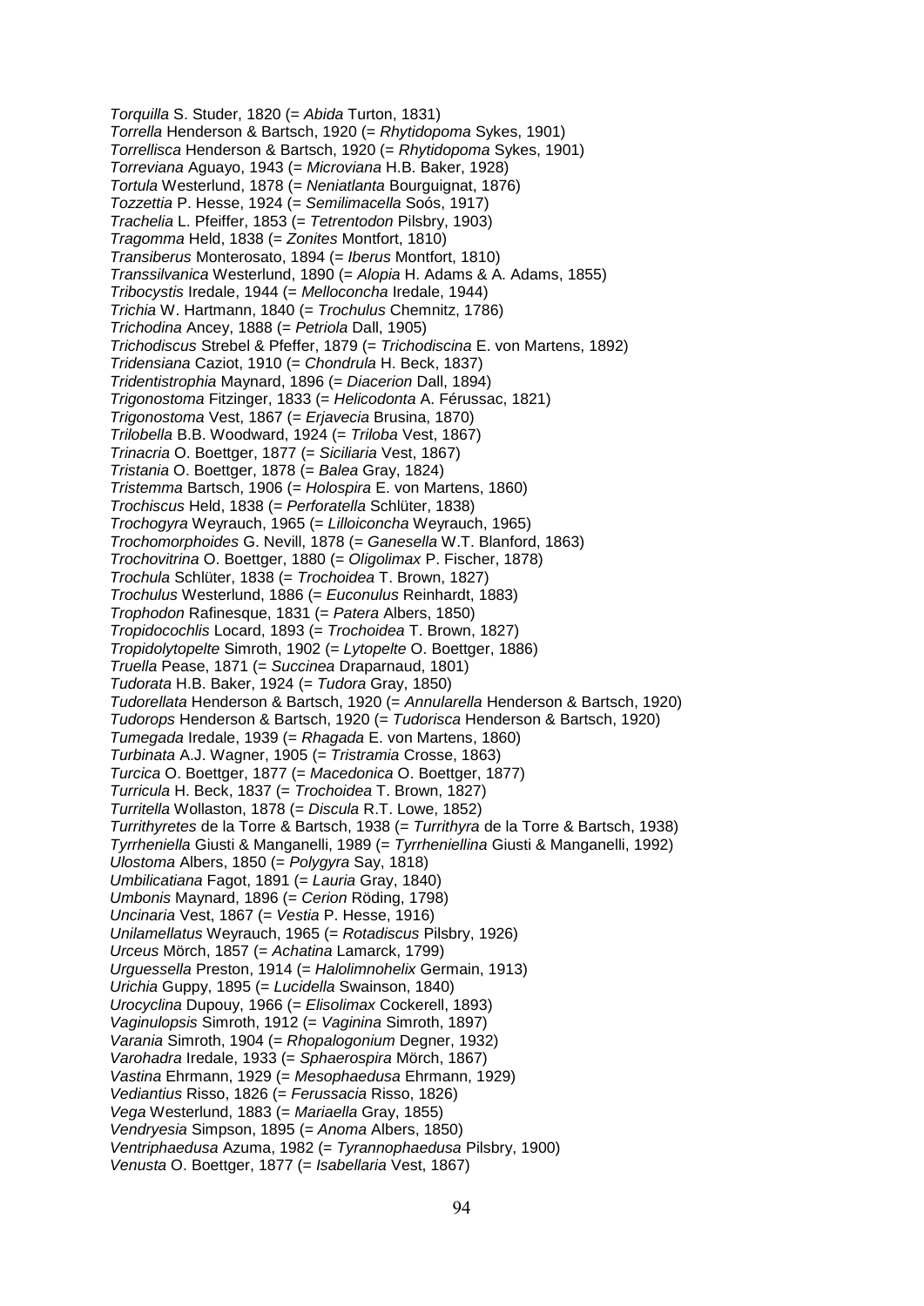*Torquilla* S. Studer, 1820 (= *Abida* Turton, 1831)
*Torrella* Henderson & Bartsch, 1920 (= *Rhytidopoma* Sykes, 1901)
*Torrellisca* Henderson & Bartsch, 1920 (= *Rhytidopoma* Sykes, 1901)
*Torreviana* Aguayo, 1943 (= *Microviana* H.B. Baker, 1928)
*Tortula* Westerlund, 1878 (= *Neniatlanta* Bourguignat, 1876)
*Tozzettia* P. Hesse, 1924 (= *Semilimacella* Soós, 1917)
*Trachelia* L. Pfeiffer, 1853 (= *Tetrentodon* Pilsbry, 1903)
*Tragomma* Held, 1838 (= *Zonites* Montfort, 1810)
*Transiberus* Monterosato, 1894 (= *Iberus* Montfort, 1810)
*Transsilvanica* Westerlund, 1890 (= *Alopia* H. Adams & A. Adams, 1855)
*Tribocystis* Iredale, 1944 (= *Melloconcha* Iredale, 1944)
*Trichia* W. Hartmann, 1840 (= *Trochulus* Chemnitz, 1786)
*Trichodina* Ancey, 1888 (= *Petriola* Dall, 1905)
*Trichodiscus* Strebel & Pfeffer, 1879 (= *Trichodiscina* E. von Martens, 1892)
*Tridensiana* Caziot, 1910 (= *Chondrula* H. Beck, 1837)
*Tridentistrophia* Maynard, 1896 (= *Diacerion* Dall, 1894)
*Trigonostoma* Fitzinger, 1833 (= *Helicodonta* A. Férussac, 1821)
*Trigonostoma* Vest, 1867 (= *Erjavecia* Brusina, 1870)
*Trilobella* B.B. Woodward, 1924 (= *Triloba* Vest, 1867)
*Trinacria* O. Boettger, 1877 (= *Siciliaria* Vest, 1867)
*Tristania* O. Boettger, 1878 (= *Balea* Gray, 1824)
*Tristemma* Bartsch, 1906 (= *Holospira* E. von Martens, 1860)
*Trochiscus* Held, 1838 (= *Perforatella* Schlüter, 1838)
*Trochogyra* Weyrauch, 1965 (= *Lilloiconcha* Weyrauch, 1965)
*Trochomorphoides* G. Nevill, 1878 (= *Ganesella* W.T. Blanford, 1863)
*Trochovitrina* O. Boettger, 1880 (= *Oligolimax* P. Fischer, 1878)
*Trochula* Schlüter, 1838 (= *Trochoidea* T. Brown, 1827)
*Trochulus* Westerlund, 1886 (= *Euconulus* Reinhardt, 1883)
*Trophodon* Rafinesque, 1831 (= *Patera* Albers, 1850)
*Tropidocochlis* Locard, 1893 (= *Trochoidea* T. Brown, 1827)
*Tropidolytopelte* Simroth, 1902 (= *Lytopelte* O. Boettger, 1886)
*Truella* Pease, 1871 (= *Succinea* Draparnaud, 1801)
*Tudorata* H.B. Baker, 1924 (= *Tudora* Gray, 1850)
*Tudorellata* Henderson & Bartsch, 1920 (= *Annularella* Henderson & Bartsch, 1920)
*Tudorops* Henderson & Bartsch, 1920 (= *Tudorisca* Henderson & Bartsch, 1920)
*Tumegada* Iredale, 1939 (= *Rhagada* E. von Martens, 1860)
*Turbinata* A.J. Wagner, 1905 (= *Tristramia* Crosse, 1863)
*Turcica* O. Boettger, 1877 (= *Macedonica* O. Boettger, 1877)
*Turricula* H. Beck, 1837 (= *Trochoidea* T. Brown, 1827)
*Turritella* Wollaston, 1878 (= *Discula* R.T. Lowe, 1852)
*Turrithyretes* de la Torre & Bartsch, 1938 (= *Turrithyra* de la Torre & Bartsch, 1938)
*Tyrrheniella* Giusti & Manganelli, 1989 (= *Tyrrheniellina* Giusti & Manganelli, 1992)
*Ulostoma* Albers, 1850 (= *Polygyra* Say, 1818)
*Umbilicatiana* Fagot, 1891 (= *Lauria* Gray, 1840)
*Umbonis* Maynard, 1896 (= *Cerion* Röding, 1798)
*Uncinaria* Vest, 1867 (= *Vestia* P. Hesse, 1916)
*Unilamellatus* Weyrauch, 1965 (= *Rotadiscus* Pilsbry, 1926)
*Urceus* Mörch, 1857 (= *Achatina* Lamarck, 1799)
*Urguessella* Preston, 1914 (= *Halolimnohelix* Germain, 1913)
*Urichia* Guppy, 1895 (= *Lucidella* Swainson, 1840)
*Urocyclina* Dupouy, 1966 (= *Elisolimax* Cockerell, 1893)
*Vaginulopsis* Simroth, 1912 (= *Vaginina* Simroth, 1897)
*Varania* Simroth, 1904 (= *Rhopalogonium* Degner, 1932)
*Varohadra* Iredale, 1933 (= *Sphaerospira* Mörch, 1867)
*Vastina* Ehrmann, 1929 (= *Mesophaedusa* Ehrmann, 1929)
*Vediantius* Risso, 1826 (= *Ferussacia* Risso, 1826)
*Vega* Westerlund, 1883 (= *Mariaella* Gray, 1855)
*Vendryesia* Simpson, 1895 (= *Anoma* Albers, 1850)
*Ventriphaedusa* Azuma, 1982 (= *Tyrannophaedusa* Pilsbry, 1900)
*Venusta* O. Boettger, 1877 (= *Isabellaria* Vest, 1867)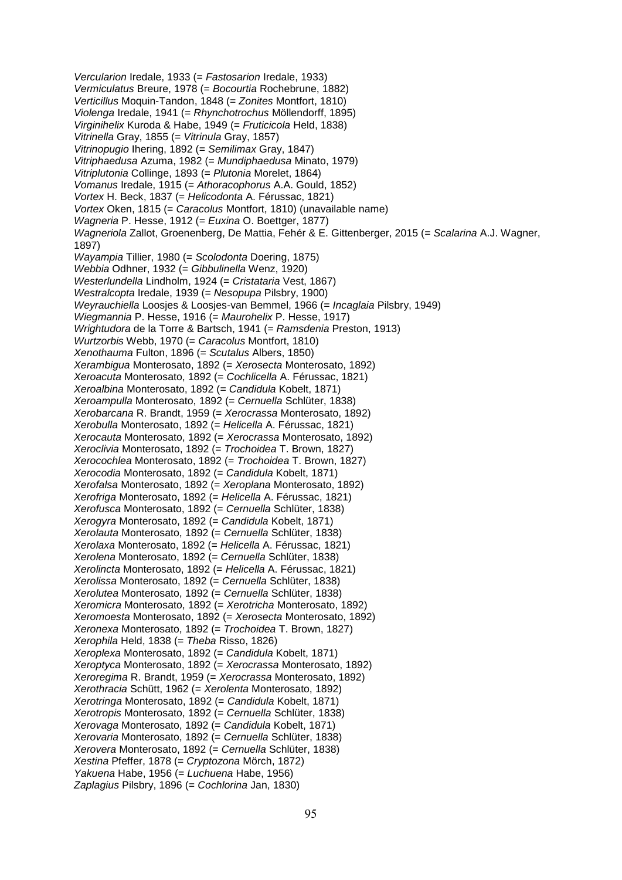*Vercularion* Iredale, 1933 (= *Fastosarion* Iredale, 1933)
*Vermiculatus* Breure, 1978 (= *Bocourtia* Rochebrune, 1882)
*Verticillus* Moquin-Tandon, 1848 (= *Zonites* Montfort, 1810)
*Violenga* Iredale, 1941 (= *Rhynchotrochus* Möllendorff, 1895)
*Virginihelix* Kuroda & Habe, 1949 (= *Fruticicola* Held, 1838)
*Vitrinella* Gray, 1855 (= *Vitrinula* Gray, 1857)
*Vitrinopugio* Ihering, 1892 (= *Semilimax* Gray, 1847)
*Vitriphaedusa* Azuma, 1982 (= *Mundiphaedusa* Minato, 1979)
*Vitriplutonia* Collinge, 1893 (= *Plutonia* Morelet, 1864)
*Vomanus* Iredale, 1915 (= *Athoracophorus* A.A. Gould, 1852)
*Vortex* H. Beck, 1837 (= *Helicodonta* A. Férussac, 1821)
*Vortex* Oken, 1815 (= *Caracolus* Montfort, 1810) (unavailable name)
*Wagneria* P. Hesse, 1912 (= *Euxina* O. Boettger, 1877)
*Wagneriola* Zallot, Groenenberg, De Mattia, Fehér & E. Gittenberger, 2015 (= *Scalarina* A.J. Wagner, 1897)
*Wayampia* Tillier, 1980 (= *Scolodonta* Doering, 1875)
*Webbia* Odhner, 1932 (= *Gibbulinella* Wenz, 1920)
*Westerlundella* Lindholm, 1924 (= *Cristataria* Vest, 1867)
*Westralcopta* Iredale, 1939 (= *Nesopupa* Pilsbry, 1900)
*Weyrauchiella* Loosjes & Loosjes-van Bemmel, 1966 (= *Incaglaia* Pilsbry, 1949)
*Wiegmannia* P. Hesse, 1916 (= *Maurohelix* P. Hesse, 1917)
*Wrightudora* de la Torre & Bartsch, 1941 (= *Ramsdenia* Preston, 1913)
*Wurtzorbis* Webb, 1970 (= *Caracolus* Montfort, 1810)
*Xenothauma* Fulton, 1896 (= *Scutalus* Albers, 1850)
*Xerambigua* Monterosato, 1892 (= *Xerosecta* Monterosato, 1892)
*Xeroacuta* Monterosato, 1892 (= *Cochlicella* A. Férussac, 1821)
*Xeroalbina* Monterosato, 1892 (= *Candidula* Kobelt, 1871)
*Xeroampulla* Monterosato, 1892 (= *Cernuella* Schlüter, 1838)
*Xerobarcana* R. Brandt, 1959 (= *Xerocrassa* Monterosato, 1892)
*Xerobulla* Monterosato, 1892 (= *Helicella* A. Férussac, 1821)
*Xerocauta* Monterosato, 1892 (= *Xerocrassa* Monterosato, 1892)
*Xeroclivia* Monterosato, 1892 (= *Trochoidea* T. Brown, 1827)
*Xerocochlea* Monterosato, 1892 (= *Trochoidea* T. Brown, 1827)
*Xerocodia* Monterosato, 1892 (= *Candidula* Kobelt, 1871)
*Xerofalsa* Monterosato, 1892 (= *Xeroplana* Monterosato, 1892)
*Xerofriga* Monterosato, 1892 (= *Helicella* A. Férussac, 1821)
*Xerofusca* Monterosato, 1892 (= *Cernuella* Schlüter, 1838)
*Xerogyra* Monterosato, 1892 (= *Candidula* Kobelt, 1871)
*Xerolauta* Monterosato, 1892 (= *Cernuella* Schlüter, 1838)
*Xerolaxa* Monterosato, 1892 (= *Helicella* A. Férussac, 1821)
*Xerolena* Monterosato, 1892 (= *Cernuella* Schlüter, 1838)
*Xerolincta* Monterosato, 1892 (= *Helicella* A. Férussac, 1821)
*Xerolissa* Monterosato, 1892 (= *Cernuella* Schlüter, 1838)
*Xerolutea* Monterosato, 1892 (= *Cernuella* Schlüter, 1838)
*Xeromicra* Monterosato, 1892 (= *Xerotricha* Monterosato, 1892)
*Xeromoesta* Monterosato, 1892 (= *Xerosecta* Monterosato, 1892)
*Xeronexa* Monterosato, 1892 (= *Trochoidea* T. Brown, 1827)
*Xerophila* Held, 1838 (= *Theba* Risso, 1826)
*Xeroplexa* Monterosato, 1892 (= *Candidula* Kobelt, 1871)
*Xeroptyca* Monterosato, 1892 (= *Xerocrassa* Monterosato, 1892)
*Xeroregima* R. Brandt, 1959 (= *Xerocrassa* Monterosato, 1892)
*Xerothracia* Schütt, 1962 (= *Xerolenta* Monterosato, 1892)
*Xerotringa* Monterosato, 1892 (= *Candidula* Kobelt, 1871)
*Xerotropis* Monterosato, 1892 (= *Cernuella* Schlüter, 1838)
*Xerovaga* Monterosato, 1892 (= *Candidula* Kobelt, 1871)
*Xerovaria* Monterosato, 1892 (= *Cernuella* Schlüter, 1838)
*Xerovera* Monterosato, 1892 (= *Cernuella* Schlüter, 1838)
*Xestina* Pfeffer, 1878 (= *Cryptozona* Mörch, 1872)
*Yakuena* Habe, 1956 (= *Luchuena* Habe, 1956)
*Zaplagius* Pilsbry, 1896 (= *Cochlorina* Jan, 1830)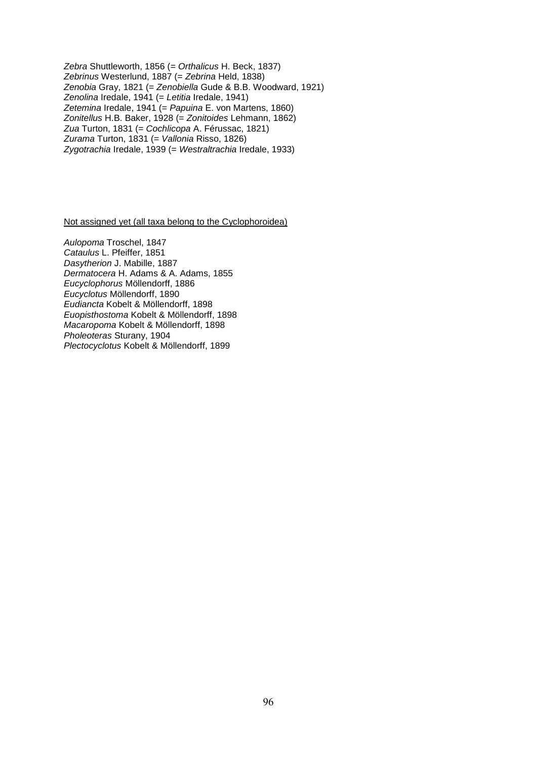*Zebra* Shuttleworth, 1856 (= *Orthalicus* H. Beck, 1837)
*Zebrinus* Westerlund, 1887 (= *Zebrina* Held, 1838)
*Zenobia* Gray, 1821 (= *Zenobiella* Gude & B.B. Woodward, 1921)
*Zenolina* Iredale, 1941 (= *Letitia* Iredale, 1941)
*Zetemina* Iredale, 1941 (= *Papuina* E. von Martens, 1860)
*Zonitellus* H.B. Baker, 1928 (= *Zonitoides* Lehmann, 1862)
*Zua* Turton, 1831 (= *Cochlicopa* A. Férussac, 1821)
*Zurama* Turton, 1831 (= *Vallonia* Risso, 1826)
*Zygotrachia* Iredale, 1939 (= *Westraltrachia* Iredale, 1933)

<u>Not assigned yet (all taxa belong to the Cyclophoroidea)</u>

*Aulopoma* Troschel, 1847
*Cataulus* L. Pfeiffer, 1851
*Dasytherion* J. Mabille, 1887
*Dermatocera* H. Adams & A. Adams, 1855
*Eucyclophorus* Möllendorff, 1886
*Eucyclotus* Möllendorff, 1890
*Eudiancta* Kobelt & Möllendorff, 1898
*Euopisthostoma* Kobelt & Möllendorff, 1898
*Macaropoma* Kobelt & Möllendorff, 1898
*Pholeoteras* Sturany, 1904
*Plectocyclotus* Kobelt & Möllendorff, 1899